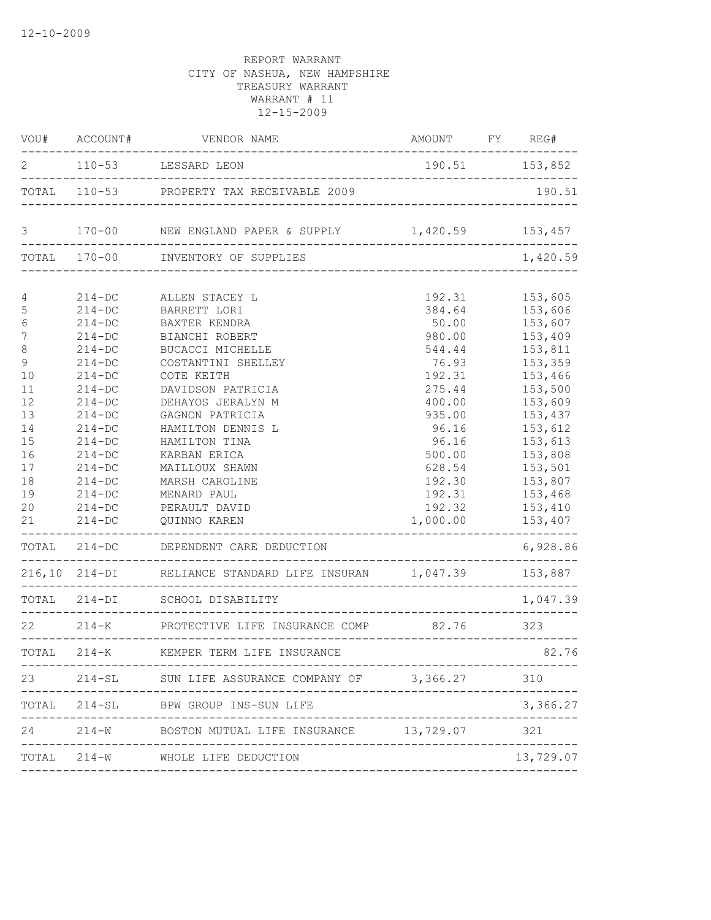12-10-2009

REPORT WARRANT
CITY OF NASHUA, NEW HAMPSHIRE
TREASURY WARRANT
WARRANT # 11
12-15-2009

| VOU# | ACCOUNT# | VENDOR NAME | AMOUNT | FY | REG# |
|---|---|---|---|---|---|
| 2 | 110-53 | LESSARD LEON | 190.51 | | 153,852 |
| TOTAL | 110-53 | PROPERTY TAX RECEIVABLE 2009 | | | 190.51 |
| 3 | 170-00 | NEW ENGLAND PAPER & SUPPLY | 1,420.59 | | 153,457 |
| TOTAL | 170-00 | INVENTORY OF SUPPLIES | | | 1,420.59 |
| 4 | 214-DC | ALLEN STACEY L | 192.31 | | 153,605 |
| 5 | 214-DC | BARRETT LORI | 384.64 | | 153,606 |
| 6 | 214-DC | BAXTER KENDRA | 50.00 | | 153,607 |
| 7 | 214-DC | BIANCHI ROBERT | 980.00 | | 153,409 |
| 8 | 214-DC | BUCACCI MICHELLE | 544.44 | | 153,811 |
| 9 | 214-DC | COSTANTINI SHELLEY | 76.93 | | 153,359 |
| 10 | 214-DC | COTE KEITH | 192.31 | | 153,466 |
| 11 | 214-DC | DAVIDSON PATRICIA | 275.44 | | 153,500 |
| 12 | 214-DC | DEHAYOS JERALYN M | 400.00 | | 153,609 |
| 13 | 214-DC | GAGNON PATRICIA | 935.00 | | 153,437 |
| 14 | 214-DC | HAMILTON DENNIS L | 96.16 | | 153,612 |
| 15 | 214-DC | HAMILTON TINA | 96.16 | | 153,613 |
| 16 | 214-DC | KARBAN ERICA | 500.00 | | 153,808 |
| 17 | 214-DC | MAILLOUX SHAWN | 628.54 | | 153,501 |
| 18 | 214-DC | MARSH CAROLINE | 192.30 | | 153,807 |
| 19 | 214-DC | MENARD PAUL | 192.31 | | 153,468 |
| 20 | 214-DC | PERAULT DAVID | 192.32 | | 153,410 |
| 21 | 214-DC | QUINNO KAREN | 1,000.00 | | 153,407 |
| TOTAL | 214-DC | DEPENDENT CARE DEDUCTION | | | 6,928.86 |
| 216,10 | 214-DI | RELIANCE STANDARD LIFE INSURAN | 1,047.39 | | 153,887 |
| TOTAL | 214-DI | SCHOOL DISABILITY | | | 1,047.39 |
| 22 | 214-K | PROTECTIVE LIFE INSURANCE COMP | 82.76 | | 323 |
| TOTAL | 214-K | KEMPER TERM LIFE INSURANCE | | | 82.76 |
| 23 | 214-SL | SUN LIFE ASSURANCE COMPANY OF | 3,366.27 | | 310 |
| TOTAL | 214-SL | BPW GROUP INS-SUN LIFE | | | 3,366.27 |
| 24 | 214-W | BOSTON MUTUAL LIFE INSURANCE | 13,729.07 | | 321 |
| TOTAL | 214-W | WHOLE LIFE DEDUCTION | | | 13,729.07 |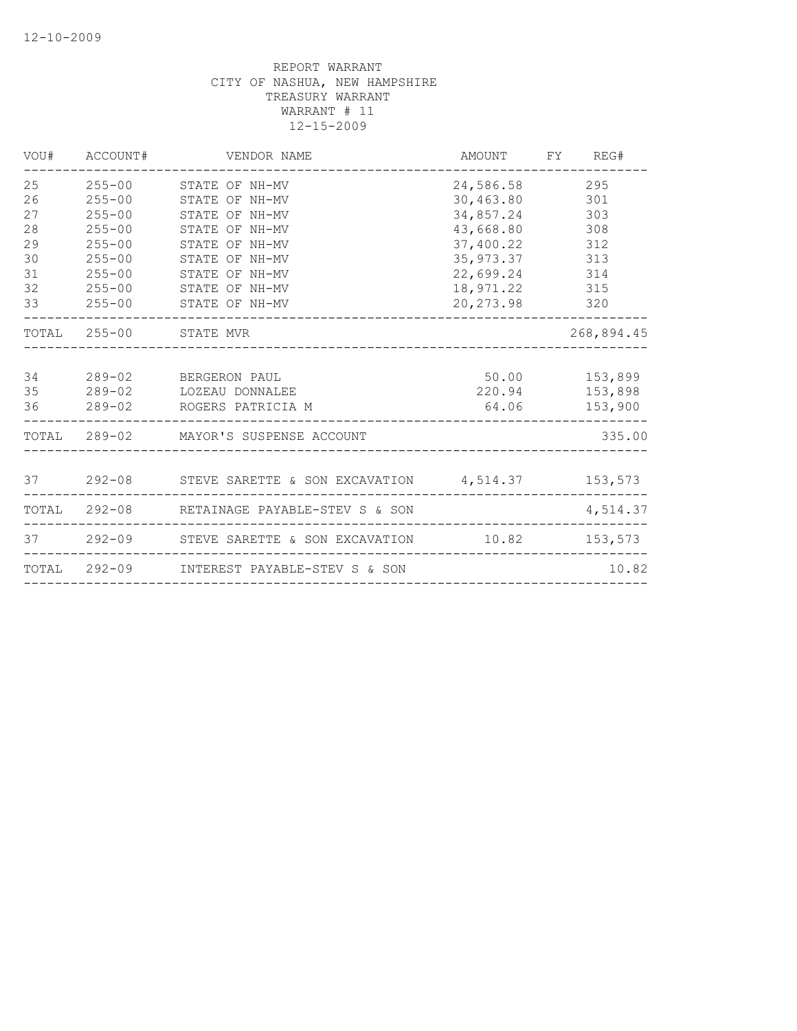12-10-2009

REPORT WARRANT
CITY OF NASHUA, NEW HAMPSHIRE
TREASURY WARRANT
WARRANT # 11
12-15-2009

| VOU# | ACCOUNT# | VENDOR NAME | AMOUNT | FY | REG# |
|---|---|---|---|---|---|
| 25 | 255-00 | STATE OF NH-MV | 24,586.58 | | 295 |
| 26 | 255-00 | STATE OF NH-MV | 30,463.80 | | 301 |
| 27 | 255-00 | STATE OF NH-MV | 34,857.24 | | 303 |
| 28 | 255-00 | STATE OF NH-MV | 43,668.80 | | 308 |
| 29 | 255-00 | STATE OF NH-MV | 37,400.22 | | 312 |
| 30 | 255-00 | STATE OF NH-MV | 35,973.37 | | 313 |
| 31 | 255-00 | STATE OF NH-MV | 22,699.24 | | 314 |
| 32 | 255-00 | STATE OF NH-MV | 18,971.22 | | 315 |
| 33 | 255-00 | STATE OF NH-MV | 20,273.98 | | 320 |
| TOTAL | 255-00 | STATE MVR | | | 268,894.45 |
| 34 | 289-02 | BERGERON PAUL | 50.00 | | 153,899 |
| 35 | 289-02 | LOZEAU DONNALEE | 220.94 | | 153,898 |
| 36 | 289-02 | ROGERS PATRICIA M | 64.06 | | 153,900 |
| TOTAL | 289-02 | MAYOR'S SUSPENSE ACCOUNT | | | 335.00 |
| 37 | 292-08 | STEVE SARETTE & SON EXCAVATION | 4,514.37 | | 153,573 |
| TOTAL | 292-08 | RETAINAGE PAYABLE-STEV S & SON | | | 4,514.37 |
| 37 | 292-09 | STEVE SARETTE & SON EXCAVATION | 10.82 | | 153,573 |
| TOTAL | 292-09 | INTEREST PAYABLE-STEV S & SON | | | 10.82 |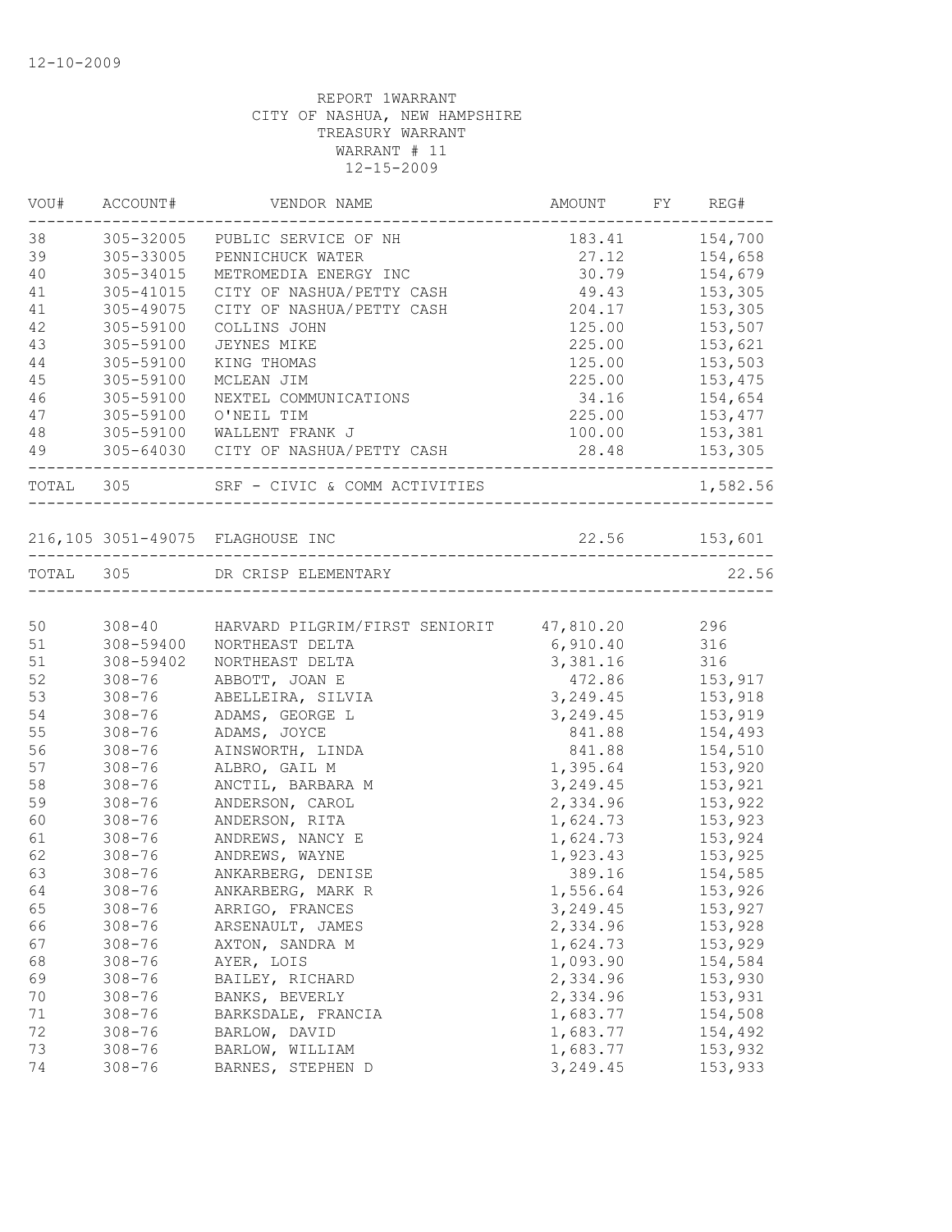12-10-2009

REPORT 1WARRANT
CITY OF NASHUA, NEW HAMPSHIRE
TREASURY WARRANT
WARRANT # 11
12-15-2009

| VOU# | ACCOUNT# | VENDOR NAME | AMOUNT | FY | REG# |
|---|---|---|---|---|---|
| 38 | 305-32005 | PUBLIC SERVICE OF NH | 183.41 | | 154,700 |
| 39 | 305-33005 | PENNICHUCK WATER | 27.12 | | 154,658 |
| 40 | 305-34015 | METROMEDIA ENERGY INC | 30.79 | | 154,679 |
| 41 | 305-41015 | CITY OF NASHUA/PETTY CASH | 49.43 | | 153,305 |
| 41 | 305-49075 | CITY OF NASHUA/PETTY CASH | 204.17 | | 153,305 |
| 42 | 305-59100 | COLLINS JOHN | 125.00 | | 153,507 |
| 43 | 305-59100 | JEYNES MIKE | 225.00 | | 153,621 |
| 44 | 305-59100 | KING THOMAS | 125.00 | | 153,503 |
| 45 | 305-59100 | MCLEAN JIM | 225.00 | | 153,475 |
| 46 | 305-59100 | NEXTEL COMMUNICATIONS | 34.16 | | 154,654 |
| 47 | 305-59100 | O'NEIL TIM | 225.00 | | 153,477 |
| 48 | 305-59100 | WALLENT FRANK J | 100.00 | | 153,381 |
| 49 | 305-64030 | CITY OF NASHUA/PETTY CASH | 28.48 | | 153,305 |
| TOTAL | 305 | SRF - CIVIC & COMM ACTIVITIES | | | 1,582.56 |
| 216,105 | 3051-49075 | FLAGHOUSE INC | 22.56 | | 153,601 |
| TOTAL | 305 | DR CRISP ELEMENTARY | | | 22.56 |
| 50 | 308-40 | HARVARD PILGRIM/FIRST SENIORIT | 47,810.20 | | 296 |
| 51 | 308-59400 | NORTHEAST DELTA | 6,910.40 | | 316 |
| 51 | 308-59402 | NORTHEAST DELTA | 3,381.16 | | 316 |
| 52 | 308-76 | ABBOTT, JOAN E | 472.86 | | 153,917 |
| 53 | 308-76 | ABELLEIRA, SILVIA | 3,249.45 | | 153,918 |
| 54 | 308-76 | ADAMS, GEORGE L | 3,249.45 | | 153,919 |
| 55 | 308-76 | ADAMS, JOYCE | 841.88 | | 154,493 |
| 56 | 308-76 | AINSWORTH, LINDA | 841.88 | | 154,510 |
| 57 | 308-76 | ALBRO, GAIL M | 1,395.64 | | 153,920 |
| 58 | 308-76 | ANCTIL, BARBARA M | 3,249.45 | | 153,921 |
| 59 | 308-76 | ANDERSON, CAROL | 2,334.96 | | 153,922 |
| 60 | 308-76 | ANDERSON, RITA | 1,624.73 | | 153,923 |
| 61 | 308-76 | ANDREWS, NANCY E | 1,624.73 | | 153,924 |
| 62 | 308-76 | ANDREWS, WAYNE | 1,923.43 | | 153,925 |
| 63 | 308-76 | ANKARBERG, DENISE | 389.16 | | 154,585 |
| 64 | 308-76 | ANKARBERG, MARK R | 1,556.64 | | 153,926 |
| 65 | 308-76 | ARRIGO, FRANCES | 3,249.45 | | 153,927 |
| 66 | 308-76 | ARSENAULT, JAMES | 2,334.96 | | 153,928 |
| 67 | 308-76 | AXTON, SANDRA M | 1,624.73 | | 153,929 |
| 68 | 308-76 | AYER, LOIS | 1,093.90 | | 154,584 |
| 69 | 308-76 | BAILEY, RICHARD | 2,334.96 | | 153,930 |
| 70 | 308-76 | BANKS, BEVERLY | 2,334.96 | | 153,931 |
| 71 | 308-76 | BARKSDALE, FRANCIA | 1,683.77 | | 154,508 |
| 72 | 308-76 | BARLOW, DAVID | 1,683.77 | | 154,492 |
| 73 | 308-76 | BARLOW, WILLIAM | 1,683.77 | | 153,932 |
| 74 | 308-76 | BARNES, STEPHEN D | 3,249.45 | | 153,933 |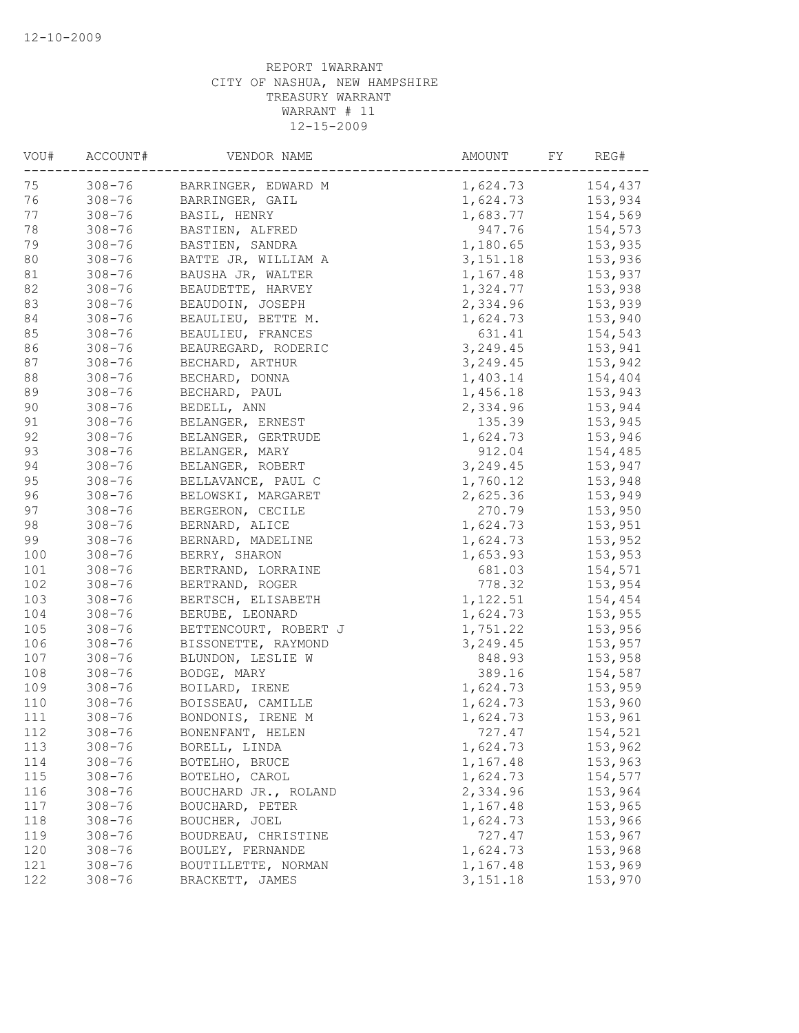REPORT 1WARRANT
CITY OF NASHUA, NEW HAMPSHIRE
TREASURY WARRANT
WARRANT # 11
12-15-2009

| VOU# | ACCOUNT# | VENDOR NAME | AMOUNT | FY | REG# |
|---|---|---|---|---|---|
| 75 | 308-76 | BARRINGER, EDWARD M | 1,624.73 | | 154,437 |
| 76 | 308-76 | BARRINGER, GAIL | 1,624.73 | | 153,934 |
| 77 | 308-76 | BASIL, HENRY | 1,683.77 | | 154,569 |
| 78 | 308-76 | BASTIEN, ALFRED | 947.76 | | 154,573 |
| 79 | 308-76 | BASTIEN, SANDRA | 1,180.65 | | 153,935 |
| 80 | 308-76 | BATTE JR, WILLIAM A | 3,151.18 | | 153,936 |
| 81 | 308-76 | BAUSHA JR, WALTER | 1,167.48 | | 153,937 |
| 82 | 308-76 | BEAUDETTE, HARVEY | 1,324.77 | | 153,938 |
| 83 | 308-76 | BEAUDOIN, JOSEPH | 2,334.96 | | 153,939 |
| 84 | 308-76 | BEAULIEU, BETTE M. | 1,624.73 | | 153,940 |
| 85 | 308-76 | BEAULIEU, FRANCES | 631.41 | | 154,543 |
| 86 | 308-76 | BEAUREGARD, RODERIC | 3,249.45 | | 153,941 |
| 87 | 308-76 | BECHARD, ARTHUR | 3,249.45 | | 153,942 |
| 88 | 308-76 | BECHARD, DONNA | 1,403.14 | | 154,404 |
| 89 | 308-76 | BECHARD, PAUL | 1,456.18 | | 153,943 |
| 90 | 308-76 | BEDELL, ANN | 2,334.96 | | 153,944 |
| 91 | 308-76 | BELANGER, ERNEST | 135.39 | | 153,945 |
| 92 | 308-76 | BELANGER, GERTRUDE | 1,624.73 | | 153,946 |
| 93 | 308-76 | BELANGER, MARY | 912.04 | | 154,485 |
| 94 | 308-76 | BELANGER, ROBERT | 3,249.45 | | 153,947 |
| 95 | 308-76 | BELLAVANCE, PAUL C | 1,760.12 | | 153,948 |
| 96 | 308-76 | BELOWSKI, MARGARET | 2,625.36 | | 153,949 |
| 97 | 308-76 | BERGERON, CECILE | 270.79 | | 153,950 |
| 98 | 308-76 | BERNARD, ALICE | 1,624.73 | | 153,951 |
| 99 | 308-76 | BERNARD, MADELINE | 1,624.73 | | 153,952 |
| 100 | 308-76 | BERRY, SHARON | 1,653.93 | | 153,953 |
| 101 | 308-76 | BERTRAND, LORRAINE | 681.03 | | 154,571 |
| 102 | 308-76 | BERTRAND, ROGER | 778.32 | | 153,954 |
| 103 | 308-76 | BERTSCH, ELISABETH | 1,122.51 | | 154,454 |
| 104 | 308-76 | BERUBE, LEONARD | 1,624.73 | | 153,955 |
| 105 | 308-76 | BETTENCOURT, ROBERT J | 1,751.22 | | 153,956 |
| 106 | 308-76 | BISSONETTE, RAYMOND | 3,249.45 | | 153,957 |
| 107 | 308-76 | BLUNDON, LESLIE W | 848.93 | | 153,958 |
| 108 | 308-76 | BODGE, MARY | 389.16 | | 154,587 |
| 109 | 308-76 | BOILARD, IRENE | 1,624.73 | | 153,959 |
| 110 | 308-76 | BOISSEAU, CAMILLE | 1,624.73 | | 153,960 |
| 111 | 308-76 | BONDONIS, IRENE M | 1,624.73 | | 153,961 |
| 112 | 308-76 | BONENFANT, HELEN | 727.47 | | 154,521 |
| 113 | 308-76 | BORELL, LINDA | 1,624.73 | | 153,962 |
| 114 | 308-76 | BOTELHO, BRUCE | 1,167.48 | | 153,963 |
| 115 | 308-76 | BOTELHO, CAROL | 1,624.73 | | 154,577 |
| 116 | 308-76 | BOUCHARD JR., ROLAND | 2,334.96 | | 153,964 |
| 117 | 308-76 | BOUCHARD, PETER | 1,167.48 | | 153,965 |
| 118 | 308-76 | BOUCHER, JOEL | 1,624.73 | | 153,966 |
| 119 | 308-76 | BOUDREAU, CHRISTINE | 727.47 | | 153,967 |
| 120 | 308-76 | BOULEY, FERNANDE | 1,624.73 | | 153,968 |
| 121 | 308-76 | BOUTILLETTE, NORMAN | 1,167.48 | | 153,969 |
| 122 | 308-76 | BRACKETT, JAMES | 3,151.18 | | 153,970 |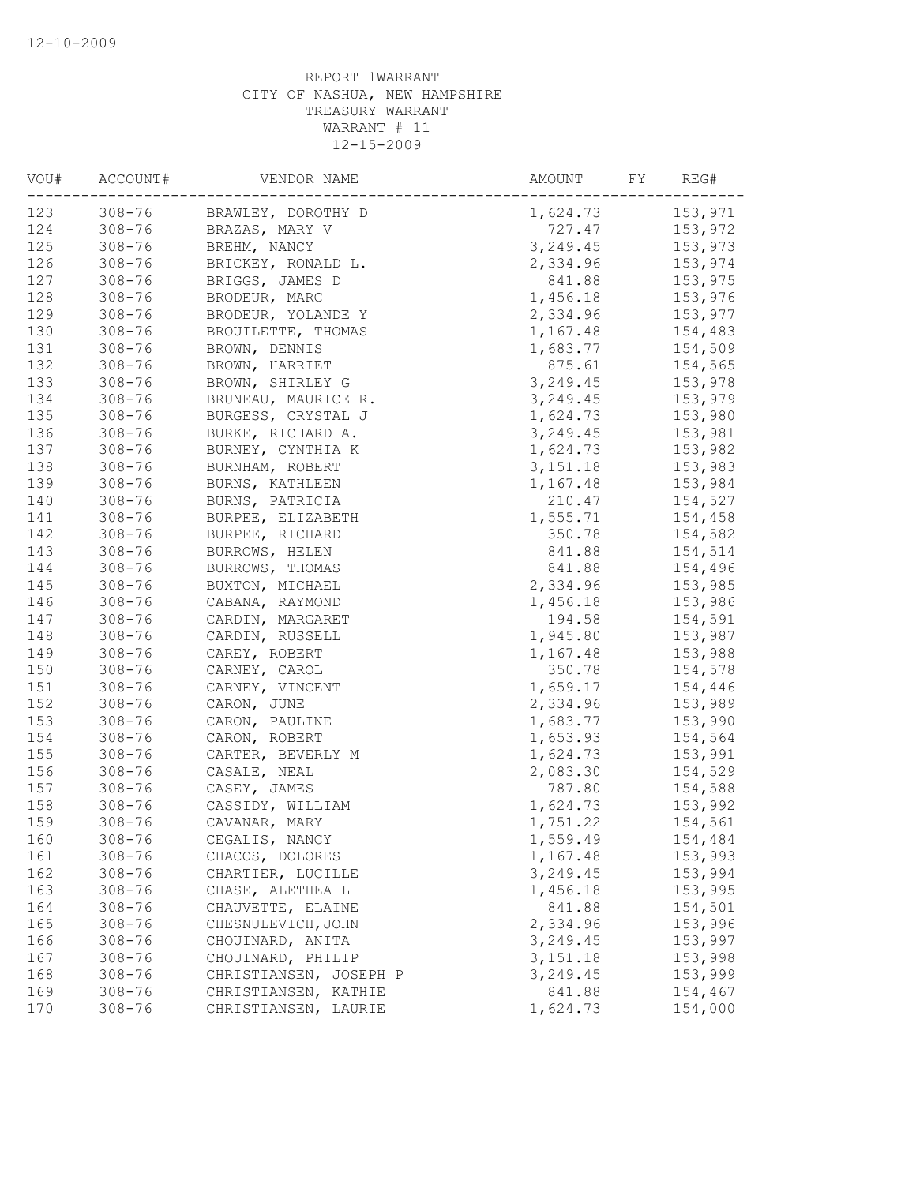12-10-2009

REPORT 1WARRANT
CITY OF NASHUA, NEW HAMPSHIRE
TREASURY WARRANT
WARRANT # 11
12-15-2009

| VOU# | ACCOUNT# | VENDOR NAME | AMOUNT | FY | REG# |
|---|---|---|---|---|---|
| 123 | 308-76 | BRAWLEY, DOROTHY D | 1,624.73 | | 153,971 |
| 124 | 308-76 | BRAZAS, MARY V | 727.47 | | 153,972 |
| 125 | 308-76 | BREHM, NANCY | 3,249.45 | | 153,973 |
| 126 | 308-76 | BRICKEY, RONALD L. | 2,334.96 | | 153,974 |
| 127 | 308-76 | BRIGGS, JAMES D | 841.88 | | 153,975 |
| 128 | 308-76 | BRODEUR, MARC | 1,456.18 | | 153,976 |
| 129 | 308-76 | BRODEUR, YOLANDE Y | 2,334.96 | | 153,977 |
| 130 | 308-76 | BROUILETTE, THOMAS | 1,167.48 | | 154,483 |
| 131 | 308-76 | BROWN, DENNIS | 1,683.77 | | 154,509 |
| 132 | 308-76 | BROWN, HARRIET | 875.61 | | 154,565 |
| 133 | 308-76 | BROWN, SHIRLEY G | 3,249.45 | | 153,978 |
| 134 | 308-76 | BRUNEAU, MAURICE R. | 3,249.45 | | 153,979 |
| 135 | 308-76 | BURGESS, CRYSTAL J | 1,624.73 | | 153,980 |
| 136 | 308-76 | BURKE, RICHARD A. | 3,249.45 | | 153,981 |
| 137 | 308-76 | BURNEY, CYNTHIA K | 1,624.73 | | 153,982 |
| 138 | 308-76 | BURNHAM, ROBERT | 3,151.18 | | 153,983 |
| 139 | 308-76 | BURNS, KATHLEEN | 1,167.48 | | 153,984 |
| 140 | 308-76 | BURNS, PATRICIA | 210.47 | | 154,527 |
| 141 | 308-76 | BURPEE, ELIZABETH | 1,555.71 | | 154,458 |
| 142 | 308-76 | BURPEE, RICHARD | 350.78 | | 154,582 |
| 143 | 308-76 | BURROWS, HELEN | 841.88 | | 154,514 |
| 144 | 308-76 | BURROWS, THOMAS | 841.88 | | 154,496 |
| 145 | 308-76 | BUXTON, MICHAEL | 2,334.96 | | 153,985 |
| 146 | 308-76 | CABANA, RAYMOND | 1,456.18 | | 153,986 |
| 147 | 308-76 | CARDIN, MARGARET | 194.58 | | 154,591 |
| 148 | 308-76 | CARDIN, RUSSELL | 1,945.80 | | 153,987 |
| 149 | 308-76 | CAREY, ROBERT | 1,167.48 | | 153,988 |
| 150 | 308-76 | CARNEY, CAROL | 350.78 | | 154,578 |
| 151 | 308-76 | CARNEY, VINCENT | 1,659.17 | | 154,446 |
| 152 | 308-76 | CARON, JUNE | 2,334.96 | | 153,989 |
| 153 | 308-76 | CARON, PAULINE | 1,683.77 | | 153,990 |
| 154 | 308-76 | CARON, ROBERT | 1,653.93 | | 154,564 |
| 155 | 308-76 | CARTER, BEVERLY M | 1,624.73 | | 153,991 |
| 156 | 308-76 | CASALE, NEAL | 2,083.30 | | 154,529 |
| 157 | 308-76 | CASEY, JAMES | 787.80 | | 154,588 |
| 158 | 308-76 | CASSIDY, WILLIAM | 1,624.73 | | 153,992 |
| 159 | 308-76 | CAVANAR, MARY | 1,751.22 | | 154,561 |
| 160 | 308-76 | CEGALIS, NANCY | 1,559.49 | | 154,484 |
| 161 | 308-76 | CHACOS, DOLORES | 1,167.48 | | 153,993 |
| 162 | 308-76 | CHARTIER, LUCILLE | 3,249.45 | | 153,994 |
| 163 | 308-76 | CHASE, ALETHEA L | 1,456.18 | | 153,995 |
| 164 | 308-76 | CHAUVETTE, ELAINE | 841.88 | | 154,501 |
| 165 | 308-76 | CHESNULEVICH,JOHN | 2,334.96 | | 153,996 |
| 166 | 308-76 | CHOUINARD, ANITA | 3,249.45 | | 153,997 |
| 167 | 308-76 | CHOUINARD, PHILIP | 3,151.18 | | 153,998 |
| 168 | 308-76 | CHRISTIANSEN, JOSEPH P | 3,249.45 | | 153,999 |
| 169 | 308-76 | CHRISTIANSEN, KATHIE | 841.88 | | 154,467 |
| 170 | 308-76 | CHRISTIANSEN, LAURIE | 1,624.73 | | 154,000 |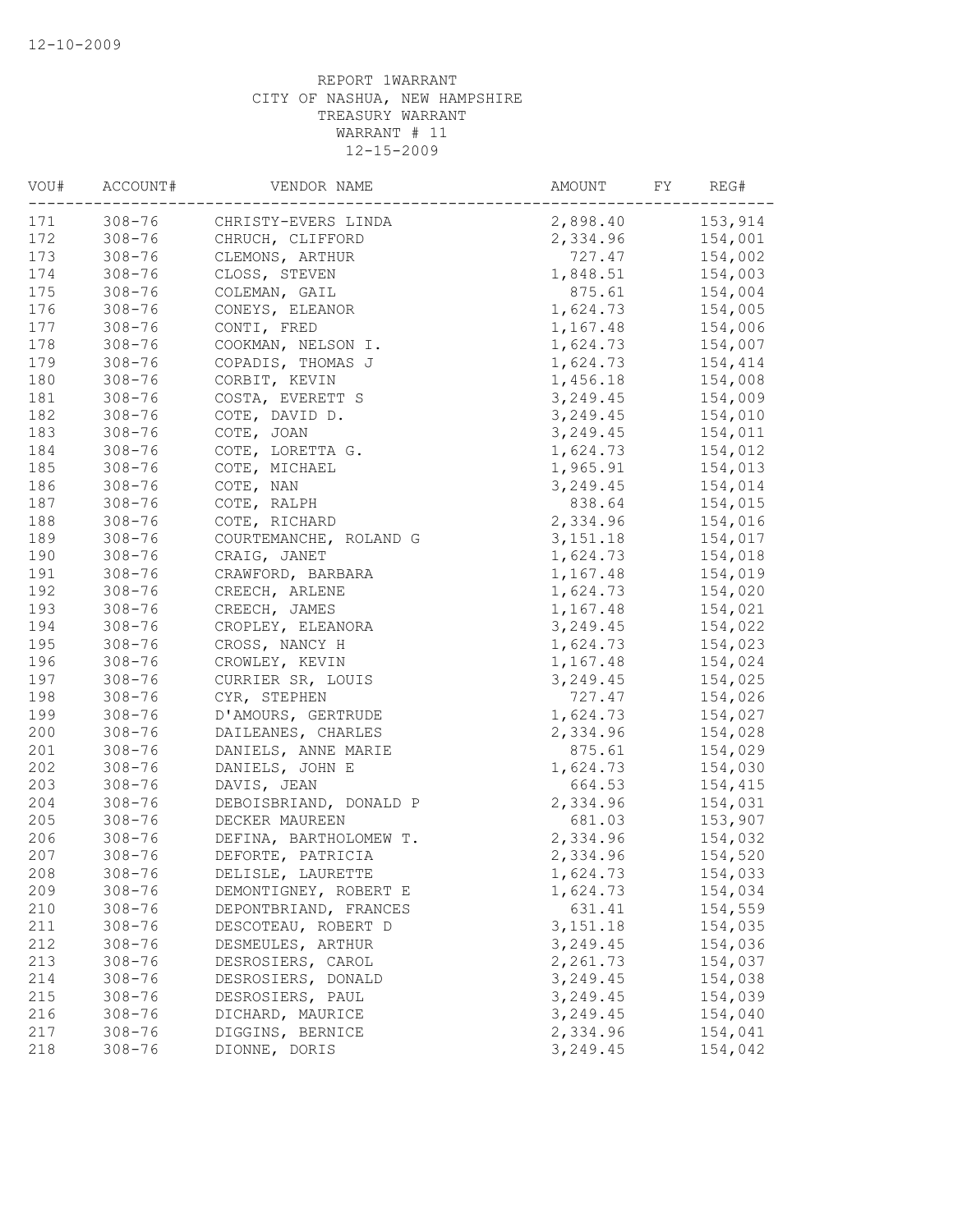12-10-2009

REPORT 1WARRANT
CITY OF NASHUA, NEW HAMPSHIRE
TREASURY WARRANT
WARRANT # 11
12-15-2009

| VOU# | ACCOUNT# | VENDOR NAME | AMOUNT | FY | REG# |
|---|---|---|---|---|---|
| 171 | 308-76 | CHRISTY-EVERS LINDA | 2,898.40 | | 153,914 |
| 172 | 308-76 | CHRUCH, CLIFFORD | 2,334.96 | | 154,001 |
| 173 | 308-76 | CLEMONS, ARTHUR | 727.47 | | 154,002 |
| 174 | 308-76 | CLOSS, STEVEN | 1,848.51 | | 154,003 |
| 175 | 308-76 | COLEMAN, GAIL | 875.61 | | 154,004 |
| 176 | 308-76 | CONEYS, ELEANOR | 1,624.73 | | 154,005 |
| 177 | 308-76 | CONTI, FRED | 1,167.48 | | 154,006 |
| 178 | 308-76 | COOKMAN, NELSON I. | 1,624.73 | | 154,007 |
| 179 | 308-76 | COPADIS, THOMAS J | 1,624.73 | | 154,414 |
| 180 | 308-76 | CORBIT, KEVIN | 1,456.18 | | 154,008 |
| 181 | 308-76 | COSTA, EVERETT S | 3,249.45 | | 154,009 |
| 182 | 308-76 | COTE, DAVID D. | 3,249.45 | | 154,010 |
| 183 | 308-76 | COTE, JOAN | 3,249.45 | | 154,011 |
| 184 | 308-76 | COTE, LORETTA G. | 1,624.73 | | 154,012 |
| 185 | 308-76 | COTE, MICHAEL | 1,965.91 | | 154,013 |
| 186 | 308-76 | COTE, NAN | 3,249.45 | | 154,014 |
| 187 | 308-76 | COTE, RALPH | 838.64 | | 154,015 |
| 188 | 308-76 | COTE, RICHARD | 2,334.96 | | 154,016 |
| 189 | 308-76 | COURTEMANCHE, ROLAND G | 3,151.18 | | 154,017 |
| 190 | 308-76 | CRAIG, JANET | 1,624.73 | | 154,018 |
| 191 | 308-76 | CRAWFORD, BARBARA | 1,167.48 | | 154,019 |
| 192 | 308-76 | CREECH, ARLENE | 1,624.73 | | 154,020 |
| 193 | 308-76 | CREECH, JAMES | 1,167.48 | | 154,021 |
| 194 | 308-76 | CROPLEY, ELEANORA | 3,249.45 | | 154,022 |
| 195 | 308-76 | CROSS, NANCY H | 1,624.73 | | 154,023 |
| 196 | 308-76 | CROWLEY, KEVIN | 1,167.48 | | 154,024 |
| 197 | 308-76 | CURRIER SR, LOUIS | 3,249.45 | | 154,025 |
| 198 | 308-76 | CYR, STEPHEN | 727.47 | | 154,026 |
| 199 | 308-76 | D'AMOURS, GERTRUDE | 1,624.73 | | 154,027 |
| 200 | 308-76 | DAILEANES, CHARLES | 2,334.96 | | 154,028 |
| 201 | 308-76 | DANIELS, ANNE MARIE | 875.61 | | 154,029 |
| 202 | 308-76 | DANIELS, JOHN E | 1,624.73 | | 154,030 |
| 203 | 308-76 | DAVIS, JEAN | 664.53 | | 154,415 |
| 204 | 308-76 | DEBOISBRIAND, DONALD P | 2,334.96 | | 154,031 |
| 205 | 308-76 | DECKER MAUREEN | 681.03 | | 153,907 |
| 206 | 308-76 | DEFINA, BARTHOLOMEW T. | 2,334.96 | | 154,032 |
| 207 | 308-76 | DEFORTE, PATRICIA | 2,334.96 | | 154,520 |
| 208 | 308-76 | DELISLE, LAURETTE | 1,624.73 | | 154,033 |
| 209 | 308-76 | DEMONTIGNEY, ROBERT E | 1,624.73 | | 154,034 |
| 210 | 308-76 | DEPONTBRIAND, FRANCES | 631.41 | | 154,559 |
| 211 | 308-76 | DESCOTEAU, ROBERT D | 3,151.18 | | 154,035 |
| 212 | 308-76 | DESMEULES, ARTHUR | 3,249.45 | | 154,036 |
| 213 | 308-76 | DESROSIERS, CAROL | 2,261.73 | | 154,037 |
| 214 | 308-76 | DESROSIERS, DONALD | 3,249.45 | | 154,038 |
| 215 | 308-76 | DESROSIERS, PAUL | 3,249.45 | | 154,039 |
| 216 | 308-76 | DICHARD, MAURICE | 3,249.45 | | 154,040 |
| 217 | 308-76 | DIGGINS, BERNICE | 2,334.96 | | 154,041 |
| 218 | 308-76 | DIONNE, DORIS | 3,249.45 | | 154,042 |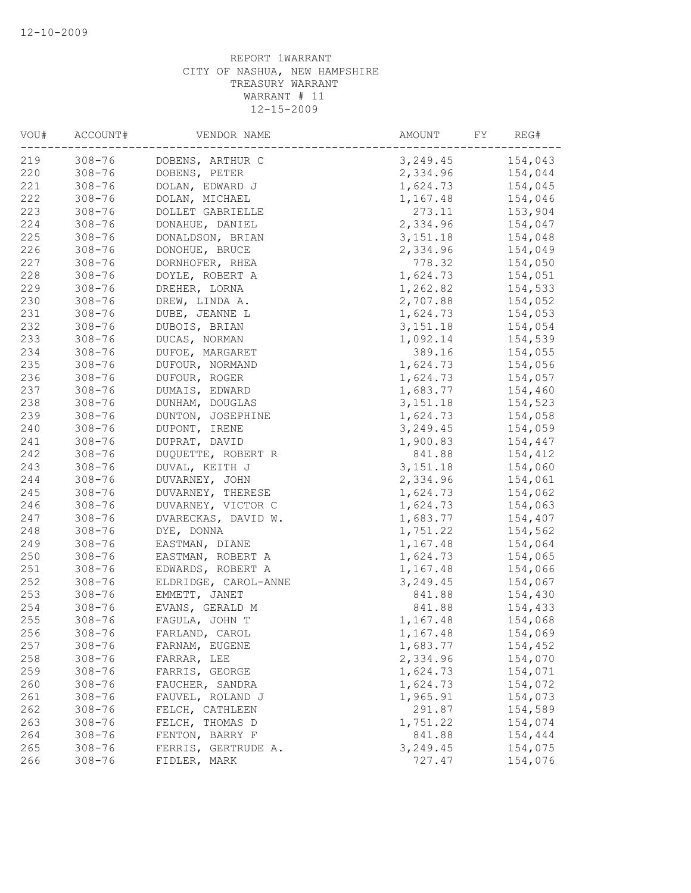12-10-2009

REPORT 1WARRANT
CITY OF NASHUA, NEW HAMPSHIRE
TREASURY WARRANT
WARRANT # 11
12-15-2009

| VOU# | ACCOUNT# | VENDOR NAME | AMOUNT | FY | REG# |
|---|---|---|---|---|---|
| 219 | 308-76 | DOBENS, ARTHUR C | 3,249.45 | | 154,043 |
| 220 | 308-76 | DOBENS, PETER | 2,334.96 | | 154,044 |
| 221 | 308-76 | DOLAN, EDWARD J | 1,624.73 | | 154,045 |
| 222 | 308-76 | DOLAN, MICHAEL | 1,167.48 | | 154,046 |
| 223 | 308-76 | DOLLET GABRIELLE | 273.11 | | 153,904 |
| 224 | 308-76 | DONAHUE, DANIEL | 2,334.96 | | 154,047 |
| 225 | 308-76 | DONALDSON, BRIAN | 3,151.18 | | 154,048 |
| 226 | 308-76 | DONOHUE, BRUCE | 2,334.96 | | 154,049 |
| 227 | 308-76 | DORNHOFER, RHEA | 778.32 | | 154,050 |
| 228 | 308-76 | DOYLE, ROBERT A | 1,624.73 | | 154,051 |
| 229 | 308-76 | DREHER, LORNA | 1,262.82 | | 154,533 |
| 230 | 308-76 | DREW, LINDA A. | 2,707.88 | | 154,052 |
| 231 | 308-76 | DUBE, JEANNE L | 1,624.73 | | 154,053 |
| 232 | 308-76 | DUBOIS, BRIAN | 3,151.18 | | 154,054 |
| 233 | 308-76 | DUCAS, NORMAN | 1,092.14 | | 154,539 |
| 234 | 308-76 | DUFOE, MARGARET | 389.16 | | 154,055 |
| 235 | 308-76 | DUFOUR, NORMAND | 1,624.73 | | 154,056 |
| 236 | 308-76 | DUFOUR, ROGER | 1,624.73 | | 154,057 |
| 237 | 308-76 | DUMAIS, EDWARD | 1,683.77 | | 154,460 |
| 238 | 308-76 | DUNHAM, DOUGLAS | 3,151.18 | | 154,523 |
| 239 | 308-76 | DUNTON, JOSEPHINE | 1,624.73 | | 154,058 |
| 240 | 308-76 | DUPONT, IRENE | 3,249.45 | | 154,059 |
| 241 | 308-76 | DUPRAT, DAVID | 1,900.83 | | 154,447 |
| 242 | 308-76 | DUQUETTE, ROBERT R | 841.88 | | 154,412 |
| 243 | 308-76 | DUVAL, KEITH J | 3,151.18 | | 154,060 |
| 244 | 308-76 | DUVARNEY, JOHN | 2,334.96 | | 154,061 |
| 245 | 308-76 | DUVARNEY, THERESE | 1,624.73 | | 154,062 |
| 246 | 308-76 | DUVARNEY, VICTOR C | 1,624.73 | | 154,063 |
| 247 | 308-76 | DVARECKAS, DAVID W. | 1,683.77 | | 154,407 |
| 248 | 308-76 | DYE, DONNA | 1,751.22 | | 154,562 |
| 249 | 308-76 | EASTMAN, DIANE | 1,167.48 | | 154,064 |
| 250 | 308-76 | EASTMAN, ROBERT A | 1,624.73 | | 154,065 |
| 251 | 308-76 | EDWARDS, ROBERT A | 1,167.48 | | 154,066 |
| 252 | 308-76 | ELDRIDGE, CAROL-ANNE | 3,249.45 | | 154,067 |
| 253 | 308-76 | EMMETT, JANET | 841.88 | | 154,430 |
| 254 | 308-76 | EVANS, GERALD M | 841.88 | | 154,433 |
| 255 | 308-76 | FAGULA, JOHN T | 1,167.48 | | 154,068 |
| 256 | 308-76 | FARLAND, CAROL | 1,167.48 | | 154,069 |
| 257 | 308-76 | FARNAM, EUGENE | 1,683.77 | | 154,452 |
| 258 | 308-76 | FARRAR, LEE | 2,334.96 | | 154,070 |
| 259 | 308-76 | FARRIS, GEORGE | 1,624.73 | | 154,071 |
| 260 | 308-76 | FAUCHER, SANDRA | 1,624.73 | | 154,072 |
| 261 | 308-76 | FAUVEL, ROLAND J | 1,965.91 | | 154,073 |
| 262 | 308-76 | FELCH, CATHLEEN | 291.87 | | 154,589 |
| 263 | 308-76 | FELCH, THOMAS D | 1,751.22 | | 154,074 |
| 264 | 308-76 | FENTON, BARRY F | 841.88 | | 154,444 |
| 265 | 308-76 | FERRIS, GERTRUDE A. | 3,249.45 | | 154,075 |
| 266 | 308-76 | FIDLER, MARK | 727.47 | | 154,076 |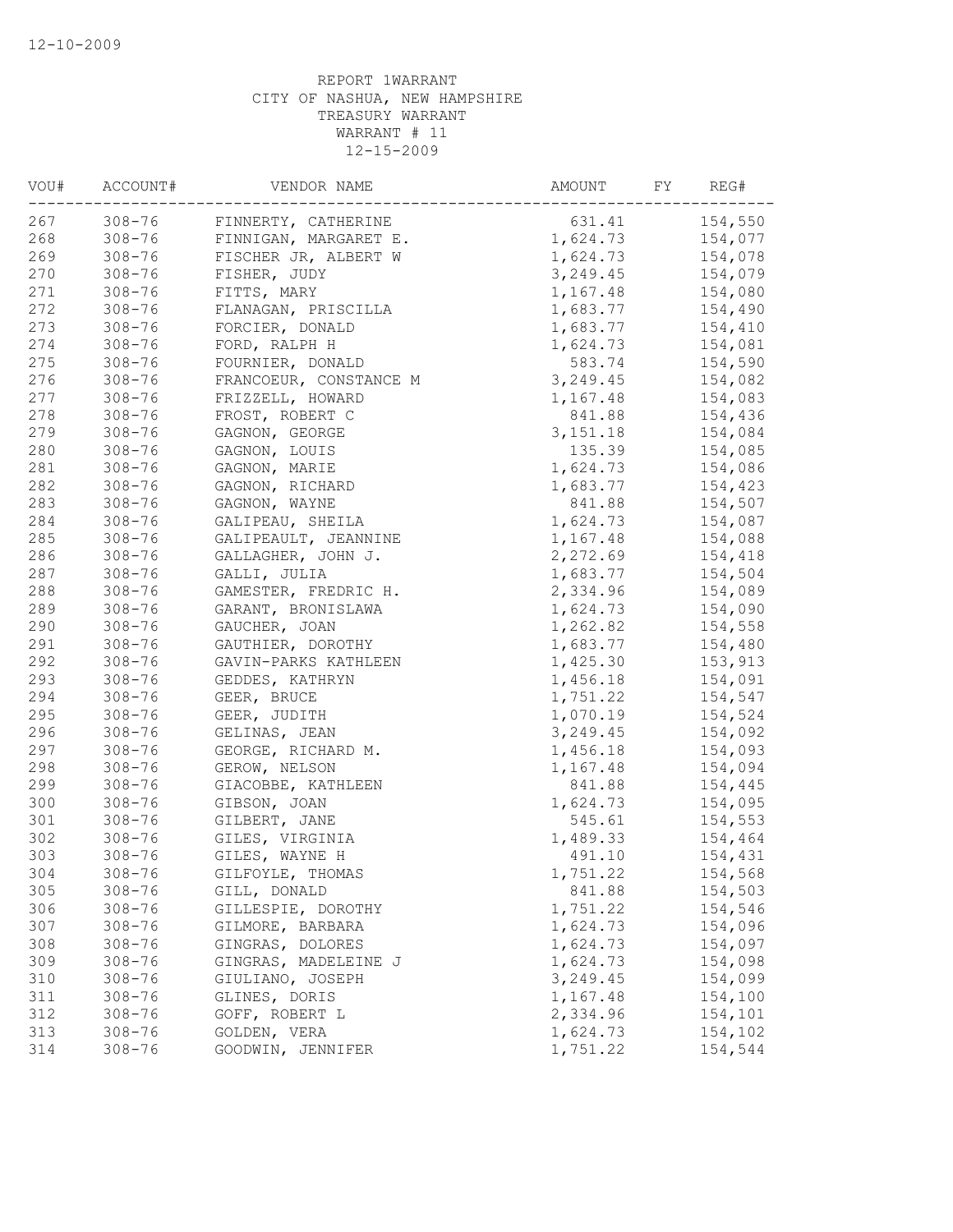REPORT 1WARRANT
CITY OF NASHUA, NEW HAMPSHIRE
TREASURY WARRANT
WARRANT # 11
12-15-2009

| VOU# | ACCOUNT# | VENDOR NAME | AMOUNT | FY | REG# |
|---|---|---|---|---|---|
| 267 | 308-76 | FINNERTY, CATHERINE | 631.41 | | 154,550 |
| 268 | 308-76 | FINNIGAN, MARGARET E. | 1,624.73 | | 154,077 |
| 269 | 308-76 | FISCHER JR, ALBERT W | 1,624.73 | | 154,078 |
| 270 | 308-76 | FISHER, JUDY | 3,249.45 | | 154,079 |
| 271 | 308-76 | FITTS, MARY | 1,167.48 | | 154,080 |
| 272 | 308-76 | FLANAGAN, PRISCILLA | 1,683.77 | | 154,490 |
| 273 | 308-76 | FORCIER, DONALD | 1,683.77 | | 154,410 |
| 274 | 308-76 | FORD, RALPH H | 1,624.73 | | 154,081 |
| 275 | 308-76 | FOURNIER, DONALD | 583.74 | | 154,590 |
| 276 | 308-76 | FRANCOEUR, CONSTANCE M | 3,249.45 | | 154,082 |
| 277 | 308-76 | FRIZZELL, HOWARD | 1,167.48 | | 154,083 |
| 278 | 308-76 | FROST, ROBERT C | 841.88 | | 154,436 |
| 279 | 308-76 | GAGNON, GEORGE | 3,151.18 | | 154,084 |
| 280 | 308-76 | GAGNON, LOUIS | 135.39 | | 154,085 |
| 281 | 308-76 | GAGNON, MARIE | 1,624.73 | | 154,086 |
| 282 | 308-76 | GAGNON, RICHARD | 1,683.77 | | 154,423 |
| 283 | 308-76 | GAGNON, WAYNE | 841.88 | | 154,507 |
| 284 | 308-76 | GALIPEAU, SHEILA | 1,624.73 | | 154,087 |
| 285 | 308-76 | GALIPEAULT, JEANNINE | 1,167.48 | | 154,088 |
| 286 | 308-76 | GALLAGHER, JOHN J. | 2,272.69 | | 154,418 |
| 287 | 308-76 | GALLI, JULIA | 1,683.77 | | 154,504 |
| 288 | 308-76 | GAMESTER, FREDRIC H. | 2,334.96 | | 154,089 |
| 289 | 308-76 | GARANT, BRONISLAWA | 1,624.73 | | 154,090 |
| 290 | 308-76 | GAUCHER, JOAN | 1,262.82 | | 154,558 |
| 291 | 308-76 | GAUTHIER, DOROTHY | 1,683.77 | | 154,480 |
| 292 | 308-76 | GAVIN-PARKS KATHLEEN | 1,425.30 | | 153,913 |
| 293 | 308-76 | GEDDES, KATHRYN | 1,456.18 | | 154,091 |
| 294 | 308-76 | GEER, BRUCE | 1,751.22 | | 154,547 |
| 295 | 308-76 | GEER, JUDITH | 1,070.19 | | 154,524 |
| 296 | 308-76 | GELINAS, JEAN | 3,249.45 | | 154,092 |
| 297 | 308-76 | GEORGE, RICHARD M. | 1,456.18 | | 154,093 |
| 298 | 308-76 | GEROW, NELSON | 1,167.48 | | 154,094 |
| 299 | 308-76 | GIACOBBE, KATHLEEN | 841.88 | | 154,445 |
| 300 | 308-76 | GIBSON, JOAN | 1,624.73 | | 154,095 |
| 301 | 308-76 | GILBERT, JANE | 545.61 | | 154,553 |
| 302 | 308-76 | GILES, VIRGINIA | 1,489.33 | | 154,464 |
| 303 | 308-76 | GILES, WAYNE H | 491.10 | | 154,431 |
| 304 | 308-76 | GILFOYLE, THOMAS | 1,751.22 | | 154,568 |
| 305 | 308-76 | GILL, DONALD | 841.88 | | 154,503 |
| 306 | 308-76 | GILLESPIE, DOROTHY | 1,751.22 | | 154,546 |
| 307 | 308-76 | GILMORE, BARBARA | 1,624.73 | | 154,096 |
| 308 | 308-76 | GINGRAS, DOLORES | 1,624.73 | | 154,097 |
| 309 | 308-76 | GINGRAS, MADELEINE J | 1,624.73 | | 154,098 |
| 310 | 308-76 | GIULIANO, JOSEPH | 3,249.45 | | 154,099 |
| 311 | 308-76 | GLINES, DORIS | 1,167.48 | | 154,100 |
| 312 | 308-76 | GOFF, ROBERT L | 2,334.96 | | 154,101 |
| 313 | 308-76 | GOLDEN, VERA | 1,624.73 | | 154,102 |
| 314 | 308-76 | GOODWIN, JENNIFER | 1,751.22 | | 154,544 |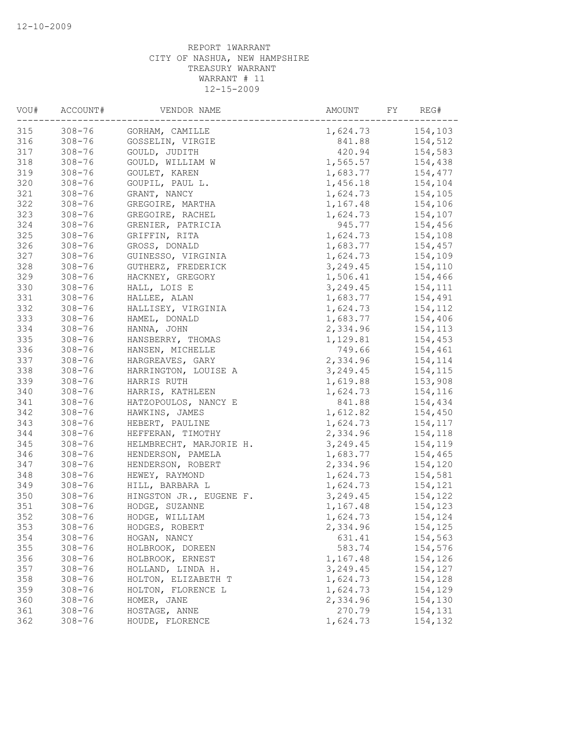12-10-2009

REPORT 1WARRANT
CITY OF NASHUA, NEW HAMPSHIRE
TREASURY WARRANT
WARRANT # 11
12-15-2009

| VOU# | ACCOUNT# | VENDOR NAME | AMOUNT | FY | REG# |
|---|---|---|---|---|---|
| 315 | 308-76 | GORHAM, CAMILLE | 1,624.73 | | 154,103 |
| 316 | 308-76 | GOSSELIN, VIRGIE | 841.88 | | 154,512 |
| 317 | 308-76 | GOULD, JUDITH | 420.94 | | 154,583 |
| 318 | 308-76 | GOULD, WILLIAM W | 1,565.57 | | 154,438 |
| 319 | 308-76 | GOULET, KAREN | 1,683.77 | | 154,477 |
| 320 | 308-76 | GOUPIL, PAUL L. | 1,456.18 | | 154,104 |
| 321 | 308-76 | GRANT, NANCY | 1,624.73 | | 154,105 |
| 322 | 308-76 | GREGOIRE, MARTHA | 1,167.48 | | 154,106 |
| 323 | 308-76 | GREGOIRE, RACHEL | 1,624.73 | | 154,107 |
| 324 | 308-76 | GRENIER, PATRICIA | 945.77 | | 154,456 |
| 325 | 308-76 | GRIFFIN, RITA | 1,624.73 | | 154,108 |
| 326 | 308-76 | GROSS, DONALD | 1,683.77 | | 154,457 |
| 327 | 308-76 | GUINESSO, VIRGINIA | 1,624.73 | | 154,109 |
| 328 | 308-76 | GUTHERZ, FREDERICK | 3,249.45 | | 154,110 |
| 329 | 308-76 | HACKNEY, GREGORY | 1,506.41 | | 154,466 |
| 330 | 308-76 | HALL, LOIS E | 3,249.45 | | 154,111 |
| 331 | 308-76 | HALLEE, ALAN | 1,683.77 | | 154,491 |
| 332 | 308-76 | HALLISEY, VIRGINIA | 1,624.73 | | 154,112 |
| 333 | 308-76 | HAMEL, DONALD | 1,683.77 | | 154,406 |
| 334 | 308-76 | HANNA, JOHN | 2,334.96 | | 154,113 |
| 335 | 308-76 | HANSBERRY, THOMAS | 1,129.81 | | 154,453 |
| 336 | 308-76 | HANSEN, MICHELLE | 749.66 | | 154,461 |
| 337 | 308-76 | HARGREAVES, GARY | 2,334.96 | | 154,114 |
| 338 | 308-76 | HARRINGTON, LOUISE A | 3,249.45 | | 154,115 |
| 339 | 308-76 | HARRIS RUTH | 1,619.88 | | 153,908 |
| 340 | 308-76 | HARRIS, KATHLEEN | 1,624.73 | | 154,116 |
| 341 | 308-76 | HATZOPOULOS, NANCY E | 841.88 | | 154,434 |
| 342 | 308-76 | HAWKINS, JAMES | 1,612.82 | | 154,450 |
| 343 | 308-76 | HEBERT, PAULINE | 1,624.73 | | 154,117 |
| 344 | 308-76 | HEFFERAN, TIMOTHY | 2,334.96 | | 154,118 |
| 345 | 308-76 | HELMBRECHT, MARJORIE H. | 3,249.45 | | 154,119 |
| 346 | 308-76 | HENDERSON, PAMELA | 1,683.77 | | 154,465 |
| 347 | 308-76 | HENDERSON, ROBERT | 2,334.96 | | 154,120 |
| 348 | 308-76 | HEWEY, RAYMOND | 1,624.73 | | 154,581 |
| 349 | 308-76 | HILL, BARBARA L | 1,624.73 | | 154,121 |
| 350 | 308-76 | HINGSTON JR., EUGENE F. | 3,249.45 | | 154,122 |
| 351 | 308-76 | HODGE, SUZANNE | 1,167.48 | | 154,123 |
| 352 | 308-76 | HODGE, WILLIAM | 1,624.73 | | 154,124 |
| 353 | 308-76 | HODGES, ROBERT | 2,334.96 | | 154,125 |
| 354 | 308-76 | HOGAN, NANCY | 631.41 | | 154,563 |
| 355 | 308-76 | HOLBROOK, DOREEN | 583.74 | | 154,576 |
| 356 | 308-76 | HOLBROOK, ERNEST | 1,167.48 | | 154,126 |
| 357 | 308-76 | HOLLAND, LINDA H. | 3,249.45 | | 154,127 |
| 358 | 308-76 | HOLTON, ELIZABETH T | 1,624.73 | | 154,128 |
| 359 | 308-76 | HOLTON, FLORENCE L | 1,624.73 | | 154,129 |
| 360 | 308-76 | HOMER, JANE | 2,334.96 | | 154,130 |
| 361 | 308-76 | HOSTAGE, ANNE | 270.79 | | 154,131 |
| 362 | 308-76 | HOUDE, FLORENCE | 1,624.73 | | 154,132 |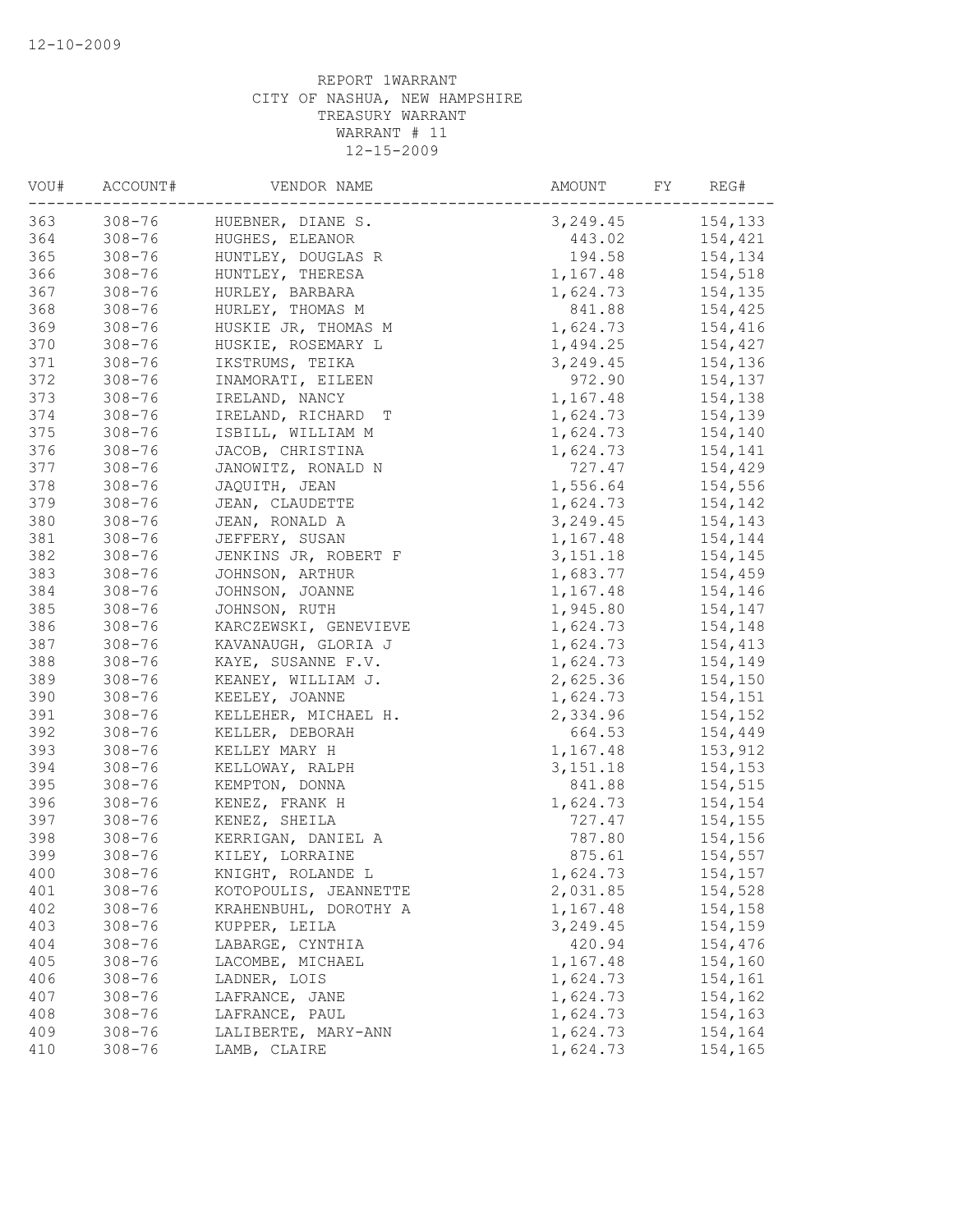12-10-2009

REPORT 1WARRANT
CITY OF NASHUA, NEW HAMPSHIRE
TREASURY WARRANT
WARRANT # 11
12-15-2009

| VOU# | ACCOUNT# | VENDOR NAME | AMOUNT | FY | REG# |
|---|---|---|---|---|---|
| 363 | 308-76 | HUEBNER, DIANE S. | 3,249.45 | | 154,133 |
| 364 | 308-76 | HUGHES, ELEANOR | 443.02 | | 154,421 |
| 365 | 308-76 | HUNTLEY, DOUGLAS R | 194.58 | | 154,134 |
| 366 | 308-76 | HUNTLEY, THERESA | 1,167.48 | | 154,518 |
| 367 | 308-76 | HURLEY, BARBARA | 1,624.73 | | 154,135 |
| 368 | 308-76 | HURLEY, THOMAS M | 841.88 | | 154,425 |
| 369 | 308-76 | HUSKIE JR, THOMAS M | 1,624.73 | | 154,416 |
| 370 | 308-76 | HUSKIE, ROSEMARY L | 1,494.25 | | 154,427 |
| 371 | 308-76 | IKSTRUMS, TEIKA | 3,249.45 | | 154,136 |
| 372 | 308-76 | INAMORATI, EILEEN | 972.90 | | 154,137 |
| 373 | 308-76 | IRELAND, NANCY | 1,167.48 | | 154,138 |
| 374 | 308-76 | IRELAND, RICHARD T | 1,624.73 | | 154,139 |
| 375 | 308-76 | ISBILL, WILLIAM M | 1,624.73 | | 154,140 |
| 376 | 308-76 | JACOB, CHRISTINA | 1,624.73 | | 154,141 |
| 377 | 308-76 | JANOWITZ, RONALD N | 727.47 | | 154,429 |
| 378 | 308-76 | JAQUITH, JEAN | 1,556.64 | | 154,556 |
| 379 | 308-76 | JEAN, CLAUDETTE | 1,624.73 | | 154,142 |
| 380 | 308-76 | JEAN, RONALD A | 3,249.45 | | 154,143 |
| 381 | 308-76 | JEFFERY, SUSAN | 1,167.48 | | 154,144 |
| 382 | 308-76 | JENKINS JR, ROBERT F | 3,151.18 | | 154,145 |
| 383 | 308-76 | JOHNSON, ARTHUR | 1,683.77 | | 154,459 |
| 384 | 308-76 | JOHNSON, JOANNE | 1,167.48 | | 154,146 |
| 385 | 308-76 | JOHNSON, RUTH | 1,945.80 | | 154,147 |
| 386 | 308-76 | KARCZEWSKI, GENEVIEVE | 1,624.73 | | 154,148 |
| 387 | 308-76 | KAVANAUGH, GLORIA J | 1,624.73 | | 154,413 |
| 388 | 308-76 | KAYE, SUSANNE F.V. | 1,624.73 | | 154,149 |
| 389 | 308-76 | KEANEY, WILLIAM J. | 2,625.36 | | 154,150 |
| 390 | 308-76 | KEELEY, JOANNE | 1,624.73 | | 154,151 |
| 391 | 308-76 | KELLEHER, MICHAEL H. | 2,334.96 | | 154,152 |
| 392 | 308-76 | KELLER, DEBORAH | 664.53 | | 154,449 |
| 393 | 308-76 | KELLEY MARY H | 1,167.48 | | 153,912 |
| 394 | 308-76 | KELLOWAY, RALPH | 3,151.18 | | 154,153 |
| 395 | 308-76 | KEMPTON, DONNA | 841.88 | | 154,515 |
| 396 | 308-76 | KENEZ, FRANK H | 1,624.73 | | 154,154 |
| 397 | 308-76 | KENEZ, SHEILA | 727.47 | | 154,155 |
| 398 | 308-76 | KERRIGAN, DANIEL A | 787.80 | | 154,156 |
| 399 | 308-76 | KILEY, LORRAINE | 875.61 | | 154,557 |
| 400 | 308-76 | KNIGHT, ROLANDE L | 1,624.73 | | 154,157 |
| 401 | 308-76 | KOTOPOULIS, JEANNETTE | 2,031.85 | | 154,528 |
| 402 | 308-76 | KRAHENBUHL, DOROTHY A | 1,167.48 | | 154,158 |
| 403 | 308-76 | KUPPER, LEILA | 3,249.45 | | 154,159 |
| 404 | 308-76 | LABARGE, CYNTHIA | 420.94 | | 154,476 |
| 405 | 308-76 | LACOMBE, MICHAEL | 1,167.48 | | 154,160 |
| 406 | 308-76 | LADNER, LOIS | 1,624.73 | | 154,161 |
| 407 | 308-76 | LAFRANCE, JANE | 1,624.73 | | 154,162 |
| 408 | 308-76 | LAFRANCE, PAUL | 1,624.73 | | 154,163 |
| 409 | 308-76 | LALIBERTE, MARY-ANN | 1,624.73 | | 154,164 |
| 410 | 308-76 | LAMB, CLAIRE | 1,624.73 | | 154,165 |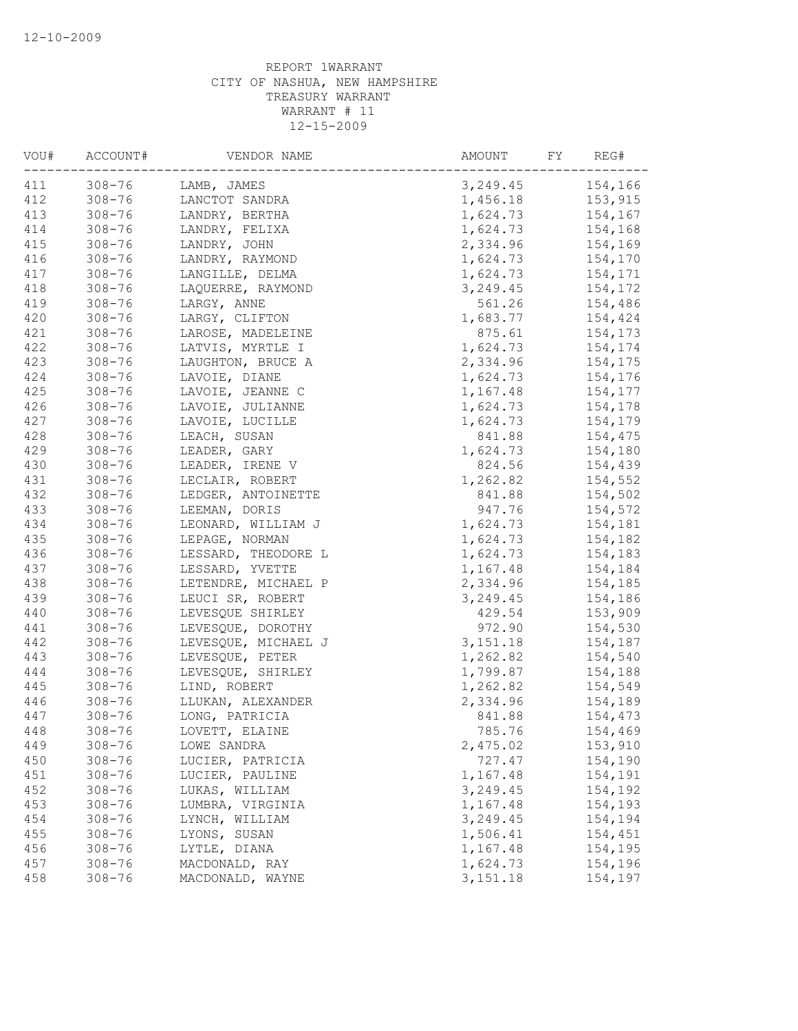12-10-2009

REPORT 1WARRANT
CITY OF NASHUA, NEW HAMPSHIRE
TREASURY WARRANT
WARRANT # 11
12-15-2009

| VOU# | ACCOUNT# | VENDOR NAME | AMOUNT | FY | REG# |
|---|---|---|---|---|---|
| 411 | 308-76 | LAMB, JAMES | 3,249.45 | | 154,166 |
| 412 | 308-76 | LANCTOT SANDRA | 1,456.18 | | 153,915 |
| 413 | 308-76 | LANDRY, BERTHA | 1,624.73 | | 154,167 |
| 414 | 308-76 | LANDRY, FELIXA | 1,624.73 | | 154,168 |
| 415 | 308-76 | LANDRY, JOHN | 2,334.96 | | 154,169 |
| 416 | 308-76 | LANDRY, RAYMOND | 1,624.73 | | 154,170 |
| 417 | 308-76 | LANGILLE, DELMA | 1,624.73 | | 154,171 |
| 418 | 308-76 | LAQUERRE, RAYMOND | 3,249.45 | | 154,172 |
| 419 | 308-76 | LARGY, ANNE | 561.26 | | 154,486 |
| 420 | 308-76 | LARGY, CLIFTON | 1,683.77 | | 154,424 |
| 421 | 308-76 | LAROSE, MADELEINE | 875.61 | | 154,173 |
| 422 | 308-76 | LATVIS, MYRTLE I | 1,624.73 | | 154,174 |
| 423 | 308-76 | LAUGHTON, BRUCE A | 2,334.96 | | 154,175 |
| 424 | 308-76 | LAVOIE, DIANE | 1,624.73 | | 154,176 |
| 425 | 308-76 | LAVOIE, JEANNE C | 1,167.48 | | 154,177 |
| 426 | 308-76 | LAVOIE, JULIANNE | 1,624.73 | | 154,178 |
| 427 | 308-76 | LAVOIE, LUCILLE | 1,624.73 | | 154,179 |
| 428 | 308-76 | LEACH, SUSAN | 841.88 | | 154,475 |
| 429 | 308-76 | LEADER, GARY | 1,624.73 | | 154,180 |
| 430 | 308-76 | LEADER, IRENE V | 824.56 | | 154,439 |
| 431 | 308-76 | LECLAIR, ROBERT | 1,262.82 | | 154,552 |
| 432 | 308-76 | LEDGER, ANTOINETTE | 841.88 | | 154,502 |
| 433 | 308-76 | LEEMAN, DORIS | 947.76 | | 154,572 |
| 434 | 308-76 | LEONARD, WILLIAM J | 1,624.73 | | 154,181 |
| 435 | 308-76 | LEPAGE, NORMAN | 1,624.73 | | 154,182 |
| 436 | 308-76 | LESSARD, THEODORE L | 1,624.73 | | 154,183 |
| 437 | 308-76 | LESSARD, YVETTE | 1,167.48 | | 154,184 |
| 438 | 308-76 | LETENDRE, MICHAEL P | 2,334.96 | | 154,185 |
| 439 | 308-76 | LEUCI SR, ROBERT | 3,249.45 | | 154,186 |
| 440 | 308-76 | LEVESQUE SHIRLEY | 429.54 | | 153,909 |
| 441 | 308-76 | LEVESQUE, DOROTHY | 972.90 | | 154,530 |
| 442 | 308-76 | LEVESQUE, MICHAEL J | 3,151.18 | | 154,187 |
| 443 | 308-76 | LEVESQUE, PETER | 1,262.82 | | 154,540 |
| 444 | 308-76 | LEVESQUE, SHIRLEY | 1,799.87 | | 154,188 |
| 445 | 308-76 | LIND, ROBERT | 1,262.82 | | 154,549 |
| 446 | 308-76 | LLUKAN, ALEXANDER | 2,334.96 | | 154,189 |
| 447 | 308-76 | LONG, PATRICIA | 841.88 | | 154,473 |
| 448 | 308-76 | LOVETT, ELAINE | 785.76 | | 154,469 |
| 449 | 308-76 | LOWE SANDRA | 2,475.02 | | 153,910 |
| 450 | 308-76 | LUCIER, PATRICIA | 727.47 | | 154,190 |
| 451 | 308-76 | LUCIER, PAULINE | 1,167.48 | | 154,191 |
| 452 | 308-76 | LUKAS, WILLIAM | 3,249.45 | | 154,192 |
| 453 | 308-76 | LUMBRA, VIRGINIA | 1,167.48 | | 154,193 |
| 454 | 308-76 | LYNCH, WILLIAM | 3,249.45 | | 154,194 |
| 455 | 308-76 | LYONS, SUSAN | 1,506.41 | | 154,451 |
| 456 | 308-76 | LYTLE, DIANA | 1,167.48 | | 154,195 |
| 457 | 308-76 | MACDONALD, RAY | 1,624.73 | | 154,196 |
| 458 | 308-76 | MACDONALD, WAYNE | 3,151.18 | | 154,197 |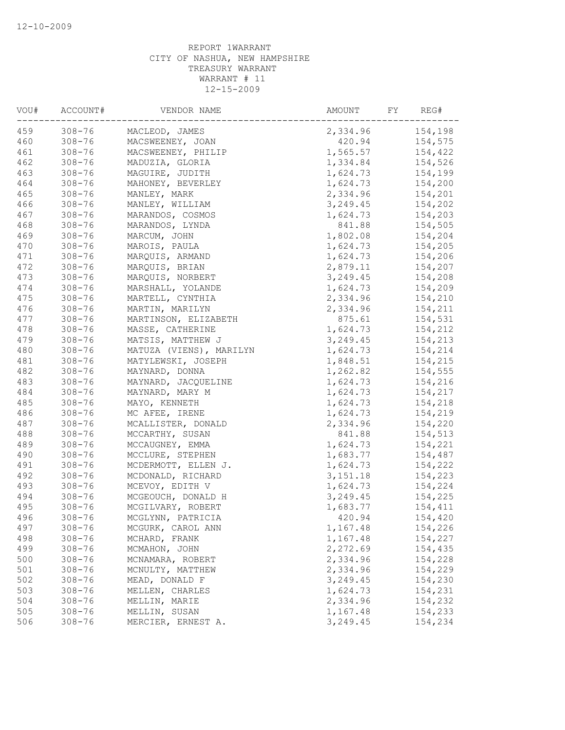REPORT 1WARRANT
CITY OF NASHUA, NEW HAMPSHIRE
TREASURY WARRANT
WARRANT # 11
12-15-2009

| VOU# | ACCOUNT# | VENDOR NAME | AMOUNT | FY | REG# |
|---|---|---|---|---|---|
| 459 | 308-76 | MACLEOD, JAMES | 2,334.96 | | 154,198 |
| 460 | 308-76 | MACSWEENEY, JOAN | 420.94 | | 154,575 |
| 461 | 308-76 | MACSWEENEY, PHILIP | 1,565.57 | | 154,422 |
| 462 | 308-76 | MADUZIA, GLORIA | 1,334.84 | | 154,526 |
| 463 | 308-76 | MAGUIRE, JUDITH | 1,624.73 | | 154,199 |
| 464 | 308-76 | MAHONEY, BEVERLEY | 1,624.73 | | 154,200 |
| 465 | 308-76 | MANLEY, MARK | 2,334.96 | | 154,201 |
| 466 | 308-76 | MANLEY, WILLIAM | 3,249.45 | | 154,202 |
| 467 | 308-76 | MARANDOS, COSMOS | 1,624.73 | | 154,203 |
| 468 | 308-76 | MARANDOS, LYNDA | 841.88 | | 154,505 |
| 469 | 308-76 | MARCUM, JOHN | 1,802.08 | | 154,204 |
| 470 | 308-76 | MAROIS, PAULA | 1,624.73 | | 154,205 |
| 471 | 308-76 | MARQUIS, ARMAND | 1,624.73 | | 154,206 |
| 472 | 308-76 | MARQUIS, BRIAN | 2,879.11 | | 154,207 |
| 473 | 308-76 | MARQUIS, NORBERT | 3,249.45 | | 154,208 |
| 474 | 308-76 | MARSHALL, YOLANDE | 1,624.73 | | 154,209 |
| 475 | 308-76 | MARTELL, CYNTHIA | 2,334.96 | | 154,210 |
| 476 | 308-76 | MARTIN, MARILYN | 2,334.96 | | 154,211 |
| 477 | 308-76 | MARTINSON, ELIZABETH | 875.61 | | 154,531 |
| 478 | 308-76 | MASSE, CATHERINE | 1,624.73 | | 154,212 |
| 479 | 308-76 | MATSIS, MATTHEW J | 3,249.45 | | 154,213 |
| 480 | 308-76 | MATUZA (VIENS), MARILYN | 1,624.73 | | 154,214 |
| 481 | 308-76 | MATYLEWSKI, JOSEPH | 1,848.51 | | 154,215 |
| 482 | 308-76 | MAYNARD, DONNA | 1,262.82 | | 154,555 |
| 483 | 308-76 | MAYNARD, JACQUELINE | 1,624.73 | | 154,216 |
| 484 | 308-76 | MAYNARD, MARY M | 1,624.73 | | 154,217 |
| 485 | 308-76 | MAYO, KENNETH | 1,624.73 | | 154,218 |
| 486 | 308-76 | MC AFEE, IRENE | 1,624.73 | | 154,219 |
| 487 | 308-76 | MCALLISTER, DONALD | 2,334.96 | | 154,220 |
| 488 | 308-76 | MCCARTHY, SUSAN | 841.88 | | 154,513 |
| 489 | 308-76 | MCCAUGNEY, EMMA | 1,624.73 | | 154,221 |
| 490 | 308-76 | MCCLURE, STEPHEN | 1,683.77 | | 154,487 |
| 491 | 308-76 | MCDERMOTT, ELLEN J. | 1,624.73 | | 154,222 |
| 492 | 308-76 | MCDONALD, RICHARD | 3,151.18 | | 154,223 |
| 493 | 308-76 | MCEVOY, EDITH V | 1,624.73 | | 154,224 |
| 494 | 308-76 | MCGEOUCH, DONALD H | 3,249.45 | | 154,225 |
| 495 | 308-76 | MCGILVARY, ROBERT | 1,683.77 | | 154,411 |
| 496 | 308-76 | MCGLYNN, PATRICIA | 420.94 | | 154,420 |
| 497 | 308-76 | MCGURK, CAROL ANN | 1,167.48 | | 154,226 |
| 498 | 308-76 | MCHARD, FRANK | 1,167.48 | | 154,227 |
| 499 | 308-76 | MCMAHON, JOHN | 2,272.69 | | 154,435 |
| 500 | 308-76 | MCNAMARA, ROBERT | 2,334.96 | | 154,228 |
| 501 | 308-76 | MCNULTY, MATTHEW | 2,334.96 | | 154,229 |
| 502 | 308-76 | MEAD, DONALD F | 3,249.45 | | 154,230 |
| 503 | 308-76 | MELLEN, CHARLES | 1,624.73 | | 154,231 |
| 504 | 308-76 | MELLIN, MARIE | 2,334.96 | | 154,232 |
| 505 | 308-76 | MELLIN, SUSAN | 1,167.48 | | 154,233 |
| 506 | 308-76 | MERCIER, ERNEST A. | 3,249.45 | | 154,234 |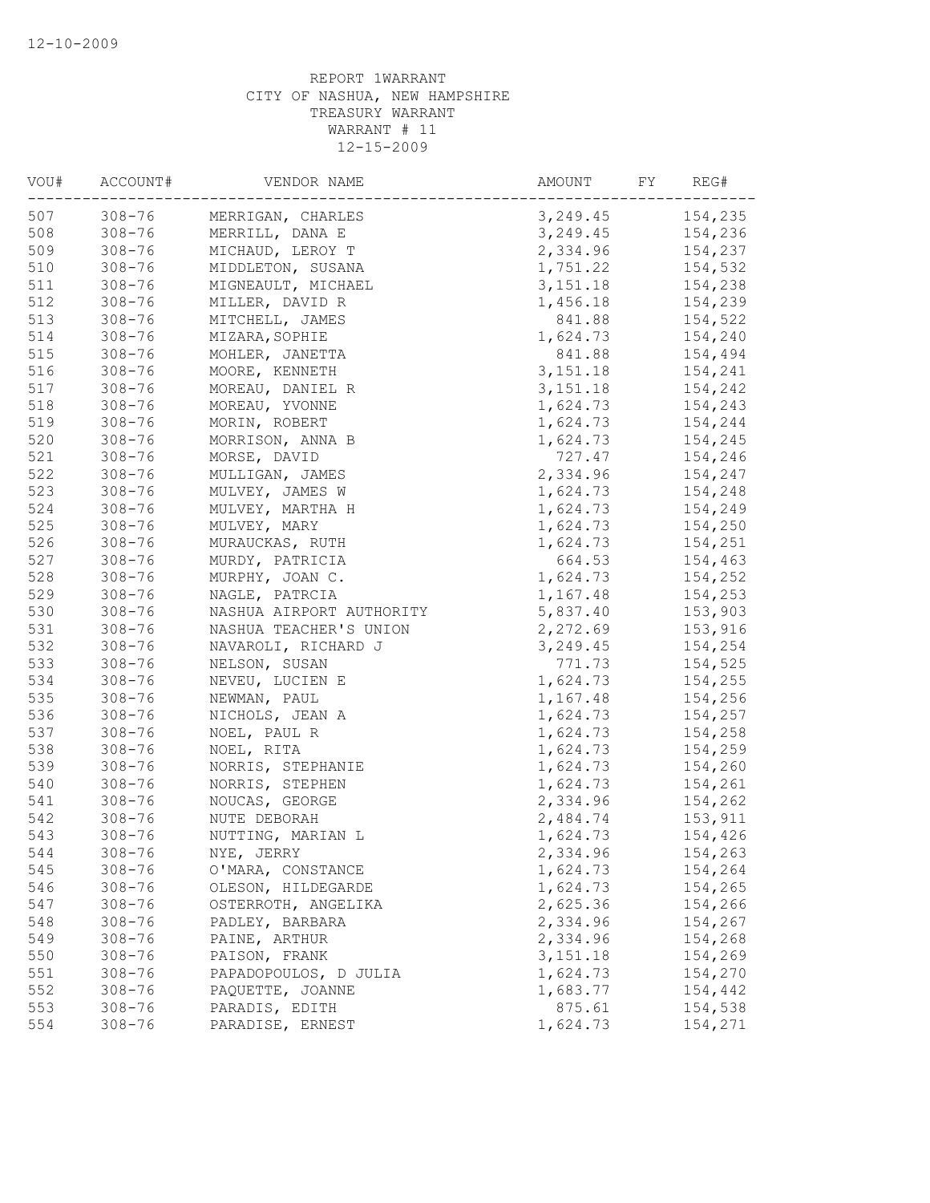12-10-2009

REPORT 1WARRANT
CITY OF NASHUA, NEW HAMPSHIRE
TREASURY WARRANT
WARRANT # 11
12-15-2009

| VOU# | ACCOUNT# | VENDOR NAME | AMOUNT | FY | REG# |
|---|---|---|---|---|---|
| 507 | 308-76 | MERRIGAN, CHARLES | 3,249.45 | | 154,235 |
| 508 | 308-76 | MERRILL, DANA E | 3,249.45 | | 154,236 |
| 509 | 308-76 | MICHAUD, LEROY T | 2,334.96 | | 154,237 |
| 510 | 308-76 | MIDDLETON, SUSANA | 1,751.22 | | 154,532 |
| 511 | 308-76 | MIGNEAULT, MICHAEL | 3,151.18 | | 154,238 |
| 512 | 308-76 | MILLER, DAVID R | 1,456.18 | | 154,239 |
| 513 | 308-76 | MITCHELL, JAMES | 841.88 | | 154,522 |
| 514 | 308-76 | MIZARA,SOPHIE | 1,624.73 | | 154,240 |
| 515 | 308-76 | MOHLER, JANETTA | 841.88 | | 154,494 |
| 516 | 308-76 | MOORE, KENNETH | 3,151.18 | | 154,241 |
| 517 | 308-76 | MOREAU, DANIEL R | 3,151.18 | | 154,242 |
| 518 | 308-76 | MOREAU, YVONNE | 1,624.73 | | 154,243 |
| 519 | 308-76 | MORIN, ROBERT | 1,624.73 | | 154,244 |
| 520 | 308-76 | MORRISON, ANNA B | 1,624.73 | | 154,245 |
| 521 | 308-76 | MORSE, DAVID | 727.47 | | 154,246 |
| 522 | 308-76 | MULLIGAN, JAMES | 2,334.96 | | 154,247 |
| 523 | 308-76 | MULVEY, JAMES W | 1,624.73 | | 154,248 |
| 524 | 308-76 | MULVEY, MARTHA H | 1,624.73 | | 154,249 |
| 525 | 308-76 | MULVEY, MARY | 1,624.73 | | 154,250 |
| 526 | 308-76 | MURAUCKAS, RUTH | 1,624.73 | | 154,251 |
| 527 | 308-76 | MURDY, PATRICIA | 664.53 | | 154,463 |
| 528 | 308-76 | MURPHY, JOAN C. | 1,624.73 | | 154,252 |
| 529 | 308-76 | NAGLE, PATRCIA | 1,167.48 | | 154,253 |
| 530 | 308-76 | NASHUA AIRPORT AUTHORITY | 5,837.40 | | 153,903 |
| 531 | 308-76 | NASHUA TEACHER'S UNION | 2,272.69 | | 153,916 |
| 532 | 308-76 | NAVAROLI, RICHARD J | 3,249.45 | | 154,254 |
| 533 | 308-76 | NELSON, SUSAN | 771.73 | | 154,525 |
| 534 | 308-76 | NEVEU, LUCIEN E | 1,624.73 | | 154,255 |
| 535 | 308-76 | NEWMAN, PAUL | 1,167.48 | | 154,256 |
| 536 | 308-76 | NICHOLS, JEAN A | 1,624.73 | | 154,257 |
| 537 | 308-76 | NOEL, PAUL R | 1,624.73 | | 154,258 |
| 538 | 308-76 | NOEL, RITA | 1,624.73 | | 154,259 |
| 539 | 308-76 | NORRIS, STEPHANIE | 1,624.73 | | 154,260 |
| 540 | 308-76 | NORRIS, STEPHEN | 1,624.73 | | 154,261 |
| 541 | 308-76 | NOUCAS, GEORGE | 2,334.96 | | 154,262 |
| 542 | 308-76 | NUTE DEBORAH | 2,484.74 | | 153,911 |
| 543 | 308-76 | NUTTING, MARIAN L | 1,624.73 | | 154,426 |
| 544 | 308-76 | NYE, JERRY | 2,334.96 | | 154,263 |
| 545 | 308-76 | O'MARA, CONSTANCE | 1,624.73 | | 154,264 |
| 546 | 308-76 | OLESON, HILDEGARDE | 1,624.73 | | 154,265 |
| 547 | 308-76 | OSTERROTH, ANGELIKA | 2,625.36 | | 154,266 |
| 548 | 308-76 | PADLEY, BARBARA | 2,334.96 | | 154,267 |
| 549 | 308-76 | PAINE, ARTHUR | 2,334.96 | | 154,268 |
| 550 | 308-76 | PAISON, FRANK | 3,151.18 | | 154,269 |
| 551 | 308-76 | PAPADOPOULOS, D JULIA | 1,624.73 | | 154,270 |
| 552 | 308-76 | PAQUETTE, JOANNE | 1,683.77 | | 154,442 |
| 553 | 308-76 | PARADIS, EDITH | 875.61 | | 154,538 |
| 554 | 308-76 | PARADISE, ERNEST | 1,624.73 | | 154,271 |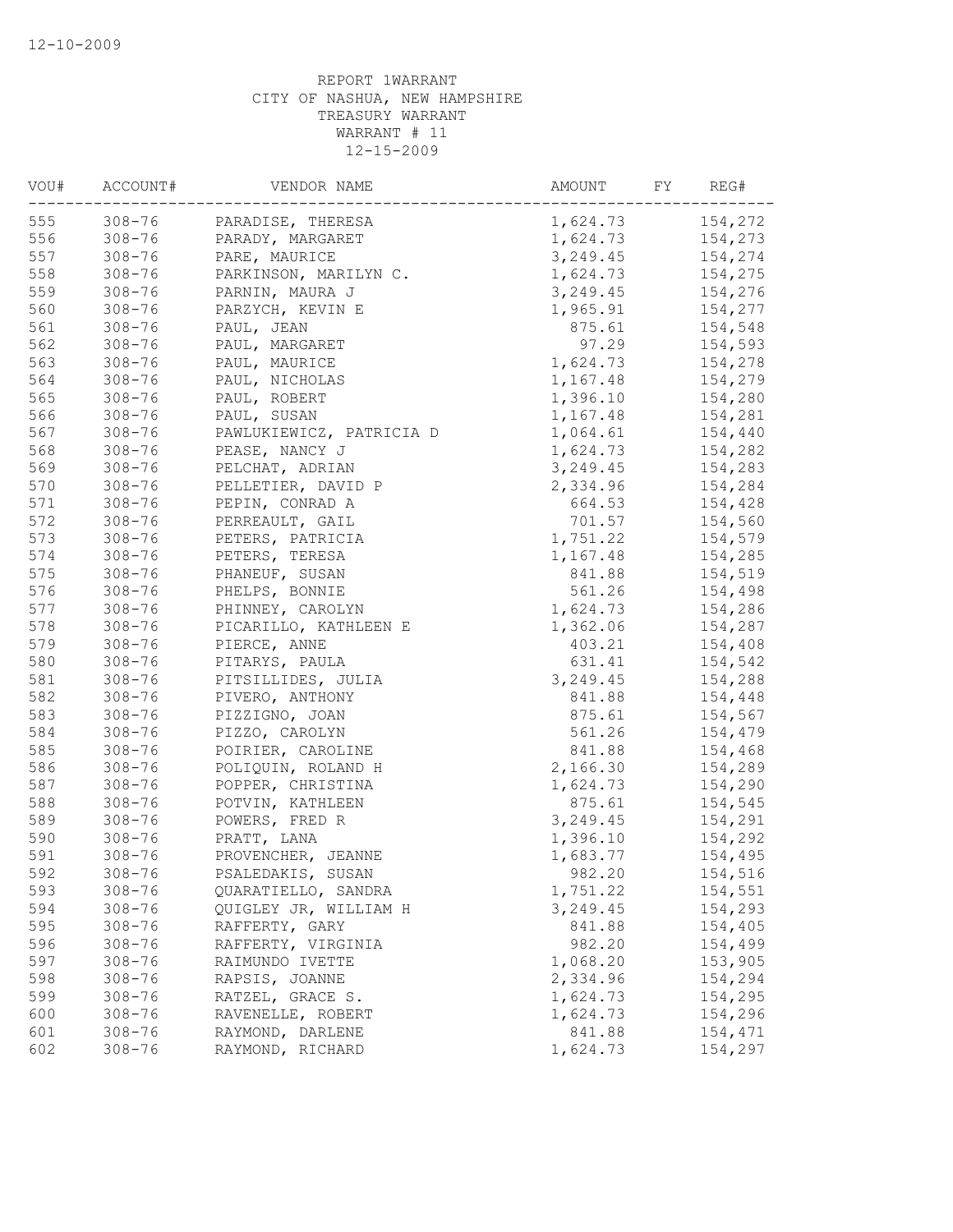12-10-2009

REPORT 1WARRANT
CITY OF NASHUA, NEW HAMPSHIRE
TREASURY WARRANT
WARRANT # 11
12-15-2009

| VOU# | ACCOUNT# | VENDOR NAME | AMOUNT | FY | REG# |
|---|---|---|---|---|---|
| 555 | 308-76 | PARADISE, THERESA | 1,624.73 | | 154,272 |
| 556 | 308-76 | PARADY, MARGARET | 1,624.73 | | 154,273 |
| 557 | 308-76 | PARE, MAURICE | 3,249.45 | | 154,274 |
| 558 | 308-76 | PARKINSON, MARILYN C. | 1,624.73 | | 154,275 |
| 559 | 308-76 | PARNIN, MAURA J | 3,249.45 | | 154,276 |
| 560 | 308-76 | PARZYCH, KEVIN E | 1,965.91 | | 154,277 |
| 561 | 308-76 | PAUL, JEAN | 875.61 | | 154,548 |
| 562 | 308-76 | PAUL, MARGARET | 97.29 | | 154,593 |
| 563 | 308-76 | PAUL, MAURICE | 1,624.73 | | 154,278 |
| 564 | 308-76 | PAUL, NICHOLAS | 1,167.48 | | 154,279 |
| 565 | 308-76 | PAUL, ROBERT | 1,396.10 | | 154,280 |
| 566 | 308-76 | PAUL, SUSAN | 1,167.48 | | 154,281 |
| 567 | 308-76 | PAWLUKIEWICZ, PATRICIA D | 1,064.61 | | 154,440 |
| 568 | 308-76 | PEASE, NANCY J | 1,624.73 | | 154,282 |
| 569 | 308-76 | PELCHAT, ADRIAN | 3,249.45 | | 154,283 |
| 570 | 308-76 | PELLETIER, DAVID P | 2,334.96 | | 154,284 |
| 571 | 308-76 | PEPIN, CONRAD A | 664.53 | | 154,428 |
| 572 | 308-76 | PERREAULT, GAIL | 701.57 | | 154,560 |
| 573 | 308-76 | PETERS, PATRICIA | 1,751.22 | | 154,579 |
| 574 | 308-76 | PETERS, TERESA | 1,167.48 | | 154,285 |
| 575 | 308-76 | PHANEUF, SUSAN | 841.88 | | 154,519 |
| 576 | 308-76 | PHELPS, BONNIE | 561.26 | | 154,498 |
| 577 | 308-76 | PHINNEY, CAROLYN | 1,624.73 | | 154,286 |
| 578 | 308-76 | PICARILLO, KATHLEEN E | 1,362.06 | | 154,287 |
| 579 | 308-76 | PIERCE, ANNE | 403.21 | | 154,408 |
| 580 | 308-76 | PITARYS, PAULA | 631.41 | | 154,542 |
| 581 | 308-76 | PITSILLIDES, JULIA | 3,249.45 | | 154,288 |
| 582 | 308-76 | PIVERO, ANTHONY | 841.88 | | 154,448 |
| 583 | 308-76 | PIZZIGNO, JOAN | 875.61 | | 154,567 |
| 584 | 308-76 | PIZZO, CAROLYN | 561.26 | | 154,479 |
| 585 | 308-76 | POIRIER, CAROLINE | 841.88 | | 154,468 |
| 586 | 308-76 | POLIQUIN, ROLAND H | 2,166.30 | | 154,289 |
| 587 | 308-76 | POPPER, CHRISTINA | 1,624.73 | | 154,290 |
| 588 | 308-76 | POTVIN, KATHLEEN | 875.61 | | 154,545 |
| 589 | 308-76 | POWERS, FRED R | 3,249.45 | | 154,291 |
| 590 | 308-76 | PRATT, LANA | 1,396.10 | | 154,292 |
| 591 | 308-76 | PROVENCHER, JEANNE | 1,683.77 | | 154,495 |
| 592 | 308-76 | PSALEDAKIS, SUSAN | 982.20 | | 154,516 |
| 593 | 308-76 | QUARATIELLO, SANDRA | 1,751.22 | | 154,551 |
| 594 | 308-76 | QUIGLEY JR, WILLIAM H | 3,249.45 | | 154,293 |
| 595 | 308-76 | RAFFERTY, GARY | 841.88 | | 154,405 |
| 596 | 308-76 | RAFFERTY, VIRGINIA | 982.20 | | 154,499 |
| 597 | 308-76 | RAIMUNDO IVETTE | 1,068.20 | | 153,905 |
| 598 | 308-76 | RAPSIS, JOANNE | 2,334.96 | | 154,294 |
| 599 | 308-76 | RATZEL, GRACE S. | 1,624.73 | | 154,295 |
| 600 | 308-76 | RAVENELLE, ROBERT | 1,624.73 | | 154,296 |
| 601 | 308-76 | RAYMOND, DARLENE | 841.88 | | 154,471 |
| 602 | 308-76 | RAYMOND, RICHARD | 1,624.73 | | 154,297 |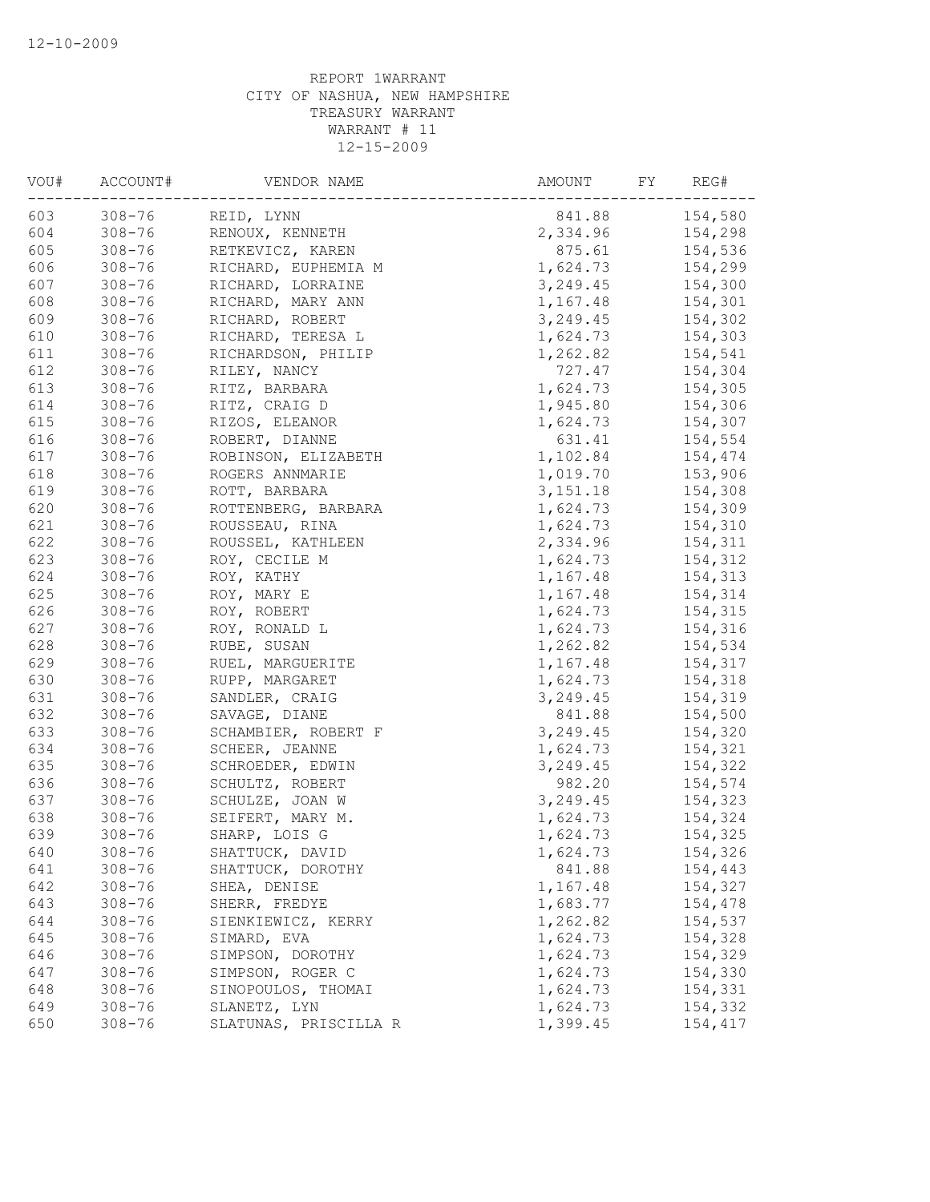REPORT 1WARRANT
CITY OF NASHUA, NEW HAMPSHIRE
TREASURY WARRANT
WARRANT # 11
12-15-2009

| VOU# | ACCOUNT# | VENDOR NAME | AMOUNT | FY | REG# |
|---|---|---|---|---|---|
| 603 | 308-76 | REID, LYNN | 841.88 | | 154,580 |
| 604 | 308-76 | RENOUX, KENNETH | 2,334.96 | | 154,298 |
| 605 | 308-76 | RETKEVICZ, KAREN | 875.61 | | 154,536 |
| 606 | 308-76 | RICHARD, EUPHEMIA M | 1,624.73 | | 154,299 |
| 607 | 308-76 | RICHARD, LORRAINE | 3,249.45 | | 154,300 |
| 608 | 308-76 | RICHARD, MARY ANN | 1,167.48 | | 154,301 |
| 609 | 308-76 | RICHARD, ROBERT | 3,249.45 | | 154,302 |
| 610 | 308-76 | RICHARD, TERESA L | 1,624.73 | | 154,303 |
| 611 | 308-76 | RICHARDSON, PHILIP | 1,262.82 | | 154,541 |
| 612 | 308-76 | RILEY, NANCY | 727.47 | | 154,304 |
| 613 | 308-76 | RITZ, BARBARA | 1,624.73 | | 154,305 |
| 614 | 308-76 | RITZ, CRAIG D | 1,945.80 | | 154,306 |
| 615 | 308-76 | RIZOS, ELEANOR | 1,624.73 | | 154,307 |
| 616 | 308-76 | ROBERT, DIANNE | 631.41 | | 154,554 |
| 617 | 308-76 | ROBINSON, ELIZABETH | 1,102.84 | | 154,474 |
| 618 | 308-76 | ROGERS ANNMARIE | 1,019.70 | | 153,906 |
| 619 | 308-76 | ROTT, BARBARA | 3,151.18 | | 154,308 |
| 620 | 308-76 | ROTTENBERG, BARBARA | 1,624.73 | | 154,309 |
| 621 | 308-76 | ROUSSEAU, RINA | 1,624.73 | | 154,310 |
| 622 | 308-76 | ROUSSEL, KATHLEEN | 2,334.96 | | 154,311 |
| 623 | 308-76 | ROY, CECILE M | 1,624.73 | | 154,312 |
| 624 | 308-76 | ROY, KATHY | 1,167.48 | | 154,313 |
| 625 | 308-76 | ROY, MARY E | 1,167.48 | | 154,314 |
| 626 | 308-76 | ROY, ROBERT | 1,624.73 | | 154,315 |
| 627 | 308-76 | ROY, RONALD L | 1,624.73 | | 154,316 |
| 628 | 308-76 | RUBE, SUSAN | 1,262.82 | | 154,534 |
| 629 | 308-76 | RUEL, MARGUERITE | 1,167.48 | | 154,317 |
| 630 | 308-76 | RUPP, MARGARET | 1,624.73 | | 154,318 |
| 631 | 308-76 | SANDLER, CRAIG | 3,249.45 | | 154,319 |
| 632 | 308-76 | SAVAGE, DIANE | 841.88 | | 154,500 |
| 633 | 308-76 | SCHAMBIER, ROBERT F | 3,249.45 | | 154,320 |
| 634 | 308-76 | SCHEER, JEANNE | 1,624.73 | | 154,321 |
| 635 | 308-76 | SCHROEDER, EDWIN | 3,249.45 | | 154,322 |
| 636 | 308-76 | SCHULTZ, ROBERT | 982.20 | | 154,574 |
| 637 | 308-76 | SCHULZE, JOAN W | 3,249.45 | | 154,323 |
| 638 | 308-76 | SEIFERT, MARY M. | 1,624.73 | | 154,324 |
| 639 | 308-76 | SHARP, LOIS G | 1,624.73 | | 154,325 |
| 640 | 308-76 | SHATTUCK, DAVID | 1,624.73 | | 154,326 |
| 641 | 308-76 | SHATTUCK, DOROTHY | 841.88 | | 154,443 |
| 642 | 308-76 | SHEA, DENISE | 1,167.48 | | 154,327 |
| 643 | 308-76 | SHERR, FREDYE | 1,683.77 | | 154,478 |
| 644 | 308-76 | SIENKIEWICZ, KERRY | 1,262.82 | | 154,537 |
| 645 | 308-76 | SIMARD, EVA | 1,624.73 | | 154,328 |
| 646 | 308-76 | SIMPSON, DOROTHY | 1,624.73 | | 154,329 |
| 647 | 308-76 | SIMPSON, ROGER C | 1,624.73 | | 154,330 |
| 648 | 308-76 | SINOPOULOS, THOMAI | 1,624.73 | | 154,331 |
| 649 | 308-76 | SLANETZ, LYN | 1,624.73 | | 154,332 |
| 650 | 308-76 | SLATUNAS, PRISCILLA R | 1,399.45 | | 154,417 |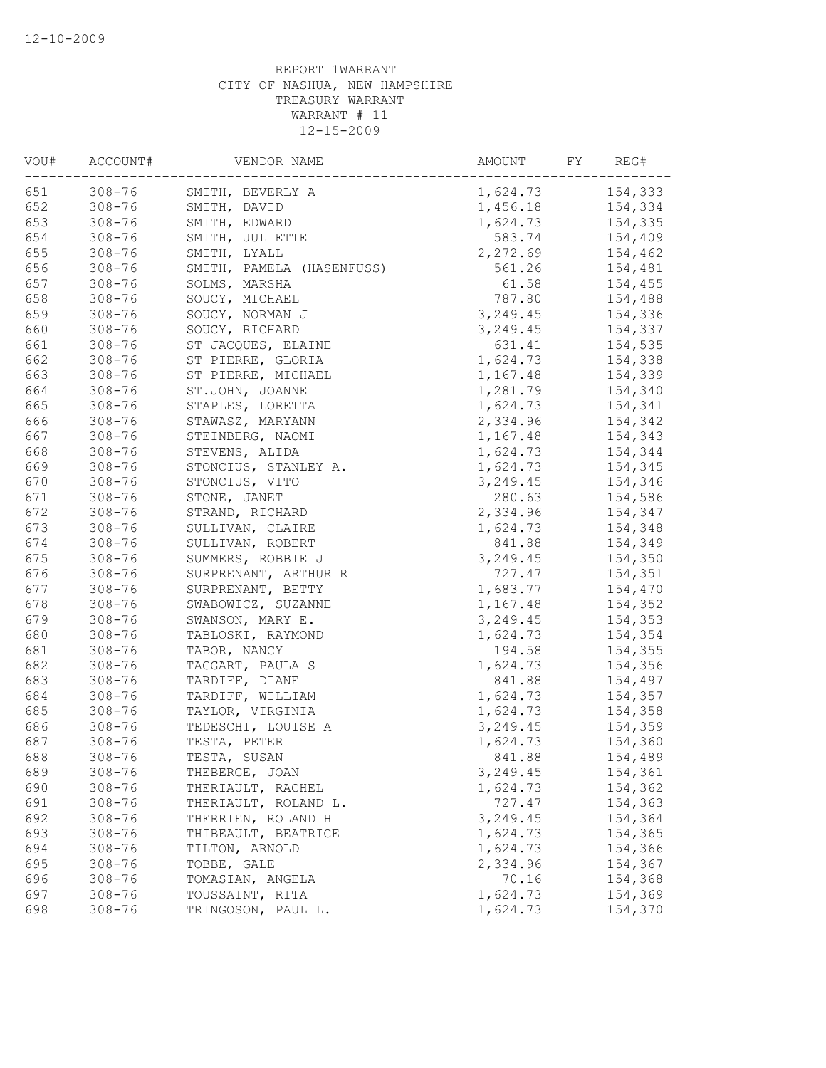12-10-2009

REPORT 1WARRANT
CITY OF NASHUA, NEW HAMPSHIRE
TREASURY WARRANT
WARRANT # 11
12-15-2009

| VOU# | ACCOUNT# | VENDOR NAME | AMOUNT | FY | REG# |
|---|---|---|---|---|---|
| 651 | 308-76 | SMITH, BEVERLY A | 1,624.73 | | 154,333 |
| 652 | 308-76 | SMITH, DAVID | 1,456.18 | | 154,334 |
| 653 | 308-76 | SMITH, EDWARD | 1,624.73 | | 154,335 |
| 654 | 308-76 | SMITH, JULIETTE | 583.74 | | 154,409 |
| 655 | 308-76 | SMITH, LYALL | 2,272.69 | | 154,462 |
| 656 | 308-76 | SMITH, PAMELA (HASENFUSS) | 561.26 | | 154,481 |
| 657 | 308-76 | SOLMS, MARSHA | 61.58 | | 154,455 |
| 658 | 308-76 | SOUCY, MICHAEL | 787.80 | | 154,488 |
| 659 | 308-76 | SOUCY, NORMAN J | 3,249.45 | | 154,336 |
| 660 | 308-76 | SOUCY, RICHARD | 3,249.45 | | 154,337 |
| 661 | 308-76 | ST JACQUES, ELAINE | 631.41 | | 154,535 |
| 662 | 308-76 | ST PIERRE, GLORIA | 1,624.73 | | 154,338 |
| 663 | 308-76 | ST PIERRE, MICHAEL | 1,167.48 | | 154,339 |
| 664 | 308-76 | ST.JOHN, JOANNE | 1,281.79 | | 154,340 |
| 665 | 308-76 | STAPLES, LORETTA | 1,624.73 | | 154,341 |
| 666 | 308-76 | STAWASZ, MARYANN | 2,334.96 | | 154,342 |
| 667 | 308-76 | STEINBERG, NAOMI | 1,167.48 | | 154,343 |
| 668 | 308-76 | STEVENS, ALIDA | 1,624.73 | | 154,344 |
| 669 | 308-76 | STONCIUS, STANLEY A. | 1,624.73 | | 154,345 |
| 670 | 308-76 | STONCIUS, VITO | 3,249.45 | | 154,346 |
| 671 | 308-76 | STONE, JANET | 280.63 | | 154,586 |
| 672 | 308-76 | STRAND, RICHARD | 2,334.96 | | 154,347 |
| 673 | 308-76 | SULLIVAN, CLAIRE | 1,624.73 | | 154,348 |
| 674 | 308-76 | SULLIVAN, ROBERT | 841.88 | | 154,349 |
| 675 | 308-76 | SUMMERS, ROBBIE J | 3,249.45 | | 154,350 |
| 676 | 308-76 | SURPRENANT, ARTHUR R | 727.47 | | 154,351 |
| 677 | 308-76 | SURPRENANT, BETTY | 1,683.77 | | 154,470 |
| 678 | 308-76 | SWABOWICZ, SUZANNE | 1,167.48 | | 154,352 |
| 679 | 308-76 | SWANSON, MARY E. | 3,249.45 | | 154,353 |
| 680 | 308-76 | TABLOSKI, RAYMOND | 1,624.73 | | 154,354 |
| 681 | 308-76 | TABOR, NANCY | 194.58 | | 154,355 |
| 682 | 308-76 | TAGGART, PAULA S | 1,624.73 | | 154,356 |
| 683 | 308-76 | TARDIFF, DIANE | 841.88 | | 154,497 |
| 684 | 308-76 | TARDIFF, WILLIAM | 1,624.73 | | 154,357 |
| 685 | 308-76 | TAYLOR, VIRGINIA | 1,624.73 | | 154,358 |
| 686 | 308-76 | TEDESCHI, LOUISE A | 3,249.45 | | 154,359 |
| 687 | 308-76 | TESTA, PETER | 1,624.73 | | 154,360 |
| 688 | 308-76 | TESTA, SUSAN | 841.88 | | 154,489 |
| 689 | 308-76 | THEBERGE, JOAN | 3,249.45 | | 154,361 |
| 690 | 308-76 | THERIAULT, RACHEL | 1,624.73 | | 154,362 |
| 691 | 308-76 | THERIAULT, ROLAND L. | 727.47 | | 154,363 |
| 692 | 308-76 | THERRIEN, ROLAND H | 3,249.45 | | 154,364 |
| 693 | 308-76 | THIBEAULT, BEATRICE | 1,624.73 | | 154,365 |
| 694 | 308-76 | TILTON, ARNOLD | 1,624.73 | | 154,366 |
| 695 | 308-76 | TOBBE, GALE | 2,334.96 | | 154,367 |
| 696 | 308-76 | TOMASIAN, ANGELA | 70.16 | | 154,368 |
| 697 | 308-76 | TOUSSAINT, RITA | 1,624.73 | | 154,369 |
| 698 | 308-76 | TRINGOSON, PAUL L. | 1,624.73 | | 154,370 |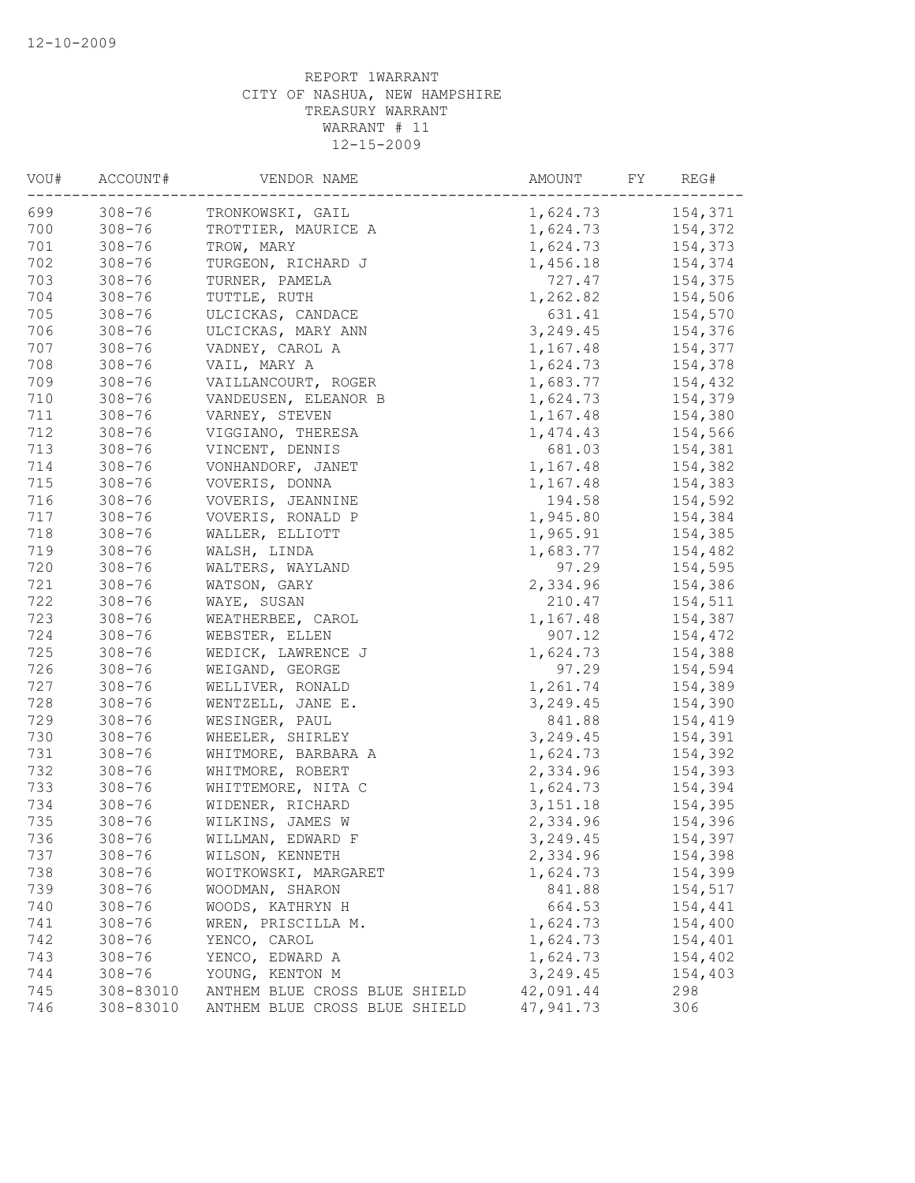REPORT 1WARRANT
CITY OF NASHUA, NEW HAMPSHIRE
TREASURY WARRANT
WARRANT # 11
12-15-2009

| VOU# | ACCOUNT# | VENDOR NAME | AMOUNT | FY | REG# |
|---|---|---|---|---|---|
| 699 | 308-76 | TRONKOWSKI, GAIL | 1,624.73 | | 154,371 |
| 700 | 308-76 | TROTTIER, MAURICE A | 1,624.73 | | 154,372 |
| 701 | 308-76 | TROW, MARY | 1,624.73 | | 154,373 |
| 702 | 308-76 | TURGEON, RICHARD J | 1,456.18 | | 154,374 |
| 703 | 308-76 | TURNER, PAMELA | 727.47 | | 154,375 |
| 704 | 308-76 | TUTTLE, RUTH | 1,262.82 | | 154,506 |
| 705 | 308-76 | ULCICKAS, CANDACE | 631.41 | | 154,570 |
| 706 | 308-76 | ULCICKAS, MARY ANN | 3,249.45 | | 154,376 |
| 707 | 308-76 | VADNEY, CAROL A | 1,167.48 | | 154,377 |
| 708 | 308-76 | VAIL, MARY A | 1,624.73 | | 154,378 |
| 709 | 308-76 | VAILLANCOURT, ROGER | 1,683.77 | | 154,432 |
| 710 | 308-76 | VANDEUSEN, ELEANOR B | 1,624.73 | | 154,379 |
| 711 | 308-76 | VARNEY, STEVEN | 1,167.48 | | 154,380 |
| 712 | 308-76 | VIGGIANO, THERESA | 1,474.43 | | 154,566 |
| 713 | 308-76 | VINCENT, DENNIS | 681.03 | | 154,381 |
| 714 | 308-76 | VONHANDORF, JANET | 1,167.48 | | 154,382 |
| 715 | 308-76 | VOVERIS, DONNA | 1,167.48 | | 154,383 |
| 716 | 308-76 | VOVERIS, JEANNINE | 194.58 | | 154,592 |
| 717 | 308-76 | VOVERIS, RONALD P | 1,945.80 | | 154,384 |
| 718 | 308-76 | WALLER, ELLIOTT | 1,965.91 | | 154,385 |
| 719 | 308-76 | WALSH, LINDA | 1,683.77 | | 154,482 |
| 720 | 308-76 | WALTERS, WAYLAND | 97.29 | | 154,595 |
| 721 | 308-76 | WATSON, GARY | 2,334.96 | | 154,386 |
| 722 | 308-76 | WAYE, SUSAN | 210.47 | | 154,511 |
| 723 | 308-76 | WEATHERBEE, CAROL | 1,167.48 | | 154,387 |
| 724 | 308-76 | WEBSTER, ELLEN | 907.12 | | 154,472 |
| 725 | 308-76 | WEDICK, LAWRENCE J | 1,624.73 | | 154,388 |
| 726 | 308-76 | WEIGAND, GEORGE | 97.29 | | 154,594 |
| 727 | 308-76 | WELLIVER, RONALD | 1,261.74 | | 154,389 |
| 728 | 308-76 | WENTZELL, JANE E. | 3,249.45 | | 154,390 |
| 729 | 308-76 | WESINGER, PAUL | 841.88 | | 154,419 |
| 730 | 308-76 | WHEELER, SHIRLEY | 3,249.45 | | 154,391 |
| 731 | 308-76 | WHITMORE, BARBARA A | 1,624.73 | | 154,392 |
| 732 | 308-76 | WHITMORE, ROBERT | 2,334.96 | | 154,393 |
| 733 | 308-76 | WHITTEMORE, NITA C | 1,624.73 | | 154,394 |
| 734 | 308-76 | WIDENER, RICHARD | 3,151.18 | | 154,395 |
| 735 | 308-76 | WILKINS, JAMES W | 2,334.96 | | 154,396 |
| 736 | 308-76 | WILLMAN, EDWARD F | 3,249.45 | | 154,397 |
| 737 | 308-76 | WILSON, KENNETH | 2,334.96 | | 154,398 |
| 738 | 308-76 | WOITKOWSKI, MARGARET | 1,624.73 | | 154,399 |
| 739 | 308-76 | WOODMAN, SHARON | 841.88 | | 154,517 |
| 740 | 308-76 | WOODS, KATHRYN H | 664.53 | | 154,441 |
| 741 | 308-76 | WREN, PRISCILLA M. | 1,624.73 | | 154,400 |
| 742 | 308-76 | YENCO, CAROL | 1,624.73 | | 154,401 |
| 743 | 308-76 | YENCO, EDWARD A | 1,624.73 | | 154,402 |
| 744 | 308-76 | YOUNG, KENTON M | 3,249.45 | | 154,403 |
| 745 | 308-83010 | ANTHEM BLUE CROSS BLUE SHIELD | 42,091.44 | | 298 |
| 746 | 308-83010 | ANTHEM BLUE CROSS BLUE SHIELD | 47,941.73 | | 306 |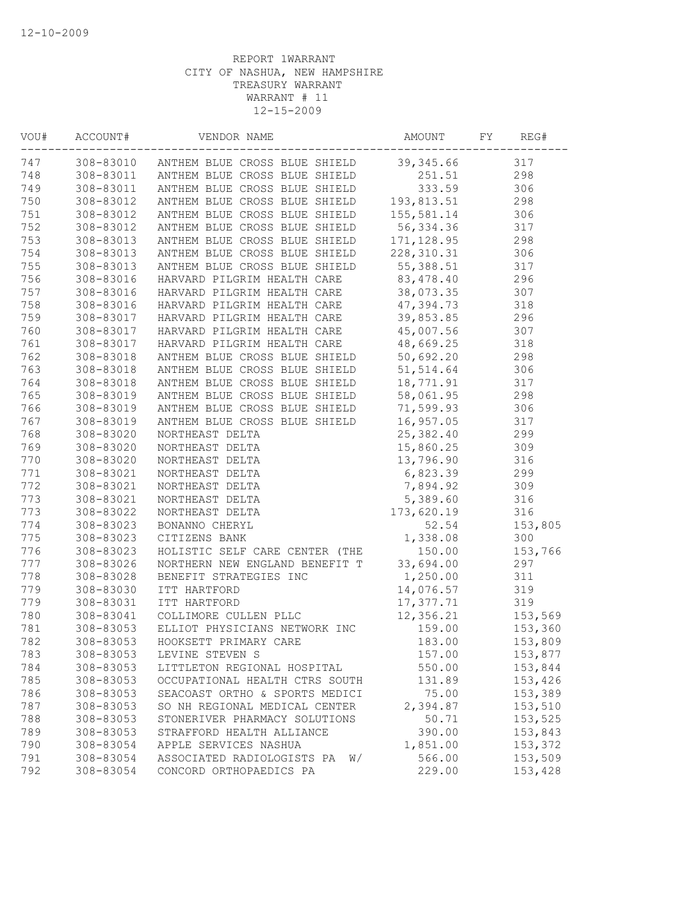12-10-2009

REPORT 1WARRANT
CITY OF NASHUA, NEW HAMPSHIRE
TREASURY WARRANT
WARRANT # 11
12-15-2009

| VOU# | ACCOUNT# | VENDOR NAME | AMOUNT | FY | REG# |
|---|---|---|---|---|---|
| 747 | 308-83010 | ANTHEM BLUE CROSS BLUE SHIELD | 39,345.66 | | 317 |
| 748 | 308-83011 | ANTHEM BLUE CROSS BLUE SHIELD | 251.51 | | 298 |
| 749 | 308-83011 | ANTHEM BLUE CROSS BLUE SHIELD | 333.59 | | 306 |
| 750 | 308-83012 | ANTHEM BLUE CROSS BLUE SHIELD | 193,813.51 | | 298 |
| 751 | 308-83012 | ANTHEM BLUE CROSS BLUE SHIELD | 155,581.14 | | 306 |
| 752 | 308-83012 | ANTHEM BLUE CROSS BLUE SHIELD | 56,334.36 | | 317 |
| 753 | 308-83013 | ANTHEM BLUE CROSS BLUE SHIELD | 171,128.95 | | 298 |
| 754 | 308-83013 | ANTHEM BLUE CROSS BLUE SHIELD | 228,310.31 | | 306 |
| 755 | 308-83013 | ANTHEM BLUE CROSS BLUE SHIELD | 55,388.51 | | 317 |
| 756 | 308-83016 | HARVARD PILGRIM HEALTH CARE | 83,478.40 | | 296 |
| 757 | 308-83016 | HARVARD PILGRIM HEALTH CARE | 38,073.35 | | 307 |
| 758 | 308-83016 | HARVARD PILGRIM HEALTH CARE | 47,394.73 | | 318 |
| 759 | 308-83017 | HARVARD PILGRIM HEALTH CARE | 39,853.85 | | 296 |
| 760 | 308-83017 | HARVARD PILGRIM HEALTH CARE | 45,007.56 | | 307 |
| 761 | 308-83017 | HARVARD PILGRIM HEALTH CARE | 48,669.25 | | 318 |
| 762 | 308-83018 | ANTHEM BLUE CROSS BLUE SHIELD | 50,692.20 | | 298 |
| 763 | 308-83018 | ANTHEM BLUE CROSS BLUE SHIELD | 51,514.64 | | 306 |
| 764 | 308-83018 | ANTHEM BLUE CROSS BLUE SHIELD | 18,771.91 | | 317 |
| 765 | 308-83019 | ANTHEM BLUE CROSS BLUE SHIELD | 58,061.95 | | 298 |
| 766 | 308-83019 | ANTHEM BLUE CROSS BLUE SHIELD | 71,599.93 | | 306 |
| 767 | 308-83019 | ANTHEM BLUE CROSS BLUE SHIELD | 16,957.05 | | 317 |
| 768 | 308-83020 | NORTHEAST DELTA | 25,382.40 | | 299 |
| 769 | 308-83020 | NORTHEAST DELTA | 15,860.25 | | 309 |
| 770 | 308-83020 | NORTHEAST DELTA | 13,796.90 | | 316 |
| 771 | 308-83021 | NORTHEAST DELTA | 6,823.39 | | 299 |
| 772 | 308-83021 | NORTHEAST DELTA | 7,894.92 | | 309 |
| 773 | 308-83021 | NORTHEAST DELTA | 5,389.60 | | 316 |
| 773 | 308-83022 | NORTHEAST DELTA | 173,620.19 | | 316 |
| 774 | 308-83023 | BONANNO CHERYL | 52.54 | | 153,805 |
| 775 | 308-83023 | CITIZENS BANK | 1,338.08 | | 300 |
| 776 | 308-83023 | HOLISTIC SELF CARE CENTER (THE | 150.00 | | 153,766 |
| 777 | 308-83026 | NORTHERN NEW ENGLAND BENEFIT T | 33,694.00 | | 297 |
| 778 | 308-83028 | BENEFIT STRATEGIES INC | 1,250.00 | | 311 |
| 779 | 308-83030 | ITT HARTFORD | 14,076.57 | | 319 |
| 779 | 308-83031 | ITT HARTFORD | 17,377.71 | | 319 |
| 780 | 308-83041 | COLLIMORE CULLEN PLLC | 12,356.21 | | 153,569 |
| 781 | 308-83053 | ELLIOT PHYSICIANS NETWORK INC | 159.00 | | 153,360 |
| 782 | 308-83053 | HOOKSETT PRIMARY CARE | 183.00 | | 153,809 |
| 783 | 308-83053 | LEVINE STEVEN S | 157.00 | | 153,877 |
| 784 | 308-83053 | LITTLETON REGIONAL HOSPITAL | 550.00 | | 153,844 |
| 785 | 308-83053 | OCCUPATIONAL HEALTH CTRS SOUTH | 131.89 | | 153,426 |
| 786 | 308-83053 | SEACOAST ORTHO & SPORTS MEDICI | 75.00 | | 153,389 |
| 787 | 308-83053 | SO NH REGIONAL MEDICAL CENTER | 2,394.87 | | 153,510 |
| 788 | 308-83053 | STONERIVER PHARMACY SOLUTIONS | 50.71 | | 153,525 |
| 789 | 308-83053 | STRAFFORD HEALTH ALLIANCE | 390.00 | | 153,843 |
| 790 | 308-83054 | APPLE SERVICES NASHUA | 1,851.00 | | 153,372 |
| 791 | 308-83054 | ASSOCIATED RADIOLOGISTS PA W/ | 566.00 | | 153,509 |
| 792 | 308-83054 | CONCORD ORTHOPAEDICS PA | 229.00 | | 153,428 |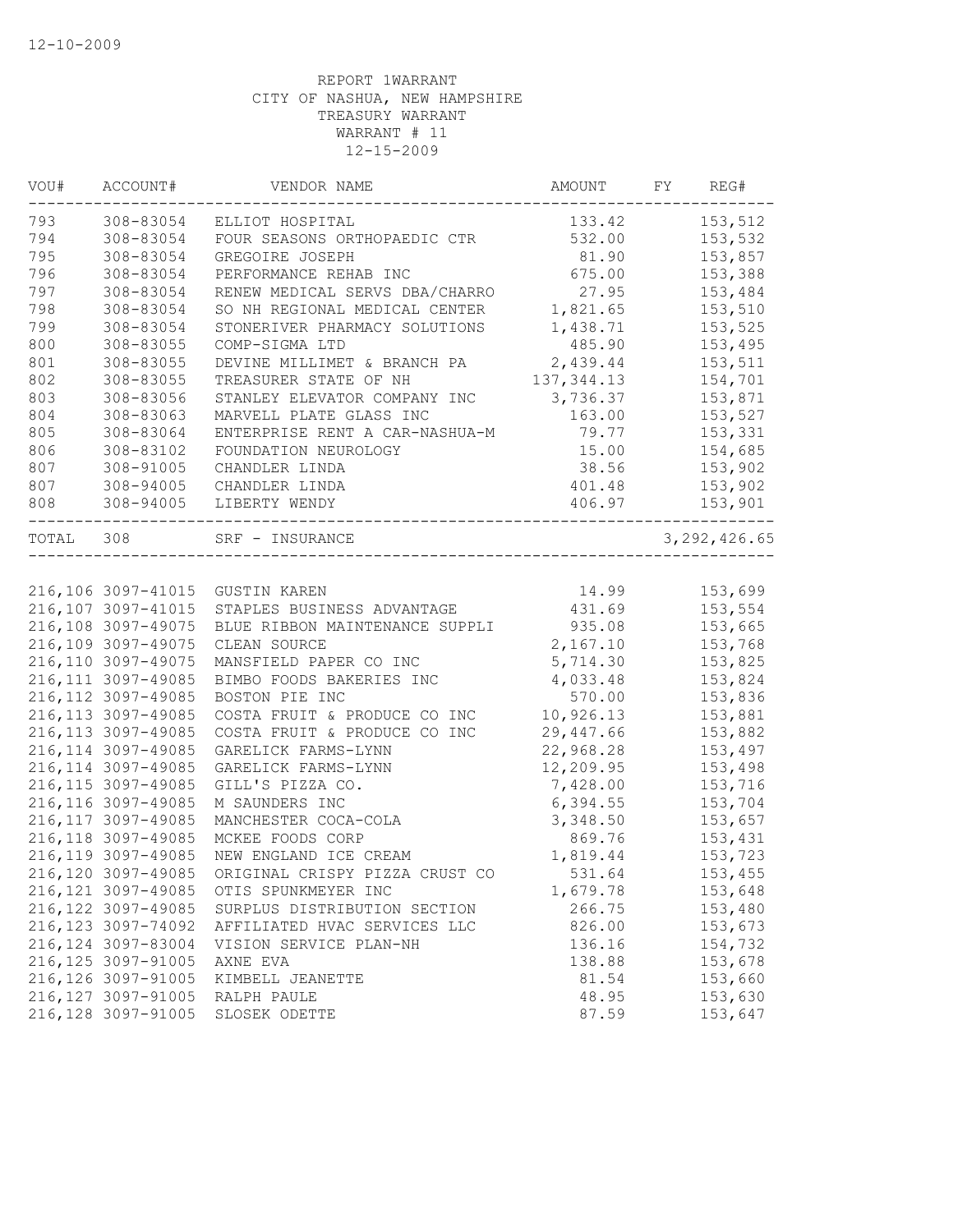12-10-2009

REPORT 1WARRANT
CITY OF NASHUA, NEW HAMPSHIRE
TREASURY WARRANT
WARRANT # 11
12-15-2009

| VOU# | ACCOUNT# | VENDOR NAME | AMOUNT | FY | REG# |
|---|---|---|---|---|---|
| 793 | 308-83054 | ELLIOT HOSPITAL | 133.42 | | 153,512 |
| 794 | 308-83054 | FOUR SEASONS ORTHOPAEDIC CTR | 532.00 | | 153,532 |
| 795 | 308-83054 | GREGOIRE JOSEPH | 81.90 | | 153,857 |
| 796 | 308-83054 | PERFORMANCE REHAB INC | 675.00 | | 153,388 |
| 797 | 308-83054 | RENEW MEDICAL SERVS DBA/CHARRO | 27.95 | | 153,484 |
| 798 | 308-83054 | SO NH REGIONAL MEDICAL CENTER | 1,821.65 | | 153,510 |
| 799 | 308-83054 | STONERIVER PHARMACY SOLUTIONS | 1,438.71 | | 153,525 |
| 800 | 308-83055 | COMP-SIGMA LTD | 485.90 | | 153,495 |
| 801 | 308-83055 | DEVINE MILLIMET & BRANCH PA | 2,439.44 | | 153,511 |
| 802 | 308-83055 | TREASURER STATE OF NH | 137,344.13 | | 154,701 |
| 803 | 308-83056 | STANLEY ELEVATOR COMPANY INC | 3,736.37 | | 153,871 |
| 804 | 308-83063 | MARVELL PLATE GLASS INC | 163.00 | | 153,527 |
| 805 | 308-83064 | ENTERPRISE RENT A CAR-NASHUA-M | 79.77 | | 153,331 |
| 806 | 308-83102 | FOUNDATION NEUROLOGY | 15.00 | | 154,685 |
| 807 | 308-91005 | CHANDLER LINDA | 38.56 | | 153,902 |
| 807 | 308-94005 | CHANDLER LINDA | 401.48 | | 153,902 |
| 808 | 308-94005 | LIBERTY WENDY | 406.97 | | 153,901 |
| TOTAL | 308 | SRF - INSURANCE | | | 3,292,426.65 |

| VOU# | ACCOUNT# | VENDOR NAME | AMOUNT | FY | REG# |
|---|---|---|---|---|---|
| 216,106 | 3097-41015 | GUSTIN KAREN | 14.99 | | 153,699 |
| 216,107 | 3097-41015 | STAPLES BUSINESS ADVANTAGE | 431.69 | | 153,554 |
| 216,108 | 3097-49075 | BLUE RIBBON MAINTENANCE SUPPLI | 935.08 | | 153,665 |
| 216,109 | 3097-49075 | CLEAN SOURCE | 2,167.10 | | 153,768 |
| 216,110 | 3097-49075 | MANSFIELD PAPER CO INC | 5,714.30 | | 153,825 |
| 216,111 | 3097-49085 | BIMBO FOODS BAKERIES INC | 4,033.48 | | 153,824 |
| 216,112 | 3097-49085 | BOSTON PIE INC | 570.00 | | 153,836 |
| 216,113 | 3097-49085 | COSTA FRUIT & PRODUCE CO INC | 10,926.13 | | 153,881 |
| 216,113 | 3097-49085 | COSTA FRUIT & PRODUCE CO INC | 29,447.66 | | 153,882 |
| 216,114 | 3097-49085 | GARELICK FARMS-LYNN | 22,968.28 | | 153,497 |
| 216,114 | 3097-49085 | GARELICK FARMS-LYNN | 12,209.95 | | 153,498 |
| 216,115 | 3097-49085 | GILL'S PIZZA CO. | 7,428.00 | | 153,716 |
| 216,116 | 3097-49085 | M SAUNDERS INC | 6,394.55 | | 153,704 |
| 216,117 | 3097-49085 | MANCHESTER COCA-COLA | 3,348.50 | | 153,657 |
| 216,118 | 3097-49085 | MCKEE FOODS CORP | 869.76 | | 153,431 |
| 216,119 | 3097-49085 | NEW ENGLAND ICE CREAM | 1,819.44 | | 153,723 |
| 216,120 | 3097-49085 | ORIGINAL CRISPY PIZZA CRUST CO | 531.64 | | 153,455 |
| 216,121 | 3097-49085 | OTIS SPUNKMEYER INC | 1,679.78 | | 153,648 |
| 216,122 | 3097-49085 | SURPLUS DISTRIBUTION SECTION | 266.75 | | 153,480 |
| 216,123 | 3097-74092 | AFFILIATED HVAC SERVICES LLC | 826.00 | | 153,673 |
| 216,124 | 3097-83004 | VISION SERVICE PLAN-NH | 136.16 | | 154,732 |
| 216,125 | 3097-91005 | AXNE EVA | 138.88 | | 153,678 |
| 216,126 | 3097-91005 | KIMBELL JEANETTE | 81.54 | | 153,660 |
| 216,127 | 3097-91005 | RALPH PAULE | 48.95 | | 153,630 |
| 216,128 | 3097-91005 | SLOSEK ODETTE | 87.59 | | 153,647 |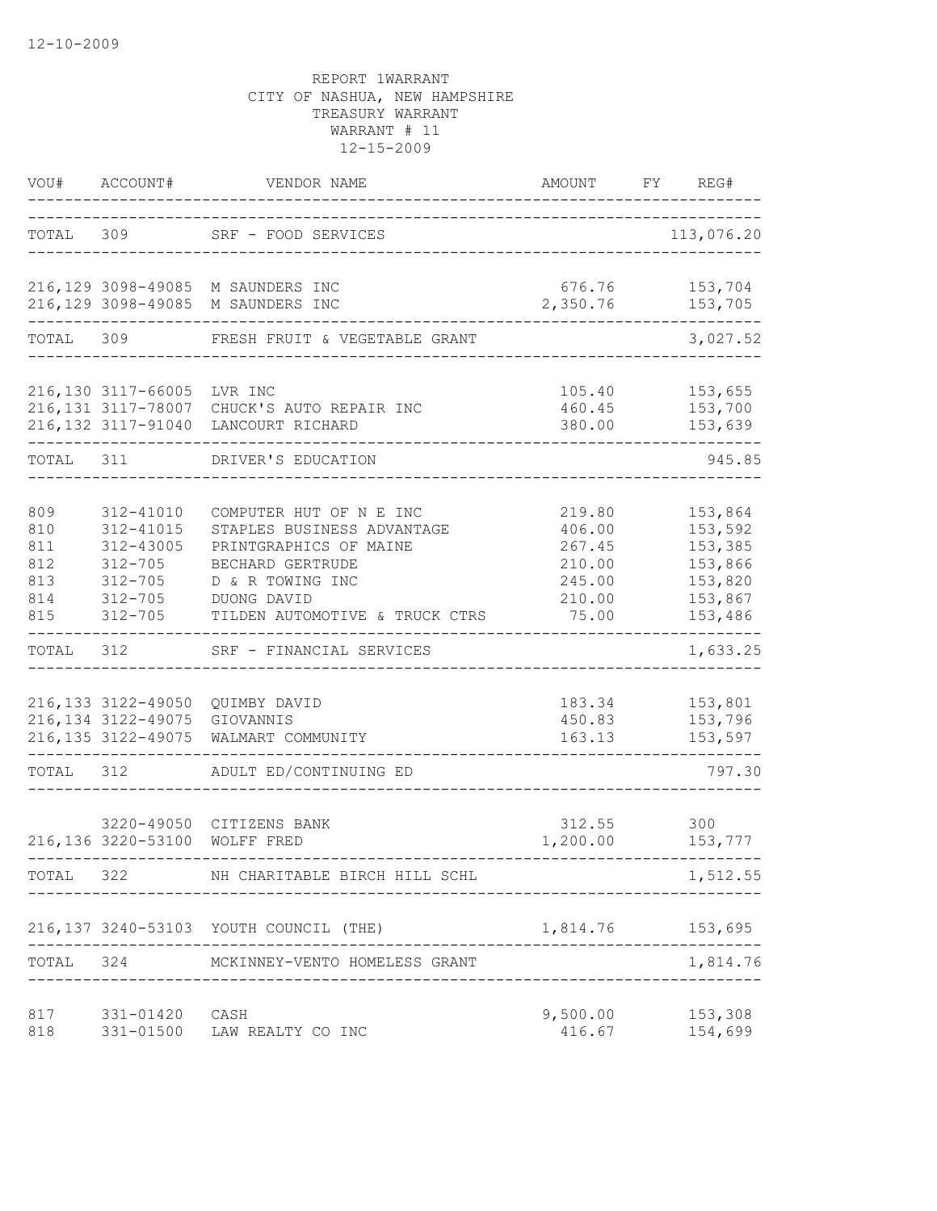12-10-2009

REPORT 1WARRANT
CITY OF NASHUA, NEW HAMPSHIRE
TREASURY WARRANT
WARRANT # 11
12-15-2009

| VOU# | ACCOUNT# | VENDOR NAME | AMOUNT | FY | REG# |
|---|---|---|---|---|---|
| TOTAL | 309 | SRF - FOOD SERVICES | | | 113,076.20 |
| 216,129 | 3098-49085 | M SAUNDERS INC | 676.76 | | 153,704 |
| 216,129 | 3098-49085 | M SAUNDERS INC | 2,350.76 | | 153,705 |
| TOTAL | 309 | FRESH FRUIT & VEGETABLE GRANT | | | 3,027.52 |
| 216,130 | 3117-66005 | LVR INC | 105.40 | | 153,655 |
| 216,131 | 3117-78007 | CHUCK'S AUTO REPAIR INC | 460.45 | | 153,700 |
| 216,132 | 3117-91040 | LANCOURT RICHARD | 380.00 | | 153,639 |
| TOTAL | 311 | DRIVER'S EDUCATION | | | 945.85 |
| 809 | 312-41010 | COMPUTER HUT OF N E INC | 219.80 | | 153,864 |
| 810 | 312-41015 | STAPLES BUSINESS ADVANTAGE | 406.00 | | 153,592 |
| 811 | 312-43005 | PRINTGRAPHICS OF MAINE | 267.45 | | 153,385 |
| 812 | 312-705 | BECHARD GERTRUDE | 210.00 | | 153,866 |
| 813 | 312-705 | D & R TOWING INC | 245.00 | | 153,820 |
| 814 | 312-705 | DUONG DAVID | 210.00 | | 153,867 |
| 815 | 312-705 | TILDEN AUTOMOTIVE & TRUCK CTRS | 75.00 | | 153,486 |
| TOTAL | 312 | SRF - FINANCIAL SERVICES | | | 1,633.25 |
| 216,133 | 3122-49050 | QUIMBY DAVID | 183.34 | | 153,801 |
| 216,134 | 3122-49075 | GIOVANNIS | 450.83 | | 153,796 |
| 216,135 | 3122-49075 | WALMART COMMUNITY | 163.13 | | 153,597 |
| TOTAL | 312 | ADULT ED/CONTINUING ED | | | 797.30 |
| | 3220-49050 | CITIZENS BANK | 312.55 | | 300 |
| 216,136 | 3220-53100 | WOLFF FRED | 1,200.00 | | 153,777 |
| TOTAL | 322 | NH CHARITABLE BIRCH HILL SCHL | | | 1,512.55 |
| 216,137 | 3240-53103 | YOUTH COUNCIL (THE) | 1,814.76 | | 153,695 |
| TOTAL | 324 | MCKINNEY-VENTO HOMELESS GRANT | | | 1,814.76 |
| 817 | 331-01420 | CASH | 9,500.00 | | 153,308 |
| 818 | 331-01500 | LAW REALTY CO INC | 416.67 | | 154,699 |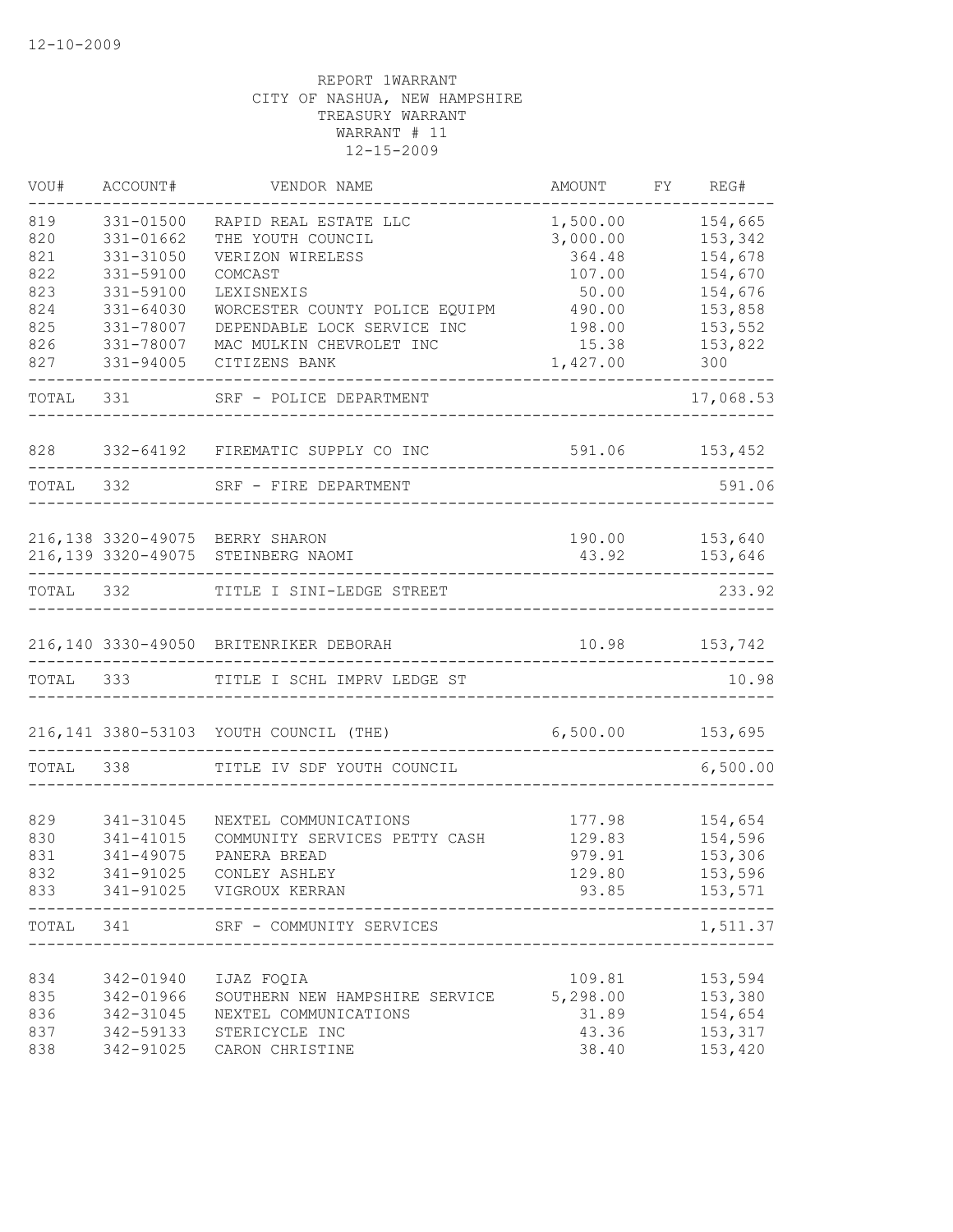12-10-2009

REPORT 1WARRANT
CITY OF NASHUA, NEW HAMPSHIRE
TREASURY WARRANT
WARRANT # 11
12-15-2009

| VOU# | ACCOUNT# | VENDOR NAME | AMOUNT | FY | REG# |
|---|---|---|---|---|---|
| 819 | 331-01500 | RAPID REAL ESTATE LLC | 1,500.00 | | 154,665 |
| 820 | 331-01662 | THE YOUTH COUNCIL | 3,000.00 | | 153,342 |
| 821 | 331-31050 | VERIZON WIRELESS | 364.48 | | 154,678 |
| 822 | 331-59100 | COMCAST | 107.00 | | 154,670 |
| 823 | 331-59100 | LEXISNEXIS | 50.00 | | 154,676 |
| 824 | 331-64030 | WORCESTER COUNTY POLICE EQUIPM | 490.00 | | 153,858 |
| 825 | 331-78007 | DEPENDABLE LOCK SERVICE INC | 198.00 | | 153,552 |
| 826 | 331-78007 | MAC MULKIN CHEVROLET INC | 15.38 | | 153,822 |
| 827 | 331-94005 | CITIZENS BANK | 1,427.00 | | 300 |
| TOTAL | 331 | SRF - POLICE DEPARTMENT | | | 17,068.53 |
| 828 | 332-64192 | FIREMATIC SUPPLY CO INC | 591.06 | | 153,452 |
| TOTAL | 332 | SRF - FIRE DEPARTMENT | | | 591.06 |
| 216,138 | 3320-49075 | BERRY SHARON | 190.00 | | 153,640 |
| 216,139 | 3320-49075 | STEINBERG NAOMI | 43.92 | | 153,646 |
| TOTAL | 332 | TITLE I SINI-LEDGE STREET | | | 233.92 |
| 216,140 | 3330-49050 | BRITENRIKER DEBORAH | 10.98 | | 153,742 |
| TOTAL | 333 | TITLE I SCHL IMPRV LEDGE ST | | | 10.98 |
| 216,141 | 3380-53103 | YOUTH COUNCIL (THE) | 6,500.00 | | 153,695 |
| TOTAL | 338 | TITLE IV SDF YOUTH COUNCIL | | | 6,500.00 |
| 829 | 341-31045 | NEXTEL COMMUNICATIONS | 177.98 | | 154,654 |
| 830 | 341-41015 | COMMUNITY SERVICES PETTY CASH | 129.83 | | 154,596 |
| 831 | 341-49075 | PANERA BREAD | 979.91 | | 153,306 |
| 832 | 341-91025 | CONLEY ASHLEY | 129.80 | | 153,596 |
| 833 | 341-91025 | VIGROUX KERRAN | 93.85 | | 153,571 |
| TOTAL | 341 | SRF - COMMUNITY SERVICES | | | 1,511.37 |
| 834 | 342-01940 | IJAZ FOQIA | 109.81 | | 153,594 |
| 835 | 342-01966 | SOUTHERN NEW HAMPSHIRE SERVICE | 5,298.00 | | 153,380 |
| 836 | 342-31045 | NEXTEL COMMUNICATIONS | 31.89 | | 154,654 |
| 837 | 342-59133 | STERICYCLE INC | 43.36 | | 153,317 |
| 838 | 342-91025 | CARON CHRISTINE | 38.40 | | 153,420 |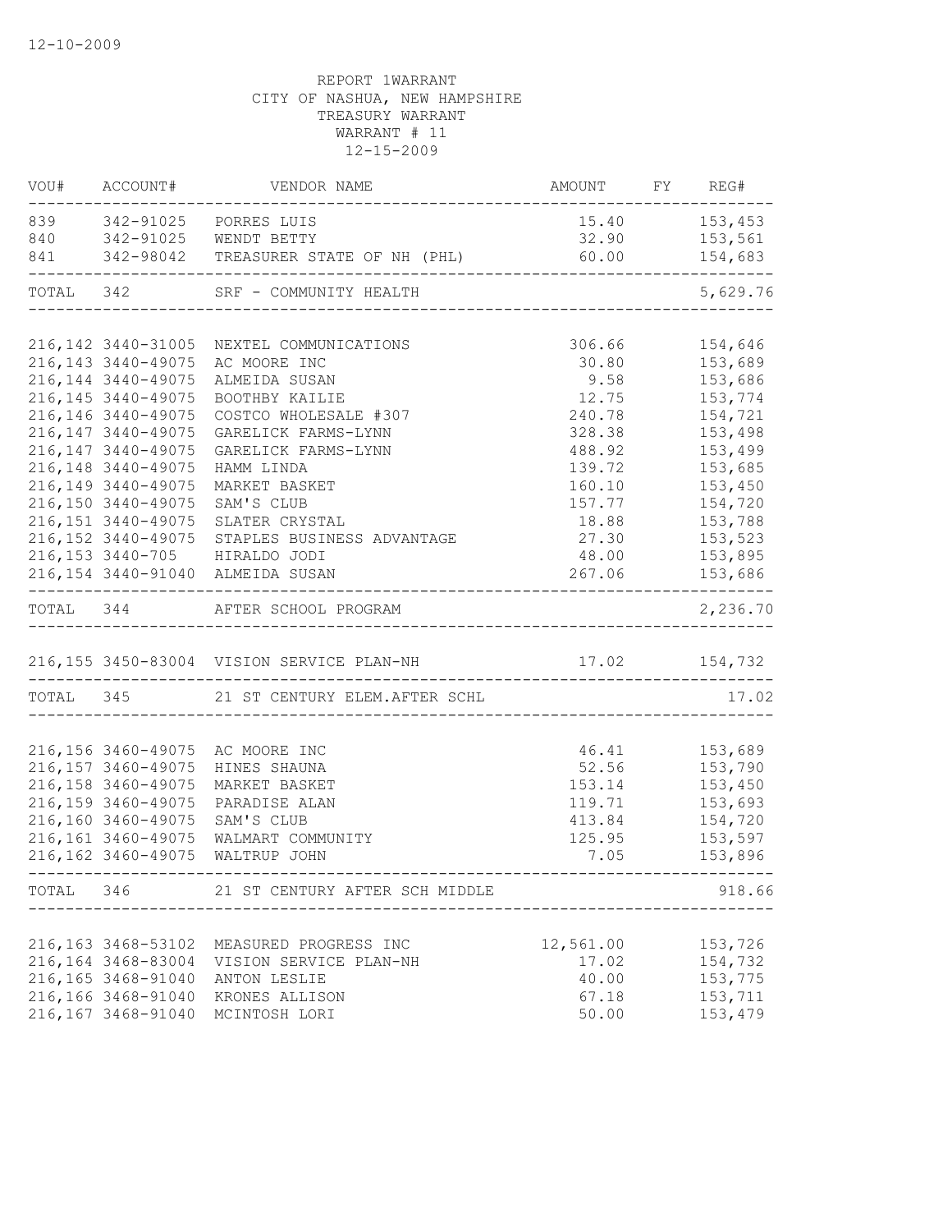12-10-2009

REPORT 1WARRANT
CITY OF NASHUA, NEW HAMPSHIRE
TREASURY WARRANT
WARRANT # 11
12-15-2009

| VOU# | ACCOUNT# | VENDOR NAME | AMOUNT | FY | REG# |
|---|---|---|---|---|---|
| 839 | 342-91025 | PORRES LUIS | 15.40 | | 153,453 |
| 840 | 342-91025 | WENDT BETTY | 32.90 | | 153,561 |
| 841 | 342-98042 | TREASURER STATE OF NH (PHL) | 60.00 | | 154,683 |
| TOTAL | 342 | SRF - COMMUNITY HEALTH | | | 5,629.76 |
| 216,142 | 3440-31005 | NEXTEL COMMUNICATIONS | 306.66 | | 154,646 |
| 216,143 | 3440-49075 | AC MOORE INC | 30.80 | | 153,689 |
| 216,144 | 3440-49075 | ALMEIDA SUSAN | 9.58 | | 153,686 |
| 216,145 | 3440-49075 | BOOTHBY KAILIE | 12.75 | | 153,774 |
| 216,146 | 3440-49075 | COSTCO WHOLESALE #307 | 240.78 | | 154,721 |
| 216,147 | 3440-49075 | GARELICK FARMS-LYNN | 328.38 | | 153,498 |
| 216,147 | 3440-49075 | GARELICK FARMS-LYNN | 488.92 | | 153,499 |
| 216,148 | 3440-49075 | HAMM LINDA | 139.72 | | 153,685 |
| 216,149 | 3440-49075 | MARKET BASKET | 160.10 | | 153,450 |
| 216,150 | 3440-49075 | SAM'S CLUB | 157.77 | | 154,720 |
| 216,151 | 3440-49075 | SLATER CRYSTAL | 18.88 | | 153,788 |
| 216,152 | 3440-49075 | STAPLES BUSINESS ADVANTAGE | 27.30 | | 153,523 |
| 216,153 | 3440-705 | HIRALDO JODI | 48.00 | | 153,895 |
| 216,154 | 3440-91040 | ALMEIDA SUSAN | 267.06 | | 153,686 |
| TOTAL | 344 | AFTER SCHOOL PROGRAM | | | 2,236.70 |
| 216,155 | 3450-83004 | VISION SERVICE PLAN-NH | 17.02 | | 154,732 |
| TOTAL | 345 | 21 ST CENTURY ELEM.AFTER SCHL | | | 17.02 |
| 216,156 | 3460-49075 | AC MOORE INC | 46.41 | | 153,689 |
| 216,157 | 3460-49075 | HINES SHAUNA | 52.56 | | 153,790 |
| 216,158 | 3460-49075 | MARKET BASKET | 153.14 | | 153,450 |
| 216,159 | 3460-49075 | PARADISE ALAN | 119.71 | | 153,693 |
| 216,160 | 3460-49075 | SAM'S CLUB | 413.84 | | 154,720 |
| 216,161 | 3460-49075 | WALMART COMMUNITY | 125.95 | | 153,597 |
| 216,162 | 3460-49075 | WALTRUP JOHN | 7.05 | | 153,896 |
| TOTAL | 346 | 21 ST CENTURY AFTER SCH MIDDLE | | | 918.66 |
| 216,163 | 3468-53102 | MEASURED PROGRESS INC | 12,561.00 | | 153,726 |
| 216,164 | 3468-83004 | VISION SERVICE PLAN-NH | 17.02 | | 154,732 |
| 216,165 | 3468-91040 | ANTON LESLIE | 40.00 | | 153,775 |
| 216,166 | 3468-91040 | KRONES ALLISON | 67.18 | | 153,711 |
| 216,167 | 3468-91040 | MCINTOSH LORI | 50.00 | | 153,479 |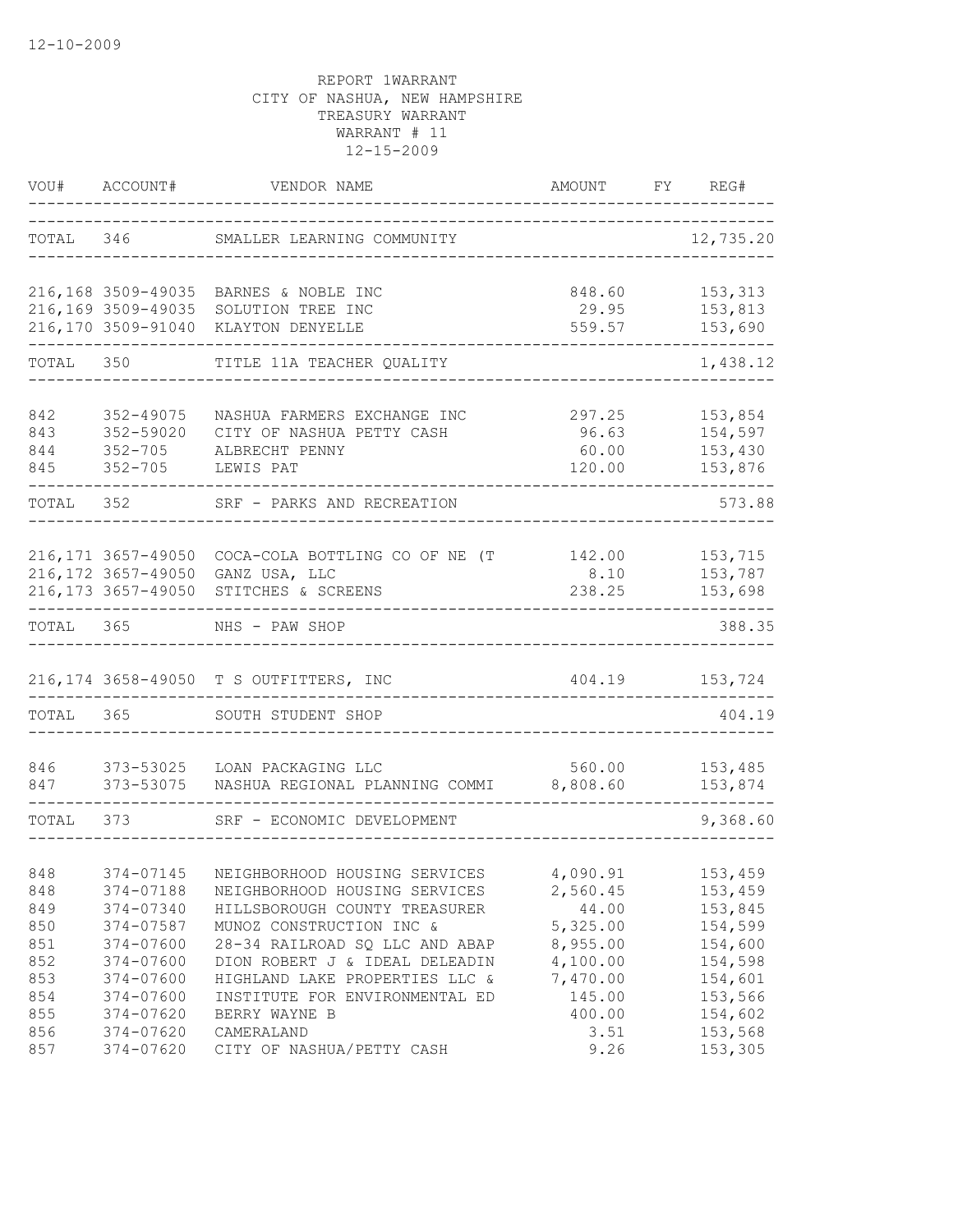12-10-2009

REPORT 1WARRANT
CITY OF NASHUA, NEW HAMPSHIRE
TREASURY WARRANT
WARRANT # 11
12-15-2009

| VOU# | ACCOUNT# | VENDOR NAME | AMOUNT | FY | REG# |
|---|---|---|---|---|---|
| TOTAL | 346 | SMALLER LEARNING COMMUNITY | | | 12,735.20 |
| 216,168 | 3509-49035 | BARNES & NOBLE INC | 848.60 | | 153,313 |
| 216,169 | 3509-49035 | SOLUTION TREE INC | 29.95 | | 153,813 |
| 216,170 | 3509-91040 | KLAYTON DENYELLE | 559.57 | | 153,690 |
| TOTAL | 350 | TITLE 11A TEACHER QUALITY | | | 1,438.12 |
| 842 | 352-49075 | NASHUA FARMERS EXCHANGE INC | 297.25 | | 153,854 |
| 843 | 352-59020 | CITY OF NASHUA PETTY CASH | 96.63 | | 154,597 |
| 844 | 352-705 | ALBRECHT PENNY | 60.00 | | 153,430 |
| 845 | 352-705 | LEWIS PAT | 120.00 | | 153,876 |
| TOTAL | 352 | SRF - PARKS AND RECREATION | | | 573.88 |
| 216,171 | 3657-49050 | COCA-COLA BOTTLING CO OF NE (T | 142.00 | | 153,715 |
| 216,172 | 3657-49050 | GANZ USA, LLC | 8.10 | | 153,787 |
| 216,173 | 3657-49050 | STITCHES & SCREENS | 238.25 | | 153,698 |
| TOTAL | 365 | NHS - PAW SHOP | | | 388.35 |
| 216,174 | 3658-49050 | T S OUTFITTERS, INC | 404.19 | | 153,724 |
| TOTAL | 365 | SOUTH STUDENT SHOP | | | 404.19 |
| 846 | 373-53025 | LOAN PACKAGING LLC | 560.00 | | 153,485 |
| 847 | 373-53075 | NASHUA REGIONAL PLANNING COMMI | 8,808.60 | | 153,874 |
| TOTAL | 373 | SRF - ECONOMIC DEVELOPMENT | | | 9,368.60 |
| 848 | 374-07145 | NEIGHBORHOOD HOUSING SERVICES | 4,090.91 | | 153,459 |
| 848 | 374-07188 | NEIGHBORHOOD HOUSING SERVICES | 2,560.45 | | 153,459 |
| 849 | 374-07340 | HILLSBOROUGH COUNTY TREASURER | 44.00 | | 153,845 |
| 850 | 374-07587 | MUNOZ CONSTRUCTION INC & | 5,325.00 | | 154,599 |
| 851 | 374-07600 | 28-34 RAILROAD SQ LLC AND ABAP | 8,955.00 | | 154,600 |
| 852 | 374-07600 | DION ROBERT J & IDEAL DELEADIN | 4,100.00 | | 154,598 |
| 853 | 374-07600 | HIGHLAND LAKE PROPERTIES LLC & | 7,470.00 | | 154,601 |
| 854 | 374-07600 | INSTITUTE FOR ENVIRONMENTAL ED | 145.00 | | 153,566 |
| 855 | 374-07620 | BERRY WAYNE B | 400.00 | | 154,602 |
| 856 | 374-07620 | CAMERALAND | 3.51 | | 153,568 |
| 857 | 374-07620 | CITY OF NASHUA/PETTY CASH | 9.26 | | 153,305 |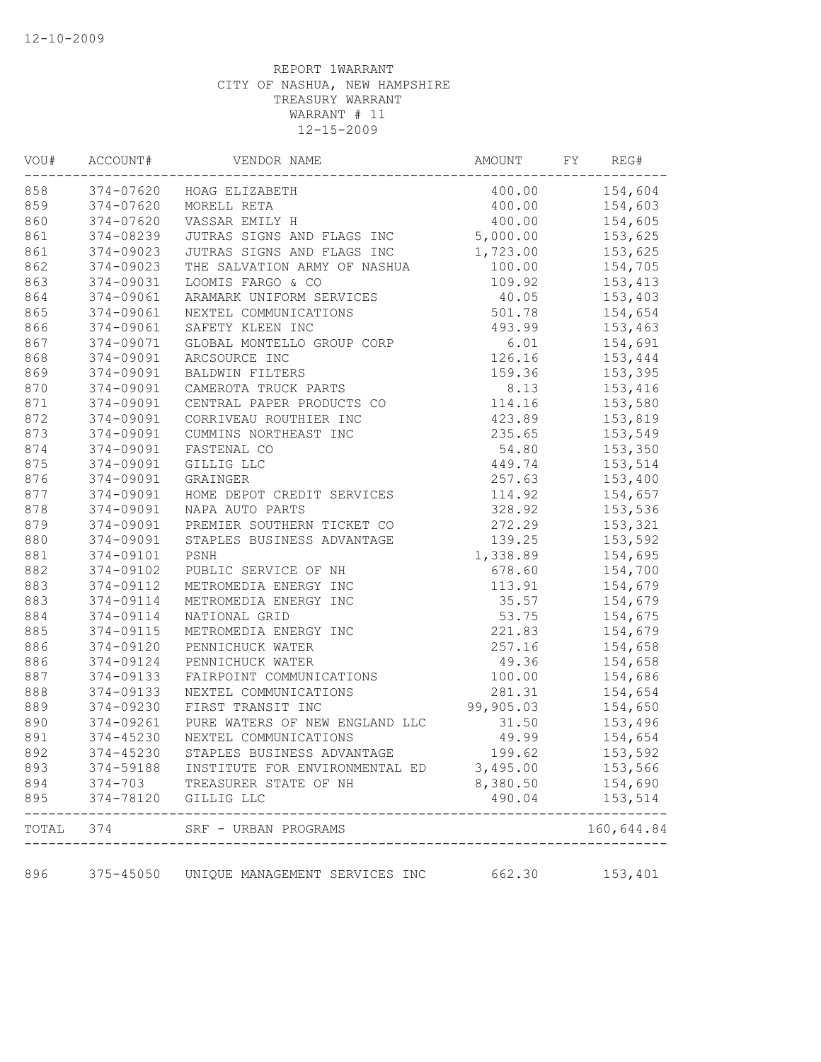12-10-2009

REPORT 1WARRANT
CITY OF NASHUA, NEW HAMPSHIRE
TREASURY WARRANT
WARRANT # 11
12-15-2009

| VOU# | ACCOUNT# | VENDOR NAME | AMOUNT | FY | REG# |
|---|---|---|---|---|---|
| 858 | 374-07620 | HOAG ELIZABETH | 400.00 | | 154,604 |
| 859 | 374-07620 | MORELL RETA | 400.00 | | 154,603 |
| 860 | 374-07620 | VASSAR EMILY H | 400.00 | | 154,605 |
| 861 | 374-08239 | JUTRAS SIGNS AND FLAGS INC | 5,000.00 | | 153,625 |
| 861 | 374-09023 | JUTRAS SIGNS AND FLAGS INC | 1,723.00 | | 153,625 |
| 862 | 374-09023 | THE SALVATION ARMY OF NASHUA | 100.00 | | 154,705 |
| 863 | 374-09031 | LOOMIS FARGO & CO | 109.92 | | 153,413 |
| 864 | 374-09061 | ARAMARK UNIFORM SERVICES | 40.05 | | 153,403 |
| 865 | 374-09061 | NEXTEL COMMUNICATIONS | 501.78 | | 154,654 |
| 866 | 374-09061 | SAFETY KLEEN INC | 493.99 | | 153,463 |
| 867 | 374-09071 | GLOBAL MONTELLO GROUP CORP | 6.01 | | 154,691 |
| 868 | 374-09091 | ARCSOURCE INC | 126.16 | | 153,444 |
| 869 | 374-09091 | BALDWIN FILTERS | 159.36 | | 153,395 |
| 870 | 374-09091 | CAMEROTA TRUCK PARTS | 8.13 | | 153,416 |
| 871 | 374-09091 | CENTRAL PAPER PRODUCTS CO | 114.16 | | 153,580 |
| 872 | 374-09091 | CORRIVEAU ROUTHIER INC | 423.89 | | 153,819 |
| 873 | 374-09091 | CUMMINS NORTHEAST INC | 235.65 | | 153,549 |
| 874 | 374-09091 | FASTENAL CO | 54.80 | | 153,350 |
| 875 | 374-09091 | GILLIG LLC | 449.74 | | 153,514 |
| 876 | 374-09091 | GRAINGER | 257.63 | | 153,400 |
| 877 | 374-09091 | HOME DEPOT CREDIT SERVICES | 114.92 | | 154,657 |
| 878 | 374-09091 | NAPA AUTO PARTS | 328.92 | | 153,536 |
| 879 | 374-09091 | PREMIER SOUTHERN TICKET CO | 272.29 | | 153,321 |
| 880 | 374-09091 | STAPLES BUSINESS ADVANTAGE | 139.25 | | 153,592 |
| 881 | 374-09101 | PSNH | 1,338.89 | | 154,695 |
| 882 | 374-09102 | PUBLIC SERVICE OF NH | 678.60 | | 154,700 |
| 883 | 374-09112 | METROMEDIA ENERGY INC | 113.91 | | 154,679 |
| 883 | 374-09114 | METROMEDIA ENERGY INC | 35.57 | | 154,679 |
| 884 | 374-09114 | NATIONAL GRID | 53.75 | | 154,675 |
| 885 | 374-09115 | METROMEDIA ENERGY INC | 221.83 | | 154,679 |
| 886 | 374-09120 | PENNICHUCK WATER | 257.16 | | 154,658 |
| 886 | 374-09124 | PENNICHUCK WATER | 49.36 | | 154,658 |
| 887 | 374-09133 | FAIRPOINT COMMUNICATIONS | 100.00 | | 154,686 |
| 888 | 374-09133 | NEXTEL COMMUNICATIONS | 281.31 | | 154,654 |
| 889 | 374-09230 | FIRST TRANSIT INC | 99,905.03 | | 154,650 |
| 890 | 374-09261 | PURE WATERS OF NEW ENGLAND LLC | 31.50 | | 153,496 |
| 891 | 374-45230 | NEXTEL COMMUNICATIONS | 49.99 | | 154,654 |
| 892 | 374-45230 | STAPLES BUSINESS ADVANTAGE | 199.62 | | 153,592 |
| 893 | 374-59188 | INSTITUTE FOR ENVIRONMENTAL ED | 3,495.00 | | 153,566 |
| 894 | 374-703 | TREASURER STATE OF NH | 8,380.50 | | 154,690 |
| 895 | 374-78120 | GILLIG LLC | 490.04 | | 153,514 |
| TOTAL | 374 | SRF - URBAN PROGRAMS | | | 160,644.84 |
| 896 | 375-45050 | UNIQUE MANAGEMENT SERVICES INC | 662.30 | | 153,401 |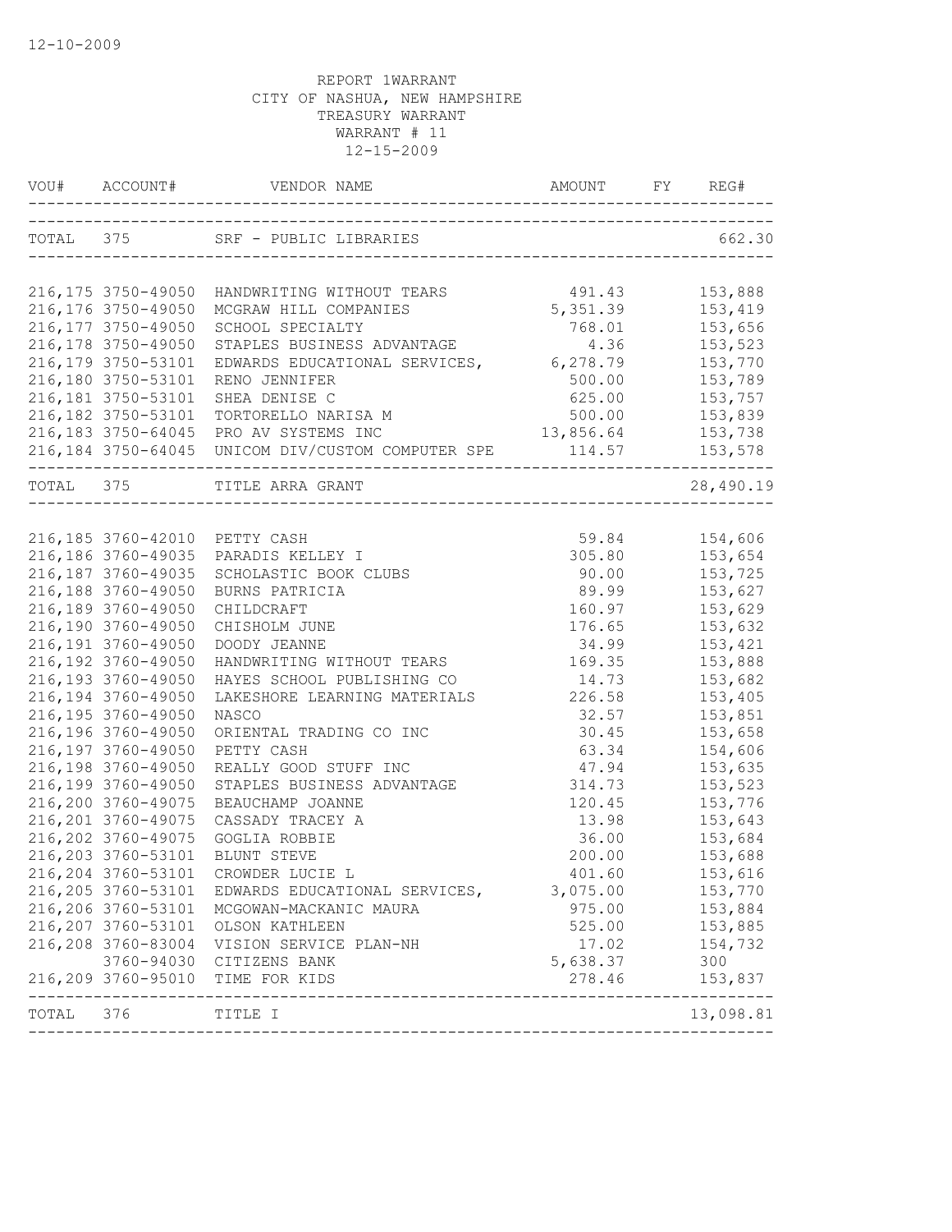12-10-2009

REPORT 1WARRANT
CITY OF NASHUA, NEW HAMPSHIRE
TREASURY WARRANT
WARRANT # 11
12-15-2009

| VOU# | ACCOUNT# | VENDOR NAME | AMOUNT | FY | REG# |
|---|---|---|---|---|---|
| TOTAL | 375 | SRF - PUBLIC LIBRARIES | | | 662.30 |
| 216,175 | 3750-49050 | HANDWRITING WITHOUT TEARS | 491.43 | | 153,888 |
| 216,176 | 3750-49050 | MCGRAW HILL COMPANIES | 5,351.39 | | 153,419 |
| 216,177 | 3750-49050 | SCHOOL SPECIALTY | 768.01 | | 153,656 |
| 216,178 | 3750-49050 | STAPLES BUSINESS ADVANTAGE | 4.36 | | 153,523 |
| 216,179 | 3750-53101 | EDWARDS EDUCATIONAL SERVICES, | 6,278.79 | | 153,770 |
| 216,180 | 3750-53101 | RENO JENNIFER | 500.00 | | 153,789 |
| 216,181 | 3750-53101 | SHEA DENISE C | 625.00 | | 153,757 |
| 216,182 | 3750-53101 | TORTORELLO NARISA M | 500.00 | | 153,839 |
| 216,183 | 3750-64045 | PRO AV SYSTEMS INC | 13,856.64 | | 153,738 |
| 216,184 | 3750-64045 | UNICOM DIV/CUSTOM COMPUTER SPE | 114.57 | | 153,578 |
| TOTAL | 375 | TITLE ARRA GRANT | | | 28,490.19 |
| 216,185 | 3760-42010 | PETTY CASH | 59.84 | | 154,606 |
| 216,186 | 3760-49035 | PARADIS KELLEY I | 305.80 | | 153,654 |
| 216,187 | 3760-49035 | SCHOLASTIC BOOK CLUBS | 90.00 | | 153,725 |
| 216,188 | 3760-49050 | BURNS PATRICIA | 89.99 | | 153,627 |
| 216,189 | 3760-49050 | CHILDCRAFT | 160.97 | | 153,629 |
| 216,190 | 3760-49050 | CHISHOLM JUNE | 176.65 | | 153,632 |
| 216,191 | 3760-49050 | DOODY JEANNE | 34.99 | | 153,421 |
| 216,192 | 3760-49050 | HANDWRITING WITHOUT TEARS | 169.35 | | 153,888 |
| 216,193 | 3760-49050 | HAYES SCHOOL PUBLISHING CO | 14.73 | | 153,682 |
| 216,194 | 3760-49050 | LAKESHORE LEARNING MATERIALS | 226.58 | | 153,405 |
| 216,195 | 3760-49050 | NASCO | 32.57 | | 153,851 |
| 216,196 | 3760-49050 | ORIENTAL TRADING CO INC | 30.45 | | 153,658 |
| 216,197 | 3760-49050 | PETTY CASH | 63.34 | | 154,606 |
| 216,198 | 3760-49050 | REALLY GOOD STUFF INC | 47.94 | | 153,635 |
| 216,199 | 3760-49050 | STAPLES BUSINESS ADVANTAGE | 314.73 | | 153,523 |
| 216,200 | 3760-49075 | BEAUCHAMP JOANNE | 120.45 | | 153,776 |
| 216,201 | 3760-49075 | CASSADY TRACEY A | 13.98 | | 153,643 |
| 216,202 | 3760-49075 | GOGLIA ROBBIE | 36.00 | | 153,684 |
| 216,203 | 3760-53101 | BLUNT STEVE | 200.00 | | 153,688 |
| 216,204 | 3760-53101 | CROWDER LUCIE L | 401.60 | | 153,616 |
| 216,205 | 3760-53101 | EDWARDS EDUCATIONAL SERVICES, | 3,075.00 | | 153,770 |
| 216,206 | 3760-53101 | MCGOWAN-MACKANIC MAURA | 975.00 | | 153,884 |
| 216,207 | 3760-53101 | OLSON KATHLEEN | 525.00 | | 153,885 |
| 216,208 | 3760-83004 | VISION SERVICE PLAN-NH | 17.02 | | 154,732 |
| | 3760-94030 | CITIZENS BANK | 5,638.37 | | 300 |
| 216,209 | 3760-95010 | TIME FOR KIDS | 278.46 | | 153,837 |
| TOTAL | 376 | TITLE I | | | 13,098.81 |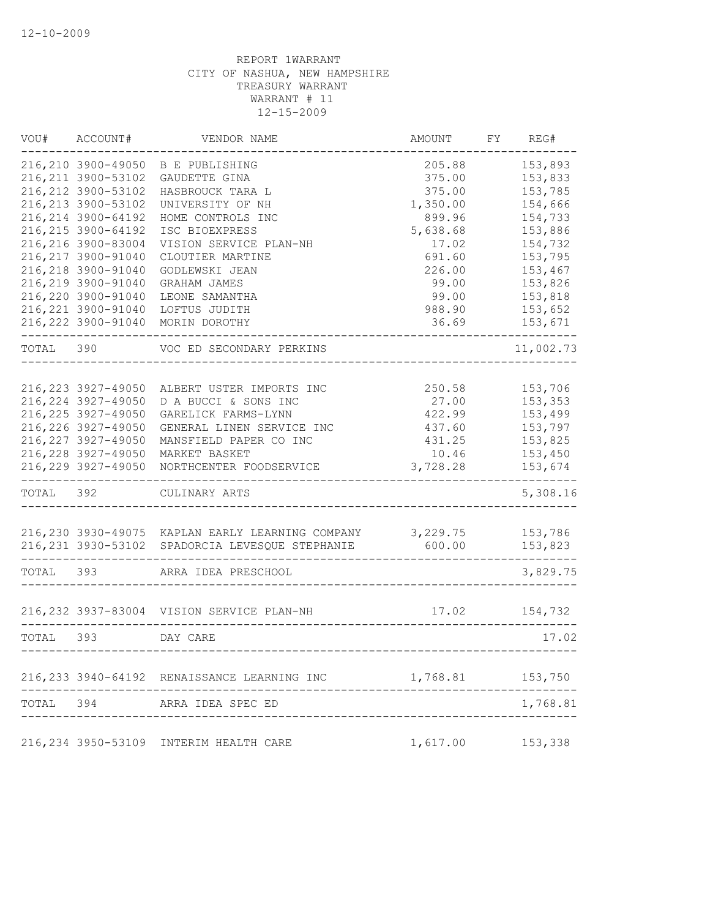12-10-2009

REPORT 1WARRANT
CITY OF NASHUA, NEW HAMPSHIRE
TREASURY WARRANT
WARRANT # 11
12-15-2009

| VOU# | ACCOUNT# | VENDOR NAME | AMOUNT | FY | REG# |
|---|---|---|---|---|---|
| 216,210 | 3900-49050 | B E PUBLISHING | 205.88 | | 153,893 |
| 216,211 | 3900-53102 | GAUDETTE GINA | 375.00 | | 153,833 |
| 216,212 | 3900-53102 | HASBROUCK TARA L | 375.00 | | 153,785 |
| 216,213 | 3900-53102 | UNIVERSITY OF NH | 1,350.00 | | 154,666 |
| 216,214 | 3900-64192 | HOME CONTROLS INC | 899.96 | | 154,733 |
| 216,215 | 3900-64192 | ISC BIOEXPRESS | 5,638.68 | | 153,886 |
| 216,216 | 3900-83004 | VISION SERVICE PLAN-NH | 17.02 | | 154,732 |
| 216,217 | 3900-91040 | CLOUTIER MARTINE | 691.60 | | 153,795 |
| 216,218 | 3900-91040 | GODLEWSKI JEAN | 226.00 | | 153,467 |
| 216,219 | 3900-91040 | GRAHAM JAMES | 99.00 | | 153,826 |
| 216,220 | 3900-91040 | LEONE SAMANTHA | 99.00 | | 153,818 |
| 216,221 | 3900-91040 | LOFTUS JUDITH | 988.90 | | 153,652 |
| 216,222 | 3900-91040 | MORIN DOROTHY | 36.69 | | 153,671 |
| TOTAL | 390 | VOC ED SECONDARY PERKINS | | | 11,002.73 |
| 216,223 | 3927-49050 | ALBERT USTER IMPORTS INC | 250.58 | | 153,706 |
| 216,224 | 3927-49050 | D A BUCCI & SONS INC | 27.00 | | 153,353 |
| 216,225 | 3927-49050 | GARELICK FARMS-LYNN | 422.99 | | 153,499 |
| 216,226 | 3927-49050 | GENERAL LINEN SERVICE INC | 437.60 | | 153,797 |
| 216,227 | 3927-49050 | MANSFIELD PAPER CO INC | 431.25 | | 153,825 |
| 216,228 | 3927-49050 | MARKET BASKET | 10.46 | | 153,450 |
| 216,229 | 3927-49050 | NORTHCENTER FOODSERVICE | 3,728.28 | | 153,674 |
| TOTAL | 392 | CULINARY ARTS | | | 5,308.16 |
| 216,230 | 3930-49075 | KAPLAN EARLY LEARNING COMPANY | 3,229.75 | | 153,786 |
| 216,231 | 3930-53102 | SPADORCIA LEVESQUE STEPHANIE | 600.00 | | 153,823 |
| TOTAL | 393 | ARRA IDEA PRESCHOOL | | | 3,829.75 |
| 216,232 | 3937-83004 | VISION SERVICE PLAN-NH | 17.02 | | 154,732 |
| TOTAL | 393 | DAY CARE | | | 17.02 |
| 216,233 | 3940-64192 | RENAISSANCE LEARNING INC | 1,768.81 | | 153,750 |
| TOTAL | 394 | ARRA IDEA SPEC ED | | | 1,768.81 |
| 216,234 | 3950-53109 | INTERIM HEALTH CARE | 1,617.00 | | 153,338 |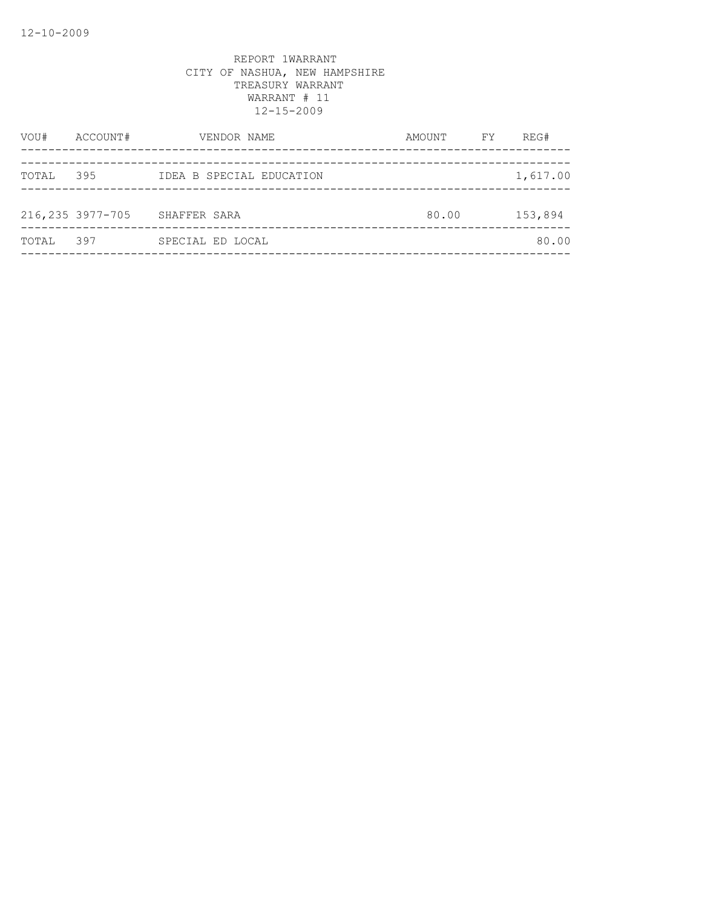12-10-2009

REPORT 1WARRANT
CITY OF NASHUA, NEW HAMPSHIRE
TREASURY WARRANT
WARRANT # 11
12-15-2009

| VOU# | ACCOUNT# | VENDOR NAME | AMOUNT | FY | REG# |
|---|---|---|---|---|---|
| TOTAL | 395 | IDEA B SPECIAL EDUCATION | | | 1,617.00 |
| 216,235 | 3977-705 | SHAFFER SARA | 80.00 | | 153,894 |
| TOTAL | 397 | SPECIAL ED LOCAL | | | 80.00 |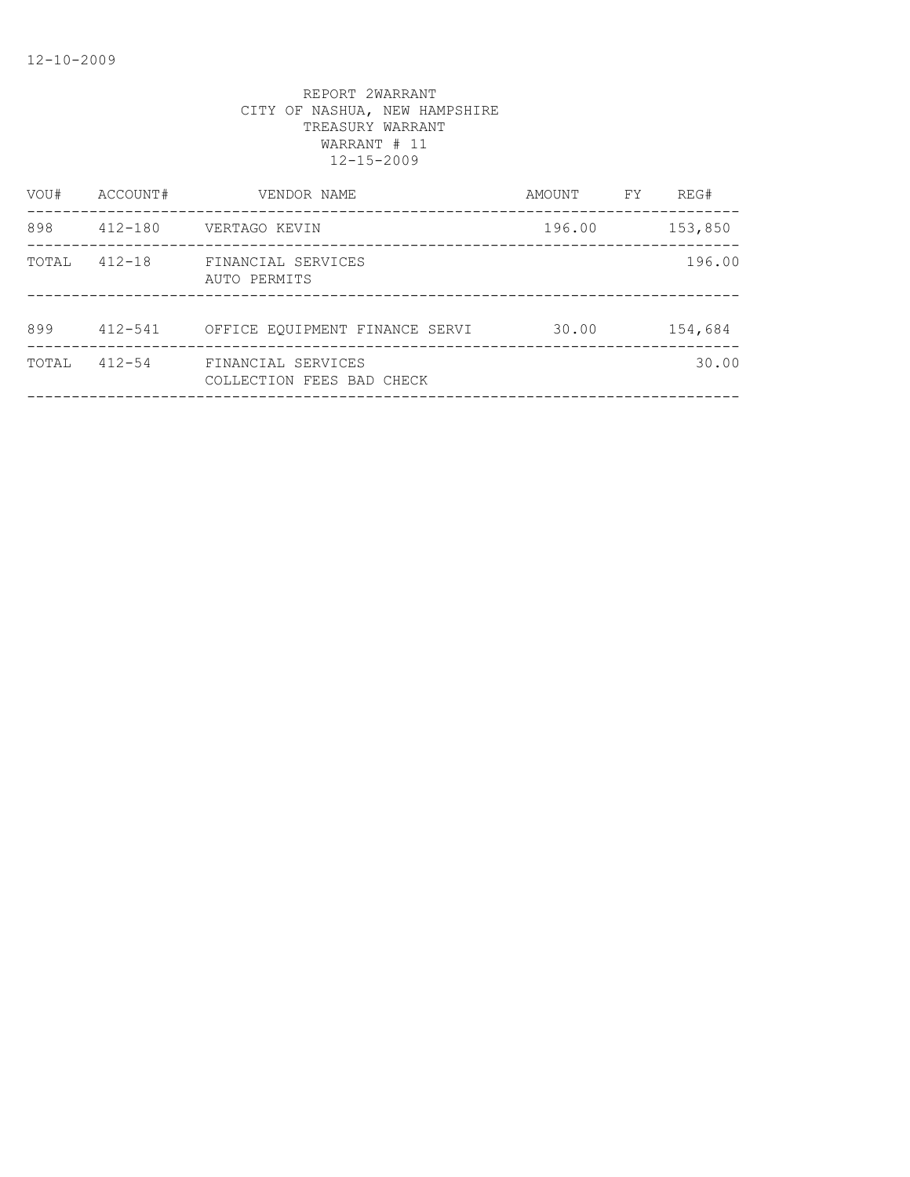12-10-2009

REPORT 2WARRANT
CITY OF NASHUA, NEW HAMPSHIRE
TREASURY WARRANT
WARRANT # 11
12-15-2009

| VOU# | ACCOUNT# | VENDOR NAME | AMOUNT | FY | REG# |
|---|---|---|---|---|---|
| 898 | 412-180 | VERTAGO KEVIN | 196.00 | | 153,850 |
| TOTAL | 412-18 | FINANCIAL SERVICES AUTO PERMITS | | | 196.00 |
| 899 | 412-541 | OFFICE EQUIPMENT FINANCE SERVI | 30.00 | | 154,684 |
| TOTAL | 412-54 | FINANCIAL SERVICES COLLECTION FEES BAD CHECK | | | 30.00 |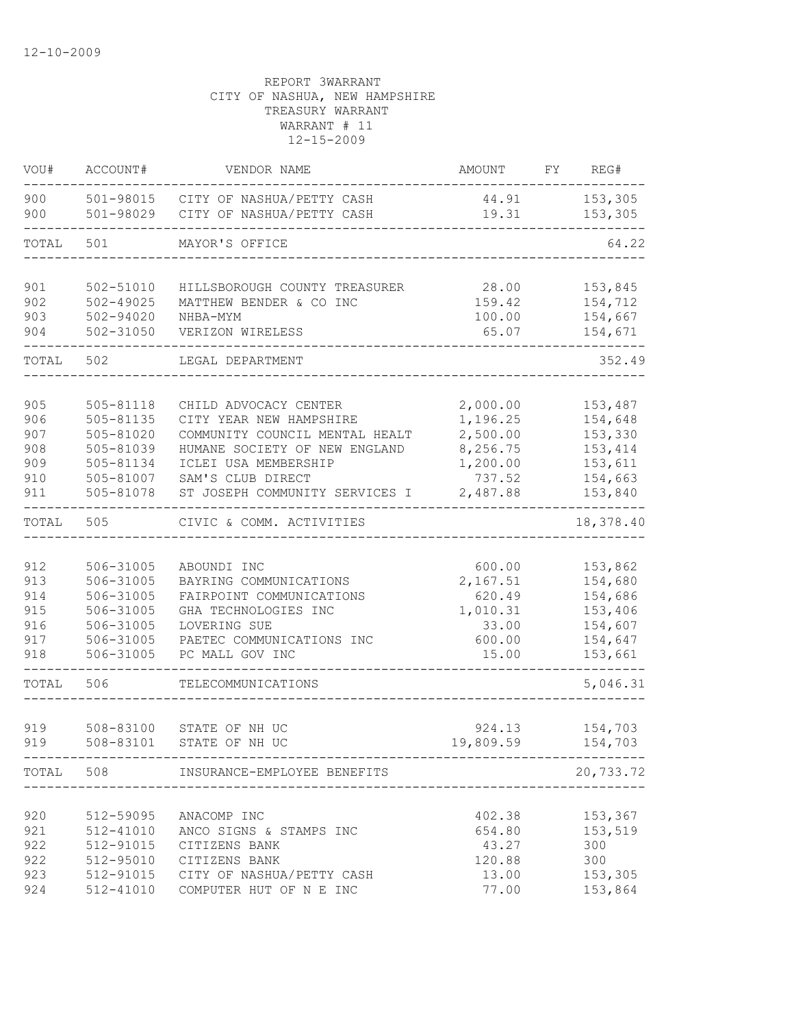12-10-2009

REPORT 3WARRANT
CITY OF NASHUA, NEW HAMPSHIRE
TREASURY WARRANT
WARRANT # 11
12-15-2009

| VOU# | ACCOUNT# | VENDOR NAME | AMOUNT | FY | REG# |
|---|---|---|---|---|---|
| 900 | 501-98015 | CITY OF NASHUA/PETTY CASH | 44.91 | | 153,305 |
| 900 | 501-98029 | CITY OF NASHUA/PETTY CASH | 19.31 | | 153,305 |
| TOTAL | 501 | MAYOR'S OFFICE | | | 64.22 |
| 901 | 502-51010 | HILLSBOROUGH COUNTY TREASURER | 28.00 | | 153,845 |
| 902 | 502-49025 | MATTHEW BENDER & CO INC | 159.42 | | 154,712 |
| 903 | 502-94020 | NHBA-MYM | 100.00 | | 154,667 |
| 904 | 502-31050 | VERIZON WIRELESS | 65.07 | | 154,671 |
| TOTAL | 502 | LEGAL DEPARTMENT | | | 352.49 |
| 905 | 505-81118 | CHILD ADVOCACY CENTER | 2,000.00 | | 153,487 |
| 906 | 505-81135 | CITY YEAR NEW HAMPSHIRE | 1,196.25 | | 154,648 |
| 907 | 505-81020 | COMMUNITY COUNCIL MENTAL HEALT | 2,500.00 | | 153,330 |
| 908 | 505-81039 | HUMANE SOCIETY OF NEW ENGLAND | 8,256.75 | | 153,414 |
| 909 | 505-81134 | ICLEI USA MEMBERSHIP | 1,200.00 | | 153,611 |
| 910 | 505-81007 | SAM'S CLUB DIRECT | 737.52 | | 154,663 |
| 911 | 505-81078 | ST JOSEPH COMMUNITY SERVICES I | 2,487.88 | | 153,840 |
| TOTAL | 505 | CIVIC & COMM. ACTIVITIES | | | 18,378.40 |
| 912 | 506-31005 | ABOUNDI INC | 600.00 | | 153,862 |
| 913 | 506-31005 | BAYRING COMMUNICATIONS | 2,167.51 | | 154,680 |
| 914 | 506-31005 | FAIRPOINT COMMUNICATIONS | 620.49 | | 154,686 |
| 915 | 506-31005 | GHA TECHNOLOGIES INC | 1,010.31 | | 153,406 |
| 916 | 506-31005 | LOVERING SUE | 33.00 | | 154,607 |
| 917 | 506-31005 | PAETEC COMMUNICATIONS INC | 600.00 | | 154,647 |
| 918 | 506-31005 | PC MALL GOV INC | 15.00 | | 153,661 |
| TOTAL | 506 | TELECOMMUNICATIONS | | | 5,046.31 |
| 919 | 508-83100 | STATE OF NH UC | 924.13 | | 154,703 |
| 919 | 508-83101 | STATE OF NH UC | 19,809.59 | | 154,703 |
| TOTAL | 508 | INSURANCE-EMPLOYEE BENEFITS | | | 20,733.72 |
| 920 | 512-59095 | ANACOMP INC | 402.38 | | 153,367 |
| 921 | 512-41010 | ANCO SIGNS & STAMPS INC | 654.80 | | 153,519 |
| 922 | 512-91015 | CITIZENS BANK | 43.27 | | 300 |
| 922 | 512-95010 | CITIZENS BANK | 120.88 | | 300 |
| 923 | 512-91015 | CITY OF NASHUA/PETTY CASH | 13.00 | | 153,305 |
| 924 | 512-41010 | COMPUTER HUT OF N E INC | 77.00 | | 153,864 |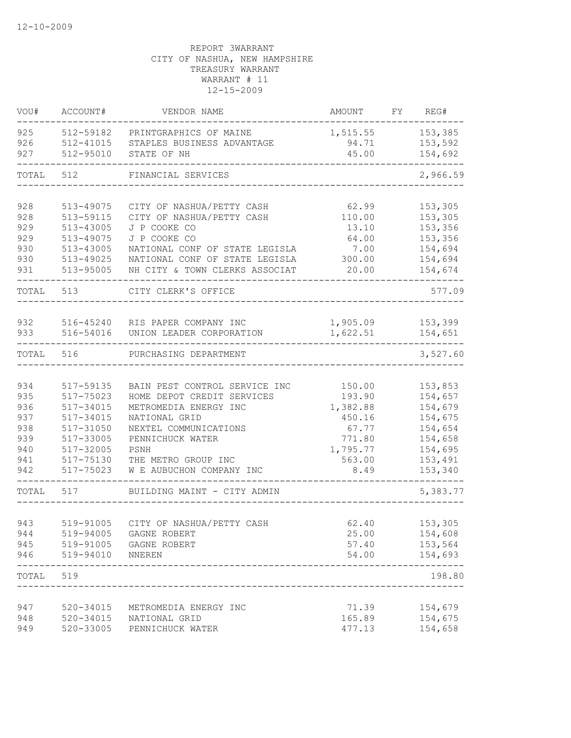12-10-2009

REPORT 3WARRANT
CITY OF NASHUA, NEW HAMPSHIRE
TREASURY WARRANT
WARRANT # 11
12-15-2009

| VOU# | ACCOUNT# | VENDOR NAME | AMOUNT | FY | REG# |
|---|---|---|---|---|---|
| 925 | 512-59182 | PRINTGRAPHICS OF MAINE | 1,515.55 | | 153,385 |
| 926 | 512-41015 | STAPLES BUSINESS ADVANTAGE | 94.71 | | 153,592 |
| 927 | 512-95010 | STATE OF NH | 45.00 | | 154,692 |
| TOTAL | 512 | FINANCIAL SERVICES | | | 2,966.59 |
| 928 | 513-49075 | CITY OF NASHUA/PETTY CASH | 62.99 | | 153,305 |
| 928 | 513-59115 | CITY OF NASHUA/PETTY CASH | 110.00 | | 153,305 |
| 929 | 513-43005 | J P COOKE CO | 13.10 | | 153,356 |
| 929 | 513-49075 | J P COOKE CO | 64.00 | | 153,356 |
| 930 | 513-43005 | NATIONAL CONF OF STATE LEGISLA | 7.00 | | 154,694 |
| 930 | 513-49025 | NATIONAL CONF OF STATE LEGISLA | 300.00 | | 154,694 |
| 931 | 513-95005 | NH CITY & TOWN CLERKS ASSOCIAT | 20.00 | | 154,674 |
| TOTAL | 513 | CITY CLERK'S OFFICE | | | 577.09 |
| 932 | 516-45240 | RIS PAPER COMPANY INC | 1,905.09 | | 153,399 |
| 933 | 516-54016 | UNION LEADER CORPORATION | 1,622.51 | | 154,651 |
| TOTAL | 516 | PURCHASING DEPARTMENT | | | 3,527.60 |
| 934 | 517-59135 | BAIN PEST CONTROL SERVICE INC | 150.00 | | 153,853 |
| 935 | 517-75023 | HOME DEPOT CREDIT SERVICES | 193.90 | | 154,657 |
| 936 | 517-34015 | METROMEDIA ENERGY INC | 1,382.88 | | 154,679 |
| 937 | 517-34015 | NATIONAL GRID | 450.16 | | 154,675 |
| 938 | 517-31050 | NEXTEL COMMUNICATIONS | 67.77 | | 154,654 |
| 939 | 517-33005 | PENNICHUCK WATER | 771.80 | | 154,658 |
| 940 | 517-32005 | PSNH | 1,795.77 | | 154,695 |
| 941 | 517-75130 | THE METRO GROUP INC | 563.00 | | 153,491 |
| 942 | 517-75023 | W E AUBUCHON COMPANY INC | 8.49 | | 153,340 |
| TOTAL | 517 | BUILDING MAINT - CITY ADMIN | | | 5,383.77 |
| 943 | 519-91005 | CITY OF NASHUA/PETTY CASH | 62.40 | | 153,305 |
| 944 | 519-94005 | GAGNE ROBERT | 25.00 | | 154,608 |
| 945 | 519-91005 | GAGNE ROBERT | 57.40 | | 153,564 |
| 946 | 519-94010 | NNEREN | 54.00 | | 154,693 |
| TOTAL | 519 | | | | 198.80 |
| 947 | 520-34015 | METROMEDIA ENERGY INC | 71.39 | | 154,679 |
| 948 | 520-34015 | NATIONAL GRID | 165.89 | | 154,675 |
| 949 | 520-33005 | PENNICHUCK WATER | 477.13 | | 154,658 |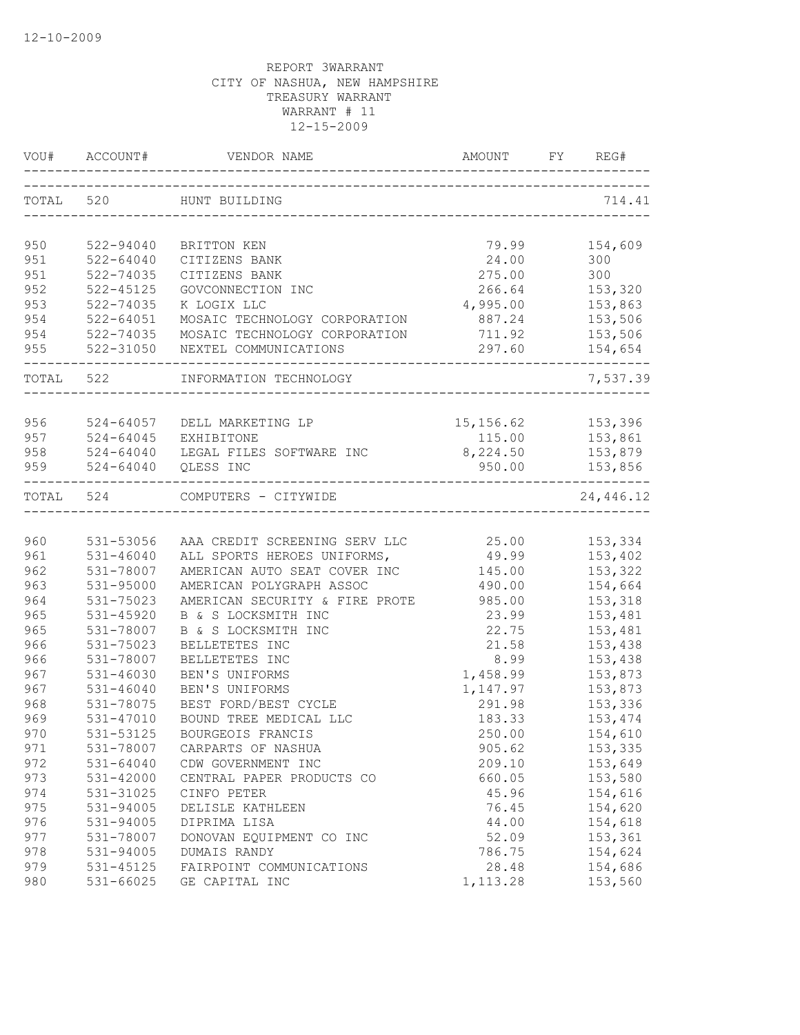12-10-2009

REPORT 3WARRANT
CITY OF NASHUA, NEW HAMPSHIRE
TREASURY WARRANT
WARRANT # 11
12-15-2009

| VOU# | ACCOUNT# | VENDOR NAME | AMOUNT | FY | REG# |
|---|---|---|---|---|---|
| TOTAL | 520 | HUNT BUILDING | | | 714.41 |
| 950 | 522-94040 | BRITTON KEN | 79.99 | | 154,609 |
| 951 | 522-64040 | CITIZENS BANK | 24.00 | | 300 |
| 951 | 522-74035 | CITIZENS BANK | 275.00 | | 300 |
| 952 | 522-45125 | GOVCONNECTION INC | 266.64 | | 153,320 |
| 953 | 522-74035 | K LOGIX LLC | 4,995.00 | | 153,863 |
| 954 | 522-64051 | MOSAIC TECHNOLOGY CORPORATION | 887.24 | | 153,506 |
| 954 | 522-74035 | MOSAIC TECHNOLOGY CORPORATION | 711.92 | | 153,506 |
| 955 | 522-31050 | NEXTEL COMMUNICATIONS | 297.60 | | 154,654 |
| TOTAL | 522 | INFORMATION TECHNOLOGY | | | 7,537.39 |
| 956 | 524-64057 | DELL MARKETING LP | 15,156.62 | | 153,396 |
| 957 | 524-64045 | EXHIBITONE | 115.00 | | 153,861 |
| 958 | 524-64040 | LEGAL FILES SOFTWARE INC | 8,224.50 | | 153,879 |
| 959 | 524-64040 | QLESS INC | 950.00 | | 153,856 |
| TOTAL | 524 | COMPUTERS - CITYWIDE | | | 24,446.12 |
| 960 | 531-53056 | AAA CREDIT SCREENING SERV LLC | 25.00 | | 153,334 |
| 961 | 531-46040 | ALL SPORTS HEROES UNIFORMS, | 49.99 | | 153,402 |
| 962 | 531-78007 | AMERICAN AUTO SEAT COVER INC | 145.00 | | 153,322 |
| 963 | 531-95000 | AMERICAN POLYGRAPH ASSOC | 490.00 | | 154,664 |
| 964 | 531-75023 | AMERICAN SECURITY & FIRE PROTE | 985.00 | | 153,318 |
| 965 | 531-45920 | B & S LOCKSMITH INC | 23.99 | | 153,481 |
| 965 | 531-78007 | B & S LOCKSMITH INC | 22.75 | | 153,481 |
| 966 | 531-75023 | BELLETETES INC | 21.58 | | 153,438 |
| 966 | 531-78007 | BELLETETES INC | 8.99 | | 153,438 |
| 967 | 531-46030 | BEN'S UNIFORMS | 1,458.99 | | 153,873 |
| 967 | 531-46040 | BEN'S UNIFORMS | 1,147.97 | | 153,873 |
| 968 | 531-78075 | BEST FORD/BEST CYCLE | 291.98 | | 153,336 |
| 969 | 531-47010 | BOUND TREE MEDICAL LLC | 183.33 | | 153,474 |
| 970 | 531-53125 | BOURGEOIS FRANCIS | 250.00 | | 154,610 |
| 971 | 531-78007 | CARPARTS OF NASHUA | 905.62 | | 153,335 |
| 972 | 531-64040 | CDW GOVERNMENT INC | 209.10 | | 153,649 |
| 973 | 531-42000 | CENTRAL PAPER PRODUCTS CO | 660.05 | | 153,580 |
| 974 | 531-31025 | CINFO PETER | 45.96 | | 154,616 |
| 975 | 531-94005 | DELISLE KATHLEEN | 76.45 | | 154,620 |
| 976 | 531-94005 | DIPRIMA LISA | 44.00 | | 154,618 |
| 977 | 531-78007 | DONOVAN EQUIPMENT CO INC | 52.09 | | 153,361 |
| 978 | 531-94005 | DUMAIS RANDY | 786.75 | | 154,624 |
| 979 | 531-45125 | FAIRPOINT COMMUNICATIONS | 28.48 | | 154,686 |
| 980 | 531-66025 | GE CAPITAL INC | 1,113.28 | | 153,560 |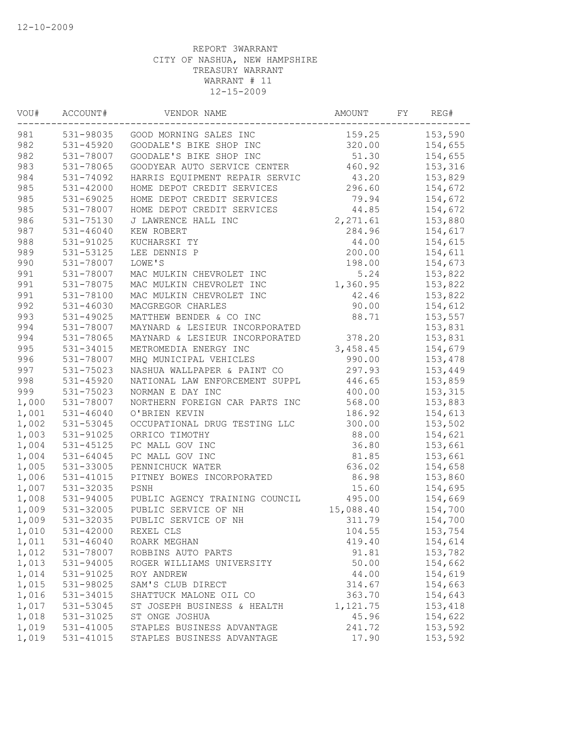12-10-2009

REPORT 3WARRANT
CITY OF NASHUA, NEW HAMPSHIRE
TREASURY WARRANT
WARRANT # 11
12-15-2009

| VOU# | ACCOUNT# | VENDOR NAME | AMOUNT | FY | REG# |
|---|---|---|---|---|---|
| 981 | 531-98035 | GOOD MORNING SALES INC | 159.25 | | 153,590 |
| 982 | 531-45920 | GOODALE'S BIKE SHOP INC | 320.00 | | 154,655 |
| 982 | 531-78007 | GOODALE'S BIKE SHOP INC | 51.30 | | 154,655 |
| 983 | 531-78065 | GOODYEAR AUTO SERVICE CENTER | 460.92 | | 153,316 |
| 984 | 531-74092 | HARRIS EQUIPMENT REPAIR SERVIC | 43.20 | | 153,829 |
| 985 | 531-42000 | HOME DEPOT CREDIT SERVICES | 296.60 | | 154,672 |
| 985 | 531-69025 | HOME DEPOT CREDIT SERVICES | 79.94 | | 154,672 |
| 985 | 531-78007 | HOME DEPOT CREDIT SERVICES | 44.85 | | 154,672 |
| 986 | 531-75130 | J LAWRENCE HALL INC | 2,271.61 | | 153,880 |
| 987 | 531-46040 | KEW ROBERT | 284.96 | | 154,617 |
| 988 | 531-91025 | KUCHARSKI TY | 44.00 | | 154,615 |
| 989 | 531-53125 | LEE DENNIS P | 200.00 | | 154,611 |
| 990 | 531-78007 | LOWE'S | 198.00 | | 154,673 |
| 991 | 531-78007 | MAC MULKIN CHEVROLET INC | 5.24 | | 153,822 |
| 991 | 531-78075 | MAC MULKIN CHEVROLET INC | 1,360.95 | | 153,822 |
| 991 | 531-78100 | MAC MULKIN CHEVROLET INC | 42.46 | | 153,822 |
| 992 | 531-46030 | MACGREGOR CHARLES | 90.00 | | 154,612 |
| 993 | 531-49025 | MATTHEW BENDER & CO INC | 88.71 | | 153,557 |
| 994 | 531-78007 | MAYNARD & LESIEUR INCORPORATED | | | 153,831 |
| 994 | 531-78065 | MAYNARD & LESIEUR INCORPORATED | 378.20 | | 153,831 |
| 995 | 531-34015 | METROMEDIA ENERGY INC | 3,458.45 | | 154,679 |
| 996 | 531-78007 | MHQ MUNICIPAL VEHICLES | 990.00 | | 153,478 |
| 997 | 531-75023 | NASHUA WALLPAPER & PAINT CO | 297.93 | | 153,449 |
| 998 | 531-45920 | NATIONAL LAW ENFORCEMENT SUPPL | 446.65 | | 153,859 |
| 999 | 531-75023 | NORMAN E DAY INC | 400.00 | | 153,315 |
| 1,000 | 531-78007 | NORTHERN FOREIGN CAR PARTS INC | 568.00 | | 153,883 |
| 1,001 | 531-46040 | O'BRIEN KEVIN | 186.92 | | 154,613 |
| 1,002 | 531-53045 | OCCUPATIONAL DRUG TESTING LLC | 300.00 | | 153,502 |
| 1,003 | 531-91025 | ORRICO TIMOTHY | 88.00 | | 154,621 |
| 1,004 | 531-45125 | PC MALL GOV INC | 36.80 | | 153,661 |
| 1,004 | 531-64045 | PC MALL GOV INC | 81.85 | | 153,661 |
| 1,005 | 531-33005 | PENNICHUCK WATER | 636.02 | | 154,658 |
| 1,006 | 531-41015 | PITNEY BOWES INCORPORATED | 86.98 | | 153,860 |
| 1,007 | 531-32035 | PSNH | 15.60 | | 154,695 |
| 1,008 | 531-94005 | PUBLIC AGENCY TRAINING COUNCIL | 495.00 | | 154,669 |
| 1,009 | 531-32005 | PUBLIC SERVICE OF NH | 15,088.40 | | 154,700 |
| 1,009 | 531-32035 | PUBLIC SERVICE OF NH | 311.79 | | 154,700 |
| 1,010 | 531-42000 | REXEL CLS | 104.55 | | 153,754 |
| 1,011 | 531-46040 | ROARK MEGHAN | 419.40 | | 154,614 |
| 1,012 | 531-78007 | ROBBINS AUTO PARTS | 91.81 | | 153,782 |
| 1,013 | 531-94005 | ROGER WILLIAMS UNIVERSITY | 50.00 | | 154,662 |
| 1,014 | 531-91025 | ROY ANDREW | 44.00 | | 154,619 |
| 1,015 | 531-98025 | SAM'S CLUB DIRECT | 314.67 | | 154,663 |
| 1,016 | 531-34015 | SHATTUCK MALONE OIL CO | 363.70 | | 154,643 |
| 1,017 | 531-53045 | ST JOSEPH BUSINESS & HEALTH | 1,121.75 | | 153,418 |
| 1,018 | 531-31025 | ST ONGE JOSHUA | 45.96 | | 154,622 |
| 1,019 | 531-41005 | STAPLES BUSINESS ADVANTAGE | 241.72 | | 153,592 |
| 1,019 | 531-41015 | STAPLES BUSINESS ADVANTAGE | 17.90 | | 153,592 |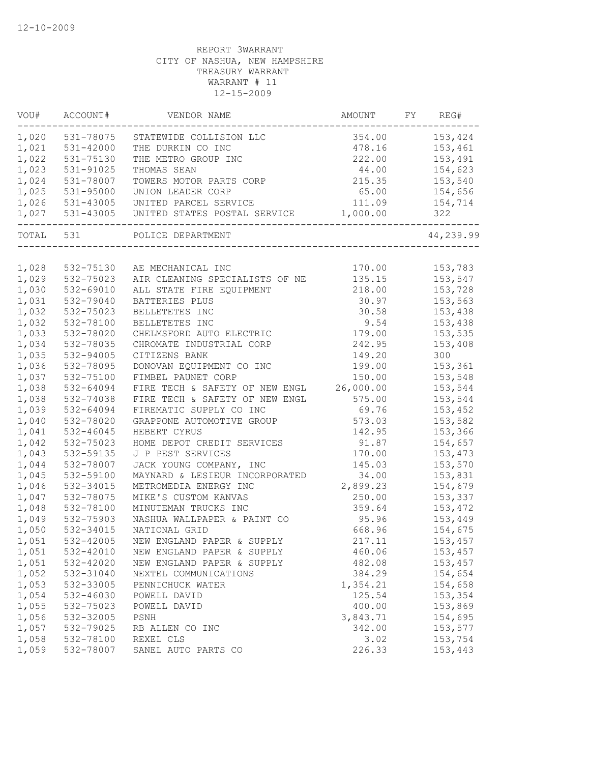12-10-2009

REPORT 3WARRANT
CITY OF NASHUA, NEW HAMPSHIRE
TREASURY WARRANT
WARRANT # 11
12-15-2009

| VOU# | ACCOUNT# | VENDOR NAME | AMOUNT | FY | REG# |
|---|---|---|---|---|---|
| 1,020 | 531-78075 | STATEWIDE COLLISION LLC | 354.00 | | 153,424 |
| 1,021 | 531-42000 | THE DURKIN CO INC | 478.16 | | 153,461 |
| 1,022 | 531-75130 | THE METRO GROUP INC | 222.00 | | 153,491 |
| 1,023 | 531-91025 | THOMAS SEAN | 44.00 | | 154,623 |
| 1,024 | 531-78007 | TOWERS MOTOR PARTS CORP | 215.35 | | 153,540 |
| 1,025 | 531-95000 | UNION LEADER CORP | 65.00 | | 154,656 |
| 1,026 | 531-43005 | UNITED PARCEL SERVICE | 111.09 | | 154,714 |
| 1,027 | 531-43005 | UNITED STATES POSTAL SERVICE | 1,000.00 | | 322 |
| TOTAL | 531 | POLICE DEPARTMENT | | | 44,239.99 |

| VOU# | ACCOUNT# | VENDOR NAME | AMOUNT | FY | REG# |
|---|---|---|---|---|---|
| 1,028 | 532-75130 | AE MECHANICAL INC | 170.00 | | 153,783 |
| 1,029 | 532-75023 | AIR CLEANING SPECIALISTS OF NE | 135.15 | | 153,547 |
| 1,030 | 532-69010 | ALL STATE FIRE EQUIPMENT | 218.00 | | 153,728 |
| 1,031 | 532-79040 | BATTERIES PLUS | 30.97 | | 153,563 |
| 1,032 | 532-75023 | BELLETETES INC | 30.58 | | 153,438 |
| 1,032 | 532-78100 | BELLETETES INC | 9.54 | | 153,438 |
| 1,033 | 532-78020 | CHELMSFORD AUTO ELECTRIC | 179.00 | | 153,535 |
| 1,034 | 532-78035 | CHROMATE INDUSTRIAL CORP | 242.95 | | 153,408 |
| 1,035 | 532-94005 | CITIZENS BANK | 149.20 | | 300 |
| 1,036 | 532-78095 | DONOVAN EQUIPMENT CO INC | 199.00 | | 153,361 |
| 1,037 | 532-75100 | FIMBEL PAUNET CORP | 150.00 | | 153,548 |
| 1,038 | 532-64094 | FIRE TECH & SAFETY OF NEW ENGL | 26,000.00 | | 153,544 |
| 1,038 | 532-74038 | FIRE TECH & SAFETY OF NEW ENGL | 575.00 | | 153,544 |
| 1,039 | 532-64094 | FIREMATIC SUPPLY CO INC | 69.76 | | 153,452 |
| 1,040 | 532-78020 | GRAPPONE AUTOMOTIVE GROUP | 573.03 | | 153,582 |
| 1,041 | 532-46045 | HEBERT CYRUS | 142.95 | | 153,366 |
| 1,042 | 532-75023 | HOME DEPOT CREDIT SERVICES | 91.87 | | 154,657 |
| 1,043 | 532-59135 | J P PEST SERVICES | 170.00 | | 153,473 |
| 1,044 | 532-78007 | JACK YOUNG COMPANY, INC | 145.03 | | 153,570 |
| 1,045 | 532-59100 | MAYNARD & LESIEUR INCORPORATED | 34.00 | | 153,831 |
| 1,046 | 532-34015 | METROMEDIA ENERGY INC | 2,899.23 | | 154,679 |
| 1,047 | 532-78075 | MIKE'S CUSTOM KANVAS | 250.00 | | 153,337 |
| 1,048 | 532-78100 | MINUTEMAN TRUCKS INC | 359.64 | | 153,472 |
| 1,049 | 532-75903 | NASHUA WALLPAPER & PAINT CO | 95.96 | | 153,449 |
| 1,050 | 532-34015 | NATIONAL GRID | 668.96 | | 154,675 |
| 1,051 | 532-42005 | NEW ENGLAND PAPER & SUPPLY | 217.11 | | 153,457 |
| 1,051 | 532-42010 | NEW ENGLAND PAPER & SUPPLY | 460.06 | | 153,457 |
| 1,051 | 532-42020 | NEW ENGLAND PAPER & SUPPLY | 482.08 | | 153,457 |
| 1,052 | 532-31040 | NEXTEL COMMUNICATIONS | 384.29 | | 154,654 |
| 1,053 | 532-33005 | PENNICHUCK WATER | 1,354.21 | | 154,658 |
| 1,054 | 532-46030 | POWELL DAVID | 125.54 | | 153,354 |
| 1,055 | 532-75023 | POWELL DAVID | 400.00 | | 153,869 |
| 1,056 | 532-32005 | PSNH | 3,843.71 | | 154,695 |
| 1,057 | 532-79025 | RB ALLEN CO INC | 342.00 | | 153,577 |
| 1,058 | 532-78100 | REXEL CLS | 3.02 | | 153,754 |
| 1,059 | 532-78007 | SANEL AUTO PARTS CO | 226.33 | | 153,443 |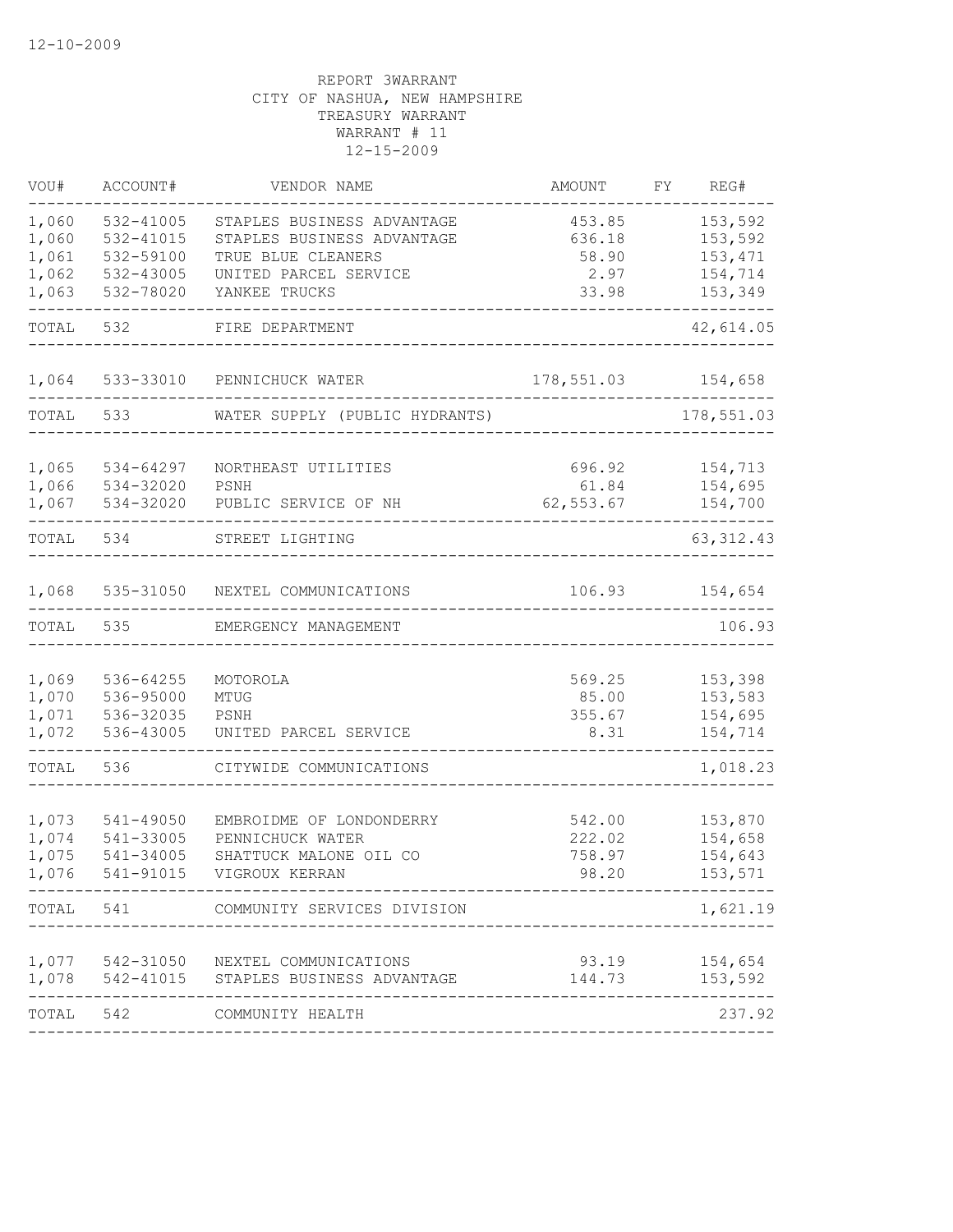12-10-2009

REPORT 3WARRANT
CITY OF NASHUA, NEW HAMPSHIRE
TREASURY WARRANT
WARRANT # 11
12-15-2009

| VOU# | ACCOUNT# | VENDOR NAME | AMOUNT | FY | REG# |
|---|---|---|---|---|---|
| 1,060 | 532-41005 | STAPLES BUSINESS ADVANTAGE | 453.85 | | 153,592 |
| 1,060 | 532-41015 | STAPLES BUSINESS ADVANTAGE | 636.18 | | 153,592 |
| 1,061 | 532-59100 | TRUE BLUE CLEANERS | 58.90 | | 153,471 |
| 1,062 | 532-43005 | UNITED PARCEL SERVICE | 2.97 | | 154,714 |
| 1,063 | 532-78020 | YANKEE TRUCKS | 33.98 | | 153,349 |
| TOTAL | 532 | FIRE DEPARTMENT | | | 42,614.05 |
| 1,064 | 533-33010 | PENNICHUCK WATER | 178,551.03 | | 154,658 |
| TOTAL | 533 | WATER SUPPLY (PUBLIC HYDRANTS) | | | 178,551.03 |
| 1,065 | 534-64297 | NORTHEAST UTILITIES | 696.92 | | 154,713 |
| 1,066 | 534-32020 | PSNH | 61.84 | | 154,695 |
| 1,067 | 534-32020 | PUBLIC SERVICE OF NH | 62,553.67 | | 154,700 |
| TOTAL | 534 | STREET LIGHTING | | | 63,312.43 |
| 1,068 | 535-31050 | NEXTEL COMMUNICATIONS | 106.93 | | 154,654 |
| TOTAL | 535 | EMERGENCY MANAGEMENT | | | 106.93 |
| 1,069 | 536-64255 | MOTOROLA | 569.25 | | 153,398 |
| 1,070 | 536-95000 | MTUG | 85.00 | | 153,583 |
| 1,071 | 536-32035 | PSNH | 355.67 | | 154,695 |
| 1,072 | 536-43005 | UNITED PARCEL SERVICE | 8.31 | | 154,714 |
| TOTAL | 536 | CITYWIDE COMMUNICATIONS | | | 1,018.23 |
| 1,073 | 541-49050 | EMBROIDME OF LONDONDERRY | 542.00 | | 153,870 |
| 1,074 | 541-33005 | PENNICHUCK WATER | 222.02 | | 154,658 |
| 1,075 | 541-34005 | SHATTUCK MALONE OIL CO | 758.97 | | 154,643 |
| 1,076 | 541-91015 | VIGROUX KERRAN | 98.20 | | 153,571 |
| TOTAL | 541 | COMMUNITY SERVICES DIVISION | | | 1,621.19 |
| 1,077 | 542-31050 | NEXTEL COMMUNICATIONS | 93.19 | | 154,654 |
| 1,078 | 542-41015 | STAPLES BUSINESS ADVANTAGE | 144.73 | | 153,592 |
| TOTAL | 542 | COMMUNITY HEALTH | | | 237.92 |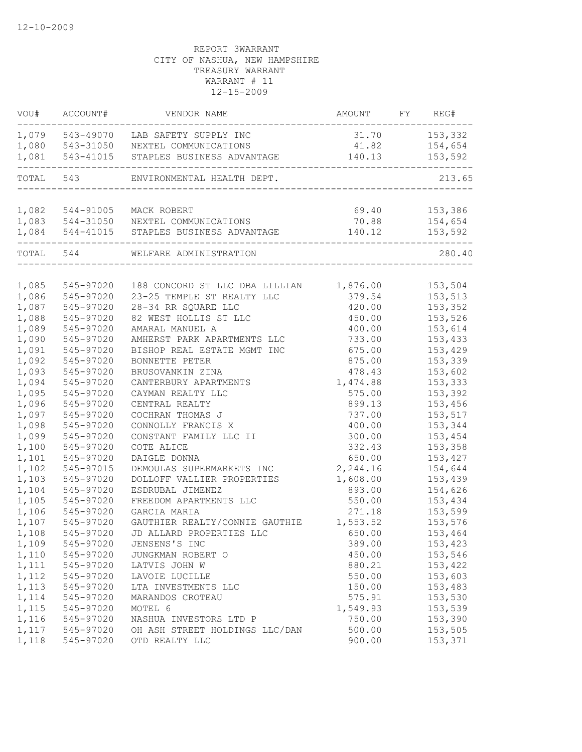12-10-2009

REPORT 3WARRANT
CITY OF NASHUA, NEW HAMPSHIRE
TREASURY WARRANT
WARRANT # 11
12-15-2009

| VOU# | ACCOUNT# | VENDOR NAME | AMOUNT | FY | REG# |
|---|---|---|---|---|---|
| 1,079 | 543-49070 | LAB SAFETY SUPPLY INC | 31.70 | | 153,332 |
| 1,080 | 543-31050 | NEXTEL COMMUNICATIONS | 41.82 | | 154,654 |
| 1,081 | 543-41015 | STAPLES BUSINESS ADVANTAGE | 140.13 | | 153,592 |
| TOTAL | 543 | ENVIRONMENTAL HEALTH DEPT. | | | 213.65 |
| 1,082 | 544-91005 | MACK ROBERT | 69.40 | | 153,386 |
| 1,083 | 544-31050 | NEXTEL COMMUNICATIONS | 70.88 | | 154,654 |
| 1,084 | 544-41015 | STAPLES BUSINESS ADVANTAGE | 140.12 | | 153,592 |
| TOTAL | 544 | WELFARE ADMINISTRATION | | | 280.40 |
| 1,085 | 545-97020 | 188 CONCORD ST LLC DBA LILLIAN | 1,876.00 | | 153,504 |
| 1,086 | 545-97020 | 23-25 TEMPLE ST REALTY LLC | 379.54 | | 153,513 |
| 1,087 | 545-97020 | 28-34 RR SQUARE LLC | 420.00 | | 153,352 |
| 1,088 | 545-97020 | 82 WEST HOLLIS ST LLC | 450.00 | | 153,526 |
| 1,089 | 545-97020 | AMARAL MANUEL A | 400.00 | | 153,614 |
| 1,090 | 545-97020 | AMHERST PARK APARTMENTS LLC | 733.00 | | 153,433 |
| 1,091 | 545-97020 | BISHOP REAL ESTATE MGMT INC | 675.00 | | 153,429 |
| 1,092 | 545-97020 | BONNETTE PETER | 875.00 | | 153,339 |
| 1,093 | 545-97020 | BRUSOVANKIN ZINA | 478.43 | | 153,602 |
| 1,094 | 545-97020 | CANTERBURY APARTMENTS | 1,474.88 | | 153,333 |
| 1,095 | 545-97020 | CAYMAN REALTY LLC | 575.00 | | 153,392 |
| 1,096 | 545-97020 | CENTRAL REALTY | 899.13 | | 153,456 |
| 1,097 | 545-97020 | COCHRAN THOMAS J | 737.00 | | 153,517 |
| 1,098 | 545-97020 | CONNOLLY FRANCIS X | 400.00 | | 153,344 |
| 1,099 | 545-97020 | CONSTANT FAMILY LLC II | 300.00 | | 153,454 |
| 1,100 | 545-97020 | COTE ALICE | 332.43 | | 153,358 |
| 1,101 | 545-97020 | DAIGLE DONNA | 650.00 | | 153,427 |
| 1,102 | 545-97015 | DEMOULAS SUPERMARKETS INC | 2,244.16 | | 154,644 |
| 1,103 | 545-97020 | DOLLOFF VALLIER PROPERTIES | 1,608.00 | | 153,439 |
| 1,104 | 545-97020 | ESDRUBAL JIMENEZ | 893.00 | | 154,626 |
| 1,105 | 545-97020 | FREEDOM APARTMENTS LLC | 550.00 | | 153,434 |
| 1,106 | 545-97020 | GARCIA MARIA | 271.18 | | 153,599 |
| 1,107 | 545-97020 | GAUTHIER REALTY/CONNIE GAUTHIE | 1,553.52 | | 153,576 |
| 1,108 | 545-97020 | JD ALLARD PROPERTIES LLC | 650.00 | | 153,464 |
| 1,109 | 545-97020 | JENSENS'S INC | 389.00 | | 153,423 |
| 1,110 | 545-97020 | JUNGKMAN ROBERT O | 450.00 | | 153,546 |
| 1,111 | 545-97020 | LATVIS JOHN W | 880.21 | | 153,422 |
| 1,112 | 545-97020 | LAVOIE LUCILLE | 550.00 | | 153,603 |
| 1,113 | 545-97020 | LTA INVESTMENTS LLC | 150.00 | | 153,483 |
| 1,114 | 545-97020 | MARANDOS CROTEAU | 575.91 | | 153,530 |
| 1,115 | 545-97020 | MOTEL 6 | 1,549.93 | | 153,539 |
| 1,116 | 545-97020 | NASHUA INVESTORS LTD P | 750.00 | | 153,390 |
| 1,117 | 545-97020 | OH ASH STREET HOLDINGS LLC/DAN | 500.00 | | 153,505 |
| 1,118 | 545-97020 | OTD REALTY LLC | 900.00 | | 153,371 |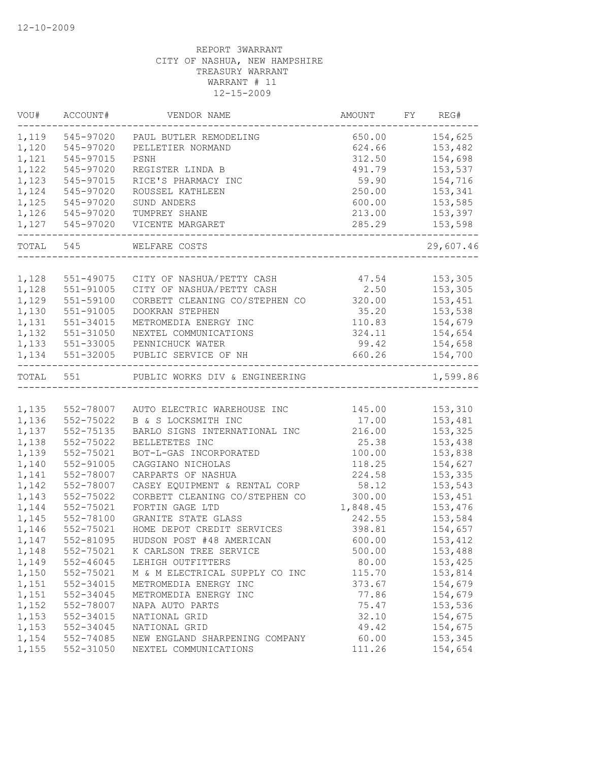12-10-2009

REPORT 3WARRANT
CITY OF NASHUA, NEW HAMPSHIRE
TREASURY WARRANT
WARRANT # 11
12-15-2009

| VOU# | ACCOUNT# | VENDOR NAME | AMOUNT | FY | REG# |
|---|---|---|---|---|---|
| 1,119 | 545-97020 | PAUL BUTLER REMODELING | 650.00 | | 154,625 |
| 1,120 | 545-97020 | PELLETIER NORMAND | 624.66 | | 153,482 |
| 1,121 | 545-97015 | PSNH | 312.50 | | 154,698 |
| 1,122 | 545-97020 | REGISTER LINDA B | 491.79 | | 153,537 |
| 1,123 | 545-97015 | RICE'S PHARMACY INC | 59.90 | | 154,716 |
| 1,124 | 545-97020 | ROUSSEL KATHLEEN | 250.00 | | 153,341 |
| 1,125 | 545-97020 | SUND ANDERS | 600.00 | | 153,585 |
| 1,126 | 545-97020 | TUMPREY SHANE | 213.00 | | 153,397 |
| 1,127 | 545-97020 | VICENTE MARGARET | 285.29 | | 153,598 |
| TOTAL | 545 | WELFARE COSTS | | | 29,607.46 |
| 1,128 | 551-49075 | CITY OF NASHUA/PETTY CASH | 47.54 | | 153,305 |
| 1,128 | 551-91005 | CITY OF NASHUA/PETTY CASH | 2.50 | | 153,305 |
| 1,129 | 551-59100 | CORBETT CLEANING CO/STEPHEN CO | 320.00 | | 153,451 |
| 1,130 | 551-91005 | DOOKRAN STEPHEN | 35.20 | | 153,538 |
| 1,131 | 551-34015 | METROMEDIA ENERGY INC | 110.83 | | 154,679 |
| 1,132 | 551-31050 | NEXTEL COMMUNICATIONS | 324.11 | | 154,654 |
| 1,133 | 551-33005 | PENNICHUCK WATER | 99.42 | | 154,658 |
| 1,134 | 551-32005 | PUBLIC SERVICE OF NH | 660.26 | | 154,700 |
| TOTAL | 551 | PUBLIC WORKS DIV & ENGINEERING | | | 1,599.86 |
| 1,135 | 552-78007 | AUTO ELECTRIC WAREHOUSE INC | 145.00 | | 153,310 |
| 1,136 | 552-75022 | B & S LOCKSMITH INC | 17.00 | | 153,481 |
| 1,137 | 552-75135 | BARLO SIGNS INTERNATIONAL INC | 216.00 | | 153,325 |
| 1,138 | 552-75022 | BELLETETES INC | 25.38 | | 153,438 |
| 1,139 | 552-75021 | BOT-L-GAS INCORPORATED | 100.00 | | 153,838 |
| 1,140 | 552-91005 | CAGGIANO NICHOLAS | 118.25 | | 154,627 |
| 1,141 | 552-78007 | CARPARTS OF NASHUA | 224.58 | | 153,335 |
| 1,142 | 552-78007 | CASEY EQUIPMENT & RENTAL CORP | 58.12 | | 153,543 |
| 1,143 | 552-75022 | CORBETT CLEANING CO/STEPHEN CO | 300.00 | | 153,451 |
| 1,144 | 552-75021 | FORTIN GAGE LTD | 1,848.45 | | 153,476 |
| 1,145 | 552-78100 | GRANITE STATE GLASS | 242.55 | | 153,584 |
| 1,146 | 552-75021 | HOME DEPOT CREDIT SERVICES | 398.81 | | 154,657 |
| 1,147 | 552-81095 | HUDSON POST #48 AMERICAN | 600.00 | | 153,412 |
| 1,148 | 552-75021 | K CARLSON TREE SERVICE | 500.00 | | 153,488 |
| 1,149 | 552-46045 | LEHIGH OUTFITTERS | 80.00 | | 153,425 |
| 1,150 | 552-75021 | M & M ELECTRICAL SUPPLY CO INC | 115.70 | | 153,814 |
| 1,151 | 552-34015 | METROMEDIA ENERGY INC | 373.67 | | 154,679 |
| 1,151 | 552-34045 | METROMEDIA ENERGY INC | 77.86 | | 154,679 |
| 1,152 | 552-78007 | NAPA AUTO PARTS | 75.47 | | 153,536 |
| 1,153 | 552-34015 | NATIONAL GRID | 32.10 | | 154,675 |
| 1,153 | 552-34045 | NATIONAL GRID | 49.42 | | 154,675 |
| 1,154 | 552-74085 | NEW ENGLAND SHARPENING COMPANY | 60.00 | | 153,345 |
| 1,155 | 552-31050 | NEXTEL COMMUNICATIONS | 111.26 | | 154,654 |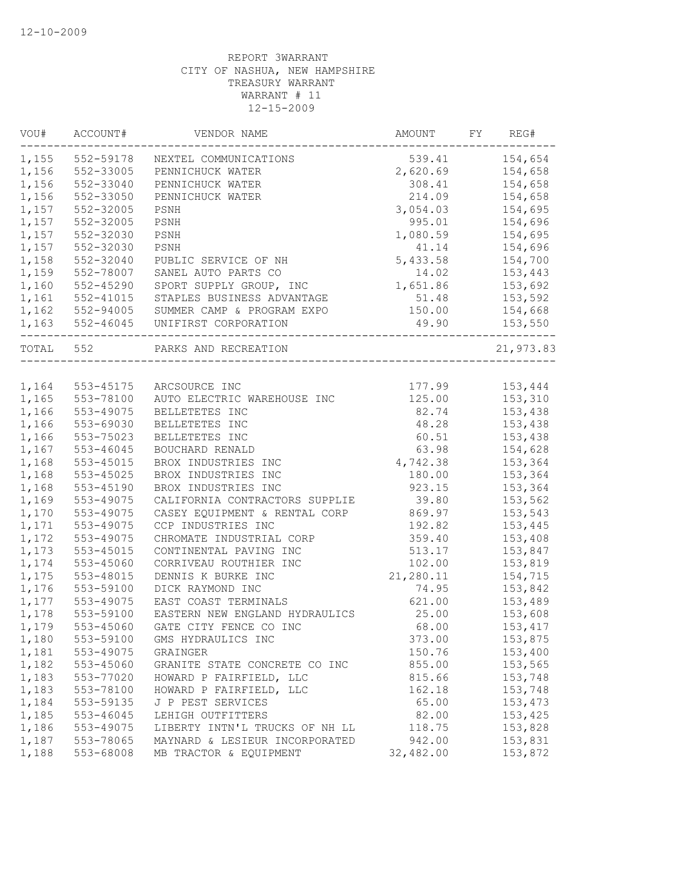REPORT 3WARRANT
CITY OF NASHUA, NEW HAMPSHIRE
TREASURY WARRANT
WARRANT # 11
12-15-2009

| VOU# | ACCOUNT# | VENDOR NAME | AMOUNT | FY | REG# |
|---|---|---|---|---|---|
| 1,155 | 552-59178 | NEXTEL COMMUNICATIONS | 539.41 | | 154,654 |
| 1,156 | 552-33005 | PENNICHUCK WATER | 2,620.69 | | 154,658 |
| 1,156 | 552-33040 | PENNICHUCK WATER | 308.41 | | 154,658 |
| 1,156 | 552-33050 | PENNICHUCK WATER | 214.09 | | 154,658 |
| 1,157 | 552-32005 | PSNH | 3,054.03 | | 154,695 |
| 1,157 | 552-32005 | PSNH | 995.01 | | 154,696 |
| 1,157 | 552-32030 | PSNH | 1,080.59 | | 154,695 |
| 1,157 | 552-32030 | PSNH | 41.14 | | 154,696 |
| 1,158 | 552-32040 | PUBLIC SERVICE OF NH | 5,433.58 | | 154,700 |
| 1,159 | 552-78007 | SANEL AUTO PARTS CO | 14.02 | | 153,443 |
| 1,160 | 552-45290 | SPORT SUPPLY GROUP, INC | 1,651.86 | | 153,692 |
| 1,161 | 552-41015 | STAPLES BUSINESS ADVANTAGE | 51.48 | | 153,592 |
| 1,162 | 552-94005 | SUMMER CAMP & PROGRAM EXPO | 150.00 | | 154,668 |
| 1,163 | 552-46045 | UNIFIRST CORPORATION | 49.90 | | 153,550 |
| TOTAL | 552 | PARKS AND RECREATION | | | 21,973.83 |
| 1,164 | 553-45175 | ARCSOURCE INC | 177.99 | | 153,444 |
| 1,165 | 553-78100 | AUTO ELECTRIC WAREHOUSE INC | 125.00 | | 153,310 |
| 1,166 | 553-49075 | BELLETETES INC | 82.74 | | 153,438 |
| 1,166 | 553-69030 | BELLETETES INC | 48.28 | | 153,438 |
| 1,166 | 553-75023 | BELLETETES INC | 60.51 | | 153,438 |
| 1,167 | 553-46045 | BOUCHARD RENALD | 63.98 | | 154,628 |
| 1,168 | 553-45015 | BROX INDUSTRIES INC | 4,742.38 | | 153,364 |
| 1,168 | 553-45025 | BROX INDUSTRIES INC | 180.00 | | 153,364 |
| 1,168 | 553-45190 | BROX INDUSTRIES INC | 923.15 | | 153,364 |
| 1,169 | 553-49075 | CALIFORNIA CONTRACTORS SUPPLIE | 39.80 | | 153,562 |
| 1,170 | 553-49075 | CASEY EQUIPMENT & RENTAL CORP | 869.97 | | 153,543 |
| 1,171 | 553-49075 | CCP INDUSTRIES INC | 192.82 | | 153,445 |
| 1,172 | 553-49075 | CHROMATE INDUSTRIAL CORP | 359.40 | | 153,408 |
| 1,173 | 553-45015 | CONTINENTAL PAVING INC | 513.17 | | 153,847 |
| 1,174 | 553-45060 | CORRIVEAU ROUTHIER INC | 102.00 | | 153,819 |
| 1,175 | 553-48015 | DENNIS K BURKE INC | 21,280.11 | | 154,715 |
| 1,176 | 553-59100 | DICK RAYMOND INC | 74.95 | | 153,842 |
| 1,177 | 553-49075 | EAST COAST TERMINALS | 621.00 | | 153,489 |
| 1,178 | 553-59100 | EASTERN NEW ENGLAND HYDRAULICS | 25.00 | | 153,608 |
| 1,179 | 553-45060 | GATE CITY FENCE CO INC | 68.00 | | 153,417 |
| 1,180 | 553-59100 | GMS HYDRAULICS INC | 373.00 | | 153,875 |
| 1,181 | 553-49075 | GRAINGER | 150.76 | | 153,400 |
| 1,182 | 553-45060 | GRANITE STATE CONCRETE CO INC | 855.00 | | 153,565 |
| 1,183 | 553-77020 | HOWARD P FAIRFIELD, LLC | 815.66 | | 153,748 |
| 1,183 | 553-78100 | HOWARD P FAIRFIELD, LLC | 162.18 | | 153,748 |
| 1,184 | 553-59135 | J P PEST SERVICES | 65.00 | | 153,473 |
| 1,185 | 553-46045 | LEHIGH OUTFITTERS | 82.00 | | 153,425 |
| 1,186 | 553-49075 | LIBERTY INTN'L TRUCKS OF NH LL | 118.75 | | 153,828 |
| 1,187 | 553-78065 | MAYNARD & LESIEUR INCORPORATED | 942.00 | | 153,831 |
| 1,188 | 553-68008 | MB TRACTOR & EQUIPMENT | 32,482.00 | | 153,872 |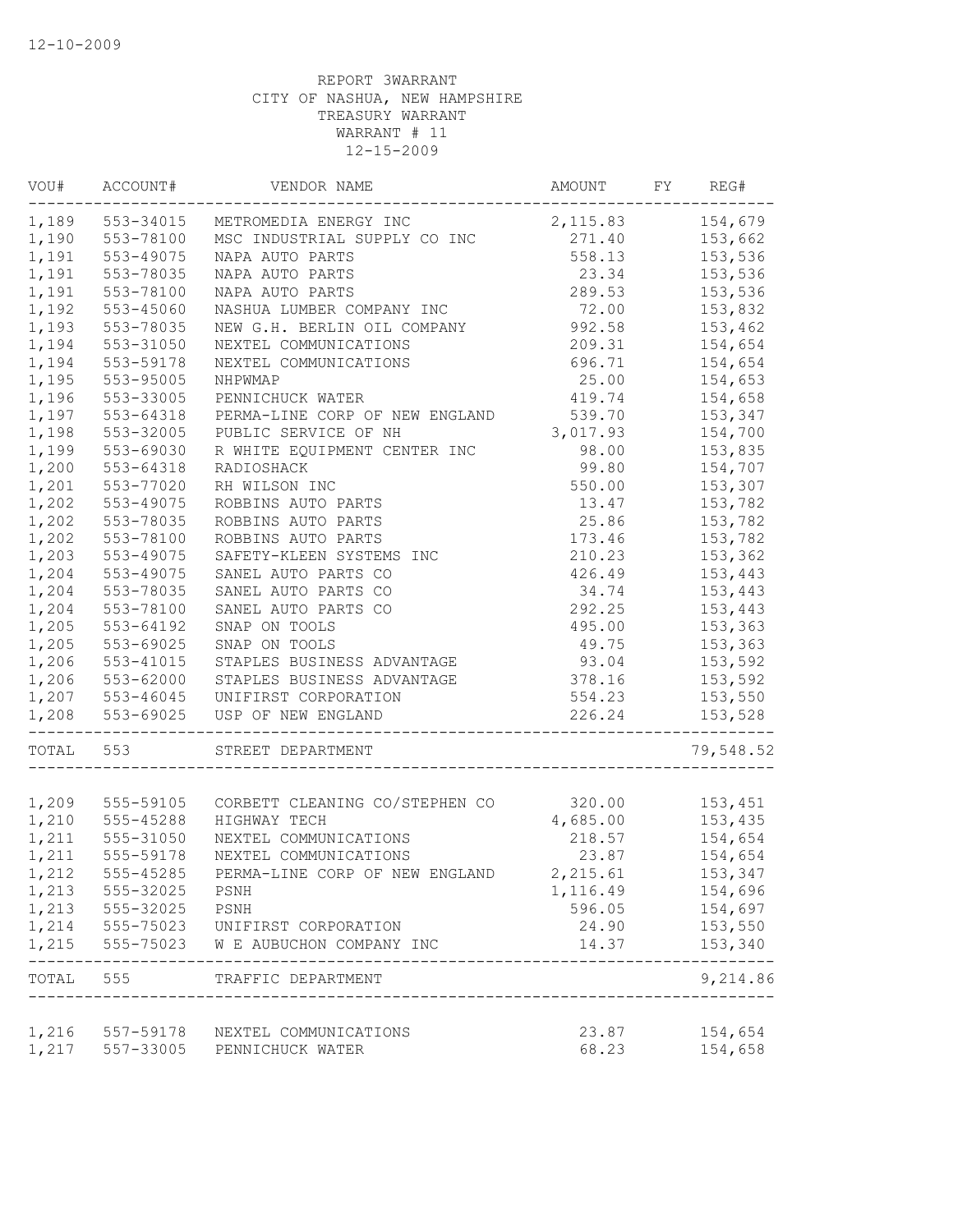REPORT 3WARRANT
CITY OF NASHUA, NEW HAMPSHIRE
TREASURY WARRANT
WARRANT # 11
12-15-2009

| VOU# | ACCOUNT# | VENDOR NAME | AMOUNT | FY | REG# |
|---|---|---|---|---|---|
| 1,189 | 553-34015 | METROMEDIA ENERGY INC | 2,115.83 | | 154,679 |
| 1,190 | 553-78100 | MSC INDUSTRIAL SUPPLY CO INC | 271.40 | | 153,662 |
| 1,191 | 553-49075 | NAPA AUTO PARTS | 558.13 | | 153,536 |
| 1,191 | 553-78035 | NAPA AUTO PARTS | 23.34 | | 153,536 |
| 1,191 | 553-78100 | NAPA AUTO PARTS | 289.53 | | 153,536 |
| 1,192 | 553-45060 | NASHUA LUMBER COMPANY INC | 72.00 | | 153,832 |
| 1,193 | 553-78035 | NEW G.H. BERLIN OIL COMPANY | 992.58 | | 153,462 |
| 1,194 | 553-31050 | NEXTEL COMMUNICATIONS | 209.31 | | 154,654 |
| 1,194 | 553-59178 | NEXTEL COMMUNICATIONS | 696.71 | | 154,654 |
| 1,195 | 553-95005 | NHPWMAP | 25.00 | | 154,653 |
| 1,196 | 553-33005 | PENNICHUCK WATER | 419.74 | | 154,658 |
| 1,197 | 553-64318 | PERMA-LINE CORP OF NEW ENGLAND | 539.70 | | 153,347 |
| 1,198 | 553-32005 | PUBLIC SERVICE OF NH | 3,017.93 | | 154,700 |
| 1,199 | 553-69030 | R WHITE EQUIPMENT CENTER INC | 98.00 | | 153,835 |
| 1,200 | 553-64318 | RADIOSHACK | 99.80 | | 154,707 |
| 1,201 | 553-77020 | RH WILSON INC | 550.00 | | 153,307 |
| 1,202 | 553-49075 | ROBBINS AUTO PARTS | 13.47 | | 153,782 |
| 1,202 | 553-78035 | ROBBINS AUTO PARTS | 25.86 | | 153,782 |
| 1,202 | 553-78100 | ROBBINS AUTO PARTS | 173.46 | | 153,782 |
| 1,203 | 553-49075 | SAFETY-KLEEN SYSTEMS INC | 210.23 | | 153,362 |
| 1,204 | 553-49075 | SANEL AUTO PARTS CO | 426.49 | | 153,443 |
| 1,204 | 553-78035 | SANEL AUTO PARTS CO | 34.74 | | 153,443 |
| 1,204 | 553-78100 | SANEL AUTO PARTS CO | 292.25 | | 153,443 |
| 1,205 | 553-64192 | SNAP ON TOOLS | 495.00 | | 153,363 |
| 1,205 | 553-69025 | SNAP ON TOOLS | 49.75 | | 153,363 |
| 1,206 | 553-41015 | STAPLES BUSINESS ADVANTAGE | 93.04 | | 153,592 |
| 1,206 | 553-62000 | STAPLES BUSINESS ADVANTAGE | 378.16 | | 153,592 |
| 1,207 | 553-46045 | UNIFIRST CORPORATION | 554.23 | | 153,550 |
| 1,208 | 553-69025 | USP OF NEW ENGLAND | 226.24 | | 153,528 |
| TOTAL | 553 | STREET DEPARTMENT | | | 79,548.52 |
| 1,209 | 555-59105 | CORBETT CLEANING CO/STEPHEN CO | 320.00 | | 153,451 |
| 1,210 | 555-45288 | HIGHWAY TECH | 4,685.00 | | 153,435 |
| 1,211 | 555-31050 | NEXTEL COMMUNICATIONS | 218.57 | | 154,654 |
| 1,211 | 555-59178 | NEXTEL COMMUNICATIONS | 23.87 | | 154,654 |
| 1,212 | 555-45285 | PERMA-LINE CORP OF NEW ENGLAND | 2,215.61 | | 153,347 |
| 1,213 | 555-32025 | PSNH | 1,116.49 | | 154,696 |
| 1,213 | 555-32025 | PSNH | 596.05 | | 154,697 |
| 1,214 | 555-75023 | UNIFIRST CORPORATION | 24.90 | | 153,550 |
| 1,215 | 555-75023 | W E AUBUCHON COMPANY INC | 14.37 | | 153,340 |
| TOTAL | 555 | TRAFFIC DEPARTMENT | | | 9,214.86 |
| 1,216 | 557-59178 | NEXTEL COMMUNICATIONS | 23.87 | | 154,654 |
| 1,217 | 557-33005 | PENNICHUCK WATER | 68.23 | | 154,658 |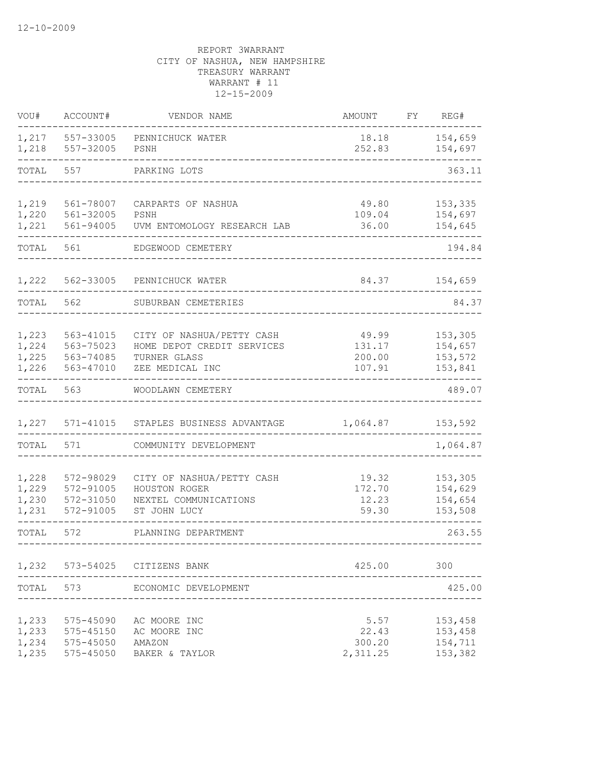12-10-2009

REPORT 3WARRANT
CITY OF NASHUA, NEW HAMPSHIRE
TREASURY WARRANT
WARRANT # 11
12-15-2009

| VOU# | ACCOUNT# | VENDOR NAME | AMOUNT | FY | REG# |
|---|---|---|---|---|---|
| 1,217 | 557-33005 | PENNICHUCK WATER | 18.18 | | 154,659 |
| 1,218 | 557-32005 | PSNH | 252.83 | | 154,697 |
| TOTAL | 557 | PARKING LOTS | | | 363.11 |
| 1,219 | 561-78007 | CARPARTS OF NASHUA | 49.80 | | 153,335 |
| 1,220 | 561-32005 | PSNH | 109.04 | | 154,697 |
| 1,221 | 561-94005 | UVM ENTOMOLOGY RESEARCH LAB | 36.00 | | 154,645 |
| TOTAL | 561 | EDGEWOOD CEMETERY | | | 194.84 |
| 1,222 | 562-33005 | PENNICHUCK WATER | 84.37 | | 154,659 |
| TOTAL | 562 | SUBURBAN CEMETERIES | | | 84.37 |
| 1,223 | 563-41015 | CITY OF NASHUA/PETTY CASH | 49.99 | | 153,305 |
| 1,224 | 563-75023 | HOME DEPOT CREDIT SERVICES | 131.17 | | 154,657 |
| 1,225 | 563-74085 | TURNER GLASS | 200.00 | | 153,572 |
| 1,226 | 563-47010 | ZEE MEDICAL INC | 107.91 | | 153,841 |
| TOTAL | 563 | WOODLAWN CEMETERY | | | 489.07 |
| 1,227 | 571-41015 | STAPLES BUSINESS ADVANTAGE | 1,064.87 | | 153,592 |
| TOTAL | 571 | COMMUNITY DEVELOPMENT | | | 1,064.87 |
| 1,228 | 572-98029 | CITY OF NASHUA/PETTY CASH | 19.32 | | 153,305 |
| 1,229 | 572-91005 | HOUSTON ROGER | 172.70 | | 154,629 |
| 1,230 | 572-31050 | NEXTEL COMMUNICATIONS | 12.23 | | 154,654 |
| 1,231 | 572-91005 | ST JOHN LUCY | 59.30 | | 153,508 |
| TOTAL | 572 | PLANNING DEPARTMENT | | | 263.55 |
| 1,232 | 573-54025 | CITIZENS BANK | 425.00 | | 300 |
| TOTAL | 573 | ECONOMIC DEVELOPMENT | | | 425.00 |
| 1,233 | 575-45090 | AC MOORE INC | 5.57 | | 153,458 |
| 1,233 | 575-45150 | AC MOORE INC | 22.43 | | 153,458 |
| 1,234 | 575-45050 | AMAZON | 300.20 | | 154,711 |
| 1,235 | 575-45050 | BAKER & TAYLOR | 2,311.25 | | 153,382 |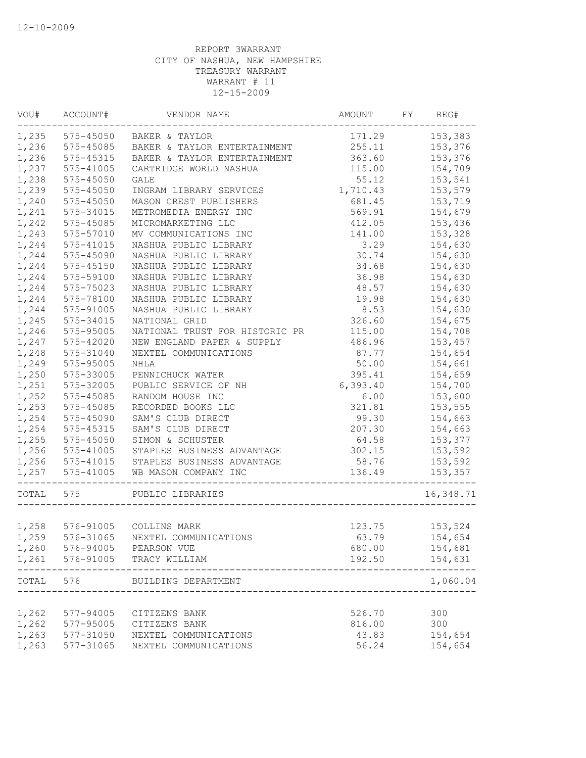12-10-2009

REPORT 3WARRANT
CITY OF NASHUA, NEW HAMPSHIRE
TREASURY WARRANT
WARRANT # 11
12-15-2009

| VOU# | ACCOUNT# | VENDOR NAME | AMOUNT | FY | REG# |
|---|---|---|---|---|---|
| 1,235 | 575-45050 | BAKER & TAYLOR | 171.29 | | 153,383 |
| 1,236 | 575-45085 | BAKER & TAYLOR ENTERTAINMENT | 255.11 | | 153,376 |
| 1,236 | 575-45315 | BAKER & TAYLOR ENTERTAINMENT | 363.60 | | 153,376 |
| 1,237 | 575-41005 | CARTRIDGE WORLD NASHUA | 115.00 | | 154,709 |
| 1,238 | 575-45050 | GALE | 55.12 | | 153,541 |
| 1,239 | 575-45050 | INGRAM LIBRARY SERVICES | 1,710.43 | | 153,579 |
| 1,240 | 575-45050 | MASON CREST PUBLISHERS | 681.45 | | 153,719 |
| 1,241 | 575-34015 | METROMEDIA ENERGY INC | 569.91 | | 154,679 |
| 1,242 | 575-45085 | MICROMARKETING LLC | 412.05 | | 153,436 |
| 1,243 | 575-57010 | MV COMMUNICATIONS INC | 141.00 | | 153,328 |
| 1,244 | 575-41015 | NASHUA PUBLIC LIBRARY | 3.29 | | 154,630 |
| 1,244 | 575-45090 | NASHUA PUBLIC LIBRARY | 30.74 | | 154,630 |
| 1,244 | 575-45150 | NASHUA PUBLIC LIBRARY | 34.68 | | 154,630 |
| 1,244 | 575-59100 | NASHUA PUBLIC LIBRARY | 36.98 | | 154,630 |
| 1,244 | 575-75023 | NASHUA PUBLIC LIBRARY | 48.57 | | 154,630 |
| 1,244 | 575-78100 | NASHUA PUBLIC LIBRARY | 19.98 | | 154,630 |
| 1,244 | 575-91005 | NASHUA PUBLIC LIBRARY | 8.53 | | 154,630 |
| 1,245 | 575-34015 | NATIONAL GRID | 326.60 | | 154,675 |
| 1,246 | 575-95005 | NATIONAL TRUST FOR HISTORIC PR | 115.00 | | 154,708 |
| 1,247 | 575-42020 | NEW ENGLAND PAPER & SUPPLY | 486.96 | | 153,457 |
| 1,248 | 575-31040 | NEXTEL COMMUNICATIONS | 87.77 | | 154,654 |
| 1,249 | 575-95005 | NHLA | 50.00 | | 154,661 |
| 1,250 | 575-33005 | PENNICHUCK WATER | 395.41 | | 154,659 |
| 1,251 | 575-32005 | PUBLIC SERVICE OF NH | 6,393.40 | | 154,700 |
| 1,252 | 575-45085 | RANDOM HOUSE INC | 6.00 | | 153,600 |
| 1,253 | 575-45085 | RECORDED BOOKS LLC | 321.81 | | 153,555 |
| 1,254 | 575-45090 | SAM'S CLUB DIRECT | 99.30 | | 154,663 |
| 1,254 | 575-45315 | SAM'S CLUB DIRECT | 207.30 | | 154,663 |
| 1,255 | 575-45050 | SIMON & SCHUSTER | 64.58 | | 153,377 |
| 1,256 | 575-41005 | STAPLES BUSINESS ADVANTAGE | 302.15 | | 153,592 |
| 1,256 | 575-41015 | STAPLES BUSINESS ADVANTAGE | 58.76 | | 153,592 |
| 1,257 | 575-41005 | WB MASON COMPANY INC | 136.49 | | 153,357 |
| TOTAL | 575 | PUBLIC LIBRARIES | | | 16,348.71 |
| 1,258 | 576-91005 | COLLINS MARK | 123.75 | | 153,524 |
| 1,259 | 576-31065 | NEXTEL COMMUNICATIONS | 63.79 | | 154,654 |
| 1,260 | 576-94005 | PEARSON VUE | 680.00 | | 154,681 |
| 1,261 | 576-91005 | TRACY WILLIAM | 192.50 | | 154,631 |
| TOTAL | 576 | BUILDING DEPARTMENT | | | 1,060.04 |
| 1,262 | 577-94005 | CITIZENS BANK | 526.70 | | 300 |
| 1,262 | 577-95005 | CITIZENS BANK | 816.00 | | 300 |
| 1,263 | 577-31050 | NEXTEL COMMUNICATIONS | 43.83 | | 154,654 |
| 1,263 | 577-31065 | NEXTEL COMMUNICATIONS | 56.24 | | 154,654 |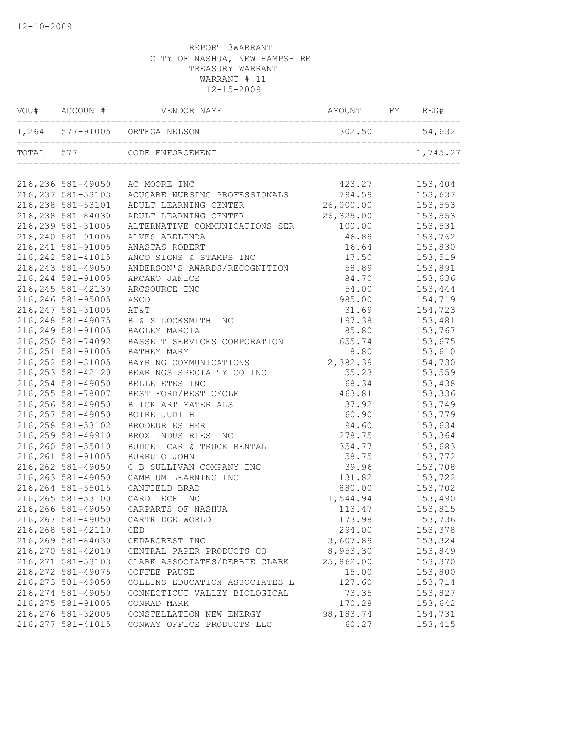12-10-2009

REPORT 3WARRANT
CITY OF NASHUA, NEW HAMPSHIRE
TREASURY WARRANT
WARRANT # 11
12-15-2009

| VOU# | ACCOUNT# | VENDOR NAME | AMOUNT | FY | REG# |
|---|---|---|---|---|---|
| 1,264 | 577-91005 | ORTEGA NELSON | 302.50 | | 154,632 |
| TOTAL | 577 | CODE ENFORCEMENT | | | 1,745.27 |
| 216,236 | 581-49050 | AC MOORE INC | 423.27 | | 153,404 |
| 216,237 | 581-53103 | ACUCARE NURSING PROFESSIONALS | 794.59 | | 153,637 |
| 216,238 | 581-53101 | ADULT LEARNING CENTER | 26,000.00 | | 153,553 |
| 216,238 | 581-84030 | ADULT LEARNING CENTER | 26,325.00 | | 153,553 |
| 216,239 | 581-31005 | ALTERNATIVE COMMUNICATIONS SER | 100.00 | | 153,531 |
| 216,240 | 581-91005 | ALVES ARELINDA | 46.88 | | 153,762 |
| 216,241 | 581-91005 | ANASTAS ROBERT | 16.64 | | 153,830 |
| 216,242 | 581-41015 | ANCO SIGNS & STAMPS INC | 17.50 | | 153,519 |
| 216,243 | 581-49050 | ANDERSON'S AWARDS/RECOGNITION | 58.89 | | 153,891 |
| 216,244 | 581-91005 | ARCARO JANICE | 84.70 | | 153,636 |
| 216,245 | 581-42130 | ARCSOURCE INC | 54.00 | | 153,444 |
| 216,246 | 581-95005 | ASCD | 985.00 | | 154,719 |
| 216,247 | 581-31005 | AT&T | 31.69 | | 154,723 |
| 216,248 | 581-49075 | B & S LOCKSMITH INC | 197.38 | | 153,481 |
| 216,249 | 581-91005 | BAGLEY MARCIA | 85.80 | | 153,767 |
| 216,250 | 581-74092 | BASSETT SERVICES CORPORATION | 655.74 | | 153,675 |
| 216,251 | 581-91005 | BATHEY MARY | 8.80 | | 153,610 |
| 216,252 | 581-31005 | BAYRING COMMUNICATIONS | 2,382.39 | | 154,730 |
| 216,253 | 581-42120 | BEARINGS SPECIALTY CO INC | 55.23 | | 153,559 |
| 216,254 | 581-49050 | BELLETETES INC | 68.34 | | 153,438 |
| 216,255 | 581-78007 | BEST FORD/BEST CYCLE | 463.81 | | 153,336 |
| 216,256 | 581-49050 | BLICK ART MATERIALS | 37.92 | | 153,749 |
| 216,257 | 581-49050 | BOIRE JUDITH | 60.90 | | 153,779 |
| 216,258 | 581-53102 | BRODEUR ESTHER | 94.60 | | 153,634 |
| 216,259 | 581-49910 | BROX INDUSTRIES INC | 278.75 | | 153,364 |
| 216,260 | 581-55010 | BUDGET CAR & TRUCK RENTAL | 354.77 | | 153,683 |
| 216,261 | 581-91005 | BURRUTO JOHN | 58.75 | | 153,772 |
| 216,262 | 581-49050 | C B SULLIVAN COMPANY INC | 39.96 | | 153,708 |
| 216,263 | 581-49050 | CAMBIUM LEARNING INC | 131.82 | | 153,722 |
| 216,264 | 581-55015 | CANFIELD BRAD | 880.00 | | 153,702 |
| 216,265 | 581-53100 | CARD TECH INC | 1,544.94 | | 153,490 |
| 216,266 | 581-49050 | CARPARTS OF NASHUA | 113.47 | | 153,815 |
| 216,267 | 581-49050 | CARTRIDGE WORLD | 173.98 | | 153,736 |
| 216,268 | 581-42110 | CED | 294.00 | | 153,378 |
| 216,269 | 581-84030 | CEDARCREST INC | 3,607.89 | | 153,324 |
| 216,270 | 581-42010 | CENTRAL PAPER PRODUCTS CO | 8,953.30 | | 153,849 |
| 216,271 | 581-53103 | CLARK ASSOCIATES/DEBBIE CLARK | 25,862.00 | | 153,370 |
| 216,272 | 581-49075 | COFFEE PAUSE | 15.00 | | 153,800 |
| 216,273 | 581-49050 | COLLINS EDUCATION ASSOCIATES L | 127.60 | | 153,714 |
| 216,274 | 581-49050 | CONNECTICUT VALLEY BIOLOGICAL | 73.35 | | 153,827 |
| 216,275 | 581-91005 | CONRAD MARK | 170.28 | | 153,642 |
| 216,276 | 581-32005 | CONSTELLATION NEW ENERGY | 98,183.74 | | 154,731 |
| 216,277 | 581-41015 | CONWAY OFFICE PRODUCTS LLC | 60.27 | | 153,415 |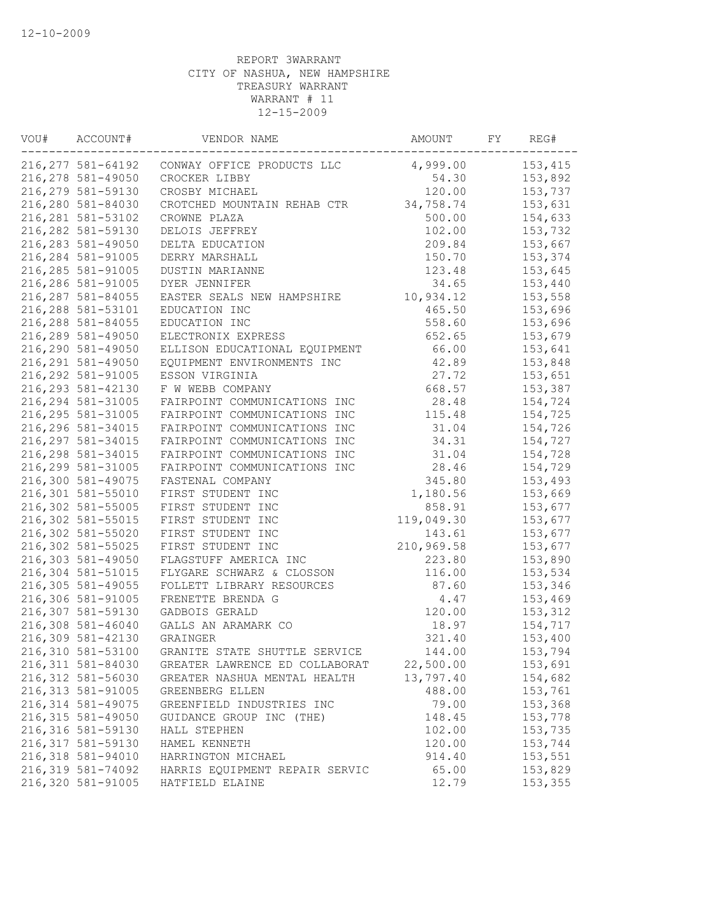REPORT 3WARRANT
CITY OF NASHUA, NEW HAMPSHIRE
TREASURY WARRANT
WARRANT # 11
12-15-2009

| VOU# | ACCOUNT# | VENDOR NAME | AMOUNT | FY | REG# |
|---|---|---|---|---|---|
| 216,277 | 581-64192 | CONWAY OFFICE PRODUCTS LLC | 4,999.00 | | 153,415 |
| 216,278 | 581-49050 | CROCKER LIBBY | 54.30 | | 153,892 |
| 216,279 | 581-59130 | CROSBY MICHAEL | 120.00 | | 153,737 |
| 216,280 | 581-84030 | CROTCHED MOUNTAIN REHAB CTR | 34,758.74 | | 153,631 |
| 216,281 | 581-53102 | CROWNE PLAZA | 500.00 | | 154,633 |
| 216,282 | 581-59130 | DELOIS JEFFREY | 102.00 | | 153,732 |
| 216,283 | 581-49050 | DELTA EDUCATION | 209.84 | | 153,667 |
| 216,284 | 581-91005 | DERRY MARSHALL | 150.70 | | 153,374 |
| 216,285 | 581-91005 | DUSTIN MARIANNE | 123.48 | | 153,645 |
| 216,286 | 581-91005 | DYER JENNIFER | 34.65 | | 153,440 |
| 216,287 | 581-84055 | EASTER SEALS NEW HAMPSHIRE | 10,934.12 | | 153,558 |
| 216,288 | 581-53101 | EDUCATION INC | 465.50 | | 153,696 |
| 216,288 | 581-84055 | EDUCATION INC | 558.60 | | 153,696 |
| 216,289 | 581-49050 | ELECTRONIX EXPRESS | 652.65 | | 153,679 |
| 216,290 | 581-49050 | ELLISON EDUCATIONAL EQUIPMENT | 66.00 | | 153,641 |
| 216,291 | 581-49050 | EQUIPMENT ENVIRONMENTS INC | 42.89 | | 153,848 |
| 216,292 | 581-91005 | ESSON VIRGINIA | 27.72 | | 153,651 |
| 216,293 | 581-42130 | F W WEBB COMPANY | 668.57 | | 153,387 |
| 216,294 | 581-31005 | FAIRPOINT COMMUNICATIONS INC | 28.48 | | 154,724 |
| 216,295 | 581-31005 | FAIRPOINT COMMUNICATIONS INC | 115.48 | | 154,725 |
| 216,296 | 581-34015 | FAIRPOINT COMMUNICATIONS INC | 31.04 | | 154,726 |
| 216,297 | 581-34015 | FAIRPOINT COMMUNICATIONS INC | 34.31 | | 154,727 |
| 216,298 | 581-34015 | FAIRPOINT COMMUNICATIONS INC | 31.04 | | 154,728 |
| 216,299 | 581-31005 | FAIRPOINT COMMUNICATIONS INC | 28.46 | | 154,729 |
| 216,300 | 581-49075 | FASTENAL COMPANY | 345.80 | | 153,493 |
| 216,301 | 581-55010 | FIRST STUDENT INC | 1,180.56 | | 153,669 |
| 216,302 | 581-55005 | FIRST STUDENT INC | 858.91 | | 153,677 |
| 216,302 | 581-55015 | FIRST STUDENT INC | 119,049.30 | | 153,677 |
| 216,302 | 581-55020 | FIRST STUDENT INC | 143.61 | | 153,677 |
| 216,302 | 581-55025 | FIRST STUDENT INC | 210,969.58 | | 153,677 |
| 216,303 | 581-49050 | FLAGSTUFF AMERICA INC | 223.80 | | 153,890 |
| 216,304 | 581-51015 | FLYGARE SCHWARZ & CLOSSON | 116.00 | | 153,534 |
| 216,305 | 581-49055 | FOLLETT LIBRARY RESOURCES | 87.60 | | 153,346 |
| 216,306 | 581-91005 | FRENETTE BRENDA G | 4.47 | | 153,469 |
| 216,307 | 581-59130 | GADBOIS GERALD | 120.00 | | 153,312 |
| 216,308 | 581-46040 | GALLS AN ARAMARK CO | 18.97 | | 154,717 |
| 216,309 | 581-42130 | GRAINGER | 321.40 | | 153,400 |
| 216,310 | 581-53100 | GRANITE STATE SHUTTLE SERVICE | 144.00 | | 153,794 |
| 216,311 | 581-84030 | GREATER LAWRENCE ED COLLABORAT | 22,500.00 | | 153,691 |
| 216,312 | 581-56030 | GREATER NASHUA MENTAL HEALTH | 13,797.40 | | 154,682 |
| 216,313 | 581-91005 | GREENBERG ELLEN | 488.00 | | 153,761 |
| 216,314 | 581-49075 | GREENFIELD INDUSTRIES INC | 79.00 | | 153,368 |
| 216,315 | 581-49050 | GUIDANCE GROUP INC (THE) | 148.45 | | 153,778 |
| 216,316 | 581-59130 | HALL STEPHEN | 102.00 | | 153,735 |
| 216,317 | 581-59130 | HAMEL KENNETH | 120.00 | | 153,744 |
| 216,318 | 581-94010 | HARRINGTON MICHAEL | 914.40 | | 153,551 |
| 216,319 | 581-74092 | HARRIS EQUIPMENT REPAIR SERVIC | 65.00 | | 153,829 |
| 216,320 | 581-91005 | HATFIELD ELAINE | 12.79 | | 153,355 |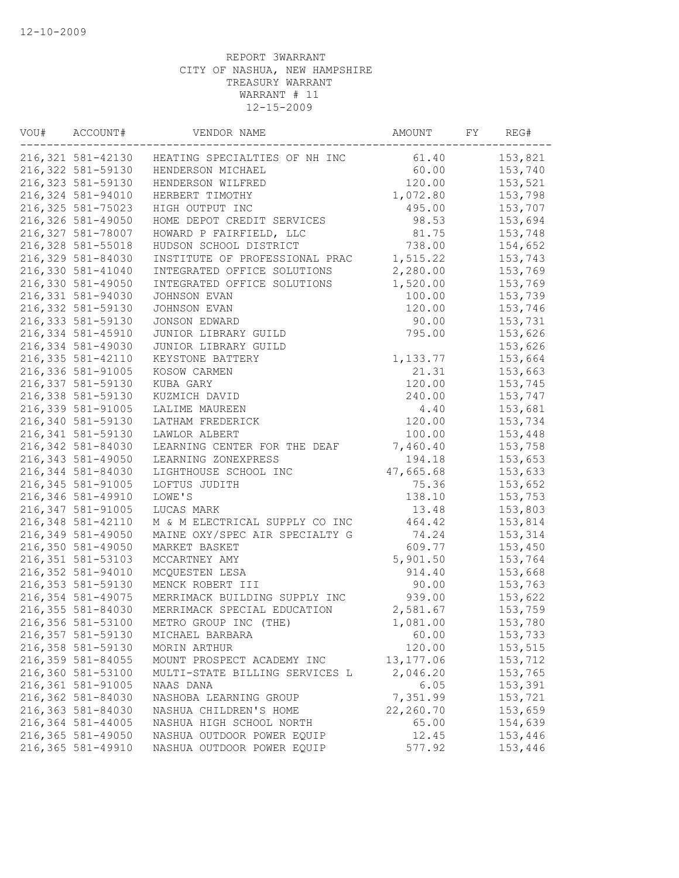REPORT 3WARRANT
CITY OF NASHUA, NEW HAMPSHIRE
TREASURY WARRANT
WARRANT # 11
12-15-2009

| VOU# | ACCOUNT# | VENDOR NAME | AMOUNT | FY | REG# |
|---|---|---|---|---|---|
| 216,321 | 581-42130 | HEATING SPECIALTIES OF NH INC | 61.40 | | 153,821 |
| 216,322 | 581-59130 | HENDERSON MICHAEL | 60.00 | | 153,740 |
| 216,323 | 581-59130 | HENDERSON WILFRED | 120.00 | | 153,521 |
| 216,324 | 581-94010 | HERBERT TIMOTHY | 1,072.80 | | 153,798 |
| 216,325 | 581-75023 | HIGH OUTPUT INC | 495.00 | | 153,707 |
| 216,326 | 581-49050 | HOME DEPOT CREDIT SERVICES | 98.53 | | 153,694 |
| 216,327 | 581-78007 | HOWARD P FAIRFIELD, LLC | 81.75 | | 153,748 |
| 216,328 | 581-55018 | HUDSON SCHOOL DISTRICT | 738.00 | | 154,652 |
| 216,329 | 581-84030 | INSTITUTE OF PROFESSIONAL PRAC | 1,515.22 | | 153,743 |
| 216,330 | 581-41040 | INTEGRATED OFFICE SOLUTIONS | 2,280.00 | | 153,769 |
| 216,330 | 581-49050 | INTEGRATED OFFICE SOLUTIONS | 1,520.00 | | 153,769 |
| 216,331 | 581-94030 | JOHNSON EVAN | 100.00 | | 153,739 |
| 216,332 | 581-59130 | JOHNSON EVAN | 120.00 | | 153,746 |
| 216,333 | 581-59130 | JONSON EDWARD | 90.00 | | 153,731 |
| 216,334 | 581-45910 | JUNIOR LIBRARY GUILD | 795.00 | | 153,626 |
| 216,334 | 581-49030 | JUNIOR LIBRARY GUILD | | | 153,626 |
| 216,335 | 581-42110 | KEYSTONE BATTERY | 1,133.77 | | 153,664 |
| 216,336 | 581-91005 | KOSOW CARMEN | 21.31 | | 153,663 |
| 216,337 | 581-59130 | KUBA GARY | 120.00 | | 153,745 |
| 216,338 | 581-59130 | KUZMICH DAVID | 240.00 | | 153,747 |
| 216,339 | 581-91005 | LALIME MAUREEN | 4.40 | | 153,681 |
| 216,340 | 581-59130 | LATHAM FREDERICK | 120.00 | | 153,734 |
| 216,341 | 581-59130 | LAWLOR ALBERT | 100.00 | | 153,448 |
| 216,342 | 581-84030 | LEARNING CENTER FOR THE DEAF | 7,460.40 | | 153,758 |
| 216,343 | 581-49050 | LEARNING ZONEXPRESS | 194.18 | | 153,653 |
| 216,344 | 581-84030 | LIGHTHOUSE SCHOOL INC | 47,665.68 | | 153,633 |
| 216,345 | 581-91005 | LOFTUS JUDITH | 75.36 | | 153,652 |
| 216,346 | 581-49910 | LOWE'S | 138.10 | | 153,753 |
| 216,347 | 581-91005 | LUCAS MARK | 13.48 | | 153,803 |
| 216,348 | 581-42110 | M & M ELECTRICAL SUPPLY CO INC | 464.42 | | 153,814 |
| 216,349 | 581-49050 | MAINE OXY/SPEC AIR SPECIALTY G | 74.24 | | 153,314 |
| 216,350 | 581-49050 | MARKET BASKET | 609.77 | | 153,450 |
| 216,351 | 581-53103 | MCCARTNEY AMY | 5,901.50 | | 153,764 |
| 216,352 | 581-94010 | MCQUESTEN LESA | 914.40 | | 153,668 |
| 216,353 | 581-59130 | MENCK ROBERT III | 90.00 | | 153,763 |
| 216,354 | 581-49075 | MERRIMACK BUILDING SUPPLY INC | 939.00 | | 153,622 |
| 216,355 | 581-84030 | MERRIMACK SPECIAL EDUCATION | 2,581.67 | | 153,759 |
| 216,356 | 581-53100 | METRO GROUP INC (THE) | 1,081.00 | | 153,780 |
| 216,357 | 581-59130 | MICHAEL BARBARA | 60.00 | | 153,733 |
| 216,358 | 581-59130 | MORIN ARTHUR | 120.00 | | 153,515 |
| 216,359 | 581-84055 | MOUNT PROSPECT ACADEMY INC | 13,177.06 | | 153,712 |
| 216,360 | 581-53100 | MULTI-STATE BILLING SERVICES L | 2,046.20 | | 153,765 |
| 216,361 | 581-91005 | NAAS DANA | 6.05 | | 153,391 |
| 216,362 | 581-84030 | NASHOBA LEARNING GROUP | 7,351.99 | | 153,721 |
| 216,363 | 581-84030 | NASHUA CHILDREN'S HOME | 22,260.70 | | 153,659 |
| 216,364 | 581-44005 | NASHUA HIGH SCHOOL NORTH | 65.00 | | 154,639 |
| 216,365 | 581-49050 | NASHUA OUTDOOR POWER EQUIP | 12.45 | | 153,446 |
| 216,365 | 581-49910 | NASHUA OUTDOOR POWER EQUIP | 577.92 | | 153,446 |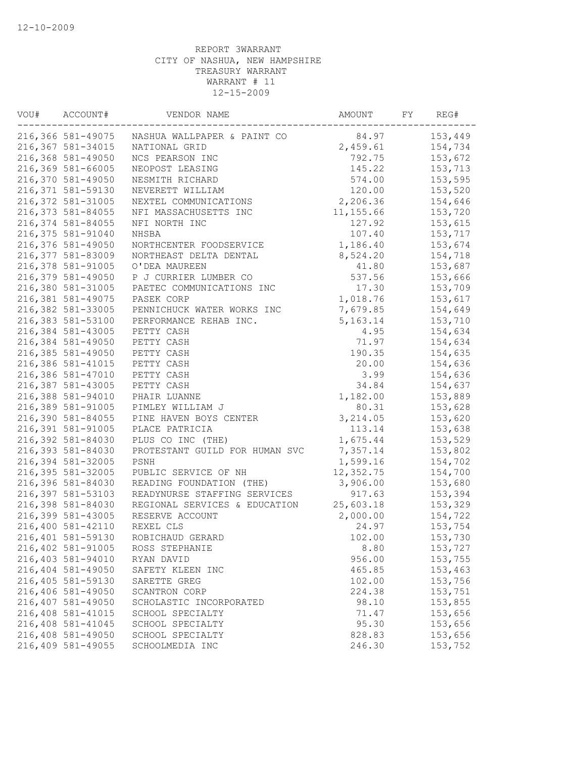REPORT 3WARRANT
CITY OF NASHUA, NEW HAMPSHIRE
TREASURY WARRANT
WARRANT # 11
12-15-2009

| VOU# | ACCOUNT# | VENDOR NAME | AMOUNT | FY | REG# |
|---|---|---|---|---|---|
| 216,366 | 581-49075 | NASHUA WALLPAPER & PAINT CO | 84.97 | | 153,449 |
| 216,367 | 581-34015 | NATIONAL GRID | 2,459.61 | | 154,734 |
| 216,368 | 581-49050 | NCS PEARSON INC | 792.75 | | 153,672 |
| 216,369 | 581-66005 | NEOPOST LEASING | 145.22 | | 153,713 |
| 216,370 | 581-49050 | NESMITH RICHARD | 574.00 | | 153,595 |
| 216,371 | 581-59130 | NEVERETT WILLIAM | 120.00 | | 153,520 |
| 216,372 | 581-31005 | NEXTEL COMMUNICATIONS | 2,206.36 | | 154,646 |
| 216,373 | 581-84055 | NFI MASSACHUSETTS INC | 11,155.66 | | 153,720 |
| 216,374 | 581-84055 | NFI NORTH INC | 127.92 | | 153,615 |
| 216,375 | 581-91040 | NHSBA | 107.40 | | 153,717 |
| 216,376 | 581-49050 | NORTHCENTER FOODSERVICE | 1,186.40 | | 153,674 |
| 216,377 | 581-83009 | NORTHEAST DELTA DENTAL | 8,524.20 | | 154,718 |
| 216,378 | 581-91005 | O'DEA MAUREEN | 41.80 | | 153,687 |
| 216,379 | 581-49050 | P J CURRIER LUMBER CO | 537.56 | | 153,666 |
| 216,380 | 581-31005 | PAETEC COMMUNICATIONS INC | 17.30 | | 153,709 |
| 216,381 | 581-49075 | PASEK CORP | 1,018.76 | | 153,617 |
| 216,382 | 581-33005 | PENNICHUCK WATER WORKS INC | 7,679.85 | | 154,649 |
| 216,383 | 581-53100 | PERFORMANCE REHAB INC. | 5,163.14 | | 153,710 |
| 216,384 | 581-43005 | PETTY CASH | 4.95 | | 154,634 |
| 216,384 | 581-49050 | PETTY CASH | 71.97 | | 154,634 |
| 216,385 | 581-49050 | PETTY CASH | 190.35 | | 154,635 |
| 216,386 | 581-41015 | PETTY CASH | 20.00 | | 154,636 |
| 216,386 | 581-47010 | PETTY CASH | 3.99 | | 154,636 |
| 216,387 | 581-43005 | PETTY CASH | 34.84 | | 154,637 |
| 216,388 | 581-94010 | PHAIR LUANNE | 1,182.00 | | 153,889 |
| 216,389 | 581-91005 | PIMLEY WILLIAM J | 80.31 | | 153,628 |
| 216,390 | 581-84055 | PINE HAVEN BOYS CENTER | 3,214.05 | | 153,620 |
| 216,391 | 581-91005 | PLACE PATRICIA | 113.14 | | 153,638 |
| 216,392 | 581-84030 | PLUS CO INC (THE) | 1,675.44 | | 153,529 |
| 216,393 | 581-84030 | PROTESTANT GUILD FOR HUMAN SVC | 7,357.14 | | 153,802 |
| 216,394 | 581-32005 | PSNH | 1,599.16 | | 154,702 |
| 216,395 | 581-32005 | PUBLIC SERVICE OF NH | 12,352.75 | | 154,700 |
| 216,396 | 581-84030 | READING FOUNDATION (THE) | 3,906.00 | | 153,680 |
| 216,397 | 581-53103 | READYNURSE STAFFING SERVICES | 917.63 | | 153,394 |
| 216,398 | 581-84030 | REGIONAL SERVICES & EDUCATION | 25,603.18 | | 153,329 |
| 216,399 | 581-43005 | RESERVE ACCOUNT | 2,000.00 | | 154,722 |
| 216,400 | 581-42110 | REXEL CLS | 24.97 | | 153,754 |
| 216,401 | 581-59130 | ROBICHAUD GERARD | 102.00 | | 153,730 |
| 216,402 | 581-91005 | ROSS STEPHANIE | 8.80 | | 153,727 |
| 216,403 | 581-94010 | RYAN DAVID | 956.00 | | 153,755 |
| 216,404 | 581-49050 | SAFETY KLEEN INC | 465.85 | | 153,463 |
| 216,405 | 581-59130 | SARETTE GREG | 102.00 | | 153,756 |
| 216,406 | 581-49050 | SCANTRON CORP | 224.38 | | 153,751 |
| 216,407 | 581-49050 | SCHOLASTIC INCORPORATED | 98.10 | | 153,855 |
| 216,408 | 581-41015 | SCHOOL SPECIALTY | 71.47 | | 153,656 |
| 216,408 | 581-41045 | SCHOOL SPECIALTY | 95.30 | | 153,656 |
| 216,408 | 581-49050 | SCHOOL SPECIALTY | 828.83 | | 153,656 |
| 216,409 | 581-49055 | SCHOOLMEDIA INC | 246.30 | | 153,752 |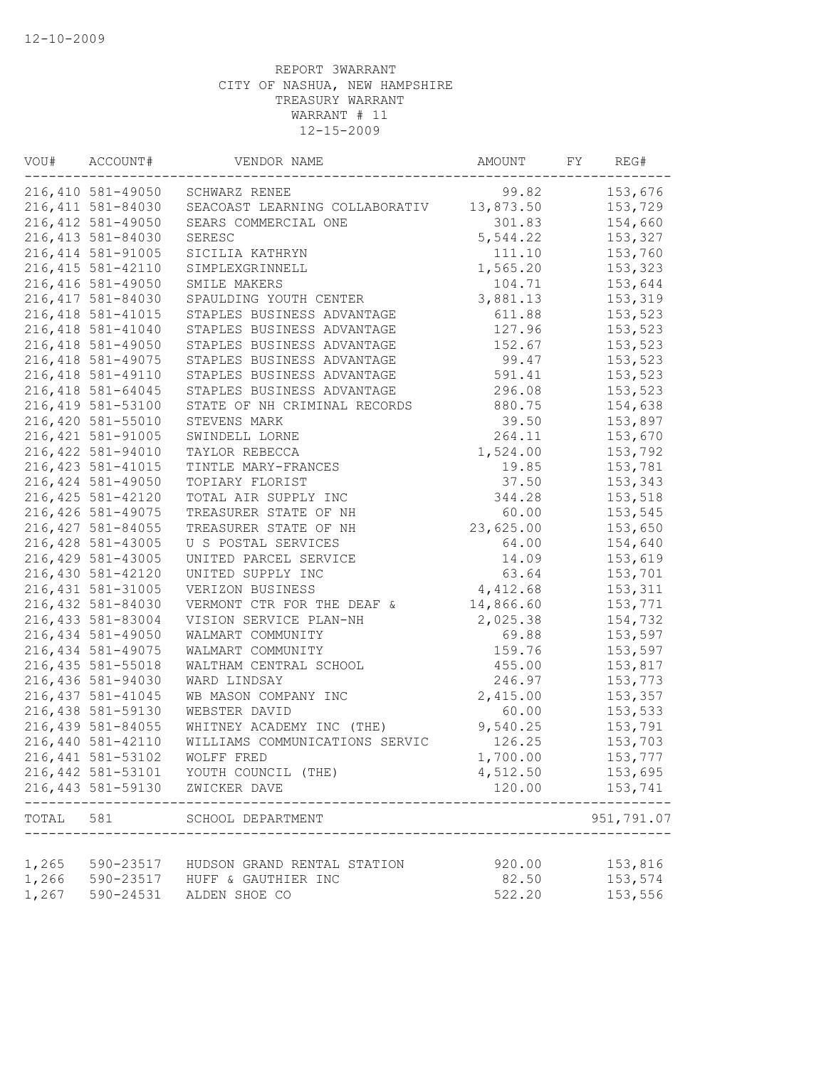12-10-2009

REPORT 3WARRANT
CITY OF NASHUA, NEW HAMPSHIRE
TREASURY WARRANT
WARRANT # 11
12-15-2009

| VOU# | ACCOUNT# | VENDOR NAME | AMOUNT | FY | REG# |
|---|---|---|---|---|---|
| 216,410 | 581-49050 | SCHWARZ RENEE | 99.82 | | 153,676 |
| 216,411 | 581-84030 | SEACOAST LEARNING COLLABORATIV | 13,873.50 | | 153,729 |
| 216,412 | 581-49050 | SEARS COMMERCIAL ONE | 301.83 | | 154,660 |
| 216,413 | 581-84030 | SERESC | 5,544.22 | | 153,327 |
| 216,414 | 581-91005 | SICILIA KATHRYN | 111.10 | | 153,760 |
| 216,415 | 581-42110 | SIMPLEXGRINNELL | 1,565.20 | | 153,323 |
| 216,416 | 581-49050 | SMILE MAKERS | 104.71 | | 153,644 |
| 216,417 | 581-84030 | SPAULDING YOUTH CENTER | 3,881.13 | | 153,319 |
| 216,418 | 581-41015 | STAPLES BUSINESS ADVANTAGE | 611.88 | | 153,523 |
| 216,418 | 581-41040 | STAPLES BUSINESS ADVANTAGE | 127.96 | | 153,523 |
| 216,418 | 581-49050 | STAPLES BUSINESS ADVANTAGE | 152.67 | | 153,523 |
| 216,418 | 581-49075 | STAPLES BUSINESS ADVANTAGE | 99.47 | | 153,523 |
| 216,418 | 581-49110 | STAPLES BUSINESS ADVANTAGE | 591.41 | | 153,523 |
| 216,418 | 581-64045 | STAPLES BUSINESS ADVANTAGE | 296.08 | | 153,523 |
| 216,419 | 581-53100 | STATE OF NH CRIMINAL RECORDS | 880.75 | | 154,638 |
| 216,420 | 581-55010 | STEVENS MARK | 39.50 | | 153,897 |
| 216,421 | 581-91005 | SWINDELL LORNE | 264.11 | | 153,670 |
| 216,422 | 581-94010 | TAYLOR REBECCA | 1,524.00 | | 153,792 |
| 216,423 | 581-41015 | TINTLE MARY-FRANCES | 19.85 | | 153,781 |
| 216,424 | 581-49050 | TOPIARY FLORIST | 37.50 | | 153,343 |
| 216,425 | 581-42120 | TOTAL AIR SUPPLY INC | 344.28 | | 153,518 |
| 216,426 | 581-49075 | TREASURER STATE OF NH | 60.00 | | 153,545 |
| 216,427 | 581-84055 | TREASURER STATE OF NH | 23,625.00 | | 153,650 |
| 216,428 | 581-43005 | U S POSTAL SERVICES | 64.00 | | 154,640 |
| 216,429 | 581-43005 | UNITED PARCEL SERVICE | 14.09 | | 153,619 |
| 216,430 | 581-42120 | UNITED SUPPLY INC | 63.64 | | 153,701 |
| 216,431 | 581-31005 | VERIZON BUSINESS | 4,412.68 | | 153,311 |
| 216,432 | 581-84030 | VERMONT CTR FOR THE DEAF & | 14,866.60 | | 153,771 |
| 216,433 | 581-83004 | VISION SERVICE PLAN-NH | 2,025.38 | | 154,732 |
| 216,434 | 581-49050 | WALMART COMMUNITY | 69.88 | | 153,597 |
| 216,434 | 581-49075 | WALMART COMMUNITY | 159.76 | | 153,597 |
| 216,435 | 581-55018 | WALTHAM CENTRAL SCHOOL | 455.00 | | 153,817 |
| 216,436 | 581-94030 | WARD LINDSAY | 246.97 | | 153,773 |
| 216,437 | 581-41045 | WB MASON COMPANY INC | 2,415.00 | | 153,357 |
| 216,438 | 581-59130 | WEBSTER DAVID | 60.00 | | 153,533 |
| 216,439 | 581-84055 | WHITNEY ACADEMY INC (THE) | 9,540.25 | | 153,791 |
| 216,440 | 581-42110 | WILLIAMS COMMUNICATIONS SERVIC | 126.25 | | 153,703 |
| 216,441 | 581-53102 | WOLFF FRED | 1,700.00 | | 153,777 |
| 216,442 | 581-53101 | YOUTH COUNCIL (THE) | 4,512.50 | | 153,695 |
| 216,443 | 581-59130 | ZWICKER DAVE | 120.00 | | 153,741 |
| TOTAL | 581 | SCHOOL DEPARTMENT | | | 951,791.07 |
| 1,265 | 590-23517 | HUDSON GRAND RENTAL STATION | 920.00 | | 153,816 |
| 1,266 | 590-23517 | HUFF & GAUTHIER INC | 82.50 | | 153,574 |
| 1,267 | 590-24531 | ALDEN SHOE CO | 522.20 | | 153,556 |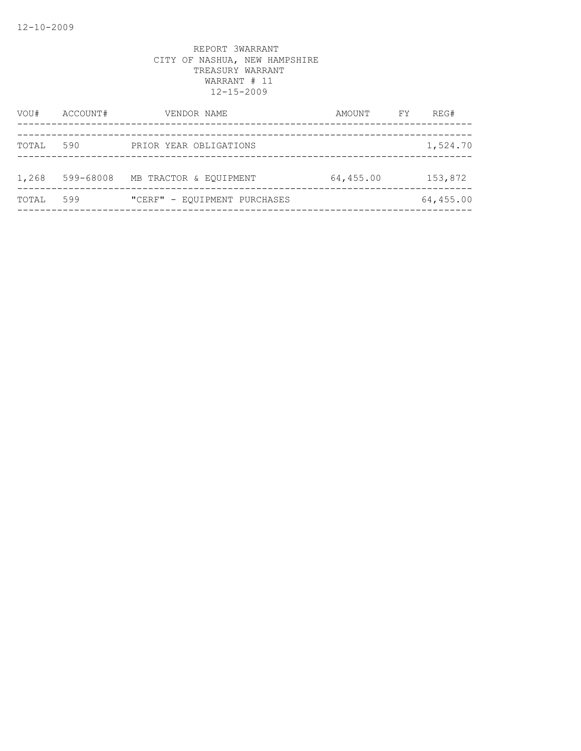REPORT 3WARRANT
CITY OF NASHUA, NEW HAMPSHIRE
TREASURY WARRANT
WARRANT # 11
12-15-2009

| VOU# | ACCOUNT# | VENDOR NAME | AMOUNT | FY | REG# |
|---|---|---|---|---|---|
| TOTAL | 590 | PRIOR YEAR OBLIGATIONS | | | 1,524.70 |
| 1,268 | 599-68008 | MB TRACTOR & EQUIPMENT | 64,455.00 | | 153,872 |
| TOTAL | 599 | "CERF" - EQUIPMENT PURCHASES | | | 64,455.00 |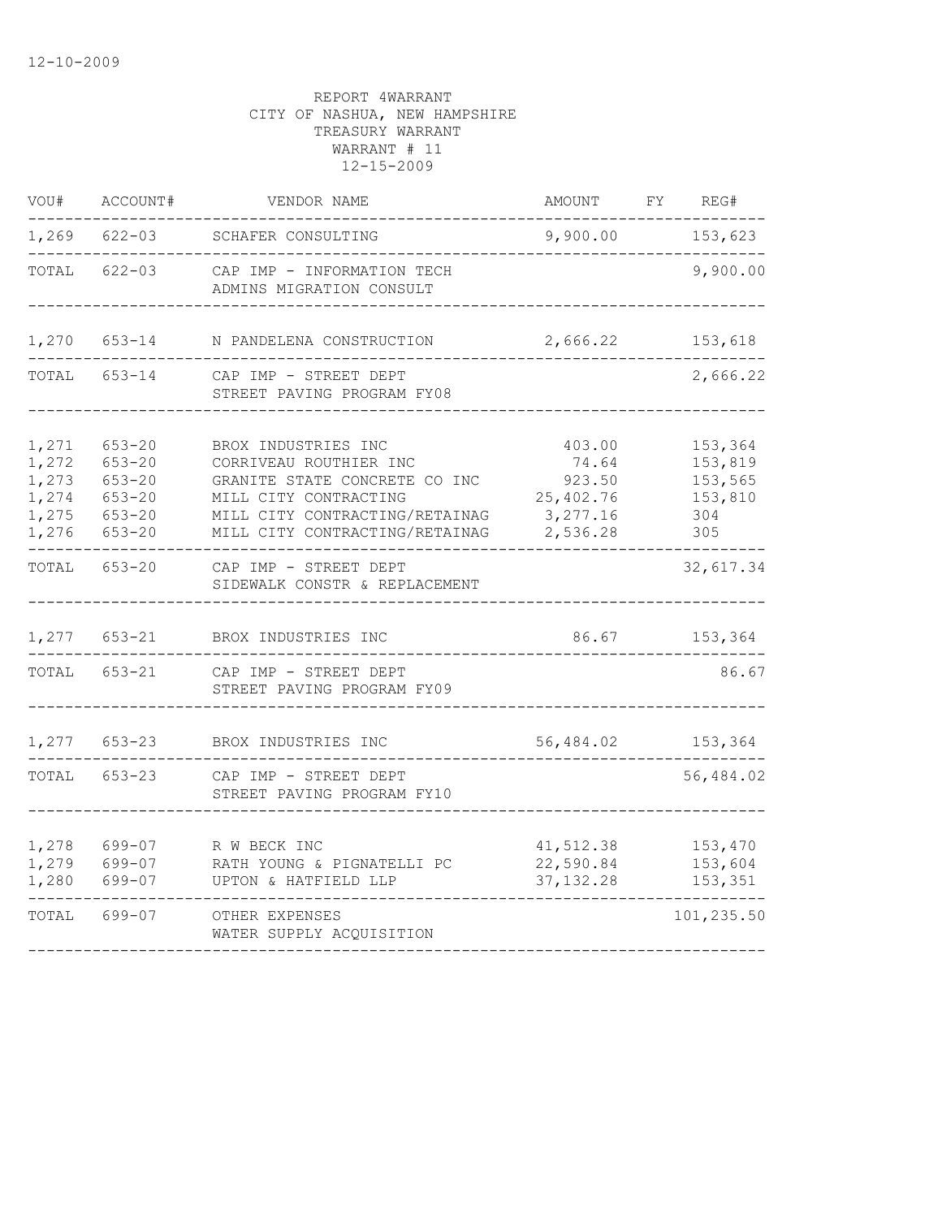12-10-2009

REPORT 4WARRANT
CITY OF NASHUA, NEW HAMPSHIRE
TREASURY WARRANT
WARRANT # 11
12-15-2009

| VOU# | ACCOUNT# | VENDOR NAME | AMOUNT | FY | REG# |
|---|---|---|---|---|---|
| 1,269 | 622-03 | SCHAFER CONSULTING | 9,900.00 | | 153,623 |
| TOTAL | 622-03 | CAP IMP - INFORMATION TECH<br>ADMINS MIGRATION CONSULT | | | 9,900.00 |
| 1,270 | 653-14 | N PANDELENA CONSTRUCTION | 2,666.22 | | 153,618 |
| TOTAL | 653-14 | CAP IMP - STREET DEPT<br>STREET PAVING PROGRAM FY08 | | | 2,666.22 |
| 1,271 | 653-20 | BROX INDUSTRIES INC | 403.00 | | 153,364 |
| 1,272 | 653-20 | CORRIVEAU ROUTHIER INC | 74.64 | | 153,819 |
| 1,273 | 653-20 | GRANITE STATE CONCRETE CO INC | 923.50 | | 153,565 |
| 1,274 | 653-20 | MILL CITY CONTRACTING | 25,402.76 | | 153,810 |
| 1,275 | 653-20 | MILL CITY CONTRACTING/RETAINAG | 3,277.16 | | 304 |
| 1,276 | 653-20 | MILL CITY CONTRACTING/RETAINAG | 2,536.28 | | 305 |
| TOTAL | 653-20 | CAP IMP - STREET DEPT<br>SIDEWALK CONSTR & REPLACEMENT | | | 32,617.34 |
| 1,277 | 653-21 | BROX INDUSTRIES INC | 86.67 | | 153,364 |
| TOTAL | 653-21 | CAP IMP - STREET DEPT<br>STREET PAVING PROGRAM FY09 | | | 86.67 |
| 1,277 | 653-23 | BROX INDUSTRIES INC | 56,484.02 | | 153,364 |
| TOTAL | 653-23 | CAP IMP - STREET DEPT<br>STREET PAVING PROGRAM FY10 | | | 56,484.02 |
| 1,278 | 699-07 | R W BECK INC | 41,512.38 | | 153,470 |
| 1,279 | 699-07 | RATH YOUNG & PIGNATELLI PC | 22,590.84 | | 153,604 |
| 1,280 | 699-07 | UPTON & HATFIELD LLP | 37,132.28 | | 153,351 |
| TOTAL | 699-07 | OTHER EXPENSES<br>WATER SUPPLY ACQUISITION | | | 101,235.50 |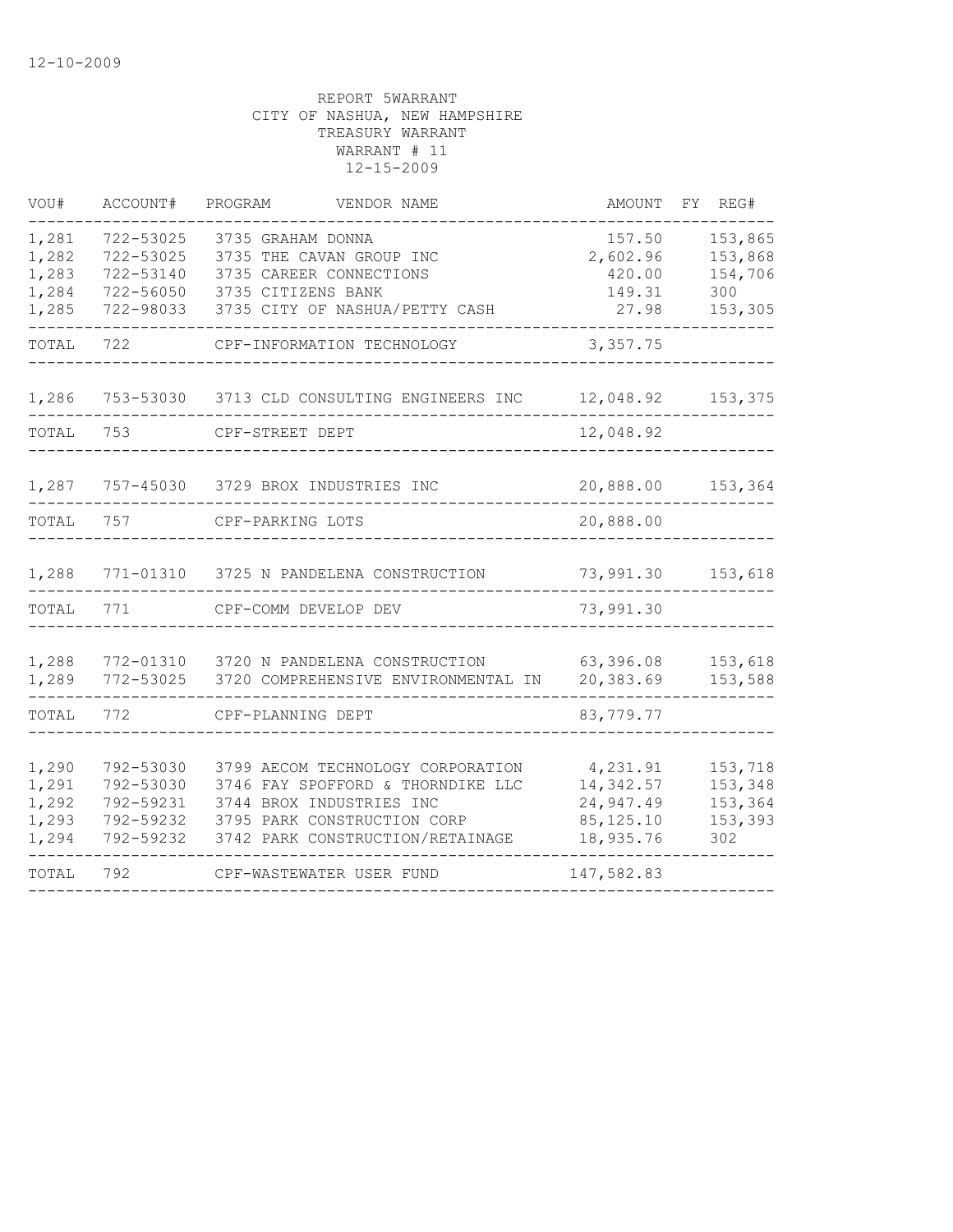12-10-2009

REPORT 5WARRANT
CITY OF NASHUA, NEW HAMPSHIRE
TREASURY WARRANT
WARRANT # 11
12-15-2009

| VOU# | ACCOUNT# | PROGRAM | VENDOR NAME | AMOUNT | FY | REG# |
|---|---|---|---|---|---|---|
| 1,281 | 722-53025 | 3735 | GRAHAM DONNA | 157.50 | | 153,865 |
| 1,282 | 722-53025 | 3735 | THE CAVAN GROUP INC | 2,602.96 | | 153,868 |
| 1,283 | 722-53140 | 3735 | CAREER CONNECTIONS | 420.00 | | 154,706 |
| 1,284 | 722-56050 | 3735 | CITIZENS BANK | 149.31 | | 300 |
| 1,285 | 722-98033 | 3735 | CITY OF NASHUA/PETTY CASH | 27.98 | | 153,305 |
| TOTAL | 722 | | CPF-INFORMATION TECHNOLOGY | 3,357.75 | | |
| 1,286 | 753-53030 | 3713 | CLD CONSULTING ENGINEERS INC | 12,048.92 | | 153,375 |
| TOTAL | 753 | | CPF-STREET DEPT | 12,048.92 | | |
| 1,287 | 757-45030 | 3729 | BROX INDUSTRIES INC | 20,888.00 | | 153,364 |
| TOTAL | 757 | | CPF-PARKING LOTS | 20,888.00 | | |
| 1,288 | 771-01310 | 3725 | N PANDELENA CONSTRUCTION | 73,991.30 | | 153,618 |
| TOTAL | 771 | | CPF-COMM DEVELOP DEV | 73,991.30 | | |
| 1,288 | 772-01310 | 3720 | N PANDELENA CONSTRUCTION | 63,396.08 | | 153,618 |
| 1,289 | 772-53025 | 3720 | COMPREHENSIVE ENVIRONMENTAL IN | 20,383.69 | | 153,588 |
| TOTAL | 772 | | CPF-PLANNING DEPT | 83,779.77 | | |
| 1,290 | 792-53030 | 3799 | AECOM TECHNOLOGY CORPORATION | 4,231.91 | | 153,718 |
| 1,291 | 792-53030 | 3746 | FAY SPOFFORD & THORNDIKE LLC | 14,342.57 | | 153,348 |
| 1,292 | 792-59231 | 3744 | BROX INDUSTRIES INC | 24,947.49 | | 153,364 |
| 1,293 | 792-59232 | 3795 | PARK CONSTRUCTION CORP | 85,125.10 | | 153,393 |
| 1,294 | 792-59232 | 3742 | PARK CONSTRUCTION/RETAINAGE | 18,935.76 | | 302 |
| TOTAL | 792 | | CPF-WASTEWATER USER FUND | 147,582.83 | | |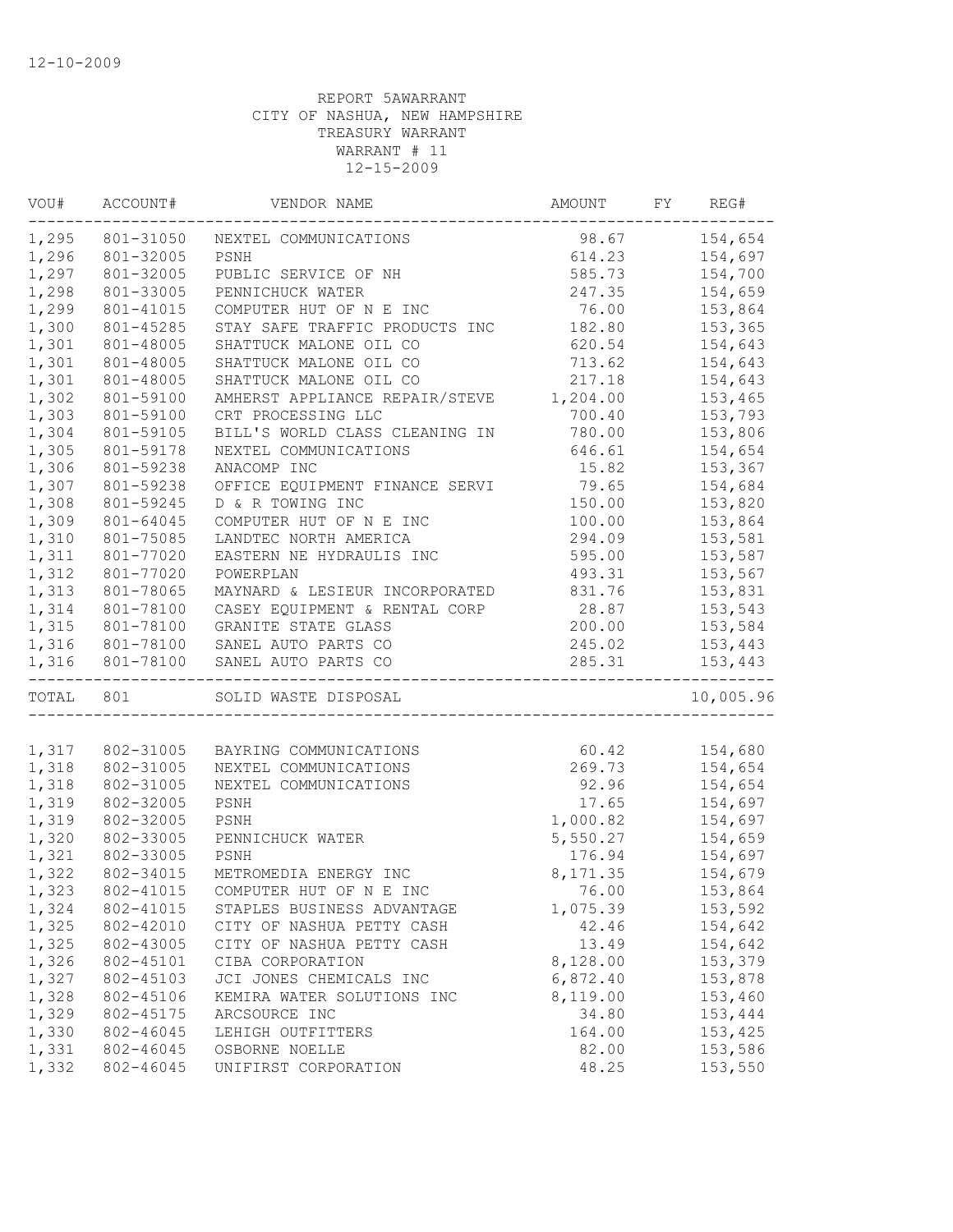12-10-2009

REPORT 5AWARRANT
CITY OF NASHUA, NEW HAMPSHIRE
TREASURY WARRANT
WARRANT # 11
12-15-2009

| VOU# | ACCOUNT# | VENDOR NAME | AMOUNT | FY | REG# |
|---|---|---|---|---|---|
| 1,295 | 801-31050 | NEXTEL COMMUNICATIONS | 98.67 | | 154,654 |
| 1,296 | 801-32005 | PSNH | 614.23 | | 154,697 |
| 1,297 | 801-32005 | PUBLIC SERVICE OF NH | 585.73 | | 154,700 |
| 1,298 | 801-33005 | PENNICHUCK WATER | 247.35 | | 154,659 |
| 1,299 | 801-41015 | COMPUTER HUT OF N E INC | 76.00 | | 153,864 |
| 1,300 | 801-45285 | STAY SAFE TRAFFIC PRODUCTS INC | 182.80 | | 153,365 |
| 1,301 | 801-48005 | SHATTUCK MALONE OIL CO | 620.54 | | 154,643 |
| 1,301 | 801-48005 | SHATTUCK MALONE OIL CO | 713.62 | | 154,643 |
| 1,301 | 801-48005 | SHATTUCK MALONE OIL CO | 217.18 | | 154,643 |
| 1,302 | 801-59100 | AMHERST APPLIANCE REPAIR/STEVE | 1,204.00 | | 153,465 |
| 1,303 | 801-59100 | CRT PROCESSING LLC | 700.40 | | 153,793 |
| 1,304 | 801-59105 | BILL'S WORLD CLASS CLEANING IN | 780.00 | | 153,806 |
| 1,305 | 801-59178 | NEXTEL COMMUNICATIONS | 646.61 | | 154,654 |
| 1,306 | 801-59238 | ANACOMP INC | 15.82 | | 153,367 |
| 1,307 | 801-59238 | OFFICE EQUIPMENT FINANCE SERVI | 79.65 | | 154,684 |
| 1,308 | 801-59245 | D & R TOWING INC | 150.00 | | 153,820 |
| 1,309 | 801-64045 | COMPUTER HUT OF N E INC | 100.00 | | 153,864 |
| 1,310 | 801-75085 | LANDTEC NORTH AMERICA | 294.09 | | 153,581 |
| 1,311 | 801-77020 | EASTERN NE HYDRAULIS INC | 595.00 | | 153,587 |
| 1,312 | 801-77020 | POWERPLAN | 493.31 | | 153,567 |
| 1,313 | 801-78065 | MAYNARD & LESIEUR INCORPORATED | 831.76 | | 153,831 |
| 1,314 | 801-78100 | CASEY EQUIPMENT & RENTAL CORP | 28.87 | | 153,543 |
| 1,315 | 801-78100 | GRANITE STATE GLASS | 200.00 | | 153,584 |
| 1,316 | 801-78100 | SANEL AUTO PARTS CO | 245.02 | | 153,443 |
| 1,316 | 801-78100 | SANEL AUTO PARTS CO | 285.31 | | 153,443 |
| TOTAL | 801 | SOLID WASTE DISPOSAL | | | 10,005.96 |
| 1,317 | 802-31005 | BAYRING COMMUNICATIONS | 60.42 | | 154,680 |
| 1,318 | 802-31005 | NEXTEL COMMUNICATIONS | 269.73 | | 154,654 |
| 1,318 | 802-31005 | NEXTEL COMMUNICATIONS | 92.96 | | 154,654 |
| 1,319 | 802-32005 | PSNH | 17.65 | | 154,697 |
| 1,319 | 802-32005 | PSNH | 1,000.82 | | 154,697 |
| 1,320 | 802-33005 | PENNICHUCK WATER | 5,550.27 | | 154,659 |
| 1,321 | 802-33005 | PSNH | 176.94 | | 154,697 |
| 1,322 | 802-34015 | METROMEDIA ENERGY INC | 8,171.35 | | 154,679 |
| 1,323 | 802-41015 | COMPUTER HUT OF N E INC | 76.00 | | 153,864 |
| 1,324 | 802-41015 | STAPLES BUSINESS ADVANTAGE | 1,075.39 | | 153,592 |
| 1,325 | 802-42010 | CITY OF NASHUA PETTY CASH | 42.46 | | 154,642 |
| 1,325 | 802-43005 | CITY OF NASHUA PETTY CASH | 13.49 | | 154,642 |
| 1,326 | 802-45101 | CIBA CORPORATION | 8,128.00 | | 153,379 |
| 1,327 | 802-45103 | JCI JONES CHEMICALS INC | 6,872.40 | | 153,878 |
| 1,328 | 802-45106 | KEMIRA WATER SOLUTIONS INC | 8,119.00 | | 153,460 |
| 1,329 | 802-45175 | ARCSOURCE INC | 34.80 | | 153,444 |
| 1,330 | 802-46045 | LEHIGH OUTFITTERS | 164.00 | | 153,425 |
| 1,331 | 802-46045 | OSBORNE NOELLE | 82.00 | | 153,586 |
| 1,332 | 802-46045 | UNIFIRST CORPORATION | 48.25 | | 153,550 |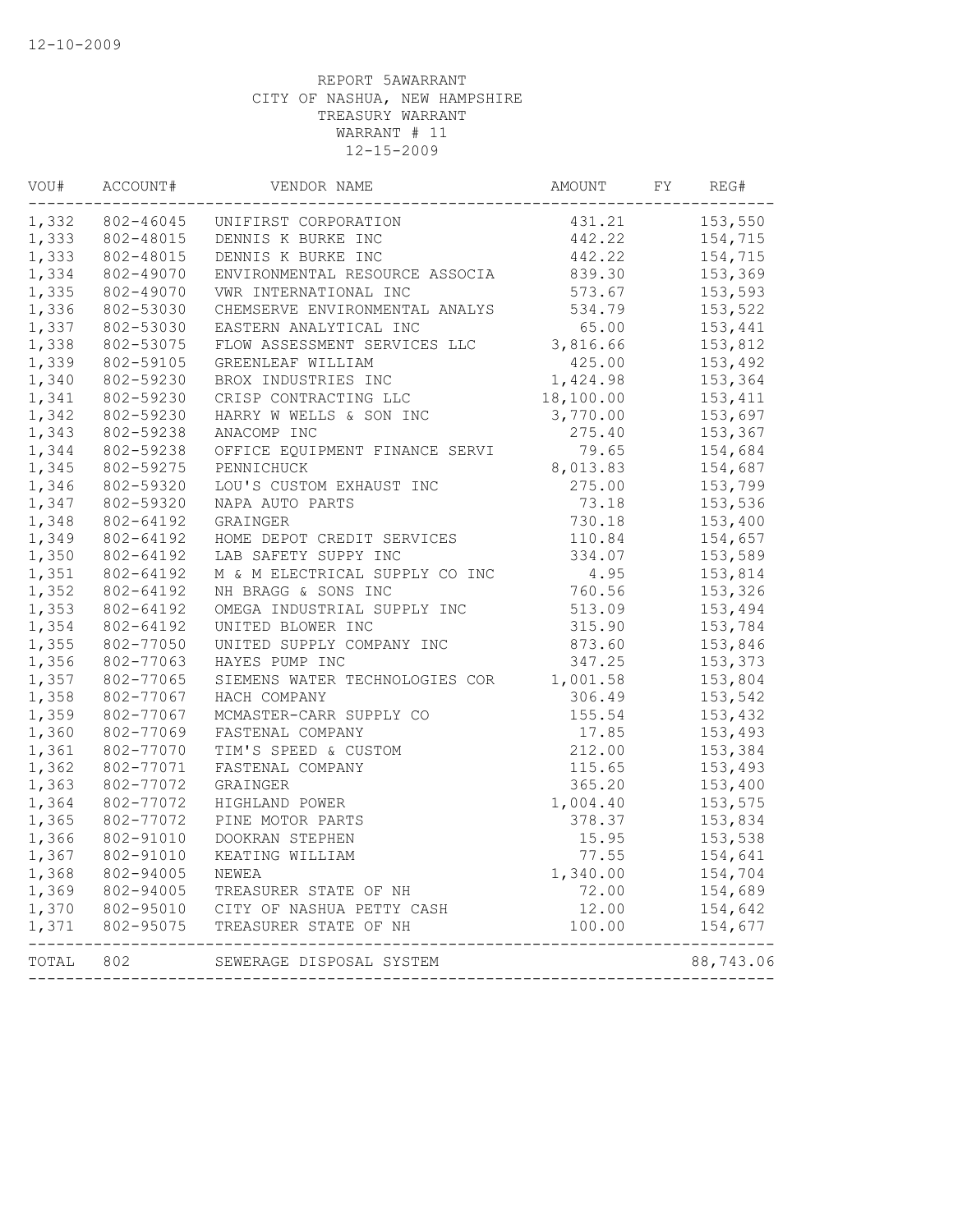12-10-2009

REPORT 5AWARRANT
CITY OF NASHUA, NEW HAMPSHIRE
TREASURY WARRANT
WARRANT # 11
12-15-2009

| VOU# | ACCOUNT# | VENDOR NAME | AMOUNT | FY | REG# |
|---|---|---|---|---|---|
| 1,332 | 802-46045 | UNIFIRST CORPORATION | 431.21 | | 153,550 |
| 1,333 | 802-48015 | DENNIS K BURKE INC | 442.22 | | 154,715 |
| 1,333 | 802-48015 | DENNIS K BURKE INC | 442.22 | | 154,715 |
| 1,334 | 802-49070 | ENVIRONMENTAL RESOURCE ASSOCIA | 839.30 | | 153,369 |
| 1,335 | 802-49070 | VWR INTERNATIONAL INC | 573.67 | | 153,593 |
| 1,336 | 802-53030 | CHEMSERVE ENVIRONMENTAL ANALYS | 534.79 | | 153,522 |
| 1,337 | 802-53030 | EASTERN ANALYTICAL INC | 65.00 | | 153,441 |
| 1,338 | 802-53075 | FLOW ASSESSMENT SERVICES LLC | 3,816.66 | | 153,812 |
| 1,339 | 802-59105 | GREENLEAF WILLIAM | 425.00 | | 153,492 |
| 1,340 | 802-59230 | BROX INDUSTRIES INC | 1,424.98 | | 153,364 |
| 1,341 | 802-59230 | CRISP CONTRACTING LLC | 18,100.00 | | 153,411 |
| 1,342 | 802-59230 | HARRY W WELLS & SON INC | 3,770.00 | | 153,697 |
| 1,343 | 802-59238 | ANACOMP INC | 275.40 | | 153,367 |
| 1,344 | 802-59238 | OFFICE EQUIPMENT FINANCE SERVI | 79.65 | | 154,684 |
| 1,345 | 802-59275 | PENNICHUCK | 8,013.83 | | 154,687 |
| 1,346 | 802-59320 | LOU'S CUSTOM EXHAUST INC | 275.00 | | 153,799 |
| 1,347 | 802-59320 | NAPA AUTO PARTS | 73.18 | | 153,536 |
| 1,348 | 802-64192 | GRAINGER | 730.18 | | 153,400 |
| 1,349 | 802-64192 | HOME DEPOT CREDIT SERVICES | 110.84 | | 154,657 |
| 1,350 | 802-64192 | LAB SAFETY SUPPY INC | 334.07 | | 153,589 |
| 1,351 | 802-64192 | M & M ELECTRICAL SUPPLY CO INC | 4.95 | | 153,814 |
| 1,352 | 802-64192 | NH BRAGG & SONS INC | 760.56 | | 153,326 |
| 1,353 | 802-64192 | OMEGA INDUSTRIAL SUPPLY INC | 513.09 | | 153,494 |
| 1,354 | 802-64192 | UNITED BLOWER INC | 315.90 | | 153,784 |
| 1,355 | 802-77050 | UNITED SUPPLY COMPANY INC | 873.60 | | 153,846 |
| 1,356 | 802-77063 | HAYES PUMP INC | 347.25 | | 153,373 |
| 1,357 | 802-77065 | SIEMENS WATER TECHNOLOGIES COR | 1,001.58 | | 153,804 |
| 1,358 | 802-77067 | HACH COMPANY | 306.49 | | 153,542 |
| 1,359 | 802-77067 | MCMASTER-CARR SUPPLY CO | 155.54 | | 153,432 |
| 1,360 | 802-77069 | FASTENAL COMPANY | 17.85 | | 153,493 |
| 1,361 | 802-77070 | TIM'S SPEED & CUSTOM | 212.00 | | 153,384 |
| 1,362 | 802-77071 | FASTENAL COMPANY | 115.65 | | 153,493 |
| 1,363 | 802-77072 | GRAINGER | 365.20 | | 153,400 |
| 1,364 | 802-77072 | HIGHLAND POWER | 1,004.40 | | 153,575 |
| 1,365 | 802-77072 | PINE MOTOR PARTS | 378.37 | | 153,834 |
| 1,366 | 802-91010 | DOOKRAN STEPHEN | 15.95 | | 153,538 |
| 1,367 | 802-91010 | KEATING WILLIAM | 77.55 | | 154,641 |
| 1,368 | 802-94005 | NEWEA | 1,340.00 | | 154,704 |
| 1,369 | 802-94005 | TREASURER STATE OF NH | 72.00 | | 154,689 |
| 1,370 | 802-95010 | CITY OF NASHUA PETTY CASH | 12.00 | | 154,642 |
| 1,371 | 802-95075 | TREASURER STATE OF NH | 100.00 | | 154,677 |
| TOTAL | 802 | SEWERAGE DISPOSAL SYSTEM | | | 88,743.06 |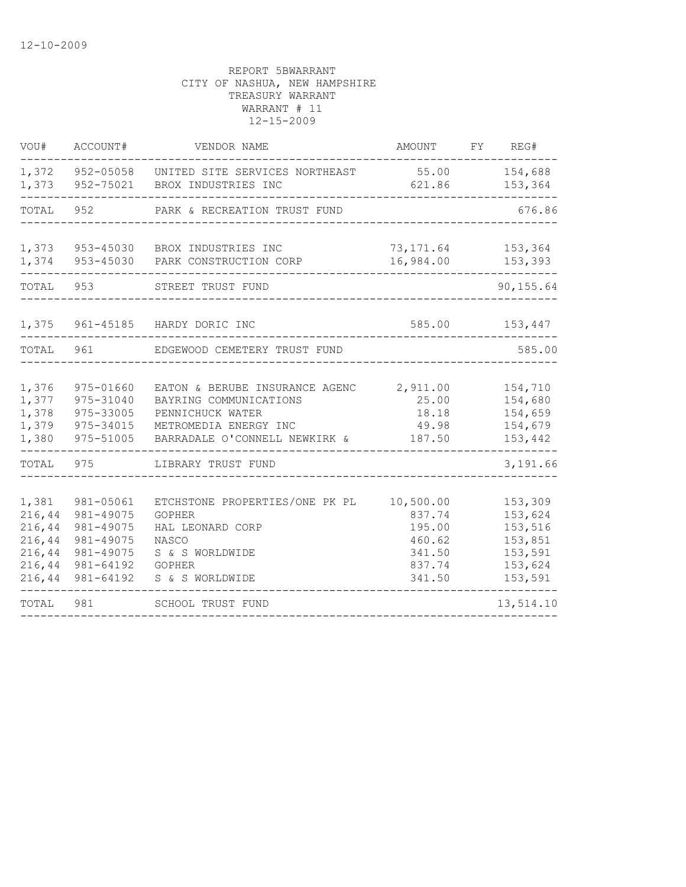12-10-2009

REPORT 5BWARRANT
CITY OF NASHUA, NEW HAMPSHIRE
TREASURY WARRANT
WARRANT # 11
12-15-2009

| VOU# | ACCOUNT# | VENDOR NAME | AMOUNT | FY | REG# |
|---|---|---|---|---|---|
| 1,372 | 952-05058 | UNITED SITE SERVICES NORTHEAST | 55.00 | | 154,688 |
| 1,373 | 952-75021 | BROX INDUSTRIES INC | 621.86 | | 153,364 |
| TOTAL | 952 | PARK & RECREATION TRUST FUND | | | 676.86 |
| 1,373 | 953-45030 | BROX INDUSTRIES INC | 73,171.64 | | 153,364 |
| 1,374 | 953-45030 | PARK CONSTRUCTION CORP | 16,984.00 | | 153,393 |
| TOTAL | 953 | STREET TRUST FUND | | | 90,155.64 |
| 1,375 | 961-45185 | HARDY DORIC INC | 585.00 | | 153,447 |
| TOTAL | 961 | EDGEWOOD CEMETERY TRUST FUND | | | 585.00 |
| 1,376 | 975-01660 | EATON & BERUBE INSURANCE AGENC | 2,911.00 | | 154,710 |
| 1,377 | 975-31040 | BAYRING COMMUNICATIONS | 25.00 | | 154,680 |
| 1,378 | 975-33005 | PENNICHUCK WATER | 18.18 | | 154,659 |
| 1,379 | 975-34015 | METROMEDIA ENERGY INC | 49.98 | | 154,679 |
| 1,380 | 975-51005 | BARRADALE O'CONNELL NEWKIRK & | 187.50 | | 153,442 |
| TOTAL | 975 | LIBRARY TRUST FUND | | | 3,191.66 |
| 1,381 | 981-05061 | ETCHSTONE PROPERTIES/ONE PK PL | 10,500.00 | | 153,309 |
| 216,44 | 981-49075 | GOPHER | 837.74 | | 153,624 |
| 216,44 | 981-49075 | HAL LEONARD CORP | 195.00 | | 153,516 |
| 216,44 | 981-49075 | NASCO | 460.62 | | 153,851 |
| 216,44 | 981-49075 | S & S WORLDWIDE | 341.50 | | 153,591 |
| 216,44 | 981-64192 | GOPHER | 837.74 | | 153,624 |
| 216,44 | 981-64192 | S & S WORLDWIDE | 341.50 | | 153,591 |
| TOTAL | 981 | SCHOOL TRUST FUND | | | 13,514.10 |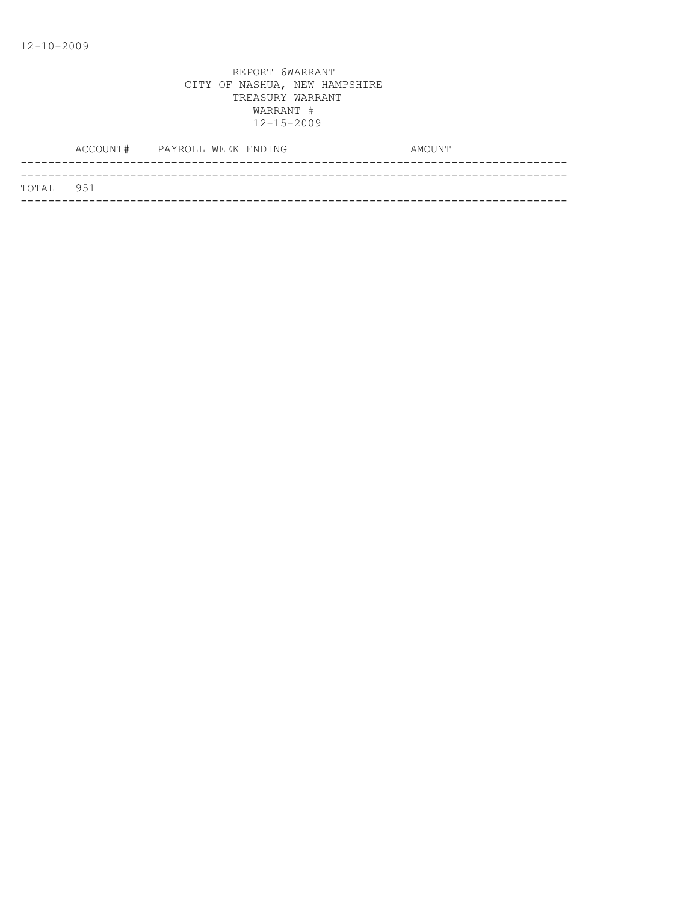12-10-2009

REPORT 6WARRANT
CITY OF NASHUA, NEW HAMPSHIRE
TREASURY WARRANT
WARRANT #
12-15-2009

| ACCOUNT# | PAYROLL WEEK ENDING | AMOUNT |
|---|---|---|
| TOTAL 951 | | |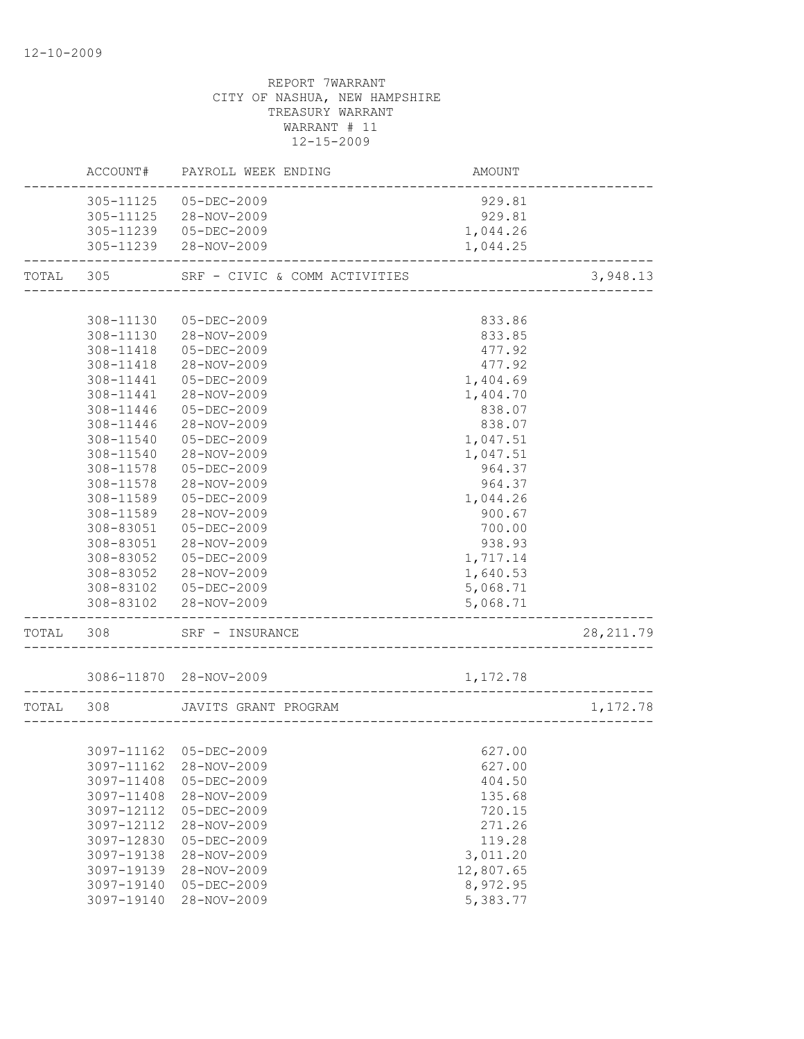12-10-2009

REPORT 7WARRANT
CITY OF NASHUA, NEW HAMPSHIRE
TREASURY WARRANT
WARRANT # 11
12-15-2009

| | ACCOUNT# | PAYROLL WEEK ENDING | AMOUNT | |
|---|---|---|---|---|
| | 305-11125 | 05-DEC-2009 | 929.81 | |
| | 305-11125 | 28-NOV-2009 | 929.81 | |
| | 305-11239 | 05-DEC-2009 | 1,044.26 | |
| | 305-11239 | 28-NOV-2009 | 1,044.25 | |
| TOTAL | 305 | SRF - CIVIC & COMM ACTIVITIES | | 3,948.13 |
| | 308-11130 | 05-DEC-2009 | 833.86 | |
| | 308-11130 | 28-NOV-2009 | 833.85 | |
| | 308-11418 | 05-DEC-2009 | 477.92 | |
| | 308-11418 | 28-NOV-2009 | 477.92 | |
| | 308-11441 | 05-DEC-2009 | 1,404.69 | |
| | 308-11441 | 28-NOV-2009 | 1,404.70 | |
| | 308-11446 | 05-DEC-2009 | 838.07 | |
| | 308-11446 | 28-NOV-2009 | 838.07 | |
| | 308-11540 | 05-DEC-2009 | 1,047.51 | |
| | 308-11540 | 28-NOV-2009 | 1,047.51 | |
| | 308-11578 | 05-DEC-2009 | 964.37 | |
| | 308-11578 | 28-NOV-2009 | 964.37 | |
| | 308-11589 | 05-DEC-2009 | 1,044.26 | |
| | 308-11589 | 28-NOV-2009 | 900.67 | |
| | 308-83051 | 05-DEC-2009 | 700.00 | |
| | 308-83051 | 28-NOV-2009 | 938.93 | |
| | 308-83052 | 05-DEC-2009 | 1,717.14 | |
| | 308-83052 | 28-NOV-2009 | 1,640.53 | |
| | 308-83102 | 05-DEC-2009 | 5,068.71 | |
| | 308-83102 | 28-NOV-2009 | 5,068.71 | |
| TOTAL | 308 | SRF - INSURANCE | | 28,211.79 |
| | 3086-11870 | 28-NOV-2009 | 1,172.78 | |
| TOTAL | 308 | JAVITS GRANT PROGRAM | | 1,172.78 |
| | 3097-11162 | 05-DEC-2009 | 627.00 | |
| | 3097-11162 | 28-NOV-2009 | 627.00 | |
| | 3097-11408 | 05-DEC-2009 | 404.50 | |
| | 3097-11408 | 28-NOV-2009 | 135.68 | |
| | 3097-12112 | 05-DEC-2009 | 720.15 | |
| | 3097-12112 | 28-NOV-2009 | 271.26 | |
| | 3097-12830 | 05-DEC-2009 | 119.28 | |
| | 3097-19138 | 28-NOV-2009 | 3,011.20 | |
| | 3097-19139 | 28-NOV-2009 | 12,807.65 | |
| | 3097-19140 | 05-DEC-2009 | 8,972.95 | |
| | 3097-19140 | 28-NOV-2009 | 5,383.77 | |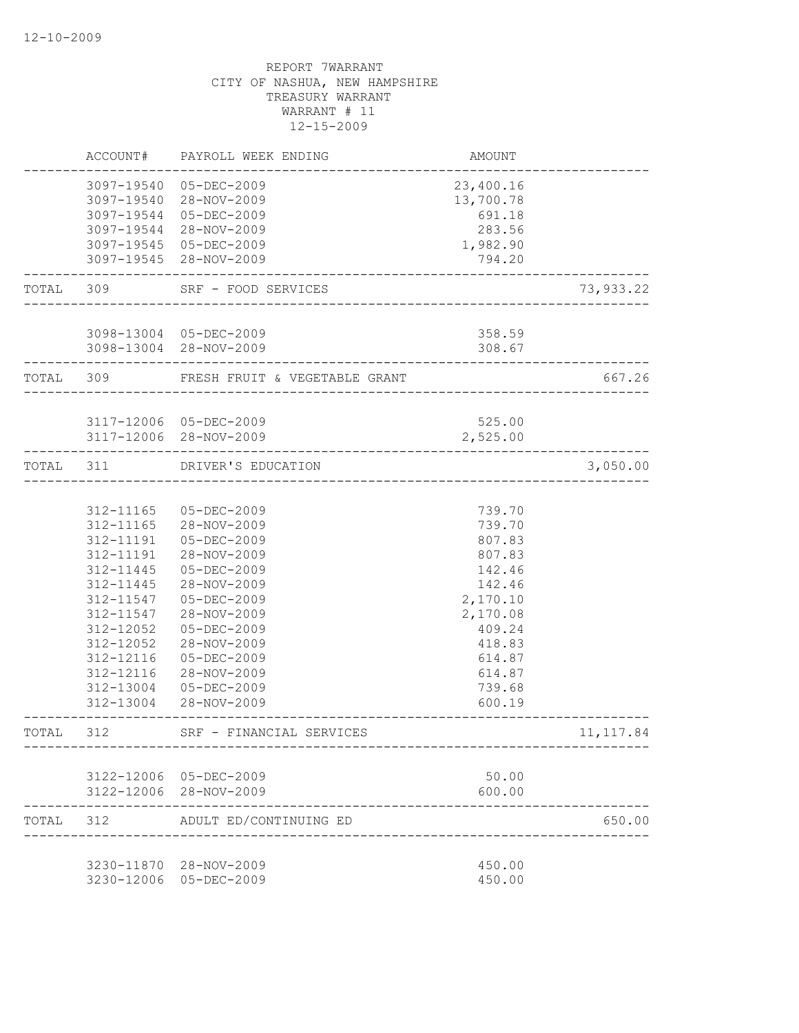REPORT 7WARRANT
CITY OF NASHUA, NEW HAMPSHIRE
TREASURY WARRANT
WARRANT # 11
12-15-2009

| | ACCOUNT# | PAYROLL WEEK ENDING | AMOUNT | |
|---|---|---|---|---|
| | 3097-19540 | 05-DEC-2009 | 23,400.16 | |
| | 3097-19540 | 28-NOV-2009 | 13,700.78 | |
| | 3097-19544 | 05-DEC-2009 | 691.18 | |
| | 3097-19544 | 28-NOV-2009 | 283.56 | |
| | 3097-19545 | 05-DEC-2009 | 1,982.90 | |
| | 3097-19545 | 28-NOV-2009 | 794.20 | |
| TOTAL | 309 | SRF - FOOD SERVICES | | 73,933.22 |
| | 3098-13004 | 05-DEC-2009 | 358.59 | |
| | 3098-13004 | 28-NOV-2009 | 308.67 | |
| TOTAL | 309 | FRESH FRUIT & VEGETABLE GRANT | | 667.26 |
| | 3117-12006 | 05-DEC-2009 | 525.00 | |
| | 3117-12006 | 28-NOV-2009 | 2,525.00 | |
| TOTAL | 311 | DRIVER'S EDUCATION | | 3,050.00 |
| | 312-11165 | 05-DEC-2009 | 739.70 | |
| | 312-11165 | 28-NOV-2009 | 739.70 | |
| | 312-11191 | 05-DEC-2009 | 807.83 | |
| | 312-11191 | 28-NOV-2009 | 807.83 | |
| | 312-11445 | 05-DEC-2009 | 142.46 | |
| | 312-11445 | 28-NOV-2009 | 142.46 | |
| | 312-11547 | 05-DEC-2009 | 2,170.10 | |
| | 312-11547 | 28-NOV-2009 | 2,170.08 | |
| | 312-12052 | 05-DEC-2009 | 409.24 | |
| | 312-12052 | 28-NOV-2009 | 418.83 | |
| | 312-12116 | 05-DEC-2009 | 614.87 | |
| | 312-12116 | 28-NOV-2009 | 614.87 | |
| | 312-13004 | 05-DEC-2009 | 739.68 | |
| | 312-13004 | 28-NOV-2009 | 600.19 | |
| TOTAL | 312 | SRF - FINANCIAL SERVICES | | 11,117.84 |
| | 3122-12006 | 05-DEC-2009 | 50.00 | |
| | 3122-12006 | 28-NOV-2009 | 600.00 | |
| TOTAL | 312 | ADULT ED/CONTINUING ED | | 650.00 |
| | 3230-11870 | 28-NOV-2009 | 450.00 | |
| | 3230-12006 | 05-DEC-2009 | 450.00 | |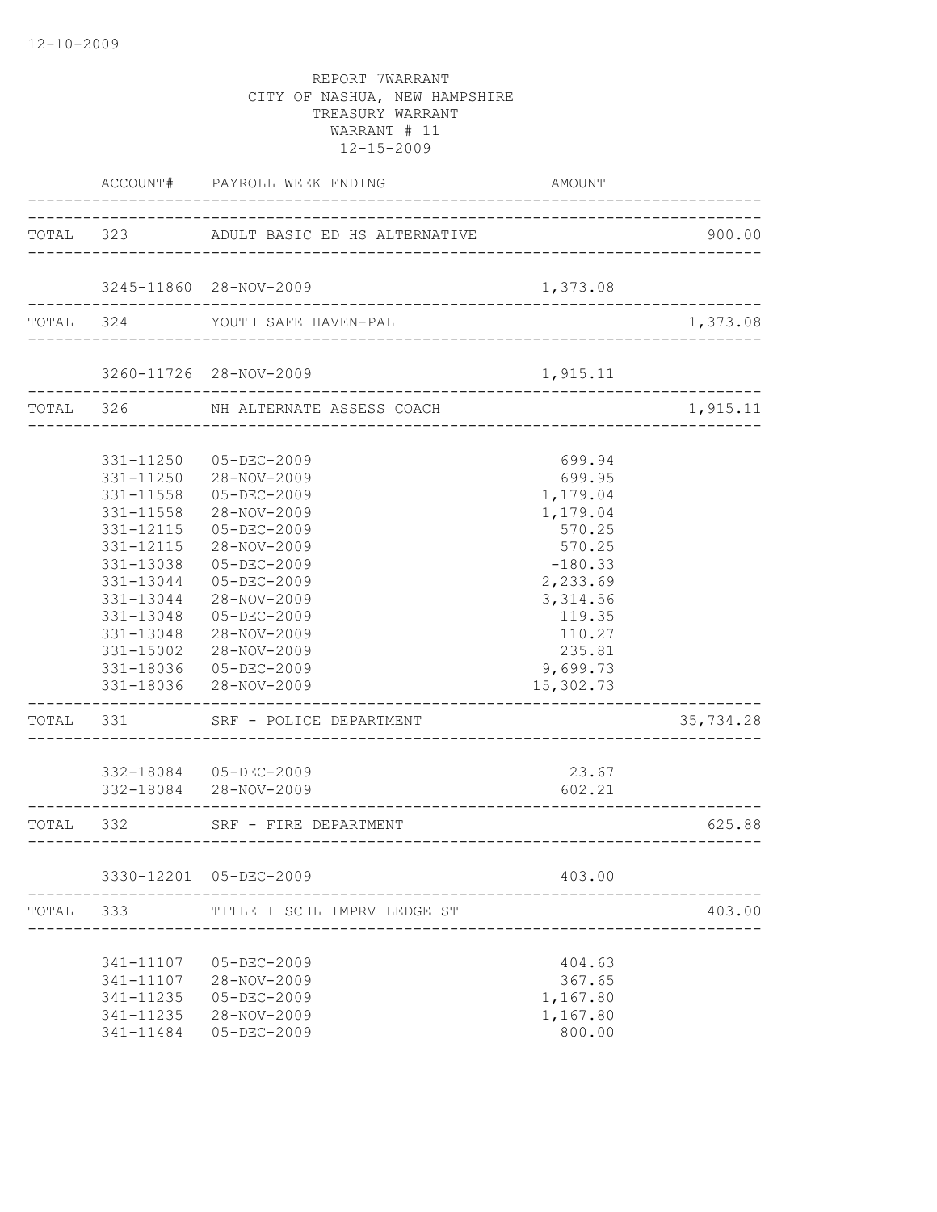REPORT 7WARRANT
CITY OF NASHUA, NEW HAMPSHIRE
TREASURY WARRANT
WARRANT # 11
12-15-2009

| | ACCOUNT# | PAYROLL WEEK ENDING | AMOUNT | |
|---|---|---|---|---|
| TOTAL | 323 | ADULT BASIC ED HS ALTERNATIVE | | 900.00 |
| | 3245-11860 | 28-NOV-2009 | 1,373.08 | |
| TOTAL | 324 | YOUTH SAFE HAVEN-PAL | | 1,373.08 |
| | 3260-11726 | 28-NOV-2009 | 1,915.11 | |
| TOTAL | 326 | NH ALTERNATE ASSESS COACH | | 1,915.11 |
| | 331-11250 | 05-DEC-2009 | 699.94 | |
| | 331-11250 | 28-NOV-2009 | 699.95 | |
| | 331-11558 | 05-DEC-2009 | 1,179.04 | |
| | 331-11558 | 28-NOV-2009 | 1,179.04 | |
| | 331-12115 | 05-DEC-2009 | 570.25 | |
| | 331-12115 | 28-NOV-2009 | 570.25 | |
| | 331-13038 | 05-DEC-2009 | -180.33 | |
| | 331-13044 | 05-DEC-2009 | 2,233.69 | |
| | 331-13044 | 28-NOV-2009 | 3,314.56 | |
| | 331-13048 | 05-DEC-2009 | 119.35 | |
| | 331-13048 | 28-NOV-2009 | 110.27 | |
| | 331-15002 | 28-NOV-2009 | 235.81 | |
| | 331-18036 | 05-DEC-2009 | 9,699.73 | |
| | 331-18036 | 28-NOV-2009 | 15,302.73 | |
| TOTAL | 331 | SRF - POLICE DEPARTMENT | | 35,734.28 |
| | 332-18084 | 05-DEC-2009 | 23.67 | |
| | 332-18084 | 28-NOV-2009 | 602.21 | |
| TOTAL | 332 | SRF - FIRE DEPARTMENT | | 625.88 |
| | 3330-12201 | 05-DEC-2009 | 403.00 | |
| TOTAL | 333 | TITLE I SCHL IMPRV LEDGE ST | | 403.00 |
| | 341-11107 | 05-DEC-2009 | 404.63 | |
| | 341-11107 | 28-NOV-2009 | 367.65 | |
| | 341-11235 | 05-DEC-2009 | 1,167.80 | |
| | 341-11235 | 28-NOV-2009 | 1,167.80 | |
| | 341-11484 | 05-DEC-2009 | 800.00 | |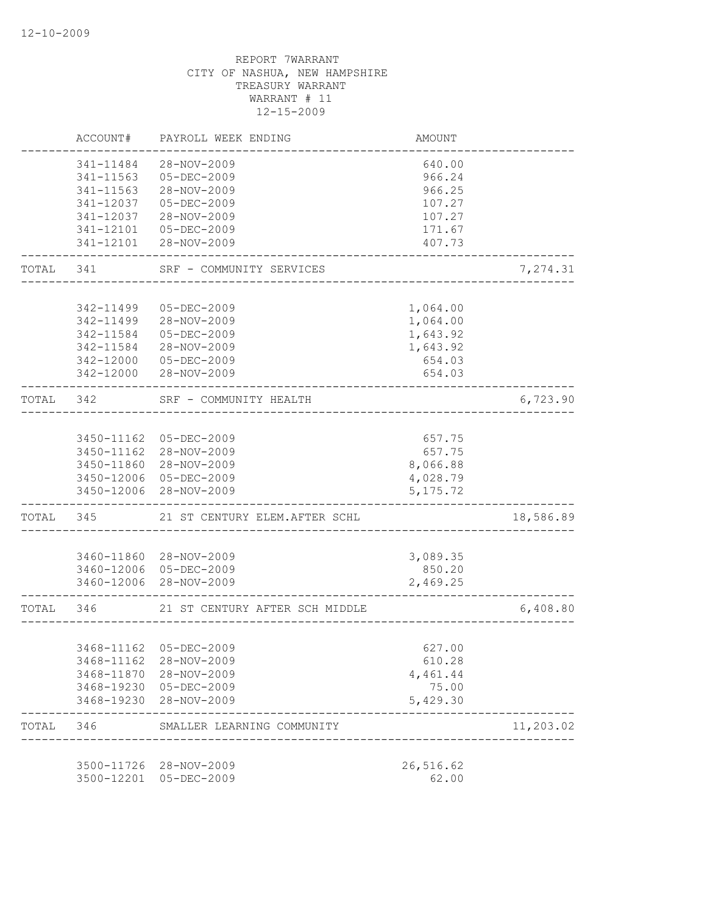12-10-2009

REPORT 7WARRANT
CITY OF NASHUA, NEW HAMPSHIRE
TREASURY WARRANT
WARRANT # 11
12-15-2009

| | ACCOUNT# | PAYROLL WEEK ENDING | AMOUNT | |
|---|---|---|---|---|
| | 341-11484 | 28-NOV-2009 | 640.00 | |
| | 341-11563 | 05-DEC-2009 | 966.24 | |
| | 341-11563 | 28-NOV-2009 | 966.25 | |
| | 341-12037 | 05-DEC-2009 | 107.27 | |
| | 341-12037 | 28-NOV-2009 | 107.27 | |
| | 341-12101 | 05-DEC-2009 | 171.67 | |
| | 341-12101 | 28-NOV-2009 | 407.73 | |
| TOTAL | 341 | SRF - COMMUNITY SERVICES | | 7,274.31 |
| | 342-11499 | 05-DEC-2009 | 1,064.00 | |
| | 342-11499 | 28-NOV-2009 | 1,064.00 | |
| | 342-11584 | 05-DEC-2009 | 1,643.92 | |
| | 342-11584 | 28-NOV-2009 | 1,643.92 | |
| | 342-12000 | 05-DEC-2009 | 654.03 | |
| | 342-12000 | 28-NOV-2009 | 654.03 | |
| TOTAL | 342 | SRF - COMMUNITY HEALTH | | 6,723.90 |
| | 3450-11162 | 05-DEC-2009 | 657.75 | |
| | 3450-11162 | 28-NOV-2009 | 657.75 | |
| | 3450-11860 | 28-NOV-2009 | 8,066.88 | |
| | 3450-12006 | 05-DEC-2009 | 4,028.79 | |
| | 3450-12006 | 28-NOV-2009 | 5,175.72 | |
| TOTAL | 345 | 21 ST CENTURY ELEM.AFTER SCHL | | 18,586.89 |
| | 3460-11860 | 28-NOV-2009 | 3,089.35 | |
| | 3460-12006 | 05-DEC-2009 | 850.20 | |
| | 3460-12006 | 28-NOV-2009 | 2,469.25 | |
| TOTAL | 346 | 21 ST CENTURY AFTER SCH MIDDLE | | 6,408.80 |
| | 3468-11162 | 05-DEC-2009 | 627.00 | |
| | 3468-11162 | 28-NOV-2009 | 610.28 | |
| | 3468-11870 | 28-NOV-2009 | 4,461.44 | |
| | 3468-19230 | 05-DEC-2009 | 75.00 | |
| | 3468-19230 | 28-NOV-2009 | 5,429.30 | |
| TOTAL | 346 | SMALLER LEARNING COMMUNITY | | 11,203.02 |
| | 3500-11726 | 28-NOV-2009 | 26,516.62 | |
| | 3500-12201 | 05-DEC-2009 | 62.00 | |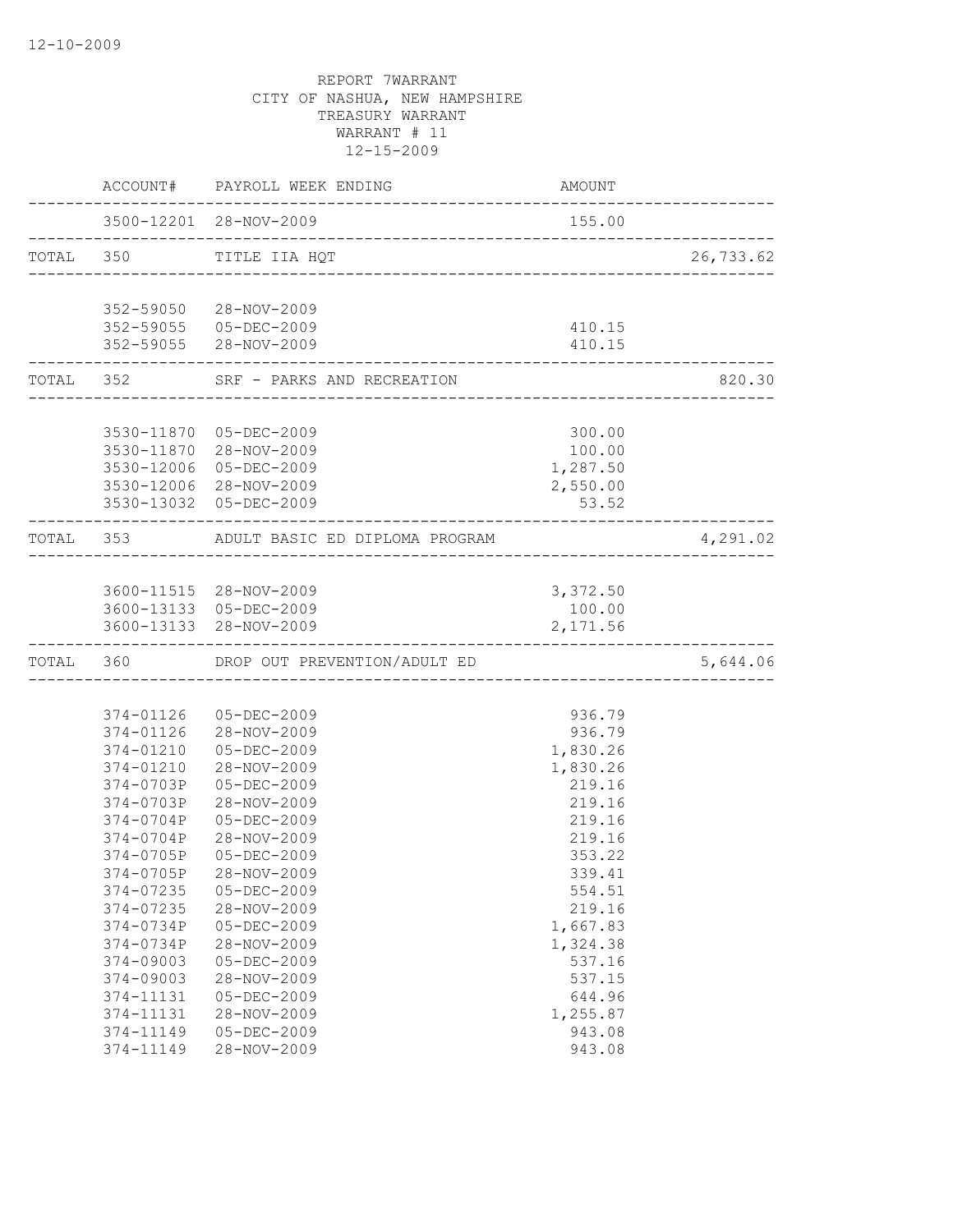REPORT 7WARRANT
CITY OF NASHUA, NEW HAMPSHIRE
TREASURY WARRANT
WARRANT # 11
12-15-2009

| | ACCOUNT# | PAYROLL WEEK ENDING | AMOUNT | |
|---|---|---|---|---|
| | 3500-12201 | 28-NOV-2009 | 155.00 | |
| TOTAL | 350 | TITLE IIA HQT | | 26,733.62 |
| | 352-59050 | 28-NOV-2009 | | |
| | 352-59055 | 05-DEC-2009 | 410.15 | |
| | 352-59055 | 28-NOV-2009 | 410.15 | |
| TOTAL | 352 | SRF - PARKS AND RECREATION | | 820.30 |
| | 3530-11870 | 05-DEC-2009 | 300.00 | |
| | 3530-11870 | 28-NOV-2009 | 100.00 | |
| | 3530-12006 | 05-DEC-2009 | 1,287.50 | |
| | 3530-12006 | 28-NOV-2009 | 2,550.00 | |
| | 3530-13032 | 05-DEC-2009 | 53.52 | |
| TOTAL | 353 | ADULT BASIC ED DIPLOMA PROGRAM | | 4,291.02 |
| | 3600-11515 | 28-NOV-2009 | 3,372.50 | |
| | 3600-13133 | 05-DEC-2009 | 100.00 | |
| | 3600-13133 | 28-NOV-2009 | 2,171.56 | |
| TOTAL | 360 | DROP OUT PREVENTION/ADULT ED | | 5,644.06 |
| | 374-01126 | 05-DEC-2009 | 936.79 | |
| | 374-01126 | 28-NOV-2009 | 936.79 | |
| | 374-01210 | 05-DEC-2009 | 1,830.26 | |
| | 374-01210 | 28-NOV-2009 | 1,830.26 | |
| | 374-0703P | 05-DEC-2009 | 219.16 | |
| | 374-0703P | 28-NOV-2009 | 219.16 | |
| | 374-0704P | 05-DEC-2009 | 219.16 | |
| | 374-0704P | 28-NOV-2009 | 219.16 | |
| | 374-0705P | 05-DEC-2009 | 353.22 | |
| | 374-0705P | 28-NOV-2009 | 339.41 | |
| | 374-07235 | 05-DEC-2009 | 554.51 | |
| | 374-07235 | 28-NOV-2009 | 219.16 | |
| | 374-0734P | 05-DEC-2009 | 1,667.83 | |
| | 374-0734P | 28-NOV-2009 | 1,324.38 | |
| | 374-09003 | 05-DEC-2009 | 537.16 | |
| | 374-09003 | 28-NOV-2009 | 537.15 | |
| | 374-11131 | 05-DEC-2009 | 644.96 | |
| | 374-11131 | 28-NOV-2009 | 1,255.87 | |
| | 374-11149 | 05-DEC-2009 | 943.08 | |
| | 374-11149 | 28-NOV-2009 | 943.08 | |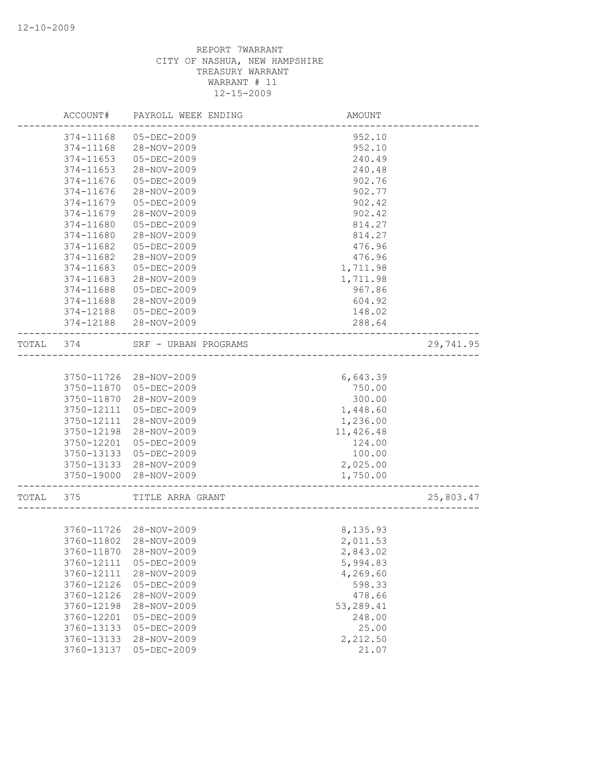REPORT 7WARRANT
CITY OF NASHUA, NEW HAMPSHIRE
TREASURY WARRANT
WARRANT # 11
12-15-2009

| | ACCOUNT# | PAYROLL WEEK ENDING | AMOUNT | |
|---|---|---|---|---|
| | 374-11168 | 05-DEC-2009 | 952.10 | |
| | 374-11168 | 28-NOV-2009 | 952.10 | |
| | 374-11653 | 05-DEC-2009 | 240.49 | |
| | 374-11653 | 28-NOV-2009 | 240.48 | |
| | 374-11676 | 05-DEC-2009 | 902.76 | |
| | 374-11676 | 28-NOV-2009 | 902.77 | |
| | 374-11679 | 05-DEC-2009 | 902.42 | |
| | 374-11679 | 28-NOV-2009 | 902.42 | |
| | 374-11680 | 05-DEC-2009 | 814.27 | |
| | 374-11680 | 28-NOV-2009 | 814.27 | |
| | 374-11682 | 05-DEC-2009 | 476.96 | |
| | 374-11682 | 28-NOV-2009 | 476.96 | |
| | 374-11683 | 05-DEC-2009 | 1,711.98 | |
| | 374-11683 | 28-NOV-2009 | 1,711.98 | |
| | 374-11688 | 05-DEC-2009 | 967.86 | |
| | 374-11688 | 28-NOV-2009 | 604.92 | |
| | 374-12188 | 05-DEC-2009 | 148.02 | |
| | 374-12188 | 28-NOV-2009 | 288.64 | |
| TOTAL | 374 | SRF - URBAN PROGRAMS | | 29,741.95 |
| | 3750-11726 | 28-NOV-2009 | 6,643.39 | |
| | 3750-11870 | 05-DEC-2009 | 750.00 | |
| | 3750-11870 | 28-NOV-2009 | 300.00 | |
| | 3750-12111 | 05-DEC-2009 | 1,448.60 | |
| | 3750-12111 | 28-NOV-2009 | 1,236.00 | |
| | 3750-12198 | 28-NOV-2009 | 11,426.48 | |
| | 3750-12201 | 05-DEC-2009 | 124.00 | |
| | 3750-13133 | 05-DEC-2009 | 100.00 | |
| | 3750-13133 | 28-NOV-2009 | 2,025.00 | |
| | 3750-19000 | 28-NOV-2009 | 1,750.00 | |
| TOTAL | 375 | TITLE ARRA GRANT | | 25,803.47 |
| | 3760-11726 | 28-NOV-2009 | 8,135.93 | |
| | 3760-11802 | 28-NOV-2009 | 2,011.53 | |
| | 3760-11870 | 28-NOV-2009 | 2,843.02 | |
| | 3760-12111 | 05-DEC-2009 | 5,994.83 | |
| | 3760-12111 | 28-NOV-2009 | 4,269.60 | |
| | 3760-12126 | 05-DEC-2009 | 598.33 | |
| | 3760-12126 | 28-NOV-2009 | 478.66 | |
| | 3760-12198 | 28-NOV-2009 | 53,289.41 | |
| | 3760-12201 | 05-DEC-2009 | 248.00 | |
| | 3760-13133 | 05-DEC-2009 | 25.00 | |
| | 3760-13133 | 28-NOV-2009 | 2,212.50 | |
| | 3760-13137 | 05-DEC-2009 | 21.07 | |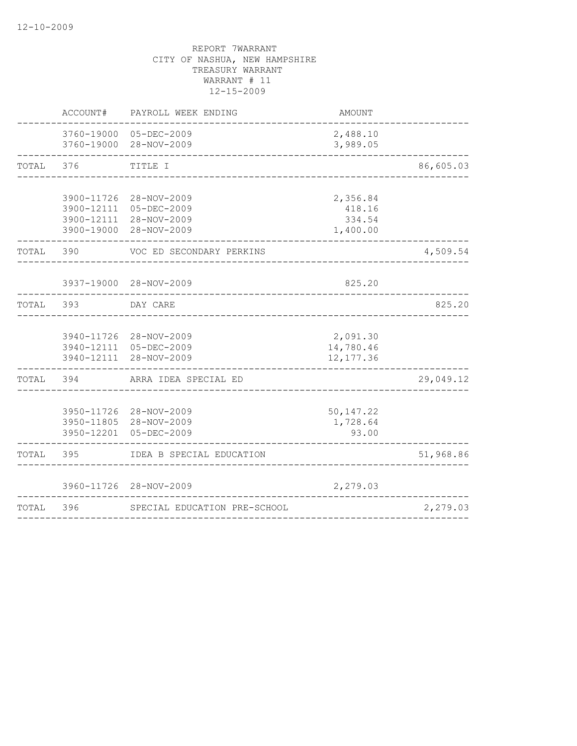REPORT 7WARRANT
CITY OF NASHUA, NEW HAMPSHIRE
TREASURY WARRANT
WARRANT # 11
12-15-2009

| | ACCOUNT# | PAYROLL WEEK ENDING | AMOUNT | |
|---|---|---|---|---|
| | 3760-19000 | 05-DEC-2009 | 2,488.10 | |
| | 3760-19000 | 28-NOV-2009 | 3,989.05 | |
| TOTAL | 376 | TITLE I | | 86,605.03 |
| | 3900-11726 | 28-NOV-2009 | 2,356.84 | |
| | 3900-12111 | 05-DEC-2009 | 418.16 | |
| | 3900-12111 | 28-NOV-2009 | 334.54 | |
| | 3900-19000 | 28-NOV-2009 | 1,400.00 | |
| TOTAL | 390 | VOC ED SECONDARY PERKINS | | 4,509.54 |
| | 3937-19000 | 28-NOV-2009 | 825.20 | |
| TOTAL | 393 | DAY CARE | | 825.20 |
| | 3940-11726 | 28-NOV-2009 | 2,091.30 | |
| | 3940-12111 | 05-DEC-2009 | 14,780.46 | |
| | 3940-12111 | 28-NOV-2009 | 12,177.36 | |
| TOTAL | 394 | ARRA IDEA SPECIAL ED | | 29,049.12 |
| | 3950-11726 | 28-NOV-2009 | 50,147.22 | |
| | 3950-11805 | 28-NOV-2009 | 1,728.64 | |
| | 3950-12201 | 05-DEC-2009 | 93.00 | |
| TOTAL | 395 | IDEA B SPECIAL EDUCATION | | 51,968.86 |
| | 3960-11726 | 28-NOV-2009 | 2,279.03 | |
| TOTAL | 396 | SPECIAL EDUCATION PRE-SCHOOL | | 2,279.03 |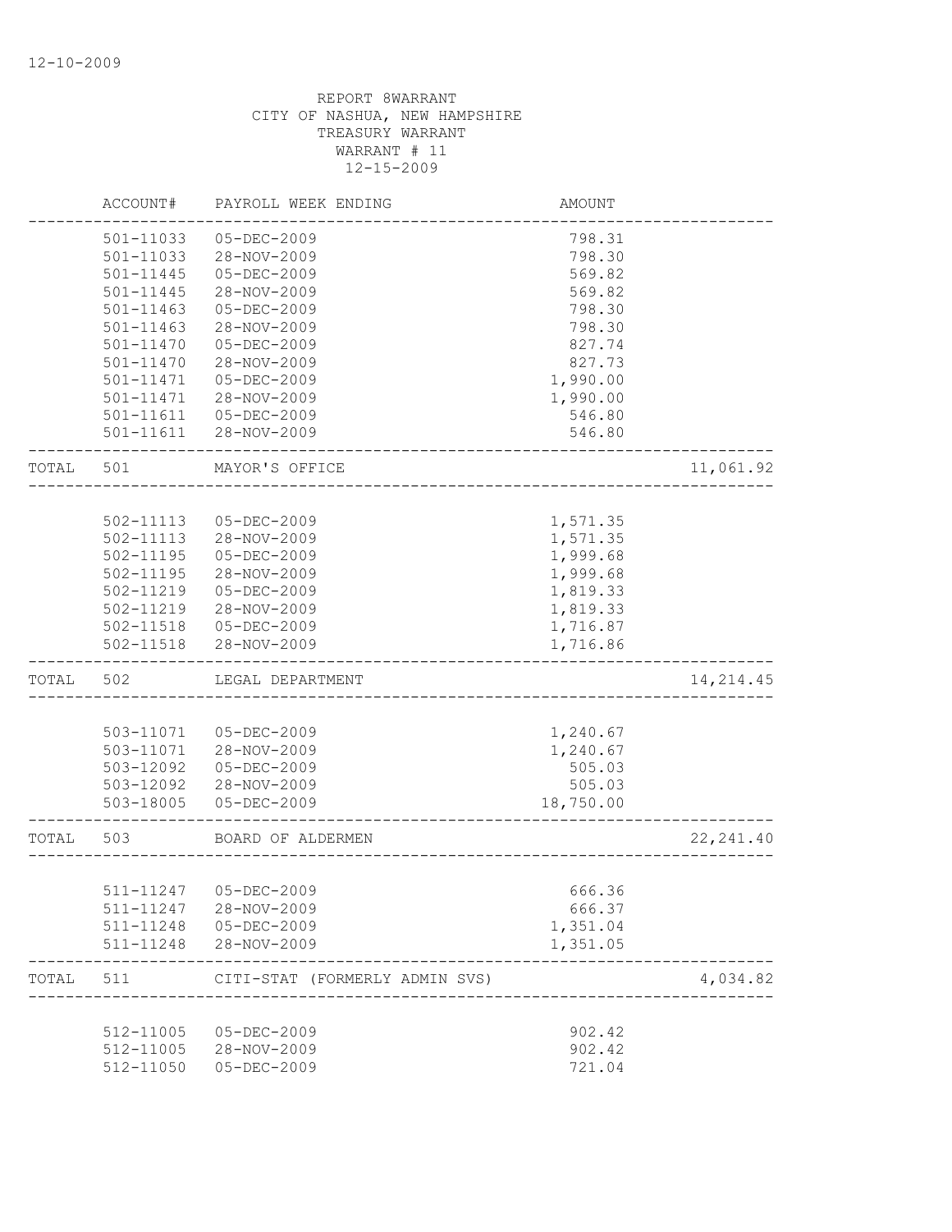12-10-2009

REPORT 8WARRANT
CITY OF NASHUA, NEW HAMPSHIRE
TREASURY WARRANT
WARRANT # 11
12-15-2009

| | ACCOUNT# | PAYROLL WEEK ENDING | AMOUNT | |
|---|---|---|---|---|
| | 501-11033 | 05-DEC-2009 | 798.31 | |
| | 501-11033 | 28-NOV-2009 | 798.30 | |
| | 501-11445 | 05-DEC-2009 | 569.82 | |
| | 501-11445 | 28-NOV-2009 | 569.82 | |
| | 501-11463 | 05-DEC-2009 | 798.30 | |
| | 501-11463 | 28-NOV-2009 | 798.30 | |
| | 501-11470 | 05-DEC-2009 | 827.74 | |
| | 501-11470 | 28-NOV-2009 | 827.73 | |
| | 501-11471 | 05-DEC-2009 | 1,990.00 | |
| | 501-11471 | 28-NOV-2009 | 1,990.00 | |
| | 501-11611 | 05-DEC-2009 | 546.80 | |
| | 501-11611 | 28-NOV-2009 | 546.80 | |
| TOTAL | 501 | MAYOR'S OFFICE | | 11,061.92 |
| | 502-11113 | 05-DEC-2009 | 1,571.35 | |
| | 502-11113 | 28-NOV-2009 | 1,571.35 | |
| | 502-11195 | 05-DEC-2009 | 1,999.68 | |
| | 502-11195 | 28-NOV-2009 | 1,999.68 | |
| | 502-11219 | 05-DEC-2009 | 1,819.33 | |
| | 502-11219 | 28-NOV-2009 | 1,819.33 | |
| | 502-11518 | 05-DEC-2009 | 1,716.87 | |
| | 502-11518 | 28-NOV-2009 | 1,716.86 | |
| TOTAL | 502 | LEGAL DEPARTMENT | | 14,214.45 |
| | 503-11071 | 05-DEC-2009 | 1,240.67 | |
| | 503-11071 | 28-NOV-2009 | 1,240.67 | |
| | 503-12092 | 05-DEC-2009 | 505.03 | |
| | 503-12092 | 28-NOV-2009 | 505.03 | |
| | 503-18005 | 05-DEC-2009 | 18,750.00 | |
| TOTAL | 503 | BOARD OF ALDERMEN | | 22,241.40 |
| | 511-11247 | 05-DEC-2009 | 666.36 | |
| | 511-11247 | 28-NOV-2009 | 666.37 | |
| | 511-11248 | 05-DEC-2009 | 1,351.04 | |
| | 511-11248 | 28-NOV-2009 | 1,351.05 | |
| TOTAL | 511 | CITI-STAT (FORMERLY ADMIN SVS) | | 4,034.82 |
| | 512-11005 | 05-DEC-2009 | 902.42 | |
| | 512-11005 | 28-NOV-2009 | 902.42 | |
| | 512-11050 | 05-DEC-2009 | 721.04 | |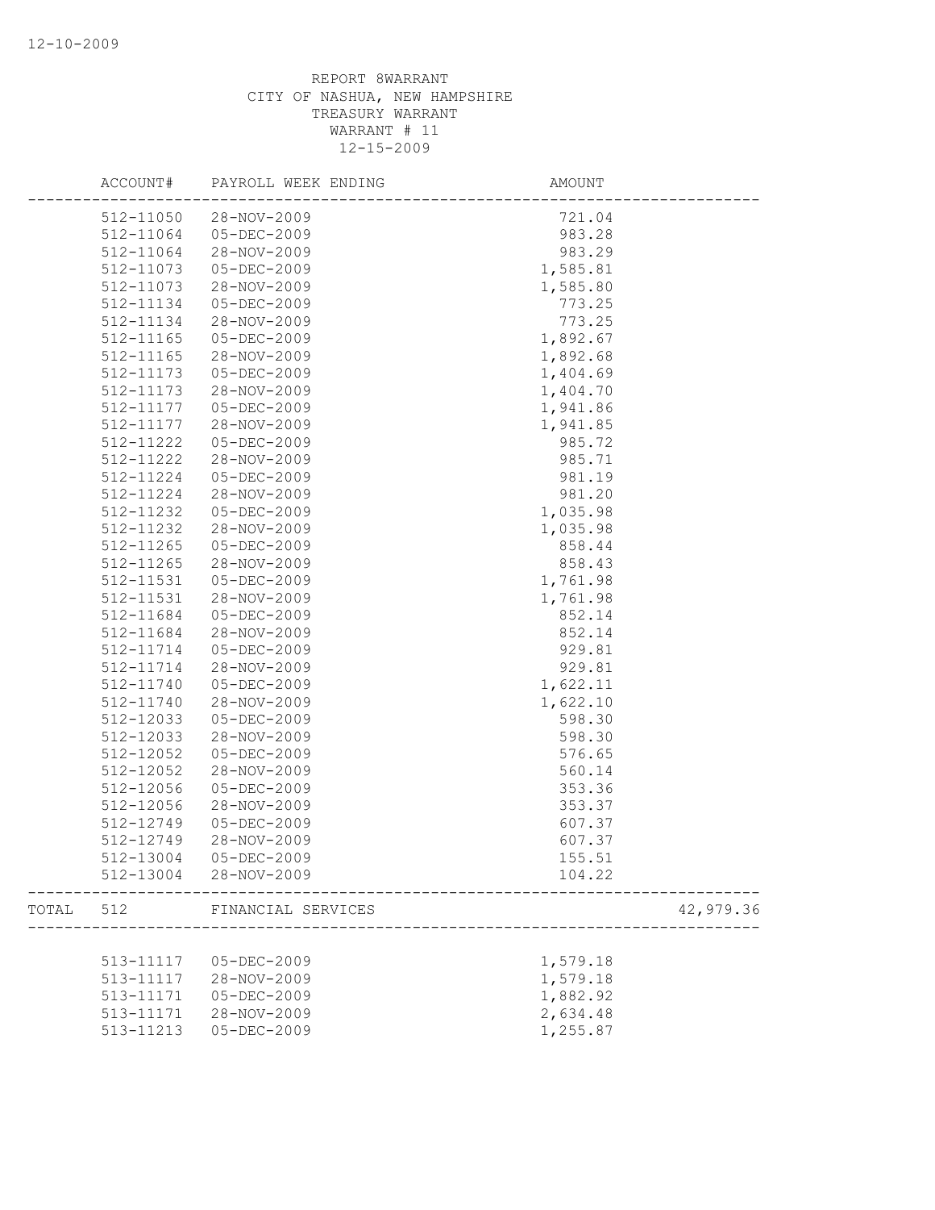REPORT 8WARRANT
CITY OF NASHUA, NEW HAMPSHIRE
TREASURY WARRANT
WARRANT # 11
12-15-2009

| | ACCOUNT# | PAYROLL WEEK ENDING | AMOUNT | |
|---|---|---|---|---|
| | 512-11050 | 28-NOV-2009 | 721.04 | |
| | 512-11064 | 05-DEC-2009 | 983.28 | |
| | 512-11064 | 28-NOV-2009 | 983.29 | |
| | 512-11073 | 05-DEC-2009 | 1,585.81 | |
| | 512-11073 | 28-NOV-2009 | 1,585.80 | |
| | 512-11134 | 05-DEC-2009 | 773.25 | |
| | 512-11134 | 28-NOV-2009 | 773.25 | |
| | 512-11165 | 05-DEC-2009 | 1,892.67 | |
| | 512-11165 | 28-NOV-2009 | 1,892.68 | |
| | 512-11173 | 05-DEC-2009 | 1,404.69 | |
| | 512-11173 | 28-NOV-2009 | 1,404.70 | |
| | 512-11177 | 05-DEC-2009 | 1,941.86 | |
| | 512-11177 | 28-NOV-2009 | 1,941.85 | |
| | 512-11222 | 05-DEC-2009 | 985.72 | |
| | 512-11222 | 28-NOV-2009 | 985.71 | |
| | 512-11224 | 05-DEC-2009 | 981.19 | |
| | 512-11224 | 28-NOV-2009 | 981.20 | |
| | 512-11232 | 05-DEC-2009 | 1,035.98 | |
| | 512-11232 | 28-NOV-2009 | 1,035.98 | |
| | 512-11265 | 05-DEC-2009 | 858.44 | |
| | 512-11265 | 28-NOV-2009 | 858.43 | |
| | 512-11531 | 05-DEC-2009 | 1,761.98 | |
| | 512-11531 | 28-NOV-2009 | 1,761.98 | |
| | 512-11684 | 05-DEC-2009 | 852.14 | |
| | 512-11684 | 28-NOV-2009 | 852.14 | |
| | 512-11714 | 05-DEC-2009 | 929.81 | |
| | 512-11714 | 28-NOV-2009 | 929.81 | |
| | 512-11740 | 05-DEC-2009 | 1,622.11 | |
| | 512-11740 | 28-NOV-2009 | 1,622.10 | |
| | 512-12033 | 05-DEC-2009 | 598.30 | |
| | 512-12033 | 28-NOV-2009 | 598.30 | |
| | 512-12052 | 05-DEC-2009 | 576.65 | |
| | 512-12052 | 28-NOV-2009 | 560.14 | |
| | 512-12056 | 05-DEC-2009 | 353.36 | |
| | 512-12056 | 28-NOV-2009 | 353.37 | |
| | 512-12749 | 05-DEC-2009 | 607.37 | |
| | 512-12749 | 28-NOV-2009 | 607.37 | |
| | 512-13004 | 05-DEC-2009 | 155.51 | |
| | 512-13004 | 28-NOV-2009 | 104.22 | |
| TOTAL | 512 | FINANCIAL SERVICES | | 42,979.36 |
| | 513-11117 | 05-DEC-2009 | 1,579.18 | |
| | 513-11117 | 28-NOV-2009 | 1,579.18 | |
| | 513-11171 | 05-DEC-2009 | 1,882.92 | |
| | 513-11171 | 28-NOV-2009 | 2,634.48 | |
| | 513-11213 | 05-DEC-2009 | 1,255.87 | |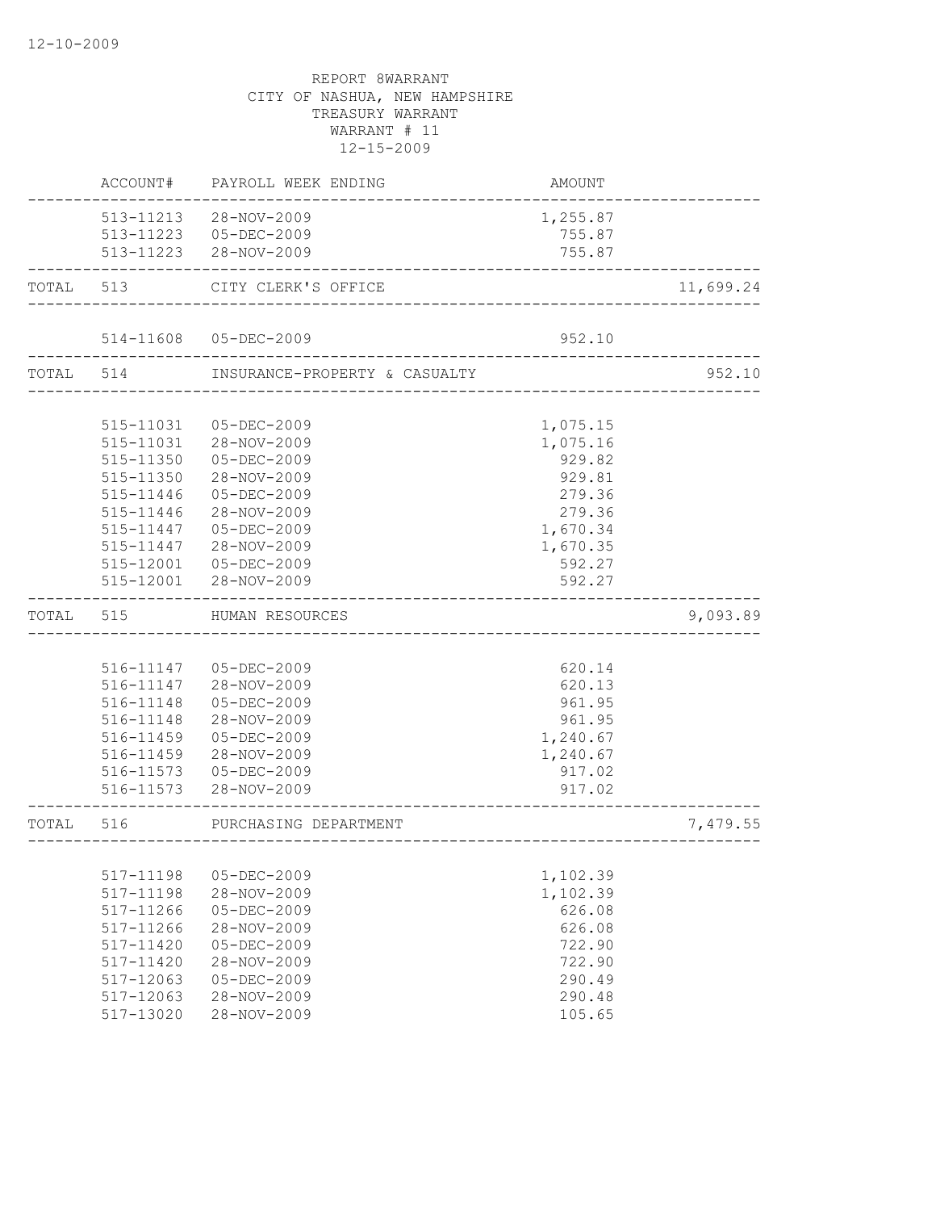REPORT 8WARRANT
CITY OF NASHUA, NEW HAMPSHIRE
TREASURY WARRANT
WARRANT # 11
12-15-2009

| | ACCOUNT# | PAYROLL WEEK ENDING | AMOUNT | |
|---|---|---|---|---|
| | 513-11213 | 28-NOV-2009 | 1,255.87 | |
| | 513-11223 | 05-DEC-2009 | 755.87 | |
| | 513-11223 | 28-NOV-2009 | 755.87 | |
| TOTAL | 513 | CITY CLERK'S OFFICE | | 11,699.24 |
| | 514-11608 | 05-DEC-2009 | 952.10 | |
| TOTAL | 514 | INSURANCE-PROPERTY & CASUALTY | | 952.10 |
| | 515-11031 | 05-DEC-2009 | 1,075.15 | |
| | 515-11031 | 28-NOV-2009 | 1,075.16 | |
| | 515-11350 | 05-DEC-2009 | 929.82 | |
| | 515-11350 | 28-NOV-2009 | 929.81 | |
| | 515-11446 | 05-DEC-2009 | 279.36 | |
| | 515-11446 | 28-NOV-2009 | 279.36 | |
| | 515-11447 | 05-DEC-2009 | 1,670.34 | |
| | 515-11447 | 28-NOV-2009 | 1,670.35 | |
| | 515-12001 | 05-DEC-2009 | 592.27 | |
| | 515-12001 | 28-NOV-2009 | 592.27 | |
| TOTAL | 515 | HUMAN RESOURCES | | 9,093.89 |
| | 516-11147 | 05-DEC-2009 | 620.14 | |
| | 516-11147 | 28-NOV-2009 | 620.13 | |
| | 516-11148 | 05-DEC-2009 | 961.95 | |
| | 516-11148 | 28-NOV-2009 | 961.95 | |
| | 516-11459 | 05-DEC-2009 | 1,240.67 | |
| | 516-11459 | 28-NOV-2009 | 1,240.67 | |
| | 516-11573 | 05-DEC-2009 | 917.02 | |
| | 516-11573 | 28-NOV-2009 | 917.02 | |
| TOTAL | 516 | PURCHASING DEPARTMENT | | 7,479.55 |
| | 517-11198 | 05-DEC-2009 | 1,102.39 | |
| | 517-11198 | 28-NOV-2009 | 1,102.39 | |
| | 517-11266 | 05-DEC-2009 | 626.08 | |
| | 517-11266 | 28-NOV-2009 | 626.08 | |
| | 517-11420 | 05-DEC-2009 | 722.90 | |
| | 517-11420 | 28-NOV-2009 | 722.90 | |
| | 517-12063 | 05-DEC-2009 | 290.49 | |
| | 517-12063 | 28-NOV-2009 | 290.48 | |
| | 517-13020 | 28-NOV-2009 | 105.65 | |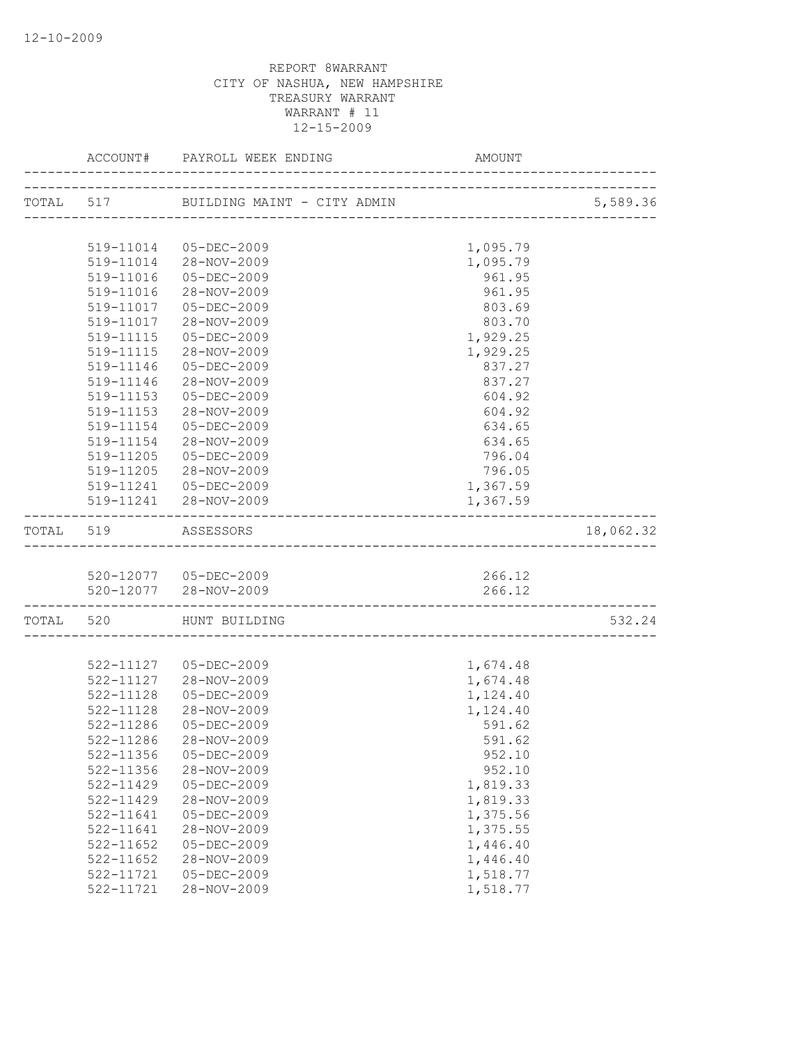REPORT 8WARRANT
CITY OF NASHUA, NEW HAMPSHIRE
TREASURY WARRANT
WARRANT # 11
12-15-2009

| | ACCOUNT# | PAYROLL WEEK ENDING | AMOUNT | |
|---|---|---|---|---|
| TOTAL | 517 | BUILDING MAINT - CITY ADMIN | | 5,589.36 |
| | 519-11014 | 05-DEC-2009 | 1,095.79 | |
| | 519-11014 | 28-NOV-2009 | 1,095.79 | |
| | 519-11016 | 05-DEC-2009 | 961.95 | |
| | 519-11016 | 28-NOV-2009 | 961.95 | |
| | 519-11017 | 05-DEC-2009 | 803.69 | |
| | 519-11017 | 28-NOV-2009 | 803.70 | |
| | 519-11115 | 05-DEC-2009 | 1,929.25 | |
| | 519-11115 | 28-NOV-2009 | 1,929.25 | |
| | 519-11146 | 05-DEC-2009 | 837.27 | |
| | 519-11146 | 28-NOV-2009 | 837.27 | |
| | 519-11153 | 05-DEC-2009 | 604.92 | |
| | 519-11153 | 28-NOV-2009 | 604.92 | |
| | 519-11154 | 05-DEC-2009 | 634.65 | |
| | 519-11154 | 28-NOV-2009 | 634.65 | |
| | 519-11205 | 05-DEC-2009 | 796.04 | |
| | 519-11205 | 28-NOV-2009 | 796.05 | |
| | 519-11241 | 05-DEC-2009 | 1,367.59 | |
| | 519-11241 | 28-NOV-2009 | 1,367.59 | |
| TOTAL | 519 | ASSESSORS | | 18,062.32 |
| | 520-12077 | 05-DEC-2009 | 266.12 | |
| | 520-12077 | 28-NOV-2009 | 266.12 | |
| TOTAL | 520 | HUNT BUILDING | | 532.24 |
| | 522-11127 | 05-DEC-2009 | 1,674.48 | |
| | 522-11127 | 28-NOV-2009 | 1,674.48 | |
| | 522-11128 | 05-DEC-2009 | 1,124.40 | |
| | 522-11128 | 28-NOV-2009 | 1,124.40 | |
| | 522-11286 | 05-DEC-2009 | 591.62 | |
| | 522-11286 | 28-NOV-2009 | 591.62 | |
| | 522-11356 | 05-DEC-2009 | 952.10 | |
| | 522-11356 | 28-NOV-2009 | 952.10 | |
| | 522-11429 | 05-DEC-2009 | 1,819.33 | |
| | 522-11429 | 28-NOV-2009 | 1,819.33 | |
| | 522-11641 | 05-DEC-2009 | 1,375.56 | |
| | 522-11641 | 28-NOV-2009 | 1,375.55 | |
| | 522-11652 | 05-DEC-2009 | 1,446.40 | |
| | 522-11652 | 28-NOV-2009 | 1,446.40 | |
| | 522-11721 | 05-DEC-2009 | 1,518.77 | |
| | 522-11721 | 28-NOV-2009 | 1,518.77 | |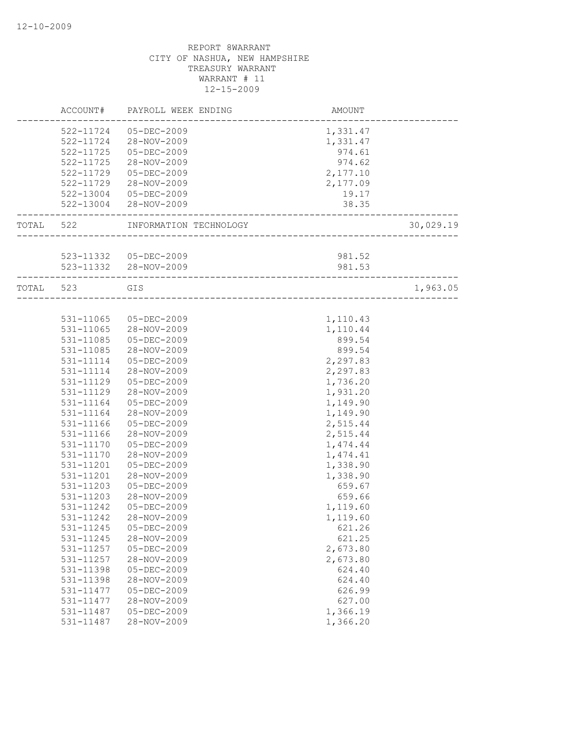REPORT 8WARRANT
CITY OF NASHUA, NEW HAMPSHIRE
TREASURY WARRANT
WARRANT # 11
12-15-2009

| | ACCOUNT# | PAYROLL WEEK ENDING | AMOUNT | |
|---|---|---|---|---|
| | 522-11724 | 05-DEC-2009 | 1,331.47 | |
| | 522-11724 | 28-NOV-2009 | 1,331.47 | |
| | 522-11725 | 05-DEC-2009 | 974.61 | |
| | 522-11725 | 28-NOV-2009 | 974.62 | |
| | 522-11729 | 05-DEC-2009 | 2,177.10 | |
| | 522-11729 | 28-NOV-2009 | 2,177.09 | |
| | 522-13004 | 05-DEC-2009 | 19.17 | |
| | 522-13004 | 28-NOV-2009 | 38.35 | |
| TOTAL | 522 | INFORMATION TECHNOLOGY | | 30,029.19 |
| | 523-11332 | 05-DEC-2009 | 981.52 | |
| | 523-11332 | 28-NOV-2009 | 981.53 | |
| TOTAL | 523 | GIS | | 1,963.05 |
| | 531-11065 | 05-DEC-2009 | 1,110.43 | |
| | 531-11065 | 28-NOV-2009 | 1,110.44 | |
| | 531-11085 | 05-DEC-2009 | 899.54 | |
| | 531-11085 | 28-NOV-2009 | 899.54 | |
| | 531-11114 | 05-DEC-2009 | 2,297.83 | |
| | 531-11114 | 28-NOV-2009 | 2,297.83 | |
| | 531-11129 | 05-DEC-2009 | 1,736.20 | |
| | 531-11129 | 28-NOV-2009 | 1,931.20 | |
| | 531-11164 | 05-DEC-2009 | 1,149.90 | |
| | 531-11164 | 28-NOV-2009 | 1,149.90 | |
| | 531-11166 | 05-DEC-2009 | 2,515.44 | |
| | 531-11166 | 28-NOV-2009 | 2,515.44 | |
| | 531-11170 | 05-DEC-2009 | 1,474.44 | |
| | 531-11170 | 28-NOV-2009 | 1,474.41 | |
| | 531-11201 | 05-DEC-2009 | 1,338.90 | |
| | 531-11201 | 28-NOV-2009 | 1,338.90 | |
| | 531-11203 | 05-DEC-2009 | 659.67 | |
| | 531-11203 | 28-NOV-2009 | 659.66 | |
| | 531-11242 | 05-DEC-2009 | 1,119.60 | |
| | 531-11242 | 28-NOV-2009 | 1,119.60 | |
| | 531-11245 | 05-DEC-2009 | 621.26 | |
| | 531-11245 | 28-NOV-2009 | 621.25 | |
| | 531-11257 | 05-DEC-2009 | 2,673.80 | |
| | 531-11257 | 28-NOV-2009 | 2,673.80 | |
| | 531-11398 | 05-DEC-2009 | 624.40 | |
| | 531-11398 | 28-NOV-2009 | 624.40 | |
| | 531-11477 | 05-DEC-2009 | 626.99 | |
| | 531-11477 | 28-NOV-2009 | 627.00 | |
| | 531-11487 | 05-DEC-2009 | 1,366.19 | |
| | 531-11487 | 28-NOV-2009 | 1,366.20 | |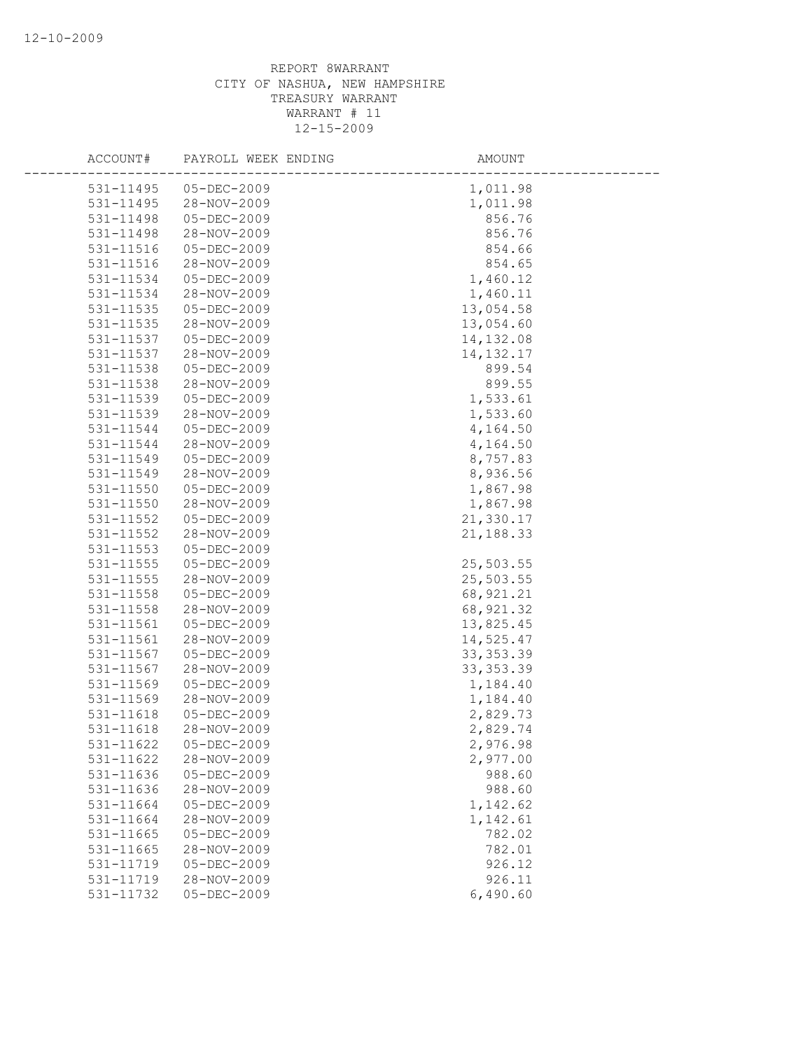REPORT 8WARRANT
CITY OF NASHUA, NEW HAMPSHIRE
TREASURY WARRANT
WARRANT # 11
12-15-2009

| ACCOUNT# | PAYROLL WEEK ENDING | AMOUNT |
|---|---|---|
| 531-11495 | 05-DEC-2009 | 1,011.98 |
| 531-11495 | 28-NOV-2009 | 1,011.98 |
| 531-11498 | 05-DEC-2009 | 856.76 |
| 531-11498 | 28-NOV-2009 | 856.76 |
| 531-11516 | 05-DEC-2009 | 854.66 |
| 531-11516 | 28-NOV-2009 | 854.65 |
| 531-11534 | 05-DEC-2009 | 1,460.12 |
| 531-11534 | 28-NOV-2009 | 1,460.11 |
| 531-11535 | 05-DEC-2009 | 13,054.58 |
| 531-11535 | 28-NOV-2009 | 13,054.60 |
| 531-11537 | 05-DEC-2009 | 14,132.08 |
| 531-11537 | 28-NOV-2009 | 14,132.17 |
| 531-11538 | 05-DEC-2009 | 899.54 |
| 531-11538 | 28-NOV-2009 | 899.55 |
| 531-11539 | 05-DEC-2009 | 1,533.61 |
| 531-11539 | 28-NOV-2009 | 1,533.60 |
| 531-11544 | 05-DEC-2009 | 4,164.50 |
| 531-11544 | 28-NOV-2009 | 4,164.50 |
| 531-11549 | 05-DEC-2009 | 8,757.83 |
| 531-11549 | 28-NOV-2009 | 8,936.56 |
| 531-11550 | 05-DEC-2009 | 1,867.98 |
| 531-11550 | 28-NOV-2009 | 1,867.98 |
| 531-11552 | 05-DEC-2009 | 21,330.17 |
| 531-11552 | 28-NOV-2009 | 21,188.33 |
| 531-11553 | 05-DEC-2009 | |
| 531-11555 | 05-DEC-2009 | 25,503.55 |
| 531-11555 | 28-NOV-2009 | 25,503.55 |
| 531-11558 | 05-DEC-2009 | 68,921.21 |
| 531-11558 | 28-NOV-2009 | 68,921.32 |
| 531-11561 | 05-DEC-2009 | 13,825.45 |
| 531-11561 | 28-NOV-2009 | 14,525.47 |
| 531-11567 | 05-DEC-2009 | 33,353.39 |
| 531-11567 | 28-NOV-2009 | 33,353.39 |
| 531-11569 | 05-DEC-2009 | 1,184.40 |
| 531-11569 | 28-NOV-2009 | 1,184.40 |
| 531-11618 | 05-DEC-2009 | 2,829.73 |
| 531-11618 | 28-NOV-2009 | 2,829.74 |
| 531-11622 | 05-DEC-2009 | 2,976.98 |
| 531-11622 | 28-NOV-2009 | 2,977.00 |
| 531-11636 | 05-DEC-2009 | 988.60 |
| 531-11636 | 28-NOV-2009 | 988.60 |
| 531-11664 | 05-DEC-2009 | 1,142.62 |
| 531-11664 | 28-NOV-2009 | 1,142.61 |
| 531-11665 | 05-DEC-2009 | 782.02 |
| 531-11665 | 28-NOV-2009 | 782.01 |
| 531-11719 | 05-DEC-2009 | 926.12 |
| 531-11719 | 28-NOV-2009 | 926.11 |
| 531-11732 | 05-DEC-2009 | 6,490.60 |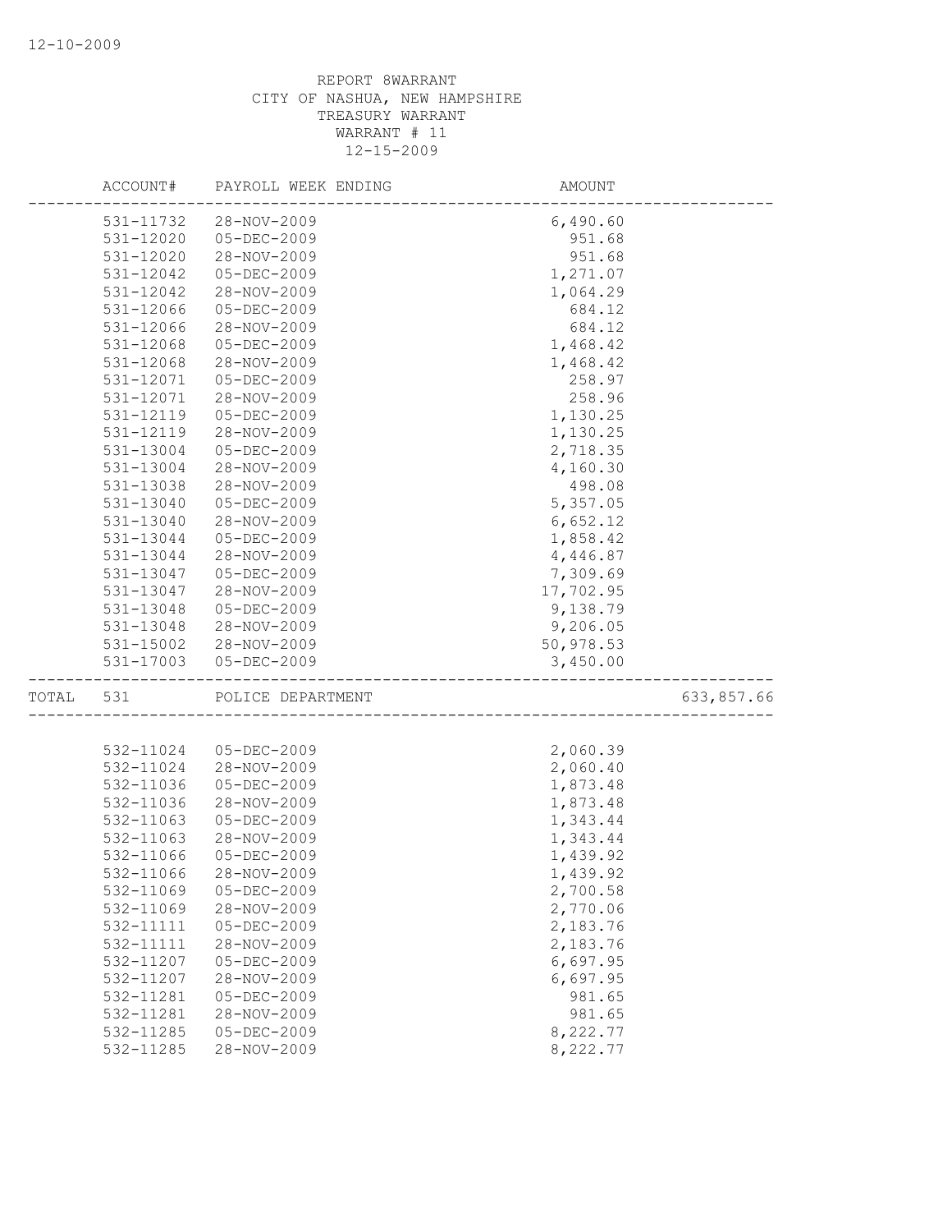REPORT 8WARRANT
CITY OF NASHUA, NEW HAMPSHIRE
TREASURY WARRANT
WARRANT # 11
12-15-2009

| ACCOUNT# | PAYROLL WEEK ENDING | AMOUNT | |
|---|---|---|---|
| 531-11732 | 28-NOV-2009 | 6,490.60 | |
| 531-12020 | 05-DEC-2009 | 951.68 | |
| 531-12020 | 28-NOV-2009 | 951.68 | |
| 531-12042 | 05-DEC-2009 | 1,271.07 | |
| 531-12042 | 28-NOV-2009 | 1,064.29 | |
| 531-12066 | 05-DEC-2009 | 684.12 | |
| 531-12066 | 28-NOV-2009 | 684.12 | |
| 531-12068 | 05-DEC-2009 | 1,468.42 | |
| 531-12068 | 28-NOV-2009 | 1,468.42 | |
| 531-12071 | 05-DEC-2009 | 258.97 | |
| 531-12071 | 28-NOV-2009 | 258.96 | |
| 531-12119 | 05-DEC-2009 | 1,130.25 | |
| 531-12119 | 28-NOV-2009 | 1,130.25 | |
| 531-13004 | 05-DEC-2009 | 2,718.35 | |
| 531-13004 | 28-NOV-2009 | 4,160.30 | |
| 531-13038 | 28-NOV-2009 | 498.08 | |
| 531-13040 | 05-DEC-2009 | 5,357.05 | |
| 531-13040 | 28-NOV-2009 | 6,652.12 | |
| 531-13044 | 05-DEC-2009 | 1,858.42 | |
| 531-13044 | 28-NOV-2009 | 4,446.87 | |
| 531-13047 | 05-DEC-2009 | 7,309.69 | |
| 531-13047 | 28-NOV-2009 | 17,702.95 | |
| 531-13048 | 05-DEC-2009 | 9,138.79 | |
| 531-13048 | 28-NOV-2009 | 9,206.05 | |
| 531-15002 | 28-NOV-2009 | 50,978.53 | |
| 531-17003 | 05-DEC-2009 | 3,450.00 | |
| TOTAL 531 | POLICE DEPARTMENT | | 633,857.66 |
| 532-11024 | 05-DEC-2009 | 2,060.39 | |
| 532-11024 | 28-NOV-2009 | 2,060.40 | |
| 532-11036 | 05-DEC-2009 | 1,873.48 | |
| 532-11036 | 28-NOV-2009 | 1,873.48 | |
| 532-11063 | 05-DEC-2009 | 1,343.44 | |
| 532-11063 | 28-NOV-2009 | 1,343.44 | |
| 532-11066 | 05-DEC-2009 | 1,439.92 | |
| 532-11066 | 28-NOV-2009 | 1,439.92 | |
| 532-11069 | 05-DEC-2009 | 2,700.58 | |
| 532-11069 | 28-NOV-2009 | 2,770.06 | |
| 532-11111 | 05-DEC-2009 | 2,183.76 | |
| 532-11111 | 28-NOV-2009 | 2,183.76 | |
| 532-11207 | 05-DEC-2009 | 6,697.95 | |
| 532-11207 | 28-NOV-2009 | 6,697.95 | |
| 532-11281 | 05-DEC-2009 | 981.65 | |
| 532-11281 | 28-NOV-2009 | 981.65 | |
| 532-11285 | 05-DEC-2009 | 8,222.77 | |
| 532-11285 | 28-NOV-2009 | 8,222.77 | |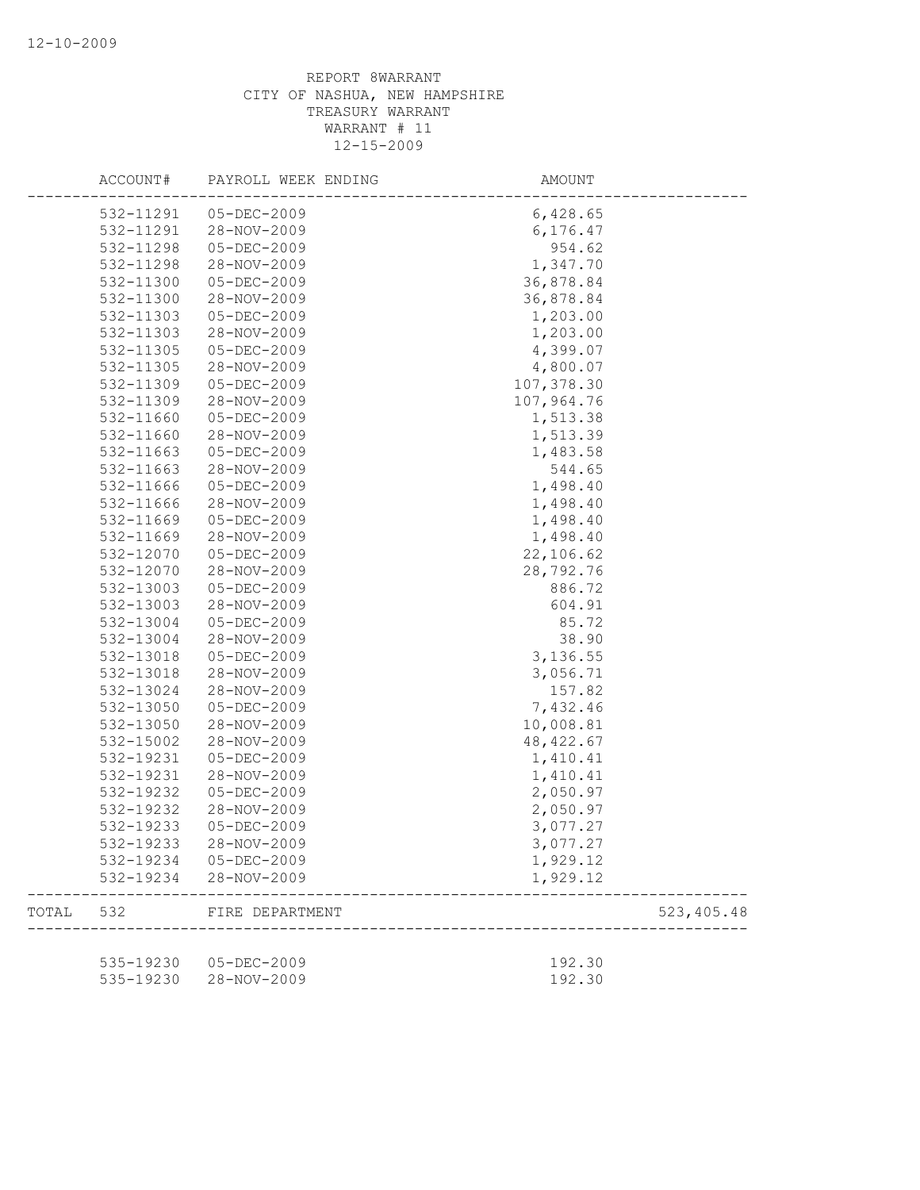REPORT 8WARRANT
CITY OF NASHUA, NEW HAMPSHIRE
TREASURY WARRANT
WARRANT # 11
12-15-2009

| ACCOUNT# | PAYROLL WEEK ENDING | AMOUNT | |
|---|---|---|---|
| 532-11291 | 05-DEC-2009 | 6,428.65 | |
| 532-11291 | 28-NOV-2009 | 6,176.47 | |
| 532-11298 | 05-DEC-2009 | 954.62 | |
| 532-11298 | 28-NOV-2009 | 1,347.70 | |
| 532-11300 | 05-DEC-2009 | 36,878.84 | |
| 532-11300 | 28-NOV-2009 | 36,878.84 | |
| 532-11303 | 05-DEC-2009 | 1,203.00 | |
| 532-11303 | 28-NOV-2009 | 1,203.00 | |
| 532-11305 | 05-DEC-2009 | 4,399.07 | |
| 532-11305 | 28-NOV-2009 | 4,800.07 | |
| 532-11309 | 05-DEC-2009 | 107,378.30 | |
| 532-11309 | 28-NOV-2009 | 107,964.76 | |
| 532-11660 | 05-DEC-2009 | 1,513.38 | |
| 532-11660 | 28-NOV-2009 | 1,513.39 | |
| 532-11663 | 05-DEC-2009 | 1,483.58 | |
| 532-11663 | 28-NOV-2009 | 544.65 | |
| 532-11666 | 05-DEC-2009 | 1,498.40 | |
| 532-11666 | 28-NOV-2009 | 1,498.40 | |
| 532-11669 | 05-DEC-2009 | 1,498.40 | |
| 532-11669 | 28-NOV-2009 | 1,498.40 | |
| 532-12070 | 05-DEC-2009 | 22,106.62 | |
| 532-12070 | 28-NOV-2009 | 28,792.76 | |
| 532-13003 | 05-DEC-2009 | 886.72 | |
| 532-13003 | 28-NOV-2009 | 604.91 | |
| 532-13004 | 05-DEC-2009 | 85.72 | |
| 532-13004 | 28-NOV-2009 | 38.90 | |
| 532-13018 | 05-DEC-2009 | 3,136.55 | |
| 532-13018 | 28-NOV-2009 | 3,056.71 | |
| 532-13024 | 28-NOV-2009 | 157.82 | |
| 532-13050 | 05-DEC-2009 | 7,432.46 | |
| 532-13050 | 28-NOV-2009 | 10,008.81 | |
| 532-15002 | 28-NOV-2009 | 48,422.67 | |
| 532-19231 | 05-DEC-2009 | 1,410.41 | |
| 532-19231 | 28-NOV-2009 | 1,410.41 | |
| 532-19232 | 05-DEC-2009 | 2,050.97 | |
| 532-19232 | 28-NOV-2009 | 2,050.97 | |
| 532-19233 | 05-DEC-2009 | 3,077.27 | |
| 532-19233 | 28-NOV-2009 | 3,077.27 | |
| 532-19234 | 05-DEC-2009 | 1,929.12 | |
| 532-19234 | 28-NOV-2009 | 1,929.12 | |
| TOTAL 532 | FIRE DEPARTMENT | | 523,405.48 |
| 535-19230 | 05-DEC-2009 | 192.30 | |
| 535-19230 | 28-NOV-2009 | 192.30 | |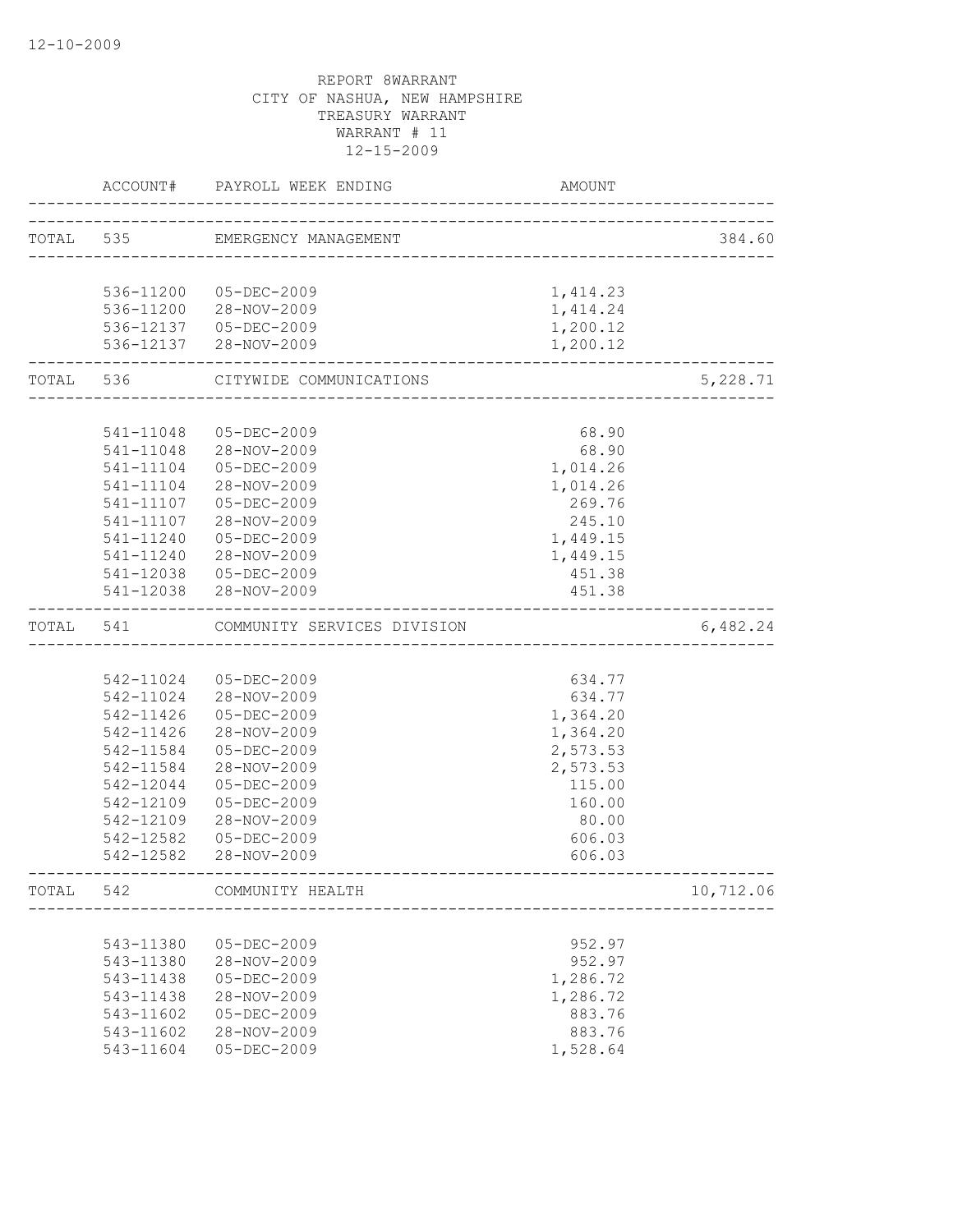12-10-2009

REPORT 8WARRANT
CITY OF NASHUA, NEW HAMPSHIRE
TREASURY WARRANT
WARRANT # 11
12-15-2009

| ACCOUNT# | PAYROLL WEEK ENDING | AMOUNT | |
|---|---|---|---|
| TOTAL 535 | EMERGENCY MANAGEMENT | | 384.60 |
| 536-11200 | 05-DEC-2009 | 1,414.23 | |
| 536-11200 | 28-NOV-2009 | 1,414.24 | |
| 536-12137 | 05-DEC-2009 | 1,200.12 | |
| 536-12137 | 28-NOV-2009 | 1,200.12 | |
| TOTAL 536 | CITYWIDE COMMUNICATIONS | | 5,228.71 |
| 541-11048 | 05-DEC-2009 | 68.90 | |
| 541-11048 | 28-NOV-2009 | 68.90 | |
| 541-11104 | 05-DEC-2009 | 1,014.26 | |
| 541-11104 | 28-NOV-2009 | 1,014.26 | |
| 541-11107 | 05-DEC-2009 | 269.76 | |
| 541-11107 | 28-NOV-2009 | 245.10 | |
| 541-11240 | 05-DEC-2009 | 1,449.15 | |
| 541-11240 | 28-NOV-2009 | 1,449.15 | |
| 541-12038 | 05-DEC-2009 | 451.38 | |
| 541-12038 | 28-NOV-2009 | 451.38 | |
| TOTAL 541 | COMMUNITY SERVICES DIVISION | | 6,482.24 |
| 542-11024 | 05-DEC-2009 | 634.77 | |
| 542-11024 | 28-NOV-2009 | 634.77 | |
| 542-11426 | 05-DEC-2009 | 1,364.20 | |
| 542-11426 | 28-NOV-2009 | 1,364.20 | |
| 542-11584 | 05-DEC-2009 | 2,573.53 | |
| 542-11584 | 28-NOV-2009 | 2,573.53 | |
| 542-12044 | 05-DEC-2009 | 115.00 | |
| 542-12109 | 05-DEC-2009 | 160.00 | |
| 542-12109 | 28-NOV-2009 | 80.00 | |
| 542-12582 | 05-DEC-2009 | 606.03 | |
| 542-12582 | 28-NOV-2009 | 606.03 | |
| TOTAL 542 | COMMUNITY HEALTH | | 10,712.06 |
| 543-11380 | 05-DEC-2009 | 952.97 | |
| 543-11380 | 28-NOV-2009 | 952.97 | |
| 543-11438 | 05-DEC-2009 | 1,286.72 | |
| 543-11438 | 28-NOV-2009 | 1,286.72 | |
| 543-11602 | 05-DEC-2009 | 883.76 | |
| 543-11602 | 28-NOV-2009 | 883.76 | |
| 543-11604 | 05-DEC-2009 | 1,528.64 | |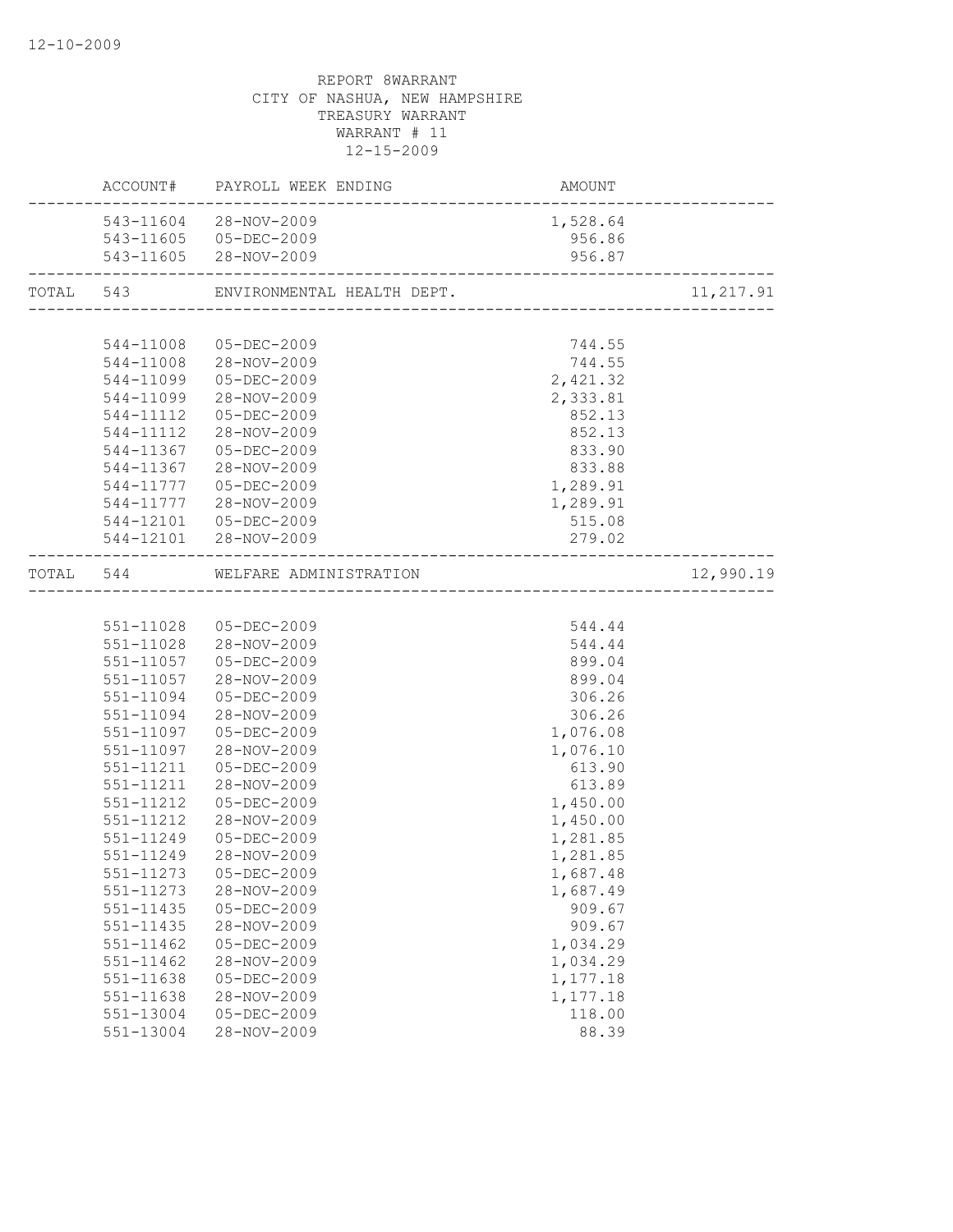REPORT 8WARRANT
CITY OF NASHUA, NEW HAMPSHIRE
TREASURY WARRANT
WARRANT # 11
12-15-2009

| | ACCOUNT# | PAYROLL WEEK ENDING | AMOUNT | |
|---|---|---|---|---|
| | 543-11604 | 28-NOV-2009 | 1,528.64 | |
| | 543-11605 | 05-DEC-2009 | 956.86 | |
| | 543-11605 | 28-NOV-2009 | 956.87 | |
| TOTAL | 543 | ENVIRONMENTAL HEALTH DEPT. | | 11,217.91 |
| | 544-11008 | 05-DEC-2009 | 744.55 | |
| | 544-11008 | 28-NOV-2009 | 744.55 | |
| | 544-11099 | 05-DEC-2009 | 2,421.32 | |
| | 544-11099 | 28-NOV-2009 | 2,333.81 | |
| | 544-11112 | 05-DEC-2009 | 852.13 | |
| | 544-11112 | 28-NOV-2009 | 852.13 | |
| | 544-11367 | 05-DEC-2009 | 833.90 | |
| | 544-11367 | 28-NOV-2009 | 833.88 | |
| | 544-11777 | 05-DEC-2009 | 1,289.91 | |
| | 544-11777 | 28-NOV-2009 | 1,289.91 | |
| | 544-12101 | 05-DEC-2009 | 515.08 | |
| | 544-12101 | 28-NOV-2009 | 279.02 | |
| TOTAL | 544 | WELFARE ADMINISTRATION | | 12,990.19 |
| | 551-11028 | 05-DEC-2009 | 544.44 | |
| | 551-11028 | 28-NOV-2009 | 544.44 | |
| | 551-11057 | 05-DEC-2009 | 899.04 | |
| | 551-11057 | 28-NOV-2009 | 899.04 | |
| | 551-11094 | 05-DEC-2009 | 306.26 | |
| | 551-11094 | 28-NOV-2009 | 306.26 | |
| | 551-11097 | 05-DEC-2009 | 1,076.08 | |
| | 551-11097 | 28-NOV-2009 | 1,076.10 | |
| | 551-11211 | 05-DEC-2009 | 613.90 | |
| | 551-11211 | 28-NOV-2009 | 613.89 | |
| | 551-11212 | 05-DEC-2009 | 1,450.00 | |
| | 551-11212 | 28-NOV-2009 | 1,450.00 | |
| | 551-11249 | 05-DEC-2009 | 1,281.85 | |
| | 551-11249 | 28-NOV-2009 | 1,281.85 | |
| | 551-11273 | 05-DEC-2009 | 1,687.48 | |
| | 551-11273 | 28-NOV-2009 | 1,687.49 | |
| | 551-11435 | 05-DEC-2009 | 909.67 | |
| | 551-11435 | 28-NOV-2009 | 909.67 | |
| | 551-11462 | 05-DEC-2009 | 1,034.29 | |
| | 551-11462 | 28-NOV-2009 | 1,034.29 | |
| | 551-11638 | 05-DEC-2009 | 1,177.18 | |
| | 551-11638 | 28-NOV-2009 | 1,177.18 | |
| | 551-13004 | 05-DEC-2009 | 118.00 | |
| | 551-13004 | 28-NOV-2009 | 88.39 | |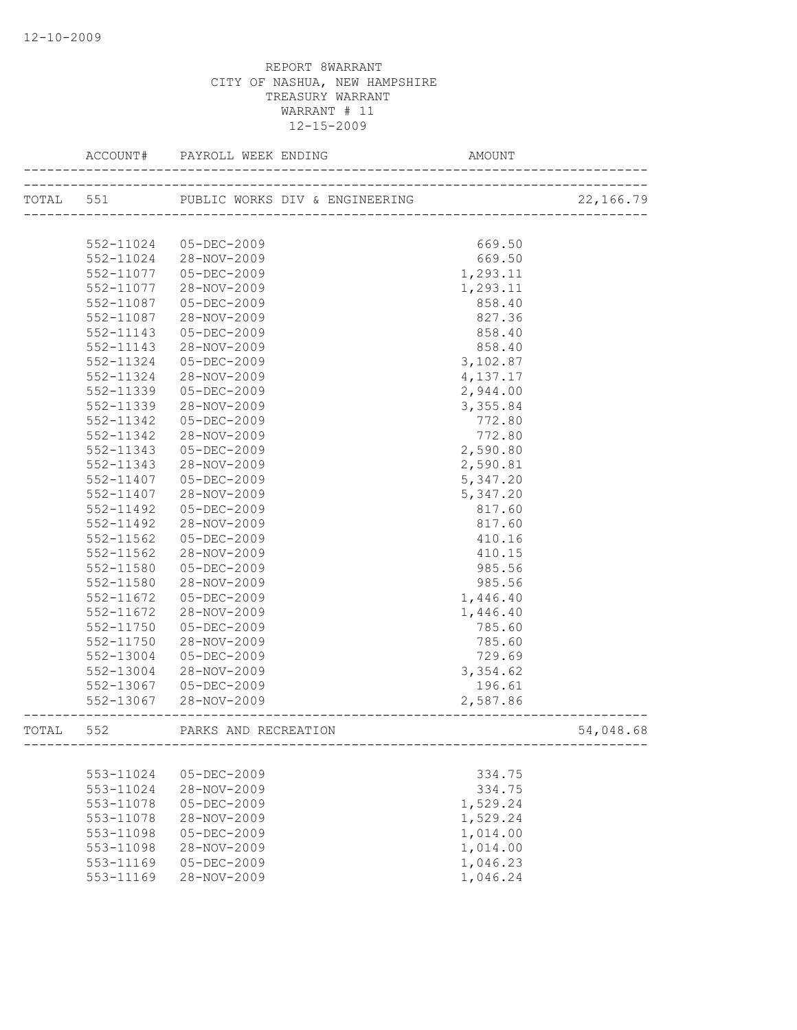REPORT 8WARRANT
CITY OF NASHUA, NEW HAMPSHIRE
TREASURY WARRANT
WARRANT # 11
12-15-2009

| ACCOUNT# | PAYROLL WEEK ENDING | AMOUNT | |
|---|---|---|---|
| TOTAL 551 | PUBLIC WORKS DIV & ENGINEERING | | 22,166.79 |
| 552-11024 | 05-DEC-2009 | 669.50 | |
| 552-11024 | 28-NOV-2009 | 669.50 | |
| 552-11077 | 05-DEC-2009 | 1,293.11 | |
| 552-11077 | 28-NOV-2009 | 1,293.11 | |
| 552-11087 | 05-DEC-2009 | 858.40 | |
| 552-11087 | 28-NOV-2009 | 827.36 | |
| 552-11143 | 05-DEC-2009 | 858.40 | |
| 552-11143 | 28-NOV-2009 | 858.40 | |
| 552-11324 | 05-DEC-2009 | 3,102.87 | |
| 552-11324 | 28-NOV-2009 | 4,137.17 | |
| 552-11339 | 05-DEC-2009 | 2,944.00 | |
| 552-11339 | 28-NOV-2009 | 3,355.84 | |
| 552-11342 | 05-DEC-2009 | 772.80 | |
| 552-11342 | 28-NOV-2009 | 772.80 | |
| 552-11343 | 05-DEC-2009 | 2,590.80 | |
| 552-11343 | 28-NOV-2009 | 2,590.81 | |
| 552-11407 | 05-DEC-2009 | 5,347.20 | |
| 552-11407 | 28-NOV-2009 | 5,347.20 | |
| 552-11492 | 05-DEC-2009 | 817.60 | |
| 552-11492 | 28-NOV-2009 | 817.60 | |
| 552-11562 | 05-DEC-2009 | 410.16 | |
| 552-11562 | 28-NOV-2009 | 410.15 | |
| 552-11580 | 05-DEC-2009 | 985.56 | |
| 552-11580 | 28-NOV-2009 | 985.56 | |
| 552-11672 | 05-DEC-2009 | 1,446.40 | |
| 552-11672 | 28-NOV-2009 | 1,446.40 | |
| 552-11750 | 05-DEC-2009 | 785.60 | |
| 552-11750 | 28-NOV-2009 | 785.60 | |
| 552-13004 | 05-DEC-2009 | 729.69 | |
| 552-13004 | 28-NOV-2009 | 3,354.62 | |
| 552-13067 | 05-DEC-2009 | 196.61 | |
| 552-13067 | 28-NOV-2009 | 2,587.86 | |
| TOTAL 552 | PARKS AND RECREATION | | 54,048.68 |
| 553-11024 | 05-DEC-2009 | 334.75 | |
| 553-11024 | 28-NOV-2009 | 334.75 | |
| 553-11078 | 05-DEC-2009 | 1,529.24 | |
| 553-11078 | 28-NOV-2009 | 1,529.24 | |
| 553-11098 | 05-DEC-2009 | 1,014.00 | |
| 553-11098 | 28-NOV-2009 | 1,014.00 | |
| 553-11169 | 05-DEC-2009 | 1,046.23 | |
| 553-11169 | 28-NOV-2009 | 1,046.24 | |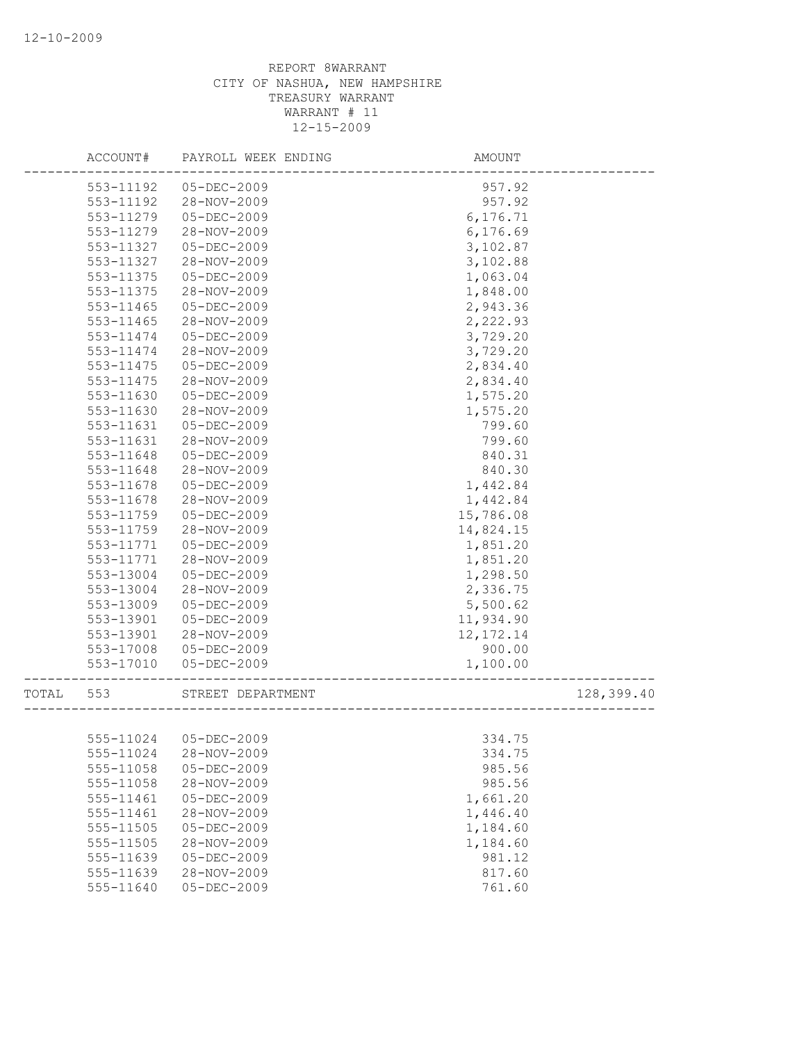REPORT 8WARRANT
CITY OF NASHUA, NEW HAMPSHIRE
TREASURY WARRANT
WARRANT # 11
12-15-2009

| | ACCOUNT# | PAYROLL WEEK ENDING | AMOUNT | |
|---|---|---|---|---|
| | 553-11192 | 05-DEC-2009 | 957.92 | |
| | 553-11192 | 28-NOV-2009 | 957.92 | |
| | 553-11279 | 05-DEC-2009 | 6,176.71 | |
| | 553-11279 | 28-NOV-2009 | 6,176.69 | |
| | 553-11327 | 05-DEC-2009 | 3,102.87 | |
| | 553-11327 | 28-NOV-2009 | 3,102.88 | |
| | 553-11375 | 05-DEC-2009 | 1,063.04 | |
| | 553-11375 | 28-NOV-2009 | 1,848.00 | |
| | 553-11465 | 05-DEC-2009 | 2,943.36 | |
| | 553-11465 | 28-NOV-2009 | 2,222.93 | |
| | 553-11474 | 05-DEC-2009 | 3,729.20 | |
| | 553-11474 | 28-NOV-2009 | 3,729.20 | |
| | 553-11475 | 05-DEC-2009 | 2,834.40 | |
| | 553-11475 | 28-NOV-2009 | 2,834.40 | |
| | 553-11630 | 05-DEC-2009 | 1,575.20 | |
| | 553-11630 | 28-NOV-2009 | 1,575.20 | |
| | 553-11631 | 05-DEC-2009 | 799.60 | |
| | 553-11631 | 28-NOV-2009 | 799.60 | |
| | 553-11648 | 05-DEC-2009 | 840.31 | |
| | 553-11648 | 28-NOV-2009 | 840.30 | |
| | 553-11678 | 05-DEC-2009 | 1,442.84 | |
| | 553-11678 | 28-NOV-2009 | 1,442.84 | |
| | 553-11759 | 05-DEC-2009 | 15,786.08 | |
| | 553-11759 | 28-NOV-2009 | 14,824.15 | |
| | 553-11771 | 05-DEC-2009 | 1,851.20 | |
| | 553-11771 | 28-NOV-2009 | 1,851.20 | |
| | 553-13004 | 05-DEC-2009 | 1,298.50 | |
| | 553-13004 | 28-NOV-2009 | 2,336.75 | |
| | 553-13009 | 05-DEC-2009 | 5,500.62 | |
| | 553-13901 | 05-DEC-2009 | 11,934.90 | |
| | 553-13901 | 28-NOV-2009 | 12,172.14 | |
| | 553-17008 | 05-DEC-2009 | 900.00 | |
| | 553-17010 | 05-DEC-2009 | 1,100.00 | |
| TOTAL | 553 | STREET DEPARTMENT | | 128,399.40 |
| | 555-11024 | 05-DEC-2009 | 334.75 | |
| | 555-11024 | 28-NOV-2009 | 334.75 | |
| | 555-11058 | 05-DEC-2009 | 985.56 | |
| | 555-11058 | 28-NOV-2009 | 985.56 | |
| | 555-11461 | 05-DEC-2009 | 1,661.20 | |
| | 555-11461 | 28-NOV-2009 | 1,446.40 | |
| | 555-11505 | 05-DEC-2009 | 1,184.60 | |
| | 555-11505 | 28-NOV-2009 | 1,184.60 | |
| | 555-11639 | 05-DEC-2009 | 981.12 | |
| | 555-11639 | 28-NOV-2009 | 817.60 | |
| | 555-11640 | 05-DEC-2009 | 761.60 | |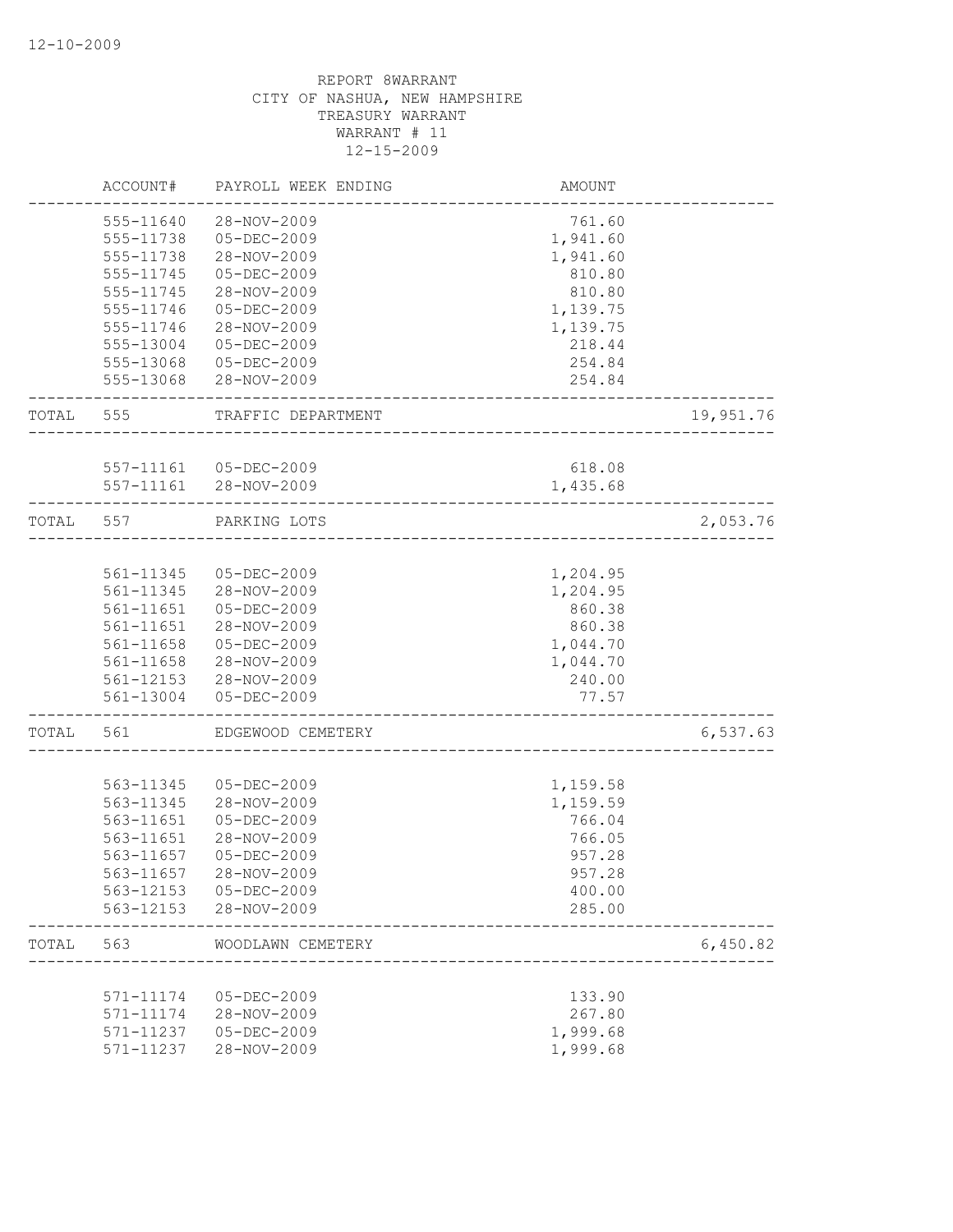12-10-2009

REPORT 8WARRANT
CITY OF NASHUA, NEW HAMPSHIRE
TREASURY WARRANT
WARRANT # 11
12-15-2009

| | ACCOUNT# | PAYROLL WEEK ENDING | AMOUNT | |
|---|---|---|---|---|
| | 555-11640 | 28-NOV-2009 | 761.60 | |
| | 555-11738 | 05-DEC-2009 | 1,941.60 | |
| | 555-11738 | 28-NOV-2009 | 1,941.60 | |
| | 555-11745 | 05-DEC-2009 | 810.80 | |
| | 555-11745 | 28-NOV-2009 | 810.80 | |
| | 555-11746 | 05-DEC-2009 | 1,139.75 | |
| | 555-11746 | 28-NOV-2009 | 1,139.75 | |
| | 555-13004 | 05-DEC-2009 | 218.44 | |
| | 555-13068 | 05-DEC-2009 | 254.84 | |
| | 555-13068 | 28-NOV-2009 | 254.84 | |
| TOTAL | 555 | TRAFFIC DEPARTMENT | | 19,951.76 |
| | 557-11161 | 05-DEC-2009 | 618.08 | |
| | 557-11161 | 28-NOV-2009 | 1,435.68 | |
| TOTAL | 557 | PARKING LOTS | | 2,053.76 |
| | 561-11345 | 05-DEC-2009 | 1,204.95 | |
| | 561-11345 | 28-NOV-2009 | 1,204.95 | |
| | 561-11651 | 05-DEC-2009 | 860.38 | |
| | 561-11651 | 28-NOV-2009 | 860.38 | |
| | 561-11658 | 05-DEC-2009 | 1,044.70 | |
| | 561-11658 | 28-NOV-2009 | 1,044.70 | |
| | 561-12153 | 28-NOV-2009 | 240.00 | |
| | 561-13004 | 05-DEC-2009 | 77.57 | |
| TOTAL | 561 | EDGEWOOD CEMETERY | | 6,537.63 |
| | 563-11345 | 05-DEC-2009 | 1,159.58 | |
| | 563-11345 | 28-NOV-2009 | 1,159.59 | |
| | 563-11651 | 05-DEC-2009 | 766.04 | |
| | 563-11651 | 28-NOV-2009 | 766.05 | |
| | 563-11657 | 05-DEC-2009 | 957.28 | |
| | 563-11657 | 28-NOV-2009 | 957.28 | |
| | 563-12153 | 05-DEC-2009 | 400.00 | |
| | 563-12153 | 28-NOV-2009 | 285.00 | |
| TOTAL | 563 | WOODLAWN CEMETERY | | 6,450.82 |
| | 571-11174 | 05-DEC-2009 | 133.90 | |
| | 571-11174 | 28-NOV-2009 | 267.80 | |
| | 571-11237 | 05-DEC-2009 | 1,999.68 | |
| | 571-11237 | 28-NOV-2009 | 1,999.68 | |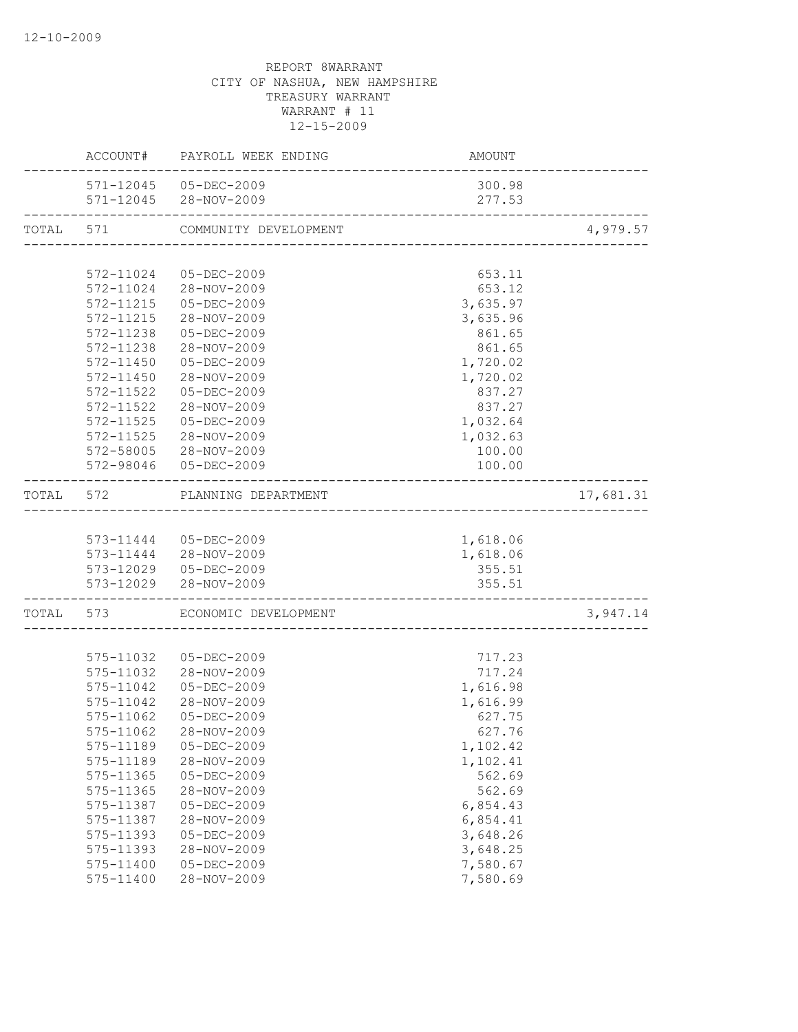REPORT 8WARRANT
CITY OF NASHUA, NEW HAMPSHIRE
TREASURY WARRANT
WARRANT # 11
12-15-2009

| | ACCOUNT# | PAYROLL WEEK ENDING | AMOUNT | |
|---|---|---|---|---|
| | 571-12045 | 05-DEC-2009 | 300.98 | |
| | 571-12045 | 28-NOV-2009 | 277.53 | |
| TOTAL | 571 | COMMUNITY DEVELOPMENT | | 4,979.57 |
| | 572-11024 | 05-DEC-2009 | 653.11 | |
| | 572-11024 | 28-NOV-2009 | 653.12 | |
| | 572-11215 | 05-DEC-2009 | 3,635.97 | |
| | 572-11215 | 28-NOV-2009 | 3,635.96 | |
| | 572-11238 | 05-DEC-2009 | 861.65 | |
| | 572-11238 | 28-NOV-2009 | 861.65 | |
| | 572-11450 | 05-DEC-2009 | 1,720.02 | |
| | 572-11450 | 28-NOV-2009 | 1,720.02 | |
| | 572-11522 | 05-DEC-2009 | 837.27 | |
| | 572-11522 | 28-NOV-2009 | 837.27 | |
| | 572-11525 | 05-DEC-2009 | 1,032.64 | |
| | 572-11525 | 28-NOV-2009 | 1,032.63 | |
| | 572-58005 | 28-NOV-2009 | 100.00 | |
| | 572-98046 | 05-DEC-2009 | 100.00 | |
| TOTAL | 572 | PLANNING DEPARTMENT | | 17,681.31 |
| | 573-11444 | 05-DEC-2009 | 1,618.06 | |
| | 573-11444 | 28-NOV-2009 | 1,618.06 | |
| | 573-12029 | 05-DEC-2009 | 355.51 | |
| | 573-12029 | 28-NOV-2009 | 355.51 | |
| TOTAL | 573 | ECONOMIC DEVELOPMENT | | 3,947.14 |
| | 575-11032 | 05-DEC-2009 | 717.23 | |
| | 575-11032 | 28-NOV-2009 | 717.24 | |
| | 575-11042 | 05-DEC-2009 | 1,616.98 | |
| | 575-11042 | 28-NOV-2009 | 1,616.99 | |
| | 575-11062 | 05-DEC-2009 | 627.75 | |
| | 575-11062 | 28-NOV-2009 | 627.76 | |
| | 575-11189 | 05-DEC-2009 | 1,102.42 | |
| | 575-11189 | 28-NOV-2009 | 1,102.41 | |
| | 575-11365 | 05-DEC-2009 | 562.69 | |
| | 575-11365 | 28-NOV-2009 | 562.69 | |
| | 575-11387 | 05-DEC-2009 | 6,854.43 | |
| | 575-11387 | 28-NOV-2009 | 6,854.41 | |
| | 575-11393 | 05-DEC-2009 | 3,648.26 | |
| | 575-11393 | 28-NOV-2009 | 3,648.25 | |
| | 575-11400 | 05-DEC-2009 | 7,580.67 | |
| | 575-11400 | 28-NOV-2009 | 7,580.69 | |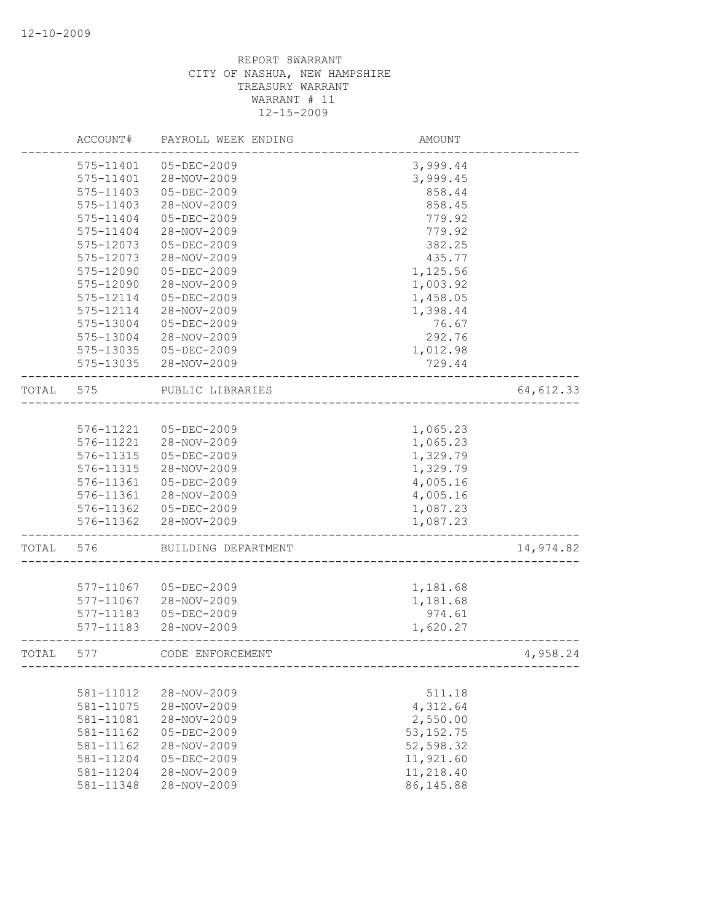REPORT 8WARRANT
CITY OF NASHUA, NEW HAMPSHIRE
TREASURY WARRANT
WARRANT # 11
12-15-2009

| | ACCOUNT# | PAYROLL WEEK ENDING | AMOUNT | |
|---|---|---|---|---|
| | 575-11401 | 05-DEC-2009 | 3,999.44 | |
| | 575-11401 | 28-NOV-2009 | 3,999.45 | |
| | 575-11403 | 05-DEC-2009 | 858.44 | |
| | 575-11403 | 28-NOV-2009 | 858.45 | |
| | 575-11404 | 05-DEC-2009 | 779.92 | |
| | 575-11404 | 28-NOV-2009 | 779.92 | |
| | 575-12073 | 05-DEC-2009 | 382.25 | |
| | 575-12073 | 28-NOV-2009 | 435.77 | |
| | 575-12090 | 05-DEC-2009 | 1,125.56 | |
| | 575-12090 | 28-NOV-2009 | 1,003.92 | |
| | 575-12114 | 05-DEC-2009 | 1,458.05 | |
| | 575-12114 | 28-NOV-2009 | 1,398.44 | |
| | 575-13004 | 05-DEC-2009 | 76.67 | |
| | 575-13004 | 28-NOV-2009 | 292.76 | |
| | 575-13035 | 05-DEC-2009 | 1,012.98 | |
| | 575-13035 | 28-NOV-2009 | 729.44 | |
| TOTAL | 575 | PUBLIC LIBRARIES | | 64,612.33 |
| | 576-11221 | 05-DEC-2009 | 1,065.23 | |
| | 576-11221 | 28-NOV-2009 | 1,065.23 | |
| | 576-11315 | 05-DEC-2009 | 1,329.79 | |
| | 576-11315 | 28-NOV-2009 | 1,329.79 | |
| | 576-11361 | 05-DEC-2009 | 4,005.16 | |
| | 576-11361 | 28-NOV-2009 | 4,005.16 | |
| | 576-11362 | 05-DEC-2009 | 1,087.23 | |
| | 576-11362 | 28-NOV-2009 | 1,087.23 | |
| TOTAL | 576 | BUILDING DEPARTMENT | | 14,974.82 |
| | 577-11067 | 05-DEC-2009 | 1,181.68 | |
| | 577-11067 | 28-NOV-2009 | 1,181.68 | |
| | 577-11183 | 05-DEC-2009 | 974.61 | |
| | 577-11183 | 28-NOV-2009 | 1,620.27 | |
| TOTAL | 577 | CODE ENFORCEMENT | | 4,958.24 |
| | 581-11012 | 28-NOV-2009 | 511.18 | |
| | 581-11075 | 28-NOV-2009 | 4,312.64 | |
| | 581-11081 | 28-NOV-2009 | 2,550.00 | |
| | 581-11162 | 05-DEC-2009 | 53,152.75 | |
| | 581-11162 | 28-NOV-2009 | 52,598.32 | |
| | 581-11204 | 05-DEC-2009 | 11,921.60 | |
| | 581-11204 | 28-NOV-2009 | 11,218.40 | |
| | 581-11348 | 28-NOV-2009 | 86,145.88 | |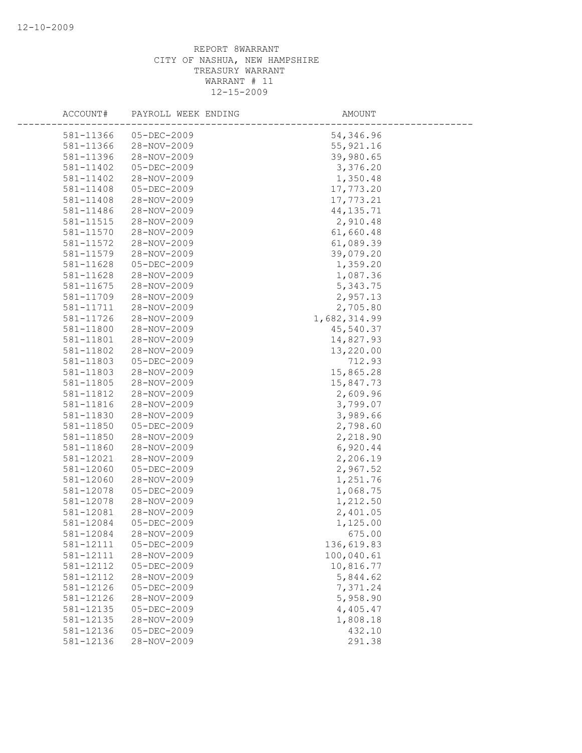REPORT 8WARRANT
CITY OF NASHUA, NEW HAMPSHIRE
TREASURY WARRANT
WARRANT # 11
12-15-2009

| ACCOUNT# | PAYROLL WEEK ENDING | AMOUNT |
|---|---|---|
| 581-11366 | 05-DEC-2009 | 54,346.96 |
| 581-11366 | 28-NOV-2009 | 55,921.16 |
| 581-11396 | 28-NOV-2009 | 39,980.65 |
| 581-11402 | 05-DEC-2009 | 3,376.20 |
| 581-11402 | 28-NOV-2009 | 1,350.48 |
| 581-11408 | 05-DEC-2009 | 17,773.20 |
| 581-11408 | 28-NOV-2009 | 17,773.21 |
| 581-11486 | 28-NOV-2009 | 44,135.71 |
| 581-11515 | 28-NOV-2009 | 2,910.48 |
| 581-11570 | 28-NOV-2009 | 61,660.48 |
| 581-11572 | 28-NOV-2009 | 61,089.39 |
| 581-11579 | 28-NOV-2009 | 39,079.20 |
| 581-11628 | 05-DEC-2009 | 1,359.20 |
| 581-11628 | 28-NOV-2009 | 1,087.36 |
| 581-11675 | 28-NOV-2009 | 5,343.75 |
| 581-11709 | 28-NOV-2009 | 2,957.13 |
| 581-11711 | 28-NOV-2009 | 2,705.80 |
| 581-11726 | 28-NOV-2009 | 1,682,314.99 |
| 581-11800 | 28-NOV-2009 | 45,540.37 |
| 581-11801 | 28-NOV-2009 | 14,827.93 |
| 581-11802 | 28-NOV-2009 | 13,220.00 |
| 581-11803 | 05-DEC-2009 | 712.93 |
| 581-11803 | 28-NOV-2009 | 15,865.28 |
| 581-11805 | 28-NOV-2009 | 15,847.73 |
| 581-11812 | 28-NOV-2009 | 2,609.96 |
| 581-11816 | 28-NOV-2009 | 3,799.07 |
| 581-11830 | 28-NOV-2009 | 3,989.66 |
| 581-11850 | 05-DEC-2009 | 2,798.60 |
| 581-11850 | 28-NOV-2009 | 2,218.90 |
| 581-11860 | 28-NOV-2009 | 6,920.44 |
| 581-12021 | 28-NOV-2009 | 2,206.19 |
| 581-12060 | 05-DEC-2009 | 2,967.52 |
| 581-12060 | 28-NOV-2009 | 1,251.76 |
| 581-12078 | 05-DEC-2009 | 1,068.75 |
| 581-12078 | 28-NOV-2009 | 1,212.50 |
| 581-12081 | 28-NOV-2009 | 2,401.05 |
| 581-12084 | 05-DEC-2009 | 1,125.00 |
| 581-12084 | 28-NOV-2009 | 675.00 |
| 581-12111 | 05-DEC-2009 | 136,619.83 |
| 581-12111 | 28-NOV-2009 | 100,040.61 |
| 581-12112 | 05-DEC-2009 | 10,816.77 |
| 581-12112 | 28-NOV-2009 | 5,844.62 |
| 581-12126 | 05-DEC-2009 | 7,371.24 |
| 581-12126 | 28-NOV-2009 | 5,958.90 |
| 581-12135 | 05-DEC-2009 | 4,405.47 |
| 581-12135 | 28-NOV-2009 | 1,808.18 |
| 581-12136 | 05-DEC-2009 | 432.10 |
| 581-12136 | 28-NOV-2009 | 291.38 |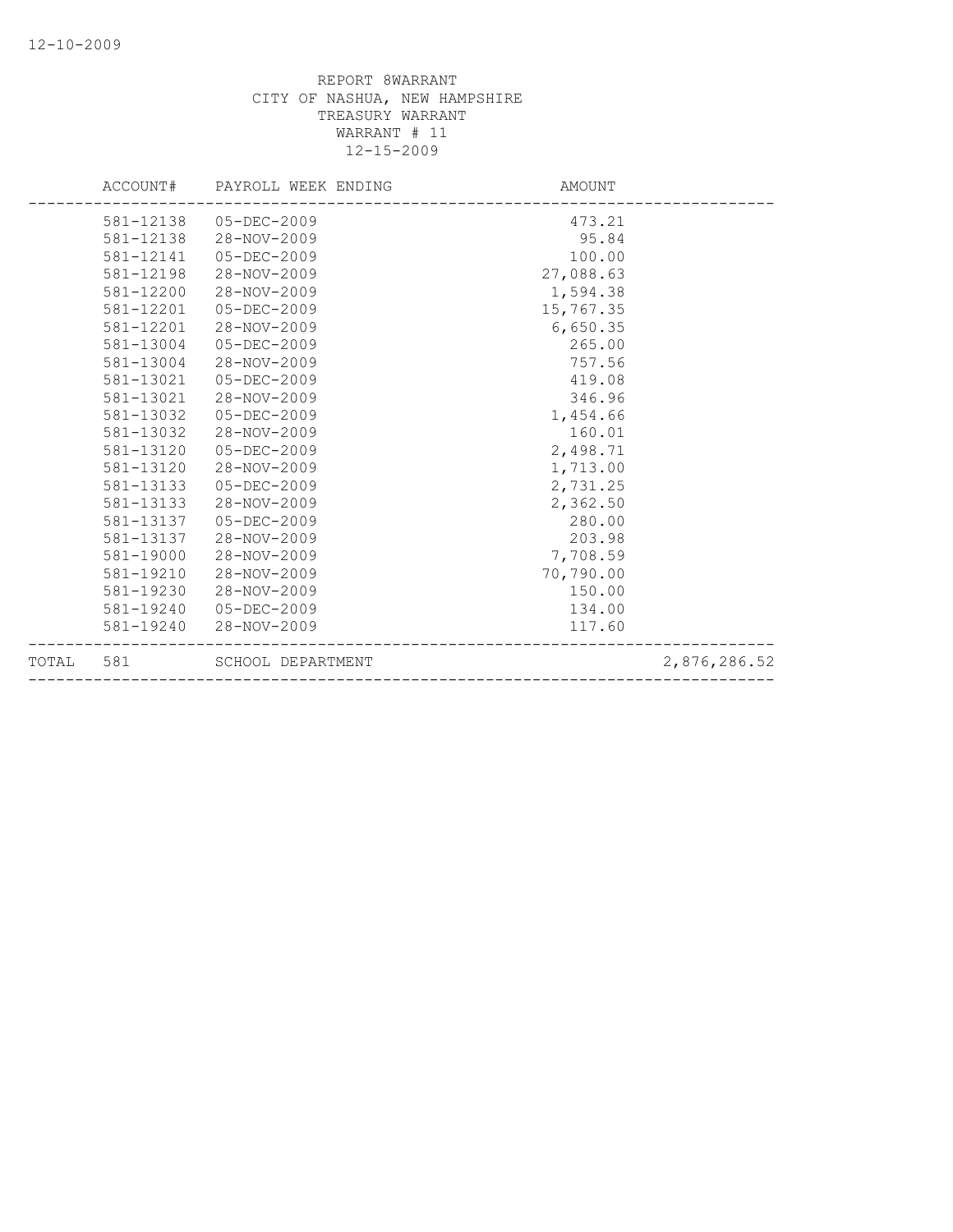REPORT 8WARRANT
CITY OF NASHUA, NEW HAMPSHIRE
TREASURY WARRANT
WARRANT # 11
12-15-2009

| | ACCOUNT# | PAYROLL WEEK ENDING | AMOUNT | |
|---|---|---|---|---|
| | 581-12138 | 05-DEC-2009 | 473.21 | |
| | 581-12138 | 28-NOV-2009 | 95.84 | |
| | 581-12141 | 05-DEC-2009 | 100.00 | |
| | 581-12198 | 28-NOV-2009 | 27,088.63 | |
| | 581-12200 | 28-NOV-2009 | 1,594.38 | |
| | 581-12201 | 05-DEC-2009 | 15,767.35 | |
| | 581-12201 | 28-NOV-2009 | 6,650.35 | |
| | 581-13004 | 05-DEC-2009 | 265.00 | |
| | 581-13004 | 28-NOV-2009 | 757.56 | |
| | 581-13021 | 05-DEC-2009 | 419.08 | |
| | 581-13021 | 28-NOV-2009 | 346.96 | |
| | 581-13032 | 05-DEC-2009 | 1,454.66 | |
| | 581-13032 | 28-NOV-2009 | 160.01 | |
| | 581-13120 | 05-DEC-2009 | 2,498.71 | |
| | 581-13120 | 28-NOV-2009 | 1,713.00 | |
| | 581-13133 | 05-DEC-2009 | 2,731.25 | |
| | 581-13133 | 28-NOV-2009 | 2,362.50 | |
| | 581-13137 | 05-DEC-2009 | 280.00 | |
| | 581-13137 | 28-NOV-2009 | 203.98 | |
| | 581-19000 | 28-NOV-2009 | 7,708.59 | |
| | 581-19210 | 28-NOV-2009 | 70,790.00 | |
| | 581-19230 | 28-NOV-2009 | 150.00 | |
| | 581-19240 | 05-DEC-2009 | 134.00 | |
| | 581-19240 | 28-NOV-2009 | 117.60 | |
| TOTAL | 581 | SCHOOL DEPARTMENT | | 2,876,286.52 |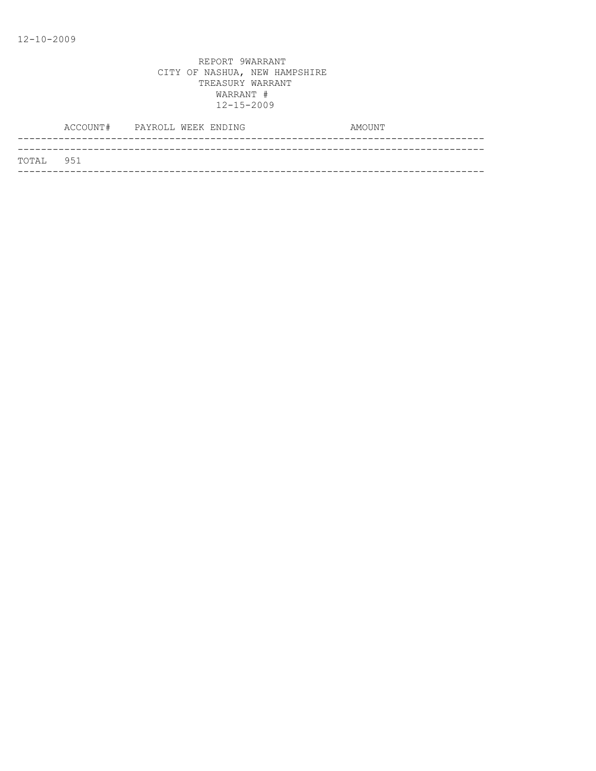12-10-2009

REPORT 9WARRANT
CITY OF NASHUA, NEW HAMPSHIRE
TREASURY WARRANT
WARRANT #
12-15-2009

| | ACCOUNT# | PAYROLL WEEK ENDING | AMOUNT |
|---|---|---|---|
| TOTAL | 951 | | |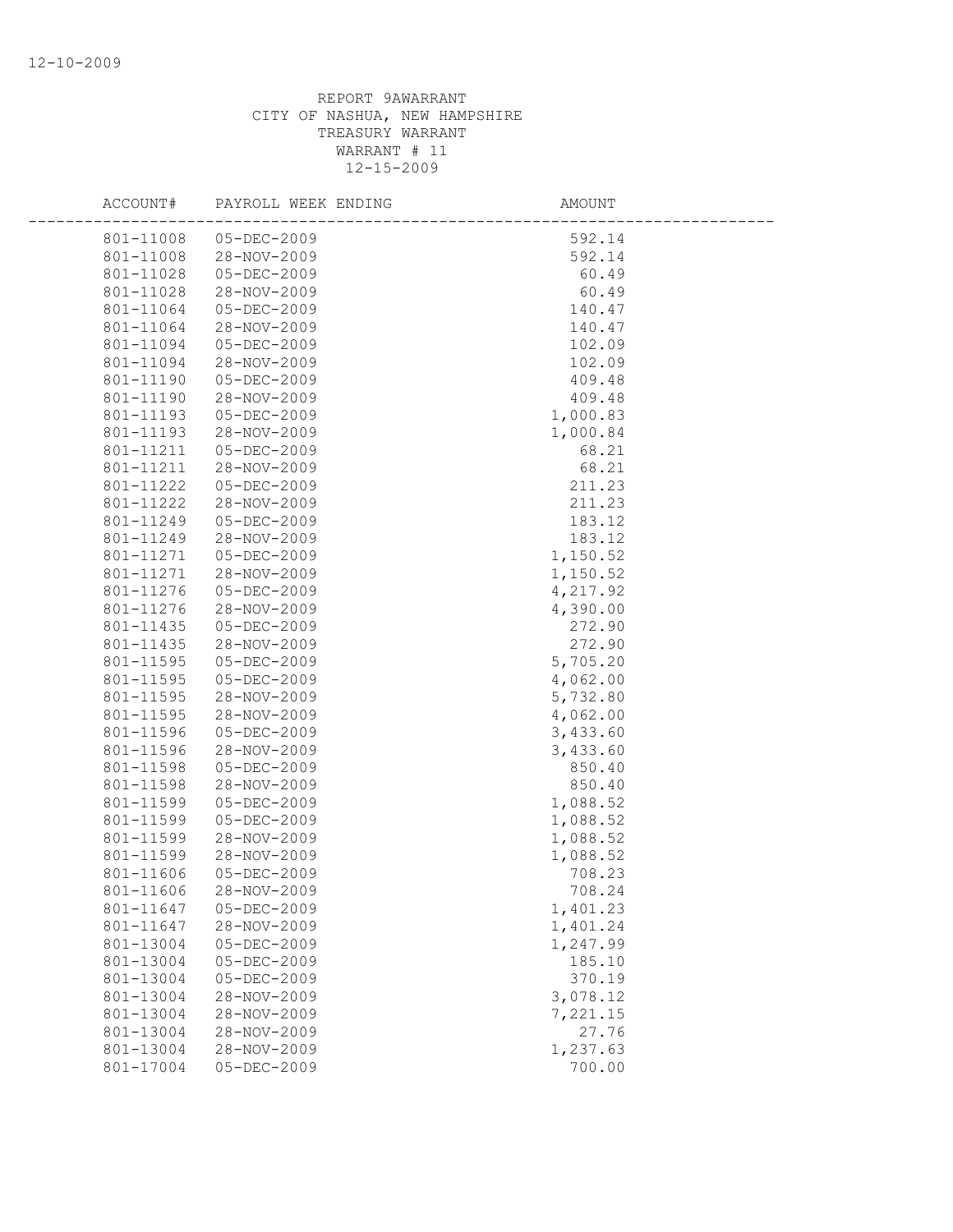REPORT 9AWARRANT
CITY OF NASHUA, NEW HAMPSHIRE
TREASURY WARRANT
WARRANT # 11
12-15-2009

| ACCOUNT# | PAYROLL WEEK ENDING | AMOUNT |
|---|---|---|
| 801-11008 | 05-DEC-2009 | 592.14 |
| 801-11008 | 28-NOV-2009 | 592.14 |
| 801-11028 | 05-DEC-2009 | 60.49 |
| 801-11028 | 28-NOV-2009 | 60.49 |
| 801-11064 | 05-DEC-2009 | 140.47 |
| 801-11064 | 28-NOV-2009 | 140.47 |
| 801-11094 | 05-DEC-2009 | 102.09 |
| 801-11094 | 28-NOV-2009 | 102.09 |
| 801-11190 | 05-DEC-2009 | 409.48 |
| 801-11190 | 28-NOV-2009 | 409.48 |
| 801-11193 | 05-DEC-2009 | 1,000.83 |
| 801-11193 | 28-NOV-2009 | 1,000.84 |
| 801-11211 | 05-DEC-2009 | 68.21 |
| 801-11211 | 28-NOV-2009 | 68.21 |
| 801-11222 | 05-DEC-2009 | 211.23 |
| 801-11222 | 28-NOV-2009 | 211.23 |
| 801-11249 | 05-DEC-2009 | 183.12 |
| 801-11249 | 28-NOV-2009 | 183.12 |
| 801-11271 | 05-DEC-2009 | 1,150.52 |
| 801-11271 | 28-NOV-2009 | 1,150.52 |
| 801-11276 | 05-DEC-2009 | 4,217.92 |
| 801-11276 | 28-NOV-2009 | 4,390.00 |
| 801-11435 | 05-DEC-2009 | 272.90 |
| 801-11435 | 28-NOV-2009 | 272.90 |
| 801-11595 | 05-DEC-2009 | 5,705.20 |
| 801-11595 | 05-DEC-2009 | 4,062.00 |
| 801-11595 | 28-NOV-2009 | 5,732.80 |
| 801-11595 | 28-NOV-2009 | 4,062.00 |
| 801-11596 | 05-DEC-2009 | 3,433.60 |
| 801-11596 | 28-NOV-2009 | 3,433.60 |
| 801-11598 | 05-DEC-2009 | 850.40 |
| 801-11598 | 28-NOV-2009 | 850.40 |
| 801-11599 | 05-DEC-2009 | 1,088.52 |
| 801-11599 | 05-DEC-2009 | 1,088.52 |
| 801-11599 | 28-NOV-2009 | 1,088.52 |
| 801-11599 | 28-NOV-2009 | 1,088.52 |
| 801-11606 | 05-DEC-2009 | 708.23 |
| 801-11606 | 28-NOV-2009 | 708.24 |
| 801-11647 | 05-DEC-2009 | 1,401.23 |
| 801-11647 | 28-NOV-2009 | 1,401.24 |
| 801-13004 | 05-DEC-2009 | 1,247.99 |
| 801-13004 | 05-DEC-2009 | 185.10 |
| 801-13004 | 05-DEC-2009 | 370.19 |
| 801-13004 | 28-NOV-2009 | 3,078.12 |
| 801-13004 | 28-NOV-2009 | 7,221.15 |
| 801-13004 | 28-NOV-2009 | 27.76 |
| 801-13004 | 28-NOV-2009 | 1,237.63 |
| 801-17004 | 05-DEC-2009 | 700.00 |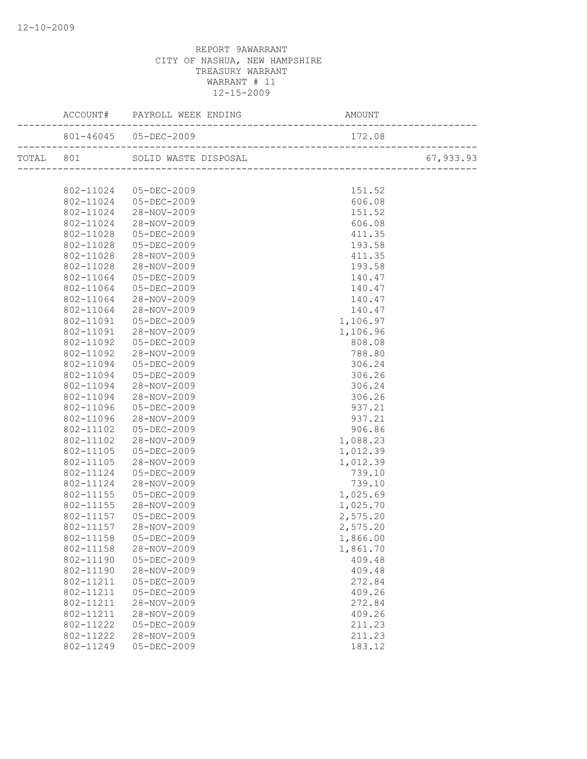REPORT 9AWARRANT
CITY OF NASHUA, NEW HAMPSHIRE
TREASURY WARRANT
WARRANT # 11
12-15-2009

| | ACCOUNT# | PAYROLL WEEK ENDING | AMOUNT | |
|---|---|---|---|---|
| | 801-46045 | 05-DEC-2009 | 172.08 | |
| TOTAL | 801 | SOLID WASTE DISPOSAL | | 67,933.93 |
| | 802-11024 | 05-DEC-2009 | 151.52 | |
| | 802-11024 | 05-DEC-2009 | 606.08 | |
| | 802-11024 | 28-NOV-2009 | 151.52 | |
| | 802-11024 | 28-NOV-2009 | 606.08 | |
| | 802-11028 | 05-DEC-2009 | 411.35 | |
| | 802-11028 | 05-DEC-2009 | 193.58 | |
| | 802-11028 | 28-NOV-2009 | 411.35 | |
| | 802-11028 | 28-NOV-2009 | 193.58 | |
| | 802-11064 | 05-DEC-2009 | 140.47 | |
| | 802-11064 | 05-DEC-2009 | 140.47 | |
| | 802-11064 | 28-NOV-2009 | 140.47 | |
| | 802-11064 | 28-NOV-2009 | 140.47 | |
| | 802-11091 | 05-DEC-2009 | 1,106.97 | |
| | 802-11091 | 28-NOV-2009 | 1,106.96 | |
| | 802-11092 | 05-DEC-2009 | 808.08 | |
| | 802-11092 | 28-NOV-2009 | 788.80 | |
| | 802-11094 | 05-DEC-2009 | 306.24 | |
| | 802-11094 | 05-DEC-2009 | 306.26 | |
| | 802-11094 | 28-NOV-2009 | 306.24 | |
| | 802-11094 | 28-NOV-2009 | 306.26 | |
| | 802-11096 | 05-DEC-2009 | 937.21 | |
| | 802-11096 | 28-NOV-2009 | 937.21 | |
| | 802-11102 | 05-DEC-2009 | 906.86 | |
| | 802-11102 | 28-NOV-2009 | 1,088.23 | |
| | 802-11105 | 05-DEC-2009 | 1,012.39 | |
| | 802-11105 | 28-NOV-2009 | 1,012.39 | |
| | 802-11124 | 05-DEC-2009 | 739.10 | |
| | 802-11124 | 28-NOV-2009 | 739.10 | |
| | 802-11155 | 05-DEC-2009 | 1,025.69 | |
| | 802-11155 | 28-NOV-2009 | 1,025.70 | |
| | 802-11157 | 05-DEC-2009 | 2,575.20 | |
| | 802-11157 | 28-NOV-2009 | 2,575.20 | |
| | 802-11158 | 05-DEC-2009 | 1,866.00 | |
| | 802-11158 | 28-NOV-2009 | 1,861.70 | |
| | 802-11190 | 05-DEC-2009 | 409.48 | |
| | 802-11190 | 28-NOV-2009 | 409.48 | |
| | 802-11211 | 05-DEC-2009 | 272.84 | |
| | 802-11211 | 05-DEC-2009 | 409.26 | |
| | 802-11211 | 28-NOV-2009 | 272.84 | |
| | 802-11211 | 28-NOV-2009 | 409.26 | |
| | 802-11222 | 05-DEC-2009 | 211.23 | |
| | 802-11222 | 28-NOV-2009 | 211.23 | |
| | 802-11249 | 05-DEC-2009 | 183.12 | |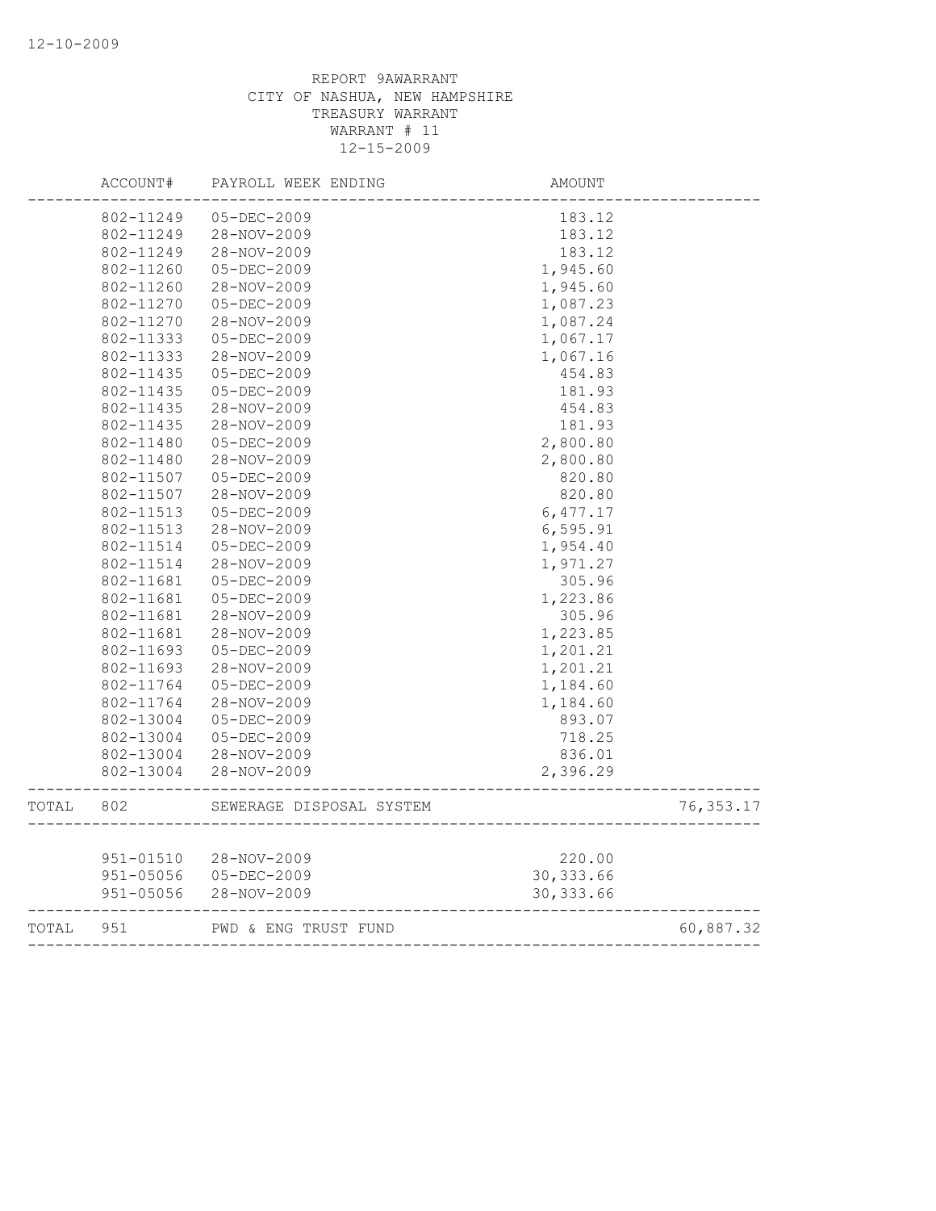REPORT 9AWARRANT
CITY OF NASHUA, NEW HAMPSHIRE
TREASURY WARRANT
WARRANT # 11
12-15-2009

| | ACCOUNT# | PAYROLL WEEK ENDING | AMOUNT | |
|---|---|---|---|---|
| | 802-11249 | 05-DEC-2009 | 183.12 | |
| | 802-11249 | 28-NOV-2009 | 183.12 | |
| | 802-11249 | 28-NOV-2009 | 183.12 | |
| | 802-11260 | 05-DEC-2009 | 1,945.60 | |
| | 802-11260 | 28-NOV-2009 | 1,945.60 | |
| | 802-11270 | 05-DEC-2009 | 1,087.23 | |
| | 802-11270 | 28-NOV-2009 | 1,087.24 | |
| | 802-11333 | 05-DEC-2009 | 1,067.17 | |
| | 802-11333 | 28-NOV-2009 | 1,067.16 | |
| | 802-11435 | 05-DEC-2009 | 454.83 | |
| | 802-11435 | 05-DEC-2009 | 181.93 | |
| | 802-11435 | 28-NOV-2009 | 454.83 | |
| | 802-11435 | 28-NOV-2009 | 181.93 | |
| | 802-11480 | 05-DEC-2009 | 2,800.80 | |
| | 802-11480 | 28-NOV-2009 | 2,800.80 | |
| | 802-11507 | 05-DEC-2009 | 820.80 | |
| | 802-11507 | 28-NOV-2009 | 820.80 | |
| | 802-11513 | 05-DEC-2009 | 6,477.17 | |
| | 802-11513 | 28-NOV-2009 | 6,595.91 | |
| | 802-11514 | 05-DEC-2009 | 1,954.40 | |
| | 802-11514 | 28-NOV-2009 | 1,971.27 | |
| | 802-11681 | 05-DEC-2009 | 305.96 | |
| | 802-11681 | 05-DEC-2009 | 1,223.86 | |
| | 802-11681 | 28-NOV-2009 | 305.96 | |
| | 802-11681 | 28-NOV-2009 | 1,223.85 | |
| | 802-11693 | 05-DEC-2009 | 1,201.21 | |
| | 802-11693 | 28-NOV-2009 | 1,201.21 | |
| | 802-11764 | 05-DEC-2009 | 1,184.60 | |
| | 802-11764 | 28-NOV-2009 | 1,184.60 | |
| | 802-13004 | 05-DEC-2009 | 893.07 | |
| | 802-13004 | 05-DEC-2009 | 718.25 | |
| | 802-13004 | 28-NOV-2009 | 836.01 | |
| | 802-13004 | 28-NOV-2009 | 2,396.29 | |
| TOTAL | 802 | SEWERAGE DISPOSAL SYSTEM | | 76,353.17 |
| | 951-01510 | 28-NOV-2009 | 220.00 | |
| | 951-05056 | 05-DEC-2009 | 30,333.66 | |
| | 951-05056 | 28-NOV-2009 | 30,333.66 | |
| TOTAL | 951 | PWD & ENG TRUST FUND | | 60,887.32 |